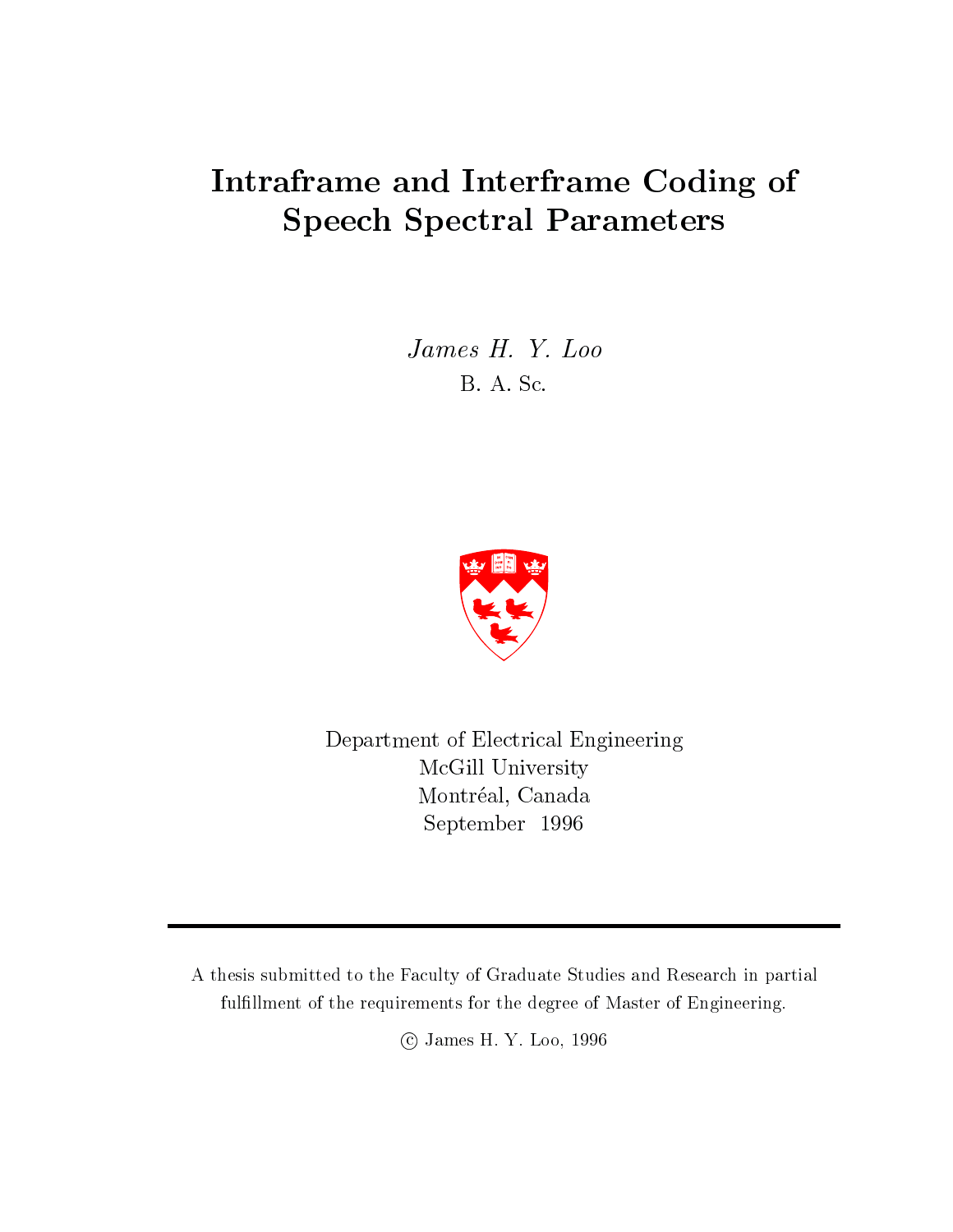# Intraframe and Interframe Coding of Speech Spectral Parameters

*James H. Y. Loo*

B. A. Sc.

Department of Electrical Engineering
McGill University
Montréal, Canada
September 1996

---

A thesis submitted to the Faculty of Graduate Studies and Research in partial fulfillment of the requirements for the degree of Master of Engineering.

© James H. Y. Loo, 1996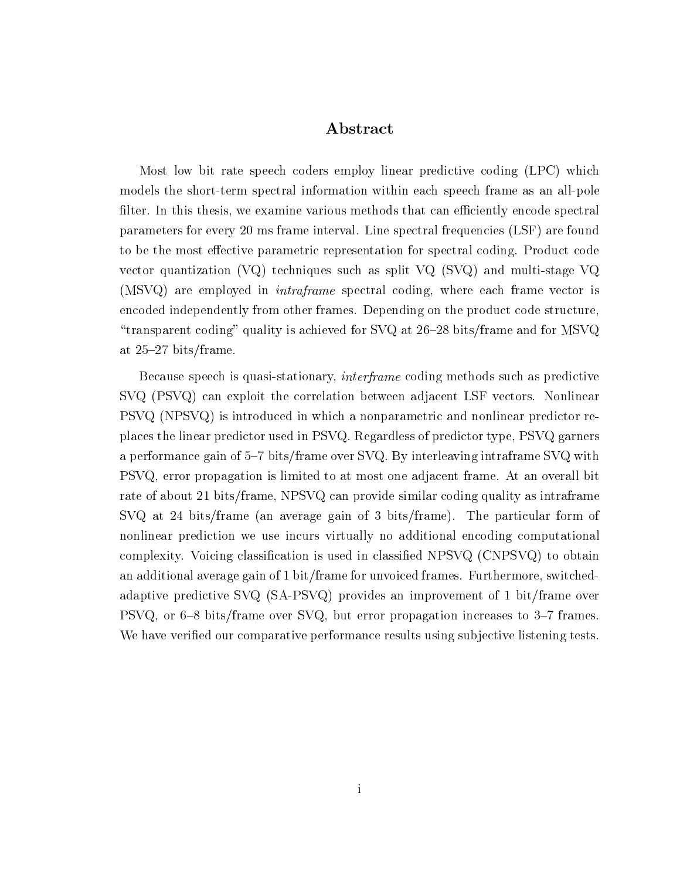# Abstract

Most low bit rate speech coders employ linear predictive coding (LPC) which models the short-term spectral information within each speech frame as an all-pole filter. In this thesis, we examine various methods that can efficiently encode spectral parameters for every 20 ms frame interval. Line spectral frequencies (LSF) are found to be the most effective parametric representation for spectral coding. Product code vector quantization (VQ) techniques such as split VQ (SVQ) and multi-stage VQ (MSVQ) are employed in *intraframe* spectral coding, where each frame vector is encoded independently from other frames. Depending on the product code structure, "transparent coding" quality is achieved for SVQ at 26–28 bits/frame and for MSVQ at 25–27 bits/frame.

Because speech is quasi-stationary, *interframe* coding methods such as predictive SVQ (PSVQ) can exploit the correlation between adjacent LSF vectors. Nonlinear PSVQ (NPSVQ) is introduced in which a nonparametric and nonlinear predictor replaces the linear predictor used in PSVQ. Regardless of predictor type, PSVQ garners a performance gain of 5–7 bits/frame over SVQ. By interleaving intraframe SVQ with PSVQ, error propagation is limited to at most one adjacent frame. At an overall bit rate of about 21 bits/frame, NPSVQ can provide similar coding quality as intraframe SVQ at 24 bits/frame (an average gain of 3 bits/frame). The particular form of nonlinear prediction we use incurs virtually no additional encoding computational complexity. Voicing classification is used in classified NPSVQ (CNPSVQ) to obtain an additional average gain of 1 bit/frame for unvoiced frames. Furthermore, switched-adaptive predictive SVQ (SA-PSVQ) provides an improvement of 1 bit/frame over PSVQ, or 6–8 bits/frame over SVQ, but error propagation increases to 3–7 frames. We have verified our comparative performance results using subjective listening tests.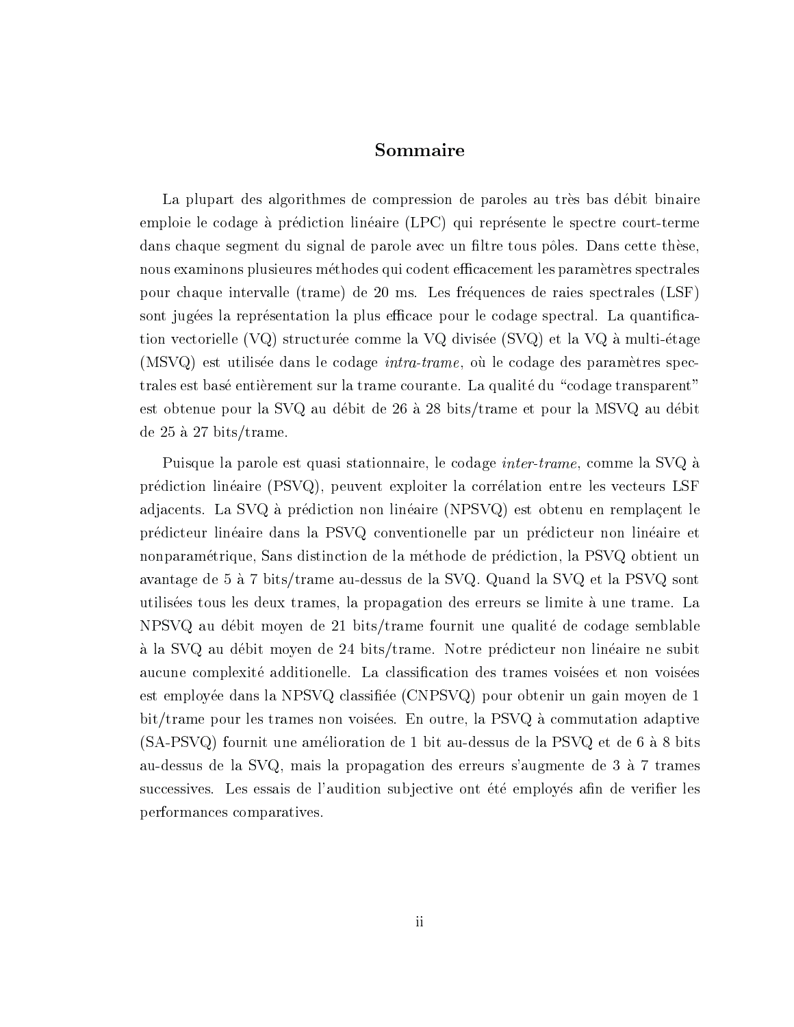# Sommaire

La plupart des algorithmes de compression de paroles au très bas débit binaire emploie le codage à prédiction linéaire (LPC) qui représente le spectre court-terme dans chaque segment du signal de parole avec un filtre tous pôles. Dans cette thèse, nous examinons plusieures méthodes qui codent efficacement les paramètres spectrales pour chaque intervalle (trame) de 20 ms. Les fréquences de raies spectrales (LSF) sont jugées la représentation la plus efficace pour le codage spectral. La quantification vectorielle (VQ) structurée comme la VQ divisée (SVQ) et la VQ à multi-étage (MSVQ) est utilisée dans le codage *intra-trame*, où le codage des paramètres spectrales est basé entièrement sur la trame courante. La qualité du "codage transparent" est obtenue pour la SVQ au débit de 26 à 28 bits/trame et pour la MSVQ au débit de 25 à 27 bits/trame.

Puisque la parole est quasi stationnaire, le codage *inter-trame*, comme la SVQ à prédiction linéaire (PSVQ), peuvent exploiter la corrélation entre les vecteurs LSF adjacents. La SVQ à prédiction non linéaire (NPSVQ) est obtenu en remplaçent le prédicteur linéaire dans la PSVQ conventionelle par un prédicteur non linéaire et nonparamétrique, Sans distinction de la méthode de prédiction, la PSVQ obtient un avantage de 5 à 7 bits/trame au-dessus de la SVQ. Quand la SVQ et la PSVQ sont utilisées tous les deux trames, la propagation des erreurs se limite à une trame. La NPSVQ au débit moyen de 21 bits/trame fournit une qualité de codage semblable à la SVQ au débit moyen de 24 bits/trame. Notre prédicteur non linéaire ne subit aucune complexité additionelle. La classification des trames voisées et non voisées est employée dans la NPSVQ classifiée (CNPSVQ) pour obtenir un gain moyen de 1 bit/trame pour les trames non voisées. En outre, la PSVQ à commutation adaptive (SA-PSVQ) fournit une amélioration de 1 bit au-dessus de la PSVQ et de 6 à 8 bits au-dessus de la SVQ, mais la propagation des erreurs s'augmente de 3 à 7 trames successives. Les essais de l'audition subjective ont été employés afin de verifier les performances comparatives.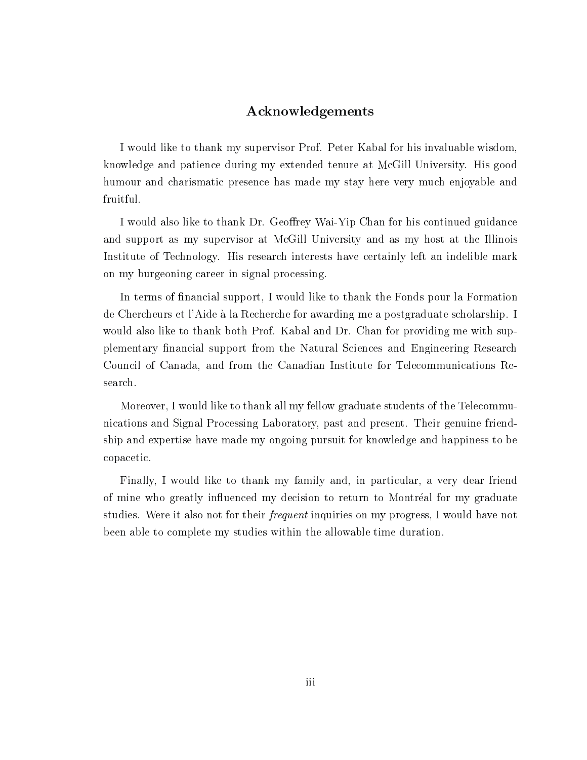# Acknowledgements

I would like to thank my supervisor Prof. Peter Kabal for his invaluable wisdom, knowledge and patience during my extended tenure at McGill University. His good humour and charismatic presence has made my stay here very much enjoyable and fruitful.

I would also like to thank Dr. Geoffrey Wai-Yip Chan for his continued guidance and support as my supervisor at McGill University and as my host at the Illinois Institute of Technology. His research interests have certainly left an indelible mark on my burgeoning career in signal processing.

In terms of financial support, I would like to thank the Fonds pour la Formation de Chercheurs et l'Aide à la Recherche for awarding me a postgraduate scholarship. I would also like to thank both Prof. Kabal and Dr. Chan for providing me with supplementary financial support from the Natural Sciences and Engineering Research Council of Canada, and from the Canadian Institute for Telecommunications Research.

Moreover, I would like to thank all my fellow graduate students of the Telecommunications and Signal Processing Laboratory, past and present. Their genuine friendship and expertise have made my ongoing pursuit for knowledge and happiness to be copacetic.

Finally, I would like to thank my family and, in particular, a very dear friend of mine who greatly influenced my decision to return to Montréal for my graduate studies. Were it also not for their *frequent* inquiries on my progress, I would have not been able to complete my studies within the allowable time duration.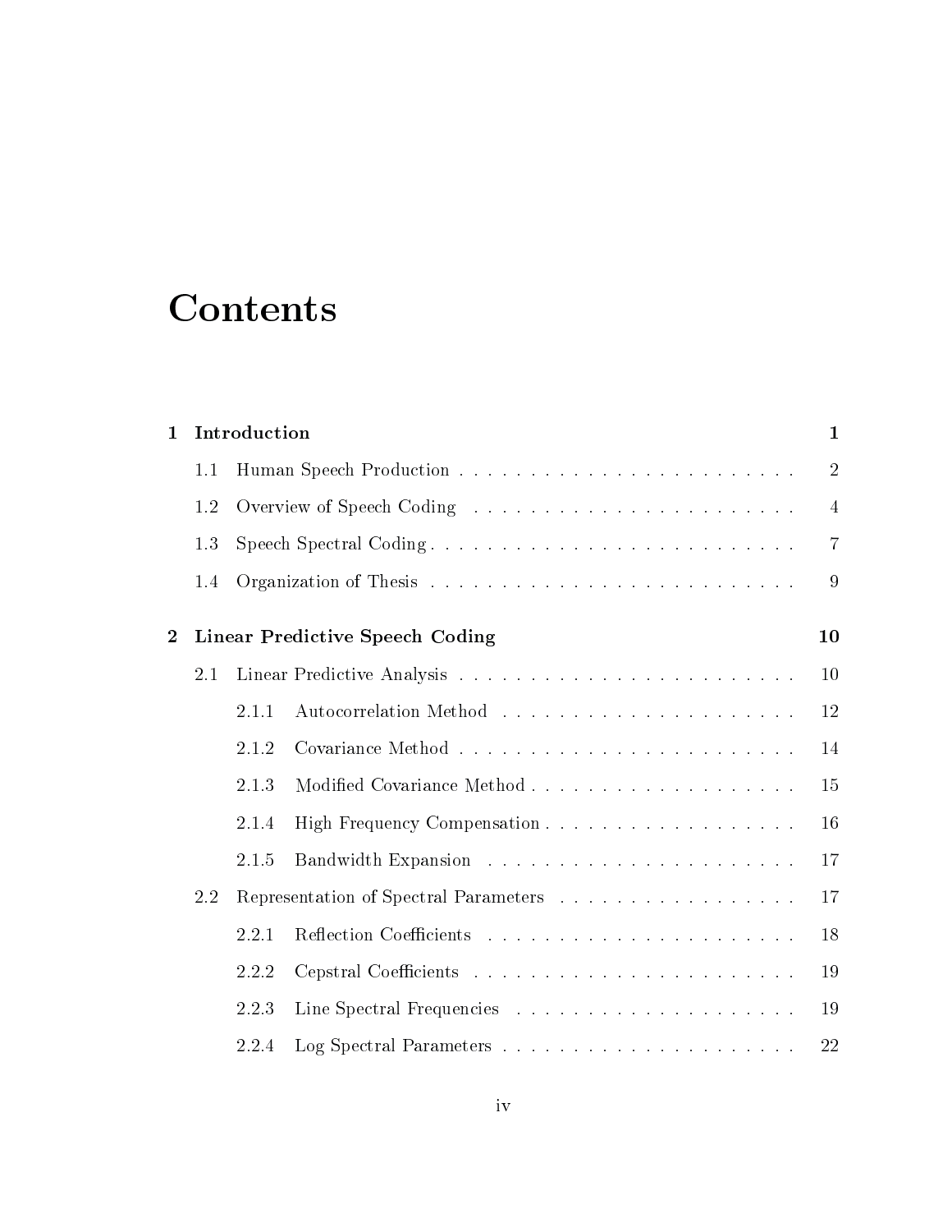# Contents

**1 Introduction** **1**

1.1 Human Speech Production . . . . . . . . . . . . . . . . . . . . . . . . 2

1.2 Overview of Speech Coding . . . . . . . . . . . . . . . . . . . . . . . 4

1.3 Speech Spectral Coding . . . . . . . . . . . . . . . . . . . . . . . . . 7

1.4 Organization of Thesis . . . . . . . . . . . . . . . . . . . . . . . . . 9

**2 Linear Predictive Speech Coding** **10**

2.1 Linear Predictive Analysis . . . . . . . . . . . . . . . . . . . . . . . 10

2.1.1 Autocorrelation Method . . . . . . . . . . . . . . . . . . . . 12

2.1.2 Covariance Method . . . . . . . . . . . . . . . . . . . . . . . 14

2.1.3 Modified Covariance Method . . . . . . . . . . . . . . . . . . 15

2.1.4 High Frequency Compensation . . . . . . . . . . . . . . . . . 16

2.1.5 Bandwidth Expansion . . . . . . . . . . . . . . . . . . . . . . 17

2.2 Representation of Spectral Parameters . . . . . . . . . . . . . . . . 17

2.2.1 Reflection Coefficients . . . . . . . . . . . . . . . . . . . . . . 18

2.2.2 Cepstral Coefficients . . . . . . . . . . . . . . . . . . . . . . . 19

2.2.3 Line Spectral Frequencies . . . . . . . . . . . . . . . . . . . . 19

2.2.4 Log Spectral Parameters . . . . . . . . . . . . . . . . . . . . . 22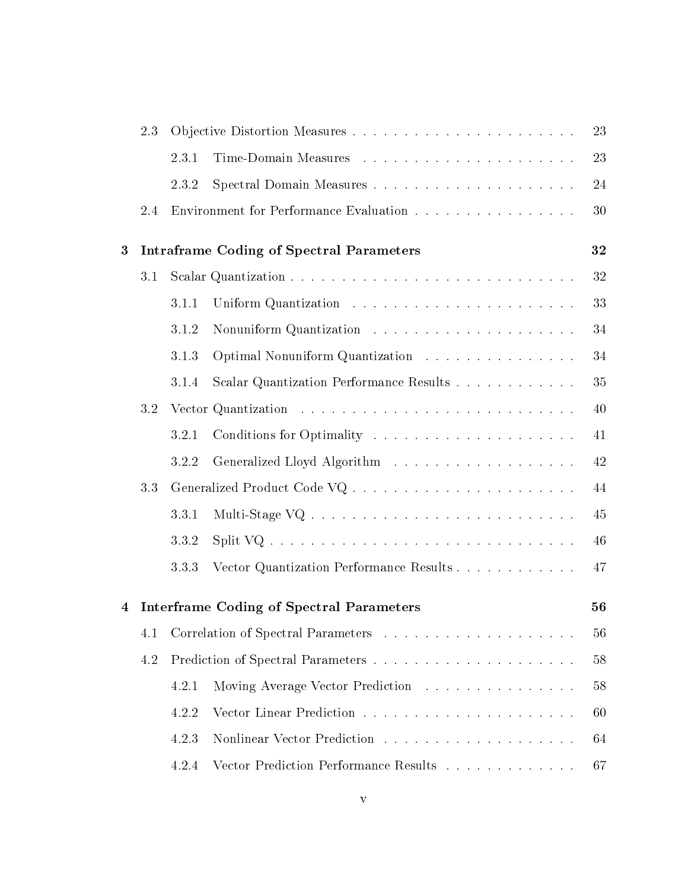| | | | |
|---|---|---|---|
| | 2.3 | Objective Distortion Measures | 23 |
| | | 2.3.1 Time-Domain Measures | 23 |
| | | 2.3.2 Spectral Domain Measures | 24 |
| | 2.4 | Environment for Performance Evaluation | 30 |
| **3** | **Intraframe Coding of Spectral Parameters** | | **32** |
| | 3.1 | Scalar Quantization | 32 |
| | | 3.1.1 Uniform Quantization | 33 |
| | | 3.1.2 Nonuniform Quantization | 34 |
| | | 3.1.3 Optimal Nonuniform Quantization | 34 |
| | | 3.1.4 Scalar Quantization Performance Results | 35 |
| | 3.2 | Vector Quantization | 40 |
| | | 3.2.1 Conditions for Optimality | 41 |
| | | 3.2.2 Generalized Lloyd Algorithm | 42 |
| | 3.3 | Generalized Product Code VQ | 44 |
| | | 3.3.1 Multi-Stage VQ | 45 |
| | | 3.3.2 Split VQ | 46 |
| | | 3.3.3 Vector Quantization Performance Results | 47 |
| **4** | **Interframe Coding of Spectral Parameters** | | **56** |
| | 4.1 | Correlation of Spectral Parameters | 56 |
| | 4.2 | Prediction of Spectral Parameters | 58 |
| | | 4.2.1 Moving Average Vector Prediction | 58 |
| | | 4.2.2 Vector Linear Prediction | 60 |
| | | 4.2.3 Nonlinear Vector Prediction | 64 |
| | | 4.2.4 Vector Prediction Performance Results | 67 |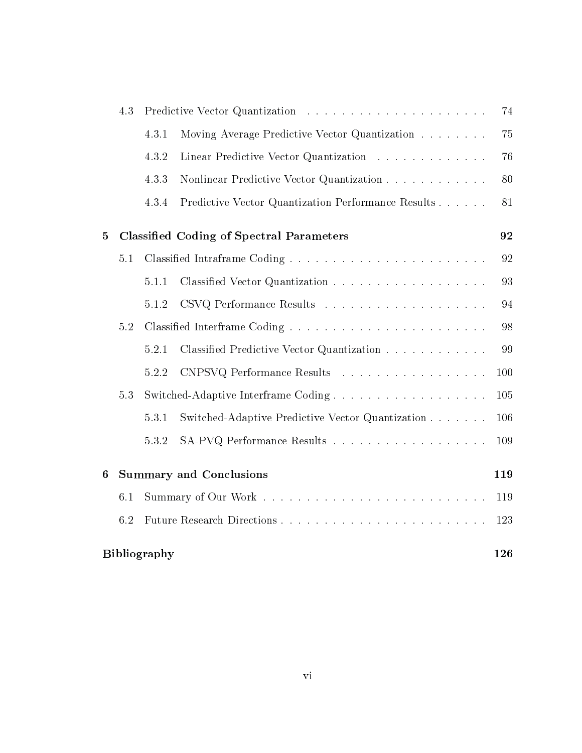4.3 Predictive Vector Quantization . . . . . . . . . . . . . . . . . . . . . . 74

4.3.1 Moving Average Predictive Vector Quantization . . . . . . . . 75

4.3.2 Linear Predictive Vector Quantization . . . . . . . . . . . . . 76

4.3.3 Nonlinear Predictive Vector Quantization . . . . . . . . . . . . 80

4.3.4 Predictive Vector Quantization Performance Results . . . . . . 81

**5 Classified Coding of Spectral Parameters 92**

5.1 Classified Intraframe Coding . . . . . . . . . . . . . . . . . . . . . . . 92

5.1.1 Classified Vector Quantization . . . . . . . . . . . . . . . . . . 93

5.1.2 CSVQ Performance Results . . . . . . . . . . . . . . . . . . . 94

5.2 Classified Interframe Coding . . . . . . . . . . . . . . . . . . . . . . . 98

5.2.1 Classified Predictive Vector Quantization . . . . . . . . . . . . 99

5.2.2 CNPSVQ Performance Results . . . . . . . . . . . . . . . . . 100

5.3 Switched-Adaptive Interframe Coding . . . . . . . . . . . . . . . . . . 105

5.3.1 Switched-Adaptive Predictive Vector Quantization . . . . . . . 106

5.3.2 SA-PVQ Performance Results . . . . . . . . . . . . . . . . . . 109

**6 Summary and Conclusions 119**

6.1 Summary of Our Work . . . . . . . . . . . . . . . . . . . . . . . . . . 119

6.2 Future Research Directions . . . . . . . . . . . . . . . . . . . . . . . . 123

**Bibliography 126**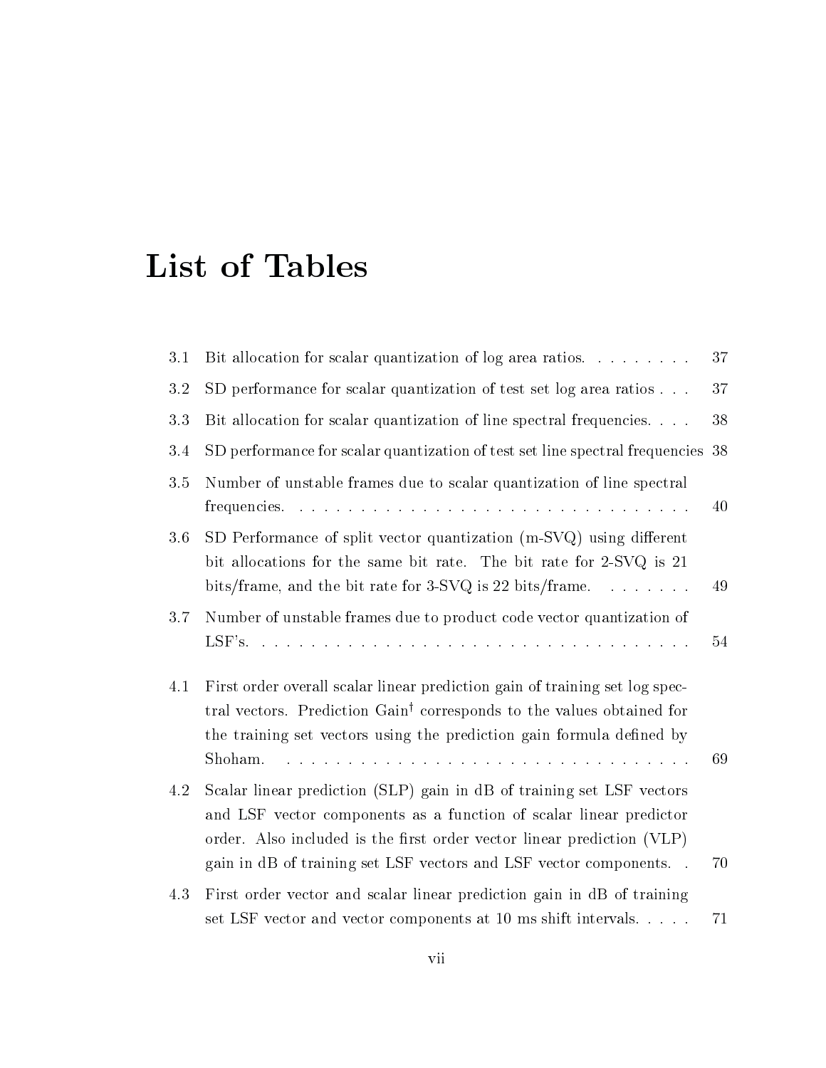# List of Tables

| | | |
|---|---|---|
| 3.1 | Bit allocation for scalar quantization of log area ratios. | 37 |
| 3.2 | SD performance for scalar quantization of test set log area ratios | 37 |
| 3.3 | Bit allocation for scalar quantization of line spectral frequencies. | 38 |
| 3.4 | SD performance for scalar quantization of test set line spectral frequencies | 38 |
| 3.5 | Number of unstable frames due to scalar quantization of line spectral frequencies. | 40 |
| 3.6 | SD Performance of split vector quantization (m-SVQ) using different bit allocations for the same bit rate. The bit rate for 2-SVQ is 21 bits/frame, and the bit rate for 3-SVQ is 22 bits/frame. | 49 |
| 3.7 | Number of unstable frames due to product code vector quantization of LSF's. | 54 |
| 4.1 | First order overall scalar linear prediction gain of training set log spectral vectors. Prediction Gain[†] corresponds to the values obtained for the training set vectors using the prediction gain formula defined by Shoham. | 69 |
| 4.2 | Scalar linear prediction (SLP) gain in dB of training set LSF vectors and LSF vector components as a function of scalar linear predictor order. Also included is the first order vector linear prediction (VLP) gain in dB of training set LSF vectors and LSF vector components. | 70 |
| 4.3 | First order vector and scalar linear prediction gain in dB of training set LSF vector and vector components at 10 ms shift intervals. | 71 |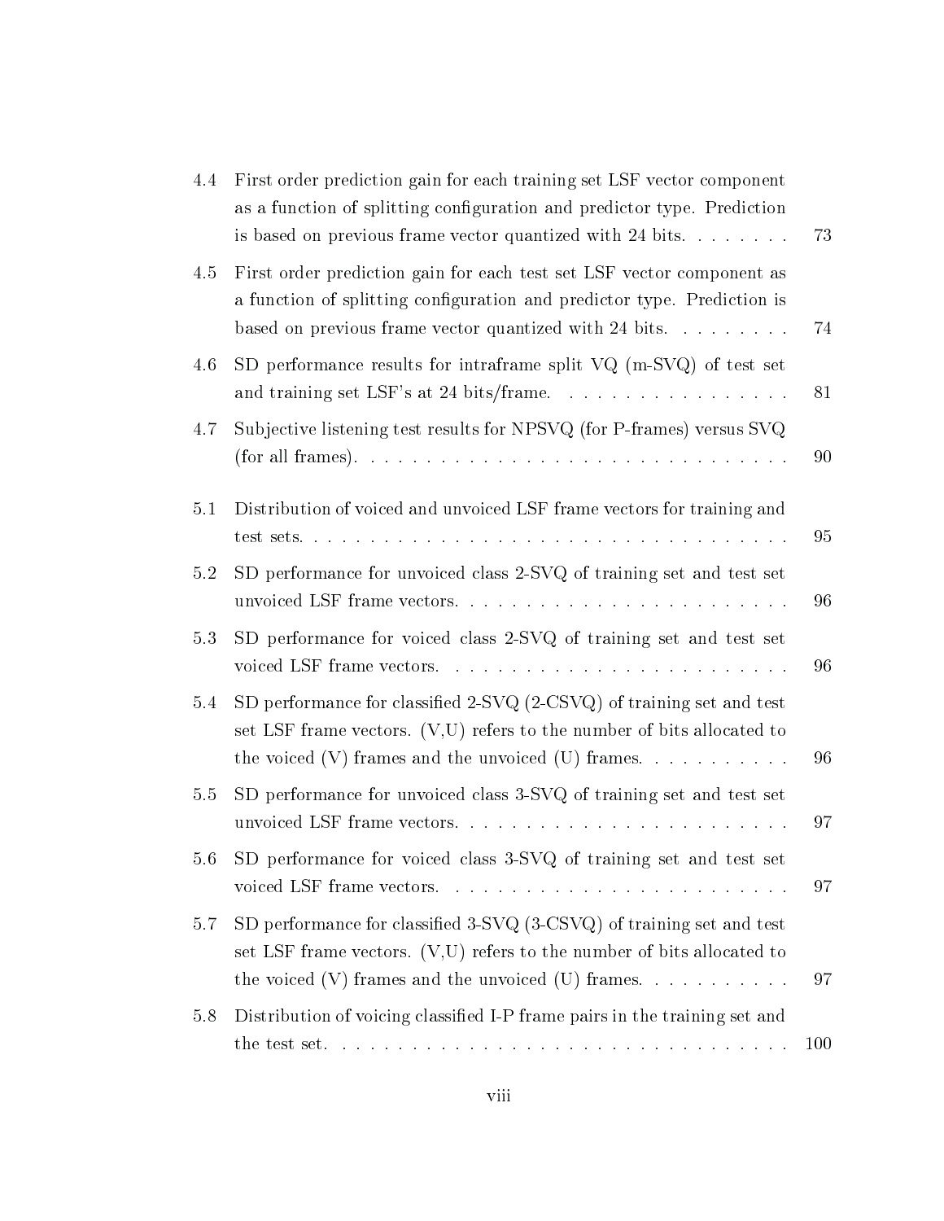4.4 First order prediction gain for each training set LSF vector component as a function of splitting configuration and predictor type. Prediction is based on previous frame vector quantized with 24 bits. . . . . . . . 73

4.5 First order prediction gain for each test set LSF vector component as a function of splitting configuration and predictor type. Prediction is based on previous frame vector quantized with 24 bits. . . . . . . . . 74

4.6 SD performance results for intraframe split VQ (m-SVQ) of test set and training set LSF's at 24 bits/frame. . . . . . . . . . . . . . . . . 81

4.7 Subjective listening test results for NPSVQ (for P-frames) versus SVQ (for all frames). . . . . . . . . . . . . . . . . . . . . . . . . . . . . . 90

5.1 Distribution of voiced and unvoiced LSF frame vectors for training and test sets. . . . . . . . . . . . . . . . . . . . . . . . . . . . . . . . . . 95

5.2 SD performance for unvoiced class 2-SVQ of training set and test set unvoiced LSF frame vectors. . . . . . . . . . . . . . . . . . . . . . . . 96

5.3 SD performance for voiced class 2-SVQ of training set and test set voiced LSF frame vectors. . . . . . . . . . . . . . . . . . . . . . . . . 96

5.4 SD performance for classified 2-SVQ (2-CSVQ) of training set and test set LSF frame vectors. (V,U) refers to the number of bits allocated to the voiced (V) frames and the unvoiced (U) frames. . . . . . . . . . . 96

5.5 SD performance for unvoiced class 3-SVQ of training set and test set unvoiced LSF frame vectors. . . . . . . . . . . . . . . . . . . . . . . . 97

5.6 SD performance for voiced class 3-SVQ of training set and test set voiced LSF frame vectors. . . . . . . . . . . . . . . . . . . . . . . . . 97

5.7 SD performance for classified 3-SVQ (3-CSVQ) of training set and test set LSF frame vectors. (V,U) refers to the number of bits allocated to the voiced (V) frames and the unvoiced (U) frames. . . . . . . . . . . 97

5.8 Distribution of voicing classified I-P frame pairs in the training set and the test set. . . . . . . . . . . . . . . . . . . . . . . . . . . . . . . . 100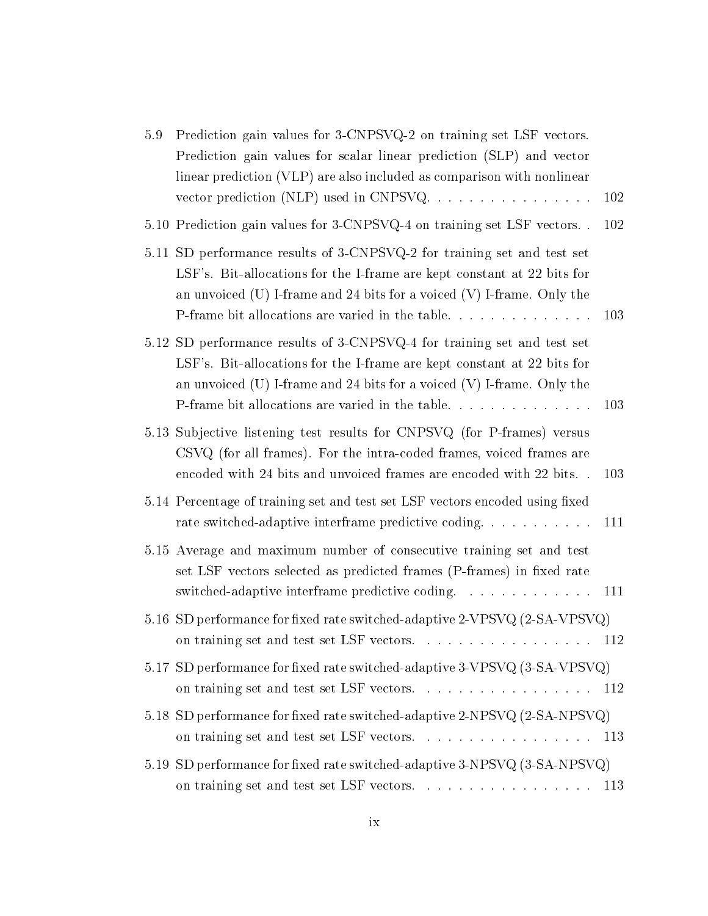5.9 Prediction gain values for 3-CNPSVQ-2 on training set LSF vectors. Prediction gain values for scalar linear prediction (SLP) and vector linear prediction (VLP) are also included as comparison with nonlinear vector prediction (NLP) used in CNPSVQ. . . . . . . . . . . . . . . . 102

5.10 Prediction gain values for 3-CNPSVQ-4 on training set LSF vectors. . 102

5.11 SD performance results of 3-CNPSVQ-2 for training set and test set LSF's. Bit-allocations for the I-frame are kept constant at 22 bits for an unvoiced (U) I-frame and 24 bits for a voiced (V) I-frame. Only the P-frame bit allocations are varied in the table. . . . . . . . . . . . . . 103

5.12 SD performance results of 3-CNPSVQ-4 for training set and test set LSF's. Bit-allocations for the I-frame are kept constant at 22 bits for an unvoiced (U) I-frame and 24 bits for a voiced (V) I-frame. Only the P-frame bit allocations are varied in the table. . . . . . . . . . . . . . 103

5.13 Subjective listening test results for CNPSVQ (for P-frames) versus CSVQ (for all frames). For the intra-coded frames, voiced frames are encoded with 24 bits and unvoiced frames are encoded with 22 bits. . 103

5.14 Percentage of training set and test set LSF vectors encoded using fixed rate switched-adaptive interframe predictive coding. . . . . . . . . . . 111

5.15 Average and maximum number of consecutive training set and test set LSF vectors selected as predicted frames (P-frames) in fixed rate switched-adaptive interframe predictive coding. . . . . . . . . . . . . 111

5.16 SD performance for fixed rate switched-adaptive 2-VPSVQ (2-SA-VPSVQ) on training set and test set LSF vectors. . . . . . . . . . . . . . . . . 112

5.17 SD performance for fixed rate switched-adaptive 3-VPSVQ (3-SA-VPSVQ) on training set and test set LSF vectors. . . . . . . . . . . . . . . . . 112

5.18 SD performance for fixed rate switched-adaptive 2-NPSVQ (2-SA-NPSVQ) on training set and test set LSF vectors. . . . . . . . . . . . . . . . . 113

5.19 SD performance for fixed rate switched-adaptive 3-NPSVQ (3-SA-NPSVQ) on training set and test set LSF vectors. . . . . . . . . . . . . . . . . 113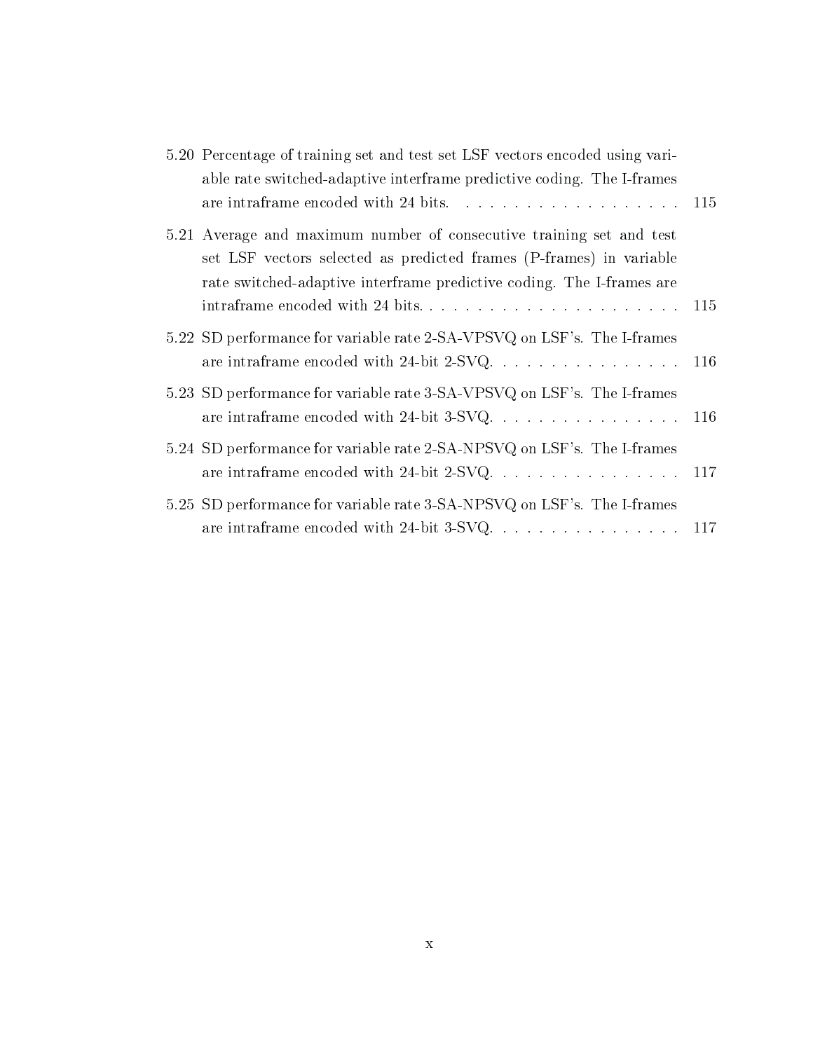5.20 Percentage of training set and test set LSF vectors encoded using variable rate switched-adaptive interframe predictive coding. The I-frames are intraframe encoded with 24 bits. . . . . . . . . . . . . . . . . . . 115

5.21 Average and maximum number of consecutive training set and test set LSF vectors selected as predicted frames (P-frames) in variable rate switched-adaptive interframe predictive coding. The I-frames are intraframe encoded with 24 bits. . . . . . . . . . . . . . . . . . . . . . 115

5.22 SD performance for variable rate 2-SA-VPSVQ on LSF's. The I-frames are intraframe encoded with 24-bit 2-SVQ. . . . . . . . . . . . . . . . 116

5.23 SD performance for variable rate 3-SA-VPSVQ on LSF's. The I-frames are intraframe encoded with 24-bit 3-SVQ. . . . . . . . . . . . . . . . 116

5.24 SD performance for variable rate 2-SA-NPSVQ on LSF's. The I-frames are intraframe encoded with 24-bit 2-SVQ. . . . . . . . . . . . . . . . 117

5.25 SD performance for variable rate 3-SA-NPSVQ on LSF's. The I-frames are intraframe encoded with 24-bit 3-SVQ. . . . . . . . . . . . . . . . 117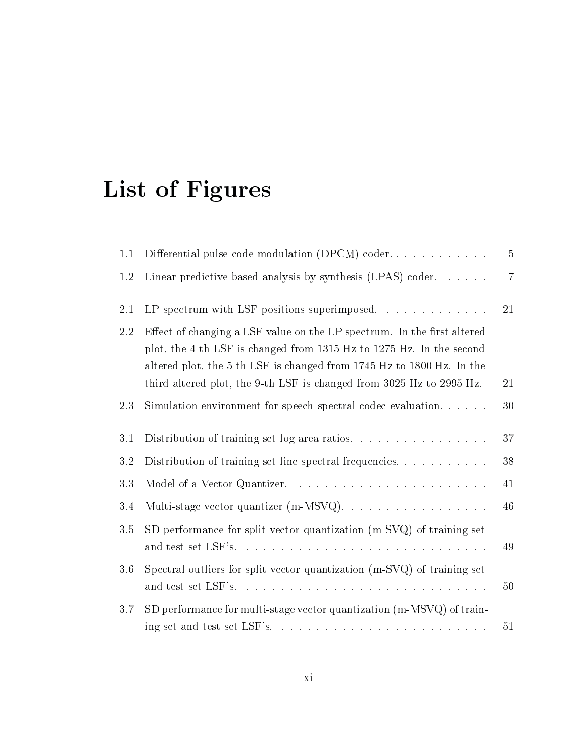# List of Figures

| | | |
|---|---|---|
| 1.1 | Differential pulse code modulation (DPCM) coder. | 5 |
| 1.2 | Linear predictive based analysis-by-synthesis (LPAS) coder. | 7 |
| 2.1 | LP spectrum with LSF positions superimposed. | 21 |
| 2.2 | Effect of changing a LSF value on the LP spectrum. In the first altered plot, the 4-th LSF is changed from 1315 Hz to 1275 Hz. In the second altered plot, the 5-th LSF is changed from 1745 Hz to 1800 Hz. In the third altered plot, the 9-th LSF is changed from 3025 Hz to 2995 Hz. | 21 |
| 2.3 | Simulation environment for speech spectral codec evaluation. | 30 |
| 3.1 | Distribution of training set log area ratios. | 37 |
| 3.2 | Distribution of training set line spectral frequencies. | 38 |
| 3.3 | Model of a Vector Quantizer. | 41 |
| 3.4 | Multi-stage vector quantizer (m-MSVQ). | 46 |
| 3.5 | SD performance for split vector quantization (m-SVQ) of training set and test set LSF's. | 49 |
| 3.6 | Spectral outliers for split vector quantization (m-SVQ) of training set and test set LSF's. | 50 |
| 3.7 | SD performance for multi-stage vector quantization (m-MSVQ) of training set and test set LSF's. | 51 |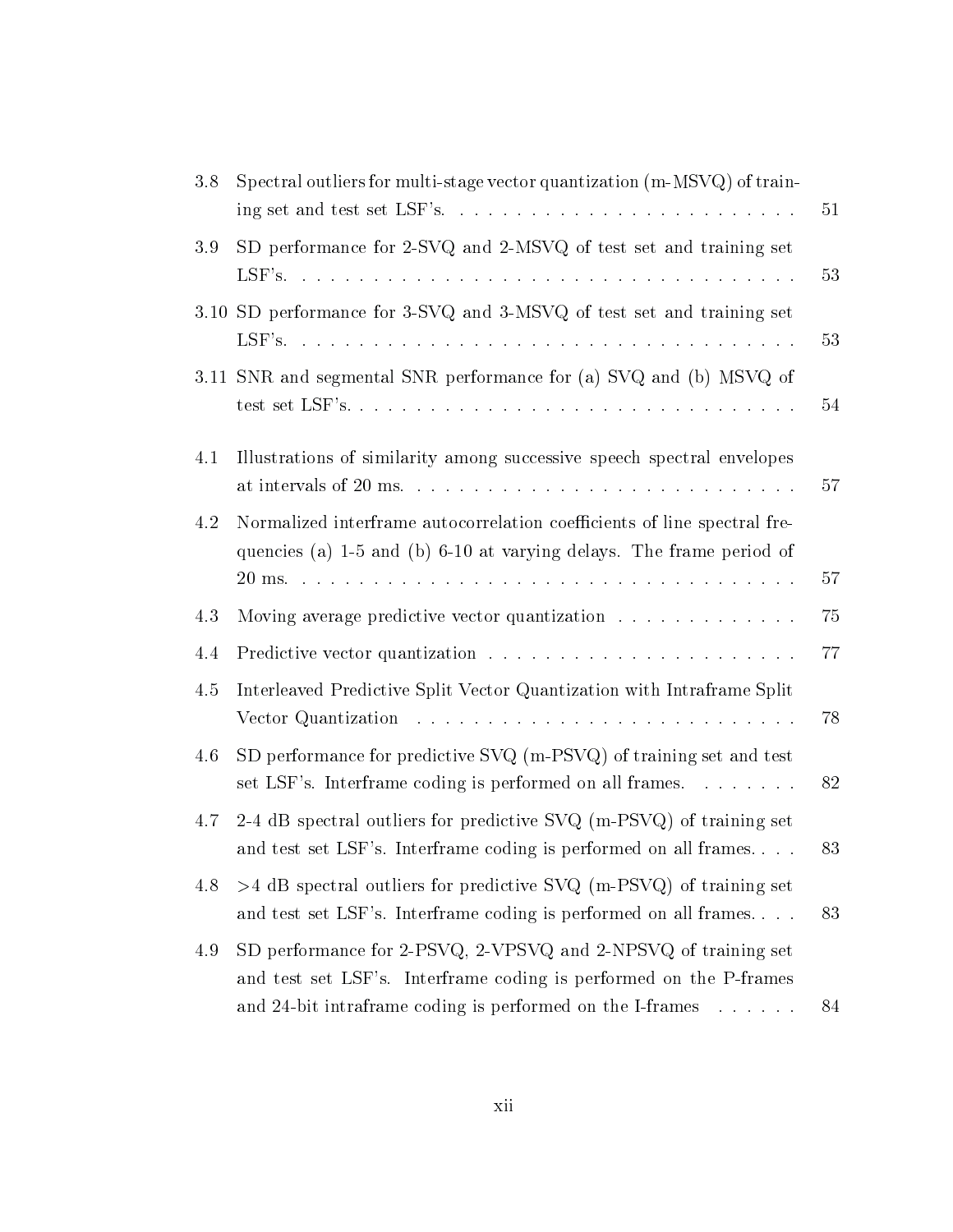| | | |
|---|---|---|
| 3.8 | Spectral outliers for multi-stage vector quantization (m-MSVQ) of training set and test set LSF's. | 51 |
| 3.9 | SD performance for 2-SVQ and 2-MSVQ of test set and training set LSF's. | 53 |
| 3.10 | SD performance for 3-SVQ and 3-MSVQ of test set and training set LSF's. | 53 |
| 3.11 | SNR and segmental SNR performance for (a) SVQ and (b) MSVQ of test set LSF's. | 54 |
| 4.1 | Illustrations of similarity among successive speech spectral envelopes at intervals of 20 ms. | 57 |
| 4.2 | Normalized interframe autocorrelation coefficients of line spectral frequencies (a) 1-5 and (b) 6-10 at varying delays. The frame period of 20 ms. | 57 |
| 4.3 | Moving average predictive vector quantization | 75 |
| 4.4 | Predictive vector quantization | 77 |
| 4.5 | Interleaved Predictive Split Vector Quantization with Intraframe Split Vector Quantization | 78 |
| 4.6 | SD performance for predictive SVQ (m-PSVQ) of training set and test set LSF's. Interframe coding is performed on all frames. | 82 |
| 4.7 | 2-4 dB spectral outliers for predictive SVQ (m-PSVQ) of training set and test set LSF's. Interframe coding is performed on all frames. | 83 |
| 4.8 | >4 dB spectral outliers for predictive SVQ (m-PSVQ) of training set and test set LSF's. Interframe coding is performed on all frames. | 83 |
| 4.9 | SD performance for 2-PSVQ, 2-VPSVQ and 2-NPSVQ of training set and test set LSF's. Interframe coding is performed on the P-frames and 24-bit intraframe coding is performed on the I-frames | 84 |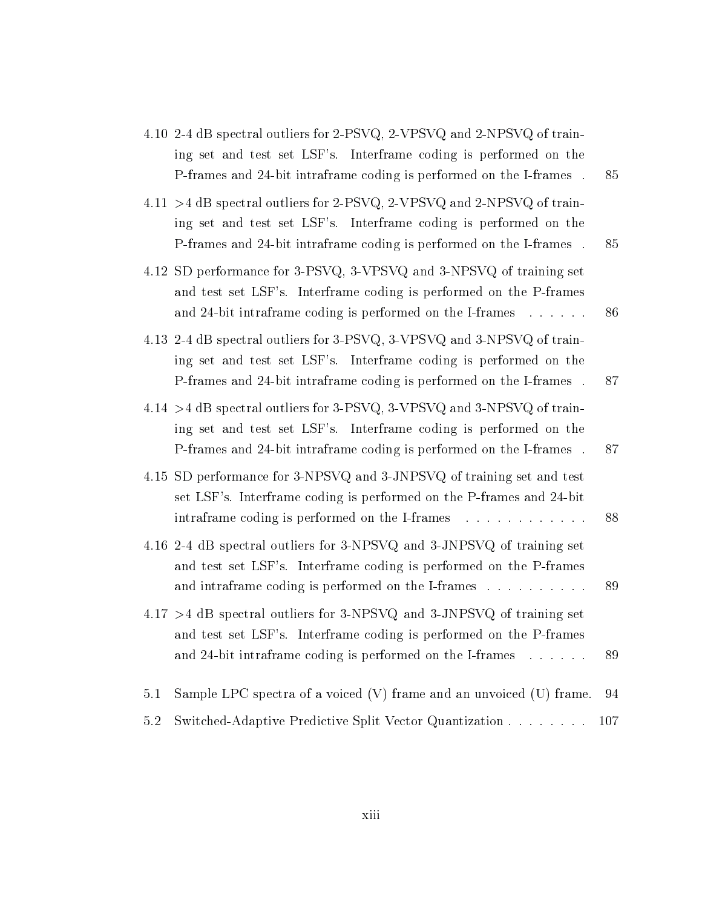4.10 2-4 dB spectral outliers for 2-PSVQ, 2-VPSVQ and 2-NPSVQ of training set and test set LSF's. Interframe coding is performed on the P-frames and 24-bit intraframe coding is performed on the I-frames . 85

4.11 >4 dB spectral outliers for 2-PSVQ, 2-VPSVQ and 2-NPSVQ of training set and test set LSF's. Interframe coding is performed on the P-frames and 24-bit intraframe coding is performed on the I-frames . 85

4.12 SD performance for 3-PSVQ, 3-VPSVQ and 3-NPSVQ of training set and test set LSF's. Interframe coding is performed on the P-frames and 24-bit intraframe coding is performed on the I-frames . . . . . . 86

4.13 2-4 dB spectral outliers for 3-PSVQ, 3-VPSVQ and 3-NPSVQ of training set and test set LSF's. Interframe coding is performed on the P-frames and 24-bit intraframe coding is performed on the I-frames . 87

4.14 >4 dB spectral outliers for 3-PSVQ, 3-VPSVQ and 3-NPSVQ of training set and test set LSF's. Interframe coding is performed on the P-frames and 24-bit intraframe coding is performed on the I-frames . 87

4.15 SD performance for 3-NPSVQ and 3-JNPSVQ of training set and test set LSF's. Interframe coding is performed on the P-frames and 24-bit intraframe coding is performed on the I-frames . . . . . . . . . . . . 88

4.16 2-4 dB spectral outliers for 3-NPSVQ and 3-JNPSVQ of training set and test set LSF's. Interframe coding is performed on the P-frames and intraframe coding is performed on the I-frames . . . . . . . . . . 89

4.17 >4 dB spectral outliers for 3-NPSVQ and 3-JNPSVQ of training set and test set LSF's. Interframe coding is performed on the P-frames and 24-bit intraframe coding is performed on the I-frames . . . . . . 89

5.1 Sample LPC spectra of a voiced (V) frame and an unvoiced (U) frame. 94

5.2 Switched-Adaptive Predictive Split Vector Quantization . . . . . . . . 107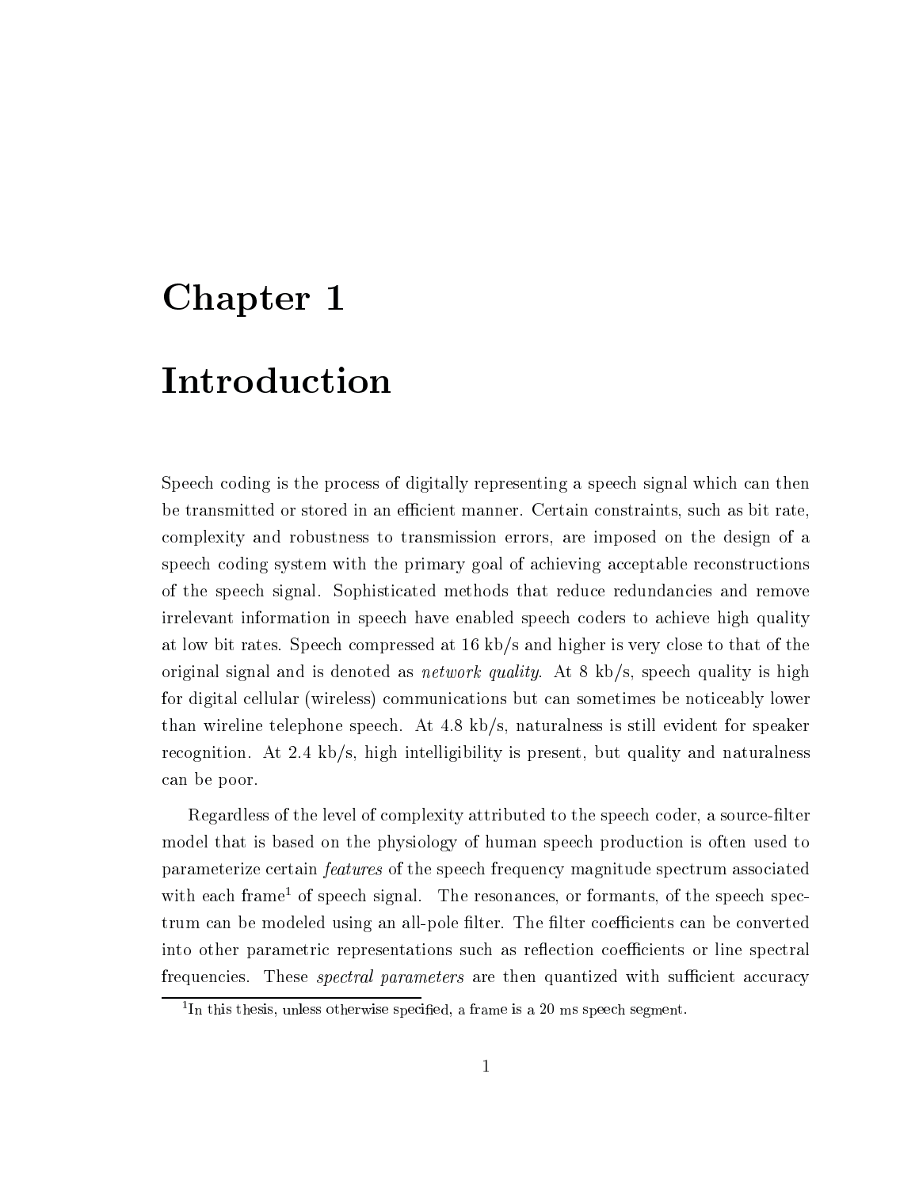# Chapter 1

# Introduction

Speech coding is the process of digitally representing a speech signal which can then be transmitted or stored in an efficient manner. Certain constraints, such as bit rate, complexity and robustness to transmission errors, are imposed on the design of a speech coding system with the primary goal of achieving acceptable reconstructions of the speech signal. Sophisticated methods that reduce redundancies and remove irrelevant information in speech have enabled speech coders to achieve high quality at low bit rates. Speech compressed at 16 kb/s and higher is very close to that of the original signal and is denoted as *network quality*. At 8 kb/s, speech quality is high for digital cellular (wireless) communications but can sometimes be noticeably lower than wireline telephone speech. At 4.8 kb/s, naturalness is still evident for speaker recognition. At 2.4 kb/s, high intelligibility is present, but quality and naturalness can be poor.

Regardless of the level of complexity attributed to the speech coder, a source-filter model that is based on the physiology of human speech production is often used to parameterize certain *features* of the speech frequency magnitude spectrum associated with each frame[1] of speech signal. The resonances, or formants, of the speech spectrum can be modeled using an all-pole filter. The filter coefficients can be converted into other parametric representations such as reflection coefficients or line spectral frequencies. These *spectral parameters* are then quantized with sufficient accuracy

[1] In this thesis, unless otherwise specified, a frame is a 20 ms speech segment.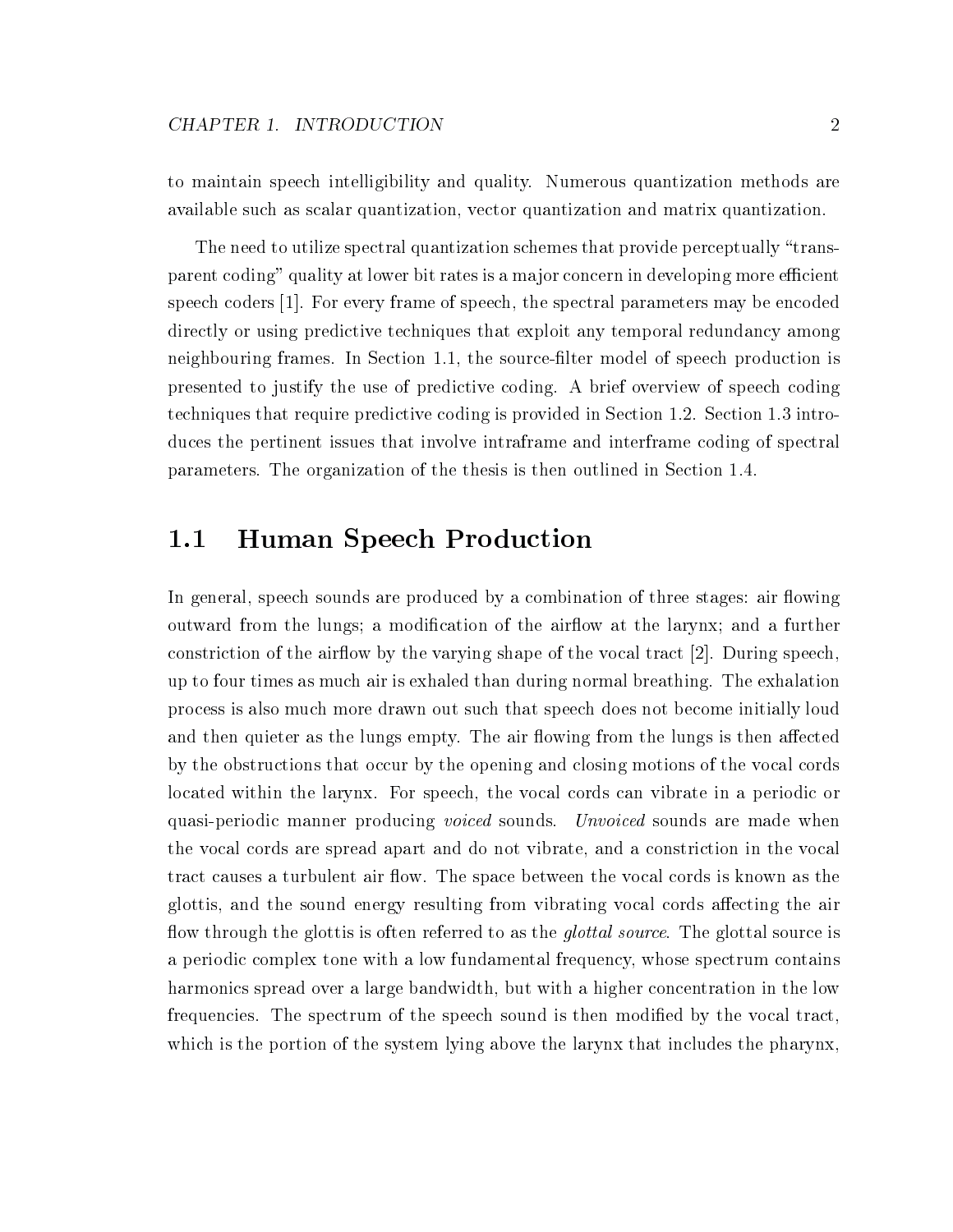to maintain speech intelligibility and quality. Numerous quantization methods are available such as scalar quantization, vector quantization and matrix quantization.

The need to utilize spectral quantization schemes that provide perceptually "transparent coding" quality at lower bit rates is a major concern in developing more efficient speech coders [1]. For every frame of speech, the spectral parameters may be encoded directly or using predictive techniques that exploit any temporal redundancy among neighbouring frames. In Section 1.1, the source-filter model of speech production is presented to justify the use of predictive coding. A brief overview of speech coding techniques that require predictive coding is provided in Section 1.2. Section 1.3 introduces the pertinent issues that involve intraframe and interframe coding of spectral parameters. The organization of the thesis is then outlined in Section 1.4.

## 1.1 Human Speech Production

In general, speech sounds are produced by a combination of three stages: air flowing outward from the lungs; a modification of the airflow at the larynx; and a further constriction of the airflow by the varying shape of the vocal tract [2]. During speech, up to four times as much air is exhaled than during normal breathing. The exhalation process is also much more drawn out such that speech does not become initially loud and then quieter as the lungs empty. The air flowing from the lungs is then affected by the obstructions that occur by the opening and closing motions of the vocal cords located within the larynx. For speech, the vocal cords can vibrate in a periodic or quasi-periodic manner producing *voiced* sounds. *Unvoiced* sounds are made when the vocal cords are spread apart and do not vibrate, and a constriction in the vocal tract causes a turbulent air flow. The space between the vocal cords is known as the glottis, and the sound energy resulting from vibrating vocal cords affecting the air flow through the glottis is often referred to as the *glottal source*. The glottal source is a periodic complex tone with a low fundamental frequency, whose spectrum contains harmonics spread over a large bandwidth, but with a higher concentration in the low frequencies. The spectrum of the speech sound is then modified by the vocal tract, which is the portion of the system lying above the larynx that includes the pharynx,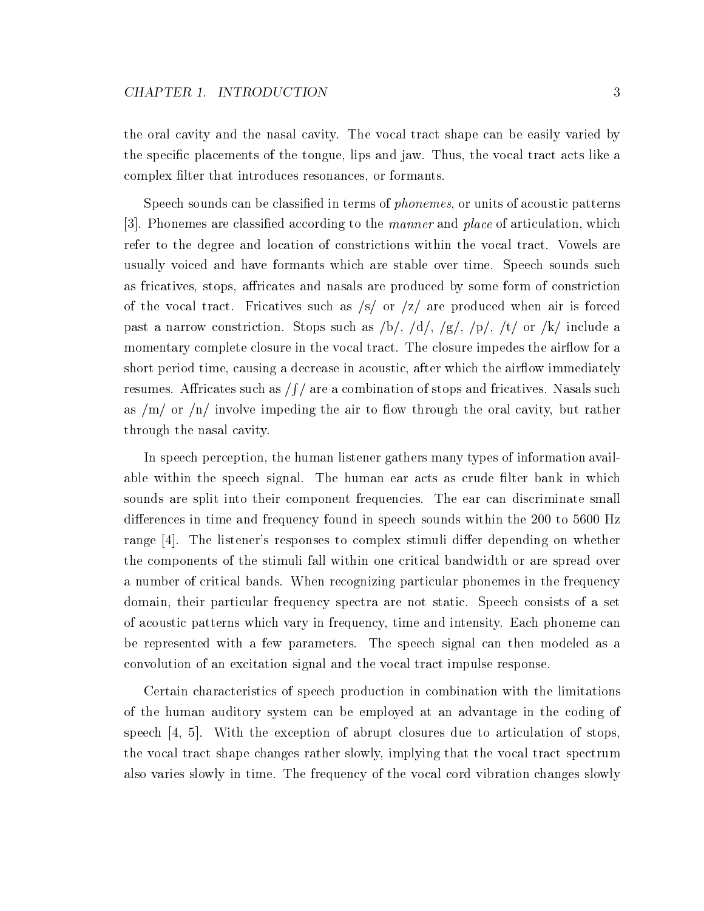the oral cavity and the nasal cavity. The vocal tract shape can be easily varied by the specific placements of the tongue, lips and jaw. Thus, the vocal tract acts like a complex filter that introduces resonances, or formants.

Speech sounds can be classified in terms of *phonemes*, or units of acoustic patterns [3]. Phonemes are classified according to the *manner* and *place* of articulation, which refer to the degree and location of constrictions within the vocal tract. Vowels are usually voiced and have formants which are stable over time. Speech sounds such as fricatives, stops, affricates and nasals are produced by some form of constriction of the vocal tract. Fricatives such as /s/ or /z/ are produced when air is forced past a narrow constriction. Stops such as /b/, /d/, /g/, /p/, /t/ or /k/ include a momentary complete closure in the vocal tract. The closure impedes the airflow for a short period time, causing a decrease in acoustic, after which the airflow immediately resumes. Affricates such as /ʃ/ are a combination of stops and fricatives. Nasals such as /m/ or /n/ involve impeding the air to flow through the oral cavity, but rather through the nasal cavity.

In speech perception, the human listener gathers many types of information available within the speech signal. The human ear acts as crude filter bank in which sounds are split into their component frequencies. The ear can discriminate small differences in time and frequency found in speech sounds within the 200 to 5600 Hz range [4]. The listener's responses to complex stimuli differ depending on whether the components of the stimuli fall within one critical bandwidth or are spread over a number of critical bands. When recognizing particular phonemes in the frequency domain, their particular frequency spectra are not static. Speech consists of a set of acoustic patterns which vary in frequency, time and intensity. Each phoneme can be represented with a few parameters. The speech signal can then modeled as a convolution of an excitation signal and the vocal tract impulse response.

Certain characteristics of speech production in combination with the limitations of the human auditory system can be employed at an advantage in the coding of speech [4, 5]. With the exception of abrupt closures due to articulation of stops, the vocal tract shape changes rather slowly, implying that the vocal tract spectrum also varies slowly in time. The frequency of the vocal cord vibration changes slowly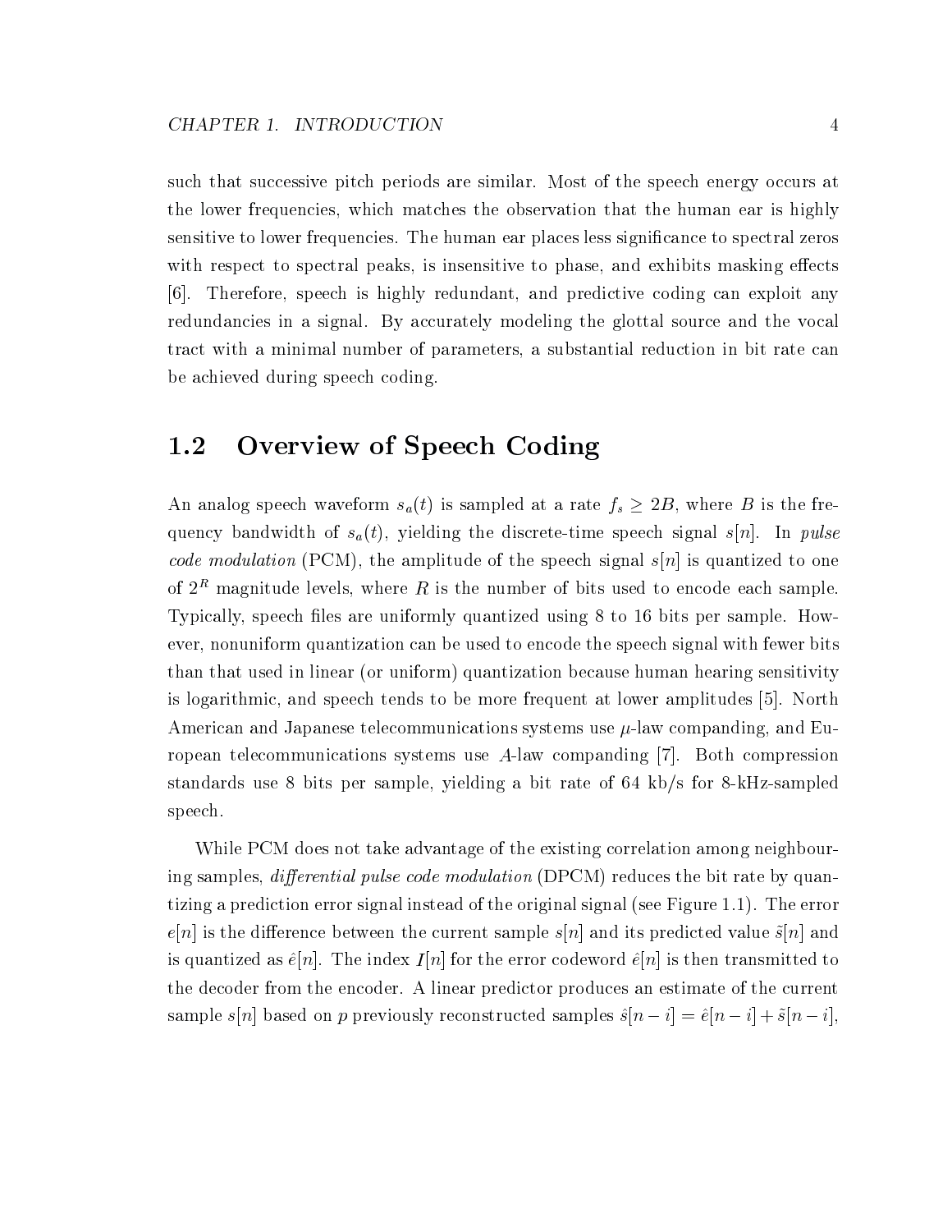such that successive pitch periods are similar. Most of the speech energy occurs at the lower frequencies, which matches the observation that the human ear is highly sensitive to lower frequencies. The human ear places less significance to spectral zeros with respect to spectral peaks, is insensitive to phase, and exhibits masking effects [6]. Therefore, speech is highly redundant, and predictive coding can exploit any redundancies in a signal. By accurately modeling the glottal source and the vocal tract with a minimal number of parameters, a substantial reduction in bit rate can be achieved during speech coding.

## 1.2 Overview of Speech Coding

An analog speech waveform $s_a(t)$ is sampled at a rate $f_s \geq 2B$, where $B$ is the frequency bandwidth of $s_a(t)$, yielding the discrete-time speech signal $s[n]$. In *pulse code modulation* (PCM), the amplitude of the speech signal $s[n]$ is quantized to one of $2^R$ magnitude levels, where $R$ is the number of bits used to encode each sample. Typically, speech files are uniformly quantized using 8 to 16 bits per sample. However, nonuniform quantization can be used to encode the speech signal with fewer bits than that used in linear (or uniform) quantization because human hearing sensitivity is logarithmic, and speech tends to be more frequent at lower amplitudes [5]. North American and Japanese telecommunications systems use $\mu$-law companding, and European telecommunications systems use $A$-law companding [7]. Both compression standards use 8 bits per sample, yielding a bit rate of 64 kb/s for 8-kHz-sampled speech.

While PCM does not take advantage of the existing correlation among neighbouring samples, *differential pulse code modulation* (DPCM) reduces the bit rate by quantizing a prediction error signal instead of the original signal (see Figure 1.1). The error $e[n]$ is the difference between the current sample $s[n]$ and its predicted value $\tilde{s}[n]$ and is quantized as $\hat{e}[n]$. The index $I[n]$ for the error codeword $\hat{e}[n]$ is then transmitted to the decoder from the encoder. A linear predictor produces an estimate of the current sample $s[n]$ based on $p$ previously reconstructed samples $\hat{s}[n-i] = \hat{e}[n-i] + \tilde{s}[n-i]$,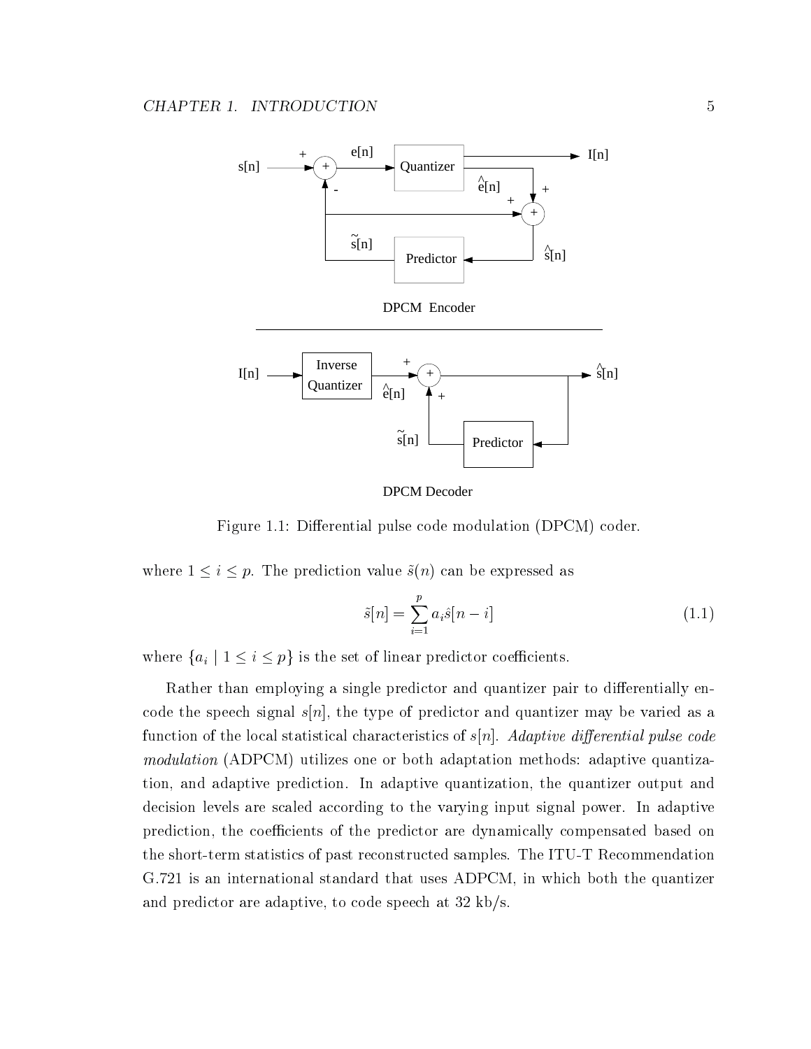Figure 1.1: Differential pulse code modulation (DPCM) coder.

where $1 \leq i \leq p$. The prediction value $\tilde{s}(n)$ can be expressed as

$$\tilde{s}[n] = \sum_{i=1}^{p} a_i \hat{s}[n-i] \tag{1.1}$$

where $\{a_i \mid 1 \leq i \leq p\}$ is the set of linear predictor coefficients.

Rather than employing a single predictor and quantizer pair to differentially encode the speech signal $s[n]$, the type of predictor and quantizer may be varied as a function of the local statistical characteristics of $s[n]$. *Adaptive differential pulse code modulation* (ADPCM) utilizes one or both adaptation methods: adaptive quantization, and adaptive prediction. In adaptive quantization, the quantizer output and decision levels are scaled according to the varying input signal power. In adaptive prediction, the coefficients of the predictor are dynamically compensated based on the short-term statistics of past reconstructed samples. The ITU-T Recommendation G.721 is an international standard that uses ADPCM, in which both the quantizer and predictor are adaptive, to code speech at 32 kb/s.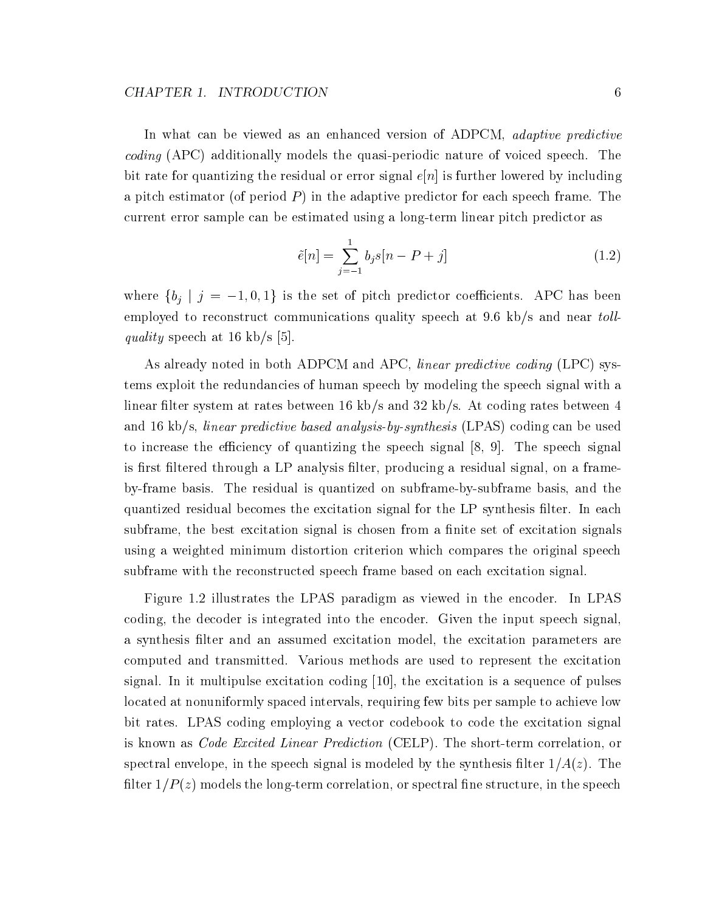In what can be viewed as an enhanced version of ADPCM, *adaptive predictive coding* (APC) additionally models the quasi-periodic nature of voiced speech. The bit rate for quantizing the residual or error signal $e[n]$ is further lowered by including a pitch estimator (of period $P$) in the adaptive predictor for each speech frame. The current error sample can be estimated using a long-term linear pitch predictor as

$$\tilde{e}[n] = \sum_{j=-1}^{1} b_j s[n - P + j] \tag{1.2}$$

where $\{b_j \mid j = -1, 0, 1\}$ is the set of pitch predictor coefficients. APC has been employed to reconstruct communications quality speech at 9.6 kb/s and near *toll-quality* speech at 16 kb/s [5].

As already noted in both ADPCM and APC, *linear predictive coding* (LPC) systems exploit the redundancies of human speech by modeling the speech signal with a linear filter system at rates between 16 kb/s and 32 kb/s. At coding rates between 4 and 16 kb/s, *linear predictive based analysis-by-synthesis* (LPAS) coding can be used to increase the efficiency of quantizing the speech signal [8, 9]. The speech signal is first filtered through a LP analysis filter, producing a residual signal, on a frame-by-frame basis. The residual is quantized on subframe-by-subframe basis, and the quantized residual becomes the excitation signal for the LP synthesis filter. In each subframe, the best excitation signal is chosen from a finite set of excitation signals using a weighted minimum distortion criterion which compares the original speech subframe with the reconstructed speech frame based on each excitation signal.

Figure 1.2 illustrates the LPAS paradigm as viewed in the encoder. In LPAS coding, the decoder is integrated into the encoder. Given the input speech signal, a synthesis filter and an assumed excitation model, the excitation parameters are computed and transmitted. Various methods are used to represent the excitation signal. In it multipulse excitation coding [10], the excitation is a sequence of pulses located at nonuniformly spaced intervals, requiring few bits per sample to achieve low bit rates. LPAS coding employing a vector codebook to code the excitation signal is known as *Code Excited Linear Prediction* (CELP). The short-term correlation, or spectral envelope, in the speech signal is modeled by the synthesis filter $1/A(z)$. The filter $1/P(z)$ models the long-term correlation, or spectral fine structure, in the speech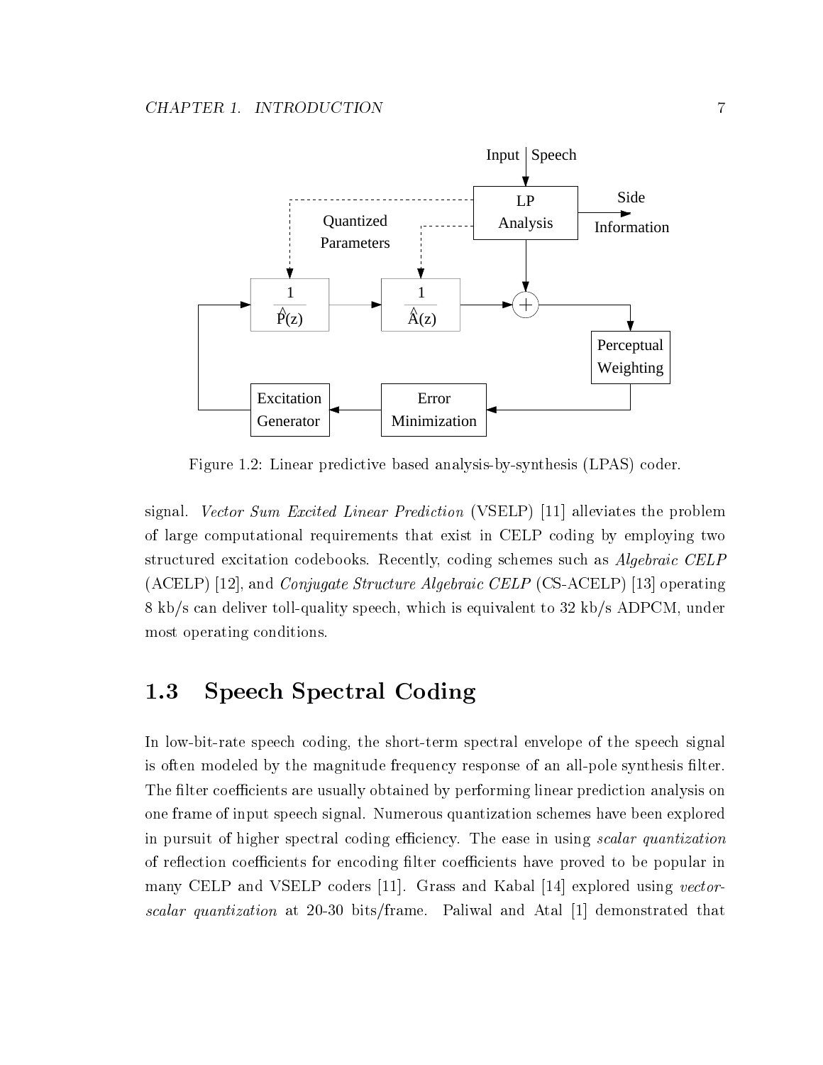Figure 1.2: Linear predictive based analysis-by-synthesis (LPAS) coder.

signal. *Vector Sum Excited Linear Prediction* (VSELP) [11] alleviates the problem of large computational requirements that exist in CELP coding by employing two structured excitation codebooks. Recently, coding schemes such as *Algebraic CELP* (ACELP) [12], and *Conjugate Structure Algebraic CELP* (CS-ACELP) [13] operating 8 kb/s can deliver toll-quality speech, which is equivalent to 32 kb/s ADPCM, under most operating conditions.

## 1.3 Speech Spectral Coding

In low-bit-rate speech coding, the short-term spectral envelope of the speech signal is often modeled by the magnitude frequency response of an all-pole synthesis filter. The filter coefficients are usually obtained by performing linear prediction analysis on one frame of input speech signal. Numerous quantization schemes have been explored in pursuit of higher spectral coding efficiency. The ease in using *scalar quantization* of reflection coefficients for encoding filter coefficients have proved to be popular in many CELP and VSELP coders [11]. Grass and Kabal [14] explored using *vector-scalar quantization* at 20-30 bits/frame. Paliwal and Atal [1] demonstrated that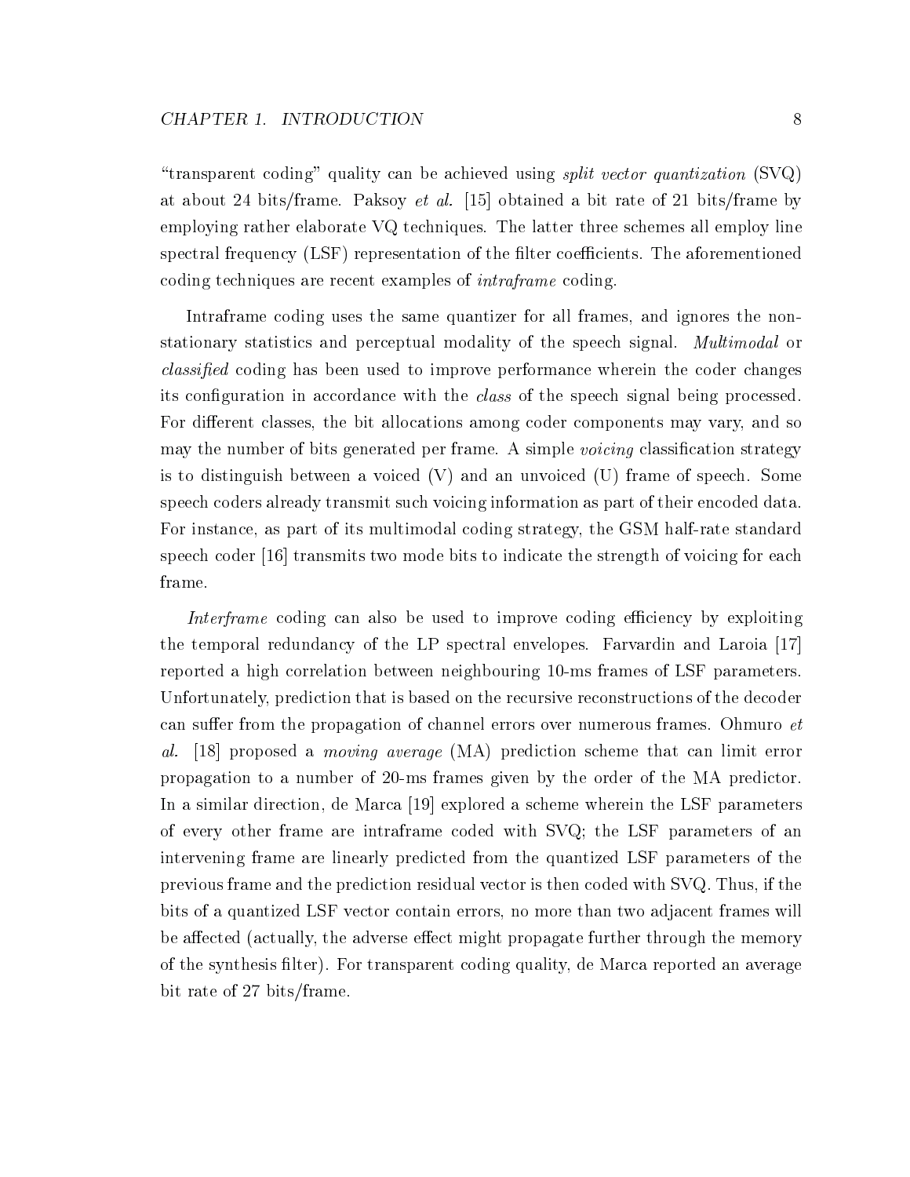"transparent coding" quality can be achieved using *split vector quantization* (SVQ) at about 24 bits/frame. Paksoy *et al.* [15] obtained a bit rate of 21 bits/frame by employing rather elaborate VQ techniques. The latter three schemes all employ line spectral frequency (LSF) representation of the filter coefficients. The aforementioned coding techniques are recent examples of *intraframe* coding.

Intraframe coding uses the same quantizer for all frames, and ignores the non-stationary statistics and perceptual modality of the speech signal. *Multimodal* or *classified* coding has been used to improve performance wherein the coder changes its configuration in accordance with the *class* of the speech signal being processed. For different classes, the bit allocations among coder components may vary, and so may the number of bits generated per frame. A simple *voicing* classification strategy is to distinguish between a voiced (V) and an unvoiced (U) frame of speech. Some speech coders already transmit such voicing information as part of their encoded data. For instance, as part of its multimodal coding strategy, the GSM half-rate standard speech coder [16] transmits two mode bits to indicate the strength of voicing for each frame.

*Interframe* coding can also be used to improve coding efficiency by exploiting the temporal redundancy of the LP spectral envelopes. Farvardin and Laroia [17] reported a high correlation between neighbouring 10-ms frames of LSF parameters. Unfortunately, prediction that is based on the recursive reconstructions of the decoder can suffer from the propagation of channel errors over numerous frames. Ohmuro *et al.* [18] proposed a *moving average* (MA) prediction scheme that can limit error propagation to a number of 20-ms frames given by the order of the MA predictor. In a similar direction, de Marca [19] explored a scheme wherein the LSF parameters of every other frame are intraframe coded with SVQ; the LSF parameters of an intervening frame are linearly predicted from the quantized LSF parameters of the previous frame and the prediction residual vector is then coded with SVQ. Thus, if the bits of a quantized LSF vector contain errors, no more than two adjacent frames will be affected (actually, the adverse effect might propagate further through the memory of the synthesis filter). For transparent coding quality, de Marca reported an average bit rate of 27 bits/frame.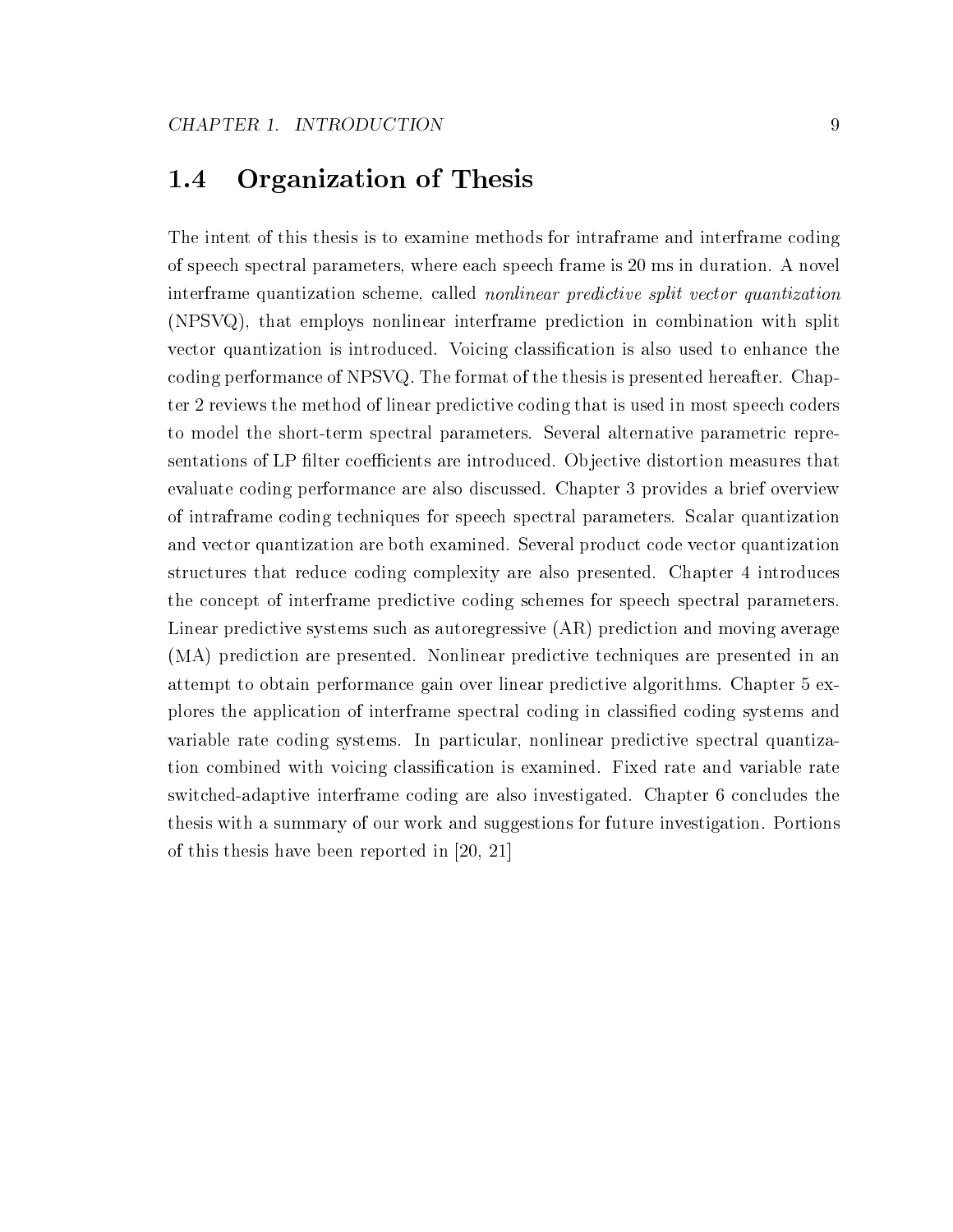## 1.4 Organization of Thesis

The intent of this thesis is to examine methods for intraframe and interframe coding of speech spectral parameters, where each speech frame is 20 ms in duration. A novel interframe quantization scheme, called *nonlinear predictive split vector quantization* (NPSVQ), that employs nonlinear interframe prediction in combination with split vector quantization is introduced. Voicing classification is also used to enhance the coding performance of NPSVQ. The format of the thesis is presented hereafter. Chapter 2 reviews the method of linear predictive coding that is used in most speech coders to model the short-term spectral parameters. Several alternative parametric representations of LP filter coefficients are introduced. Objective distortion measures that evaluate coding performance are also discussed. Chapter 3 provides a brief overview of intraframe coding techniques for speech spectral parameters. Scalar quantization and vector quantization are both examined. Several product code vector quantization structures that reduce coding complexity are also presented. Chapter 4 introduces the concept of interframe predictive coding schemes for speech spectral parameters. Linear predictive systems such as autoregressive (AR) prediction and moving average (MA) prediction are presented. Nonlinear predictive techniques are presented in an attempt to obtain performance gain over linear predictive algorithms. Chapter 5 explores the application of interframe spectral coding in classified coding systems and variable rate coding systems. In particular, nonlinear predictive spectral quantization combined with voicing classification is examined. Fixed rate and variable rate switched-adaptive interframe coding are also investigated. Chapter 6 concludes the thesis with a summary of our work and suggestions for future investigation. Portions of this thesis have been reported in [20, 21]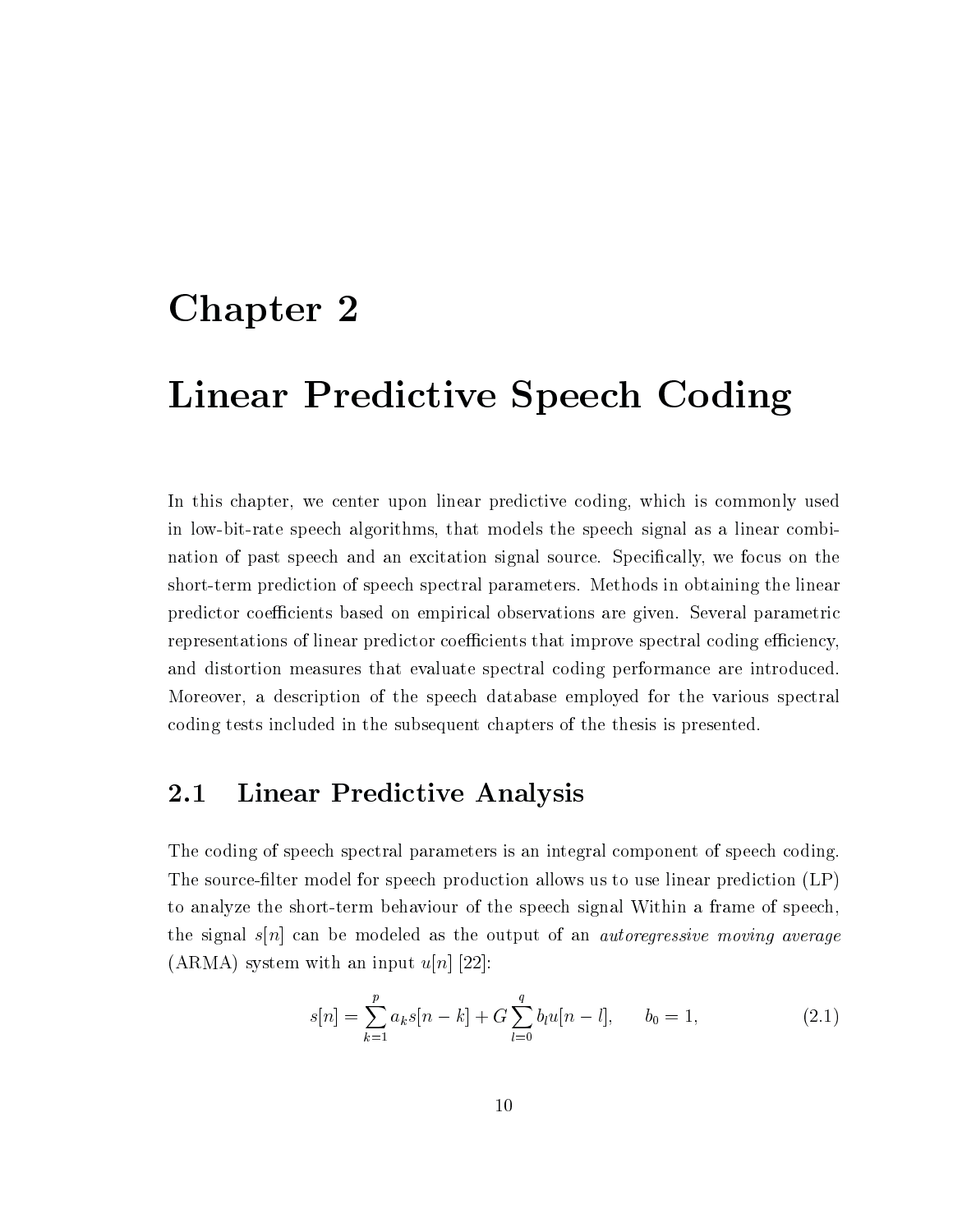# Chapter 2

# Linear Predictive Speech Coding

In this chapter, we center upon linear predictive coding, which is commonly used in low-bit-rate speech algorithms, that models the speech signal as a linear combination of past speech and an excitation signal source. Specifically, we focus on the short-term prediction of speech spectral parameters. Methods in obtaining the linear predictor coefficients based on empirical observations are given. Several parametric representations of linear predictor coefficients that improve spectral coding efficiency, and distortion measures that evaluate spectral coding performance are introduced. Moreover, a description of the speech database employed for the various spectral coding tests included in the subsequent chapters of the thesis is presented.

## 2.1 Linear Predictive Analysis

The coding of speech spectral parameters is an integral component of speech coding. The source-filter model for speech production allows us to use linear prediction (LP) to analyze the short-term behaviour of the speech signal Within a frame of speech, the signal $s[n]$ can be modeled as the output of an *autoregressive moving average* (ARMA) system with an input $u[n]$ [22]:

$$s[n] = \sum_{k=1}^{p} a_k s[n-k] + G \sum_{l=0}^{q} b_l u[n-l], \qquad b_0 = 1, \tag{2.1}$$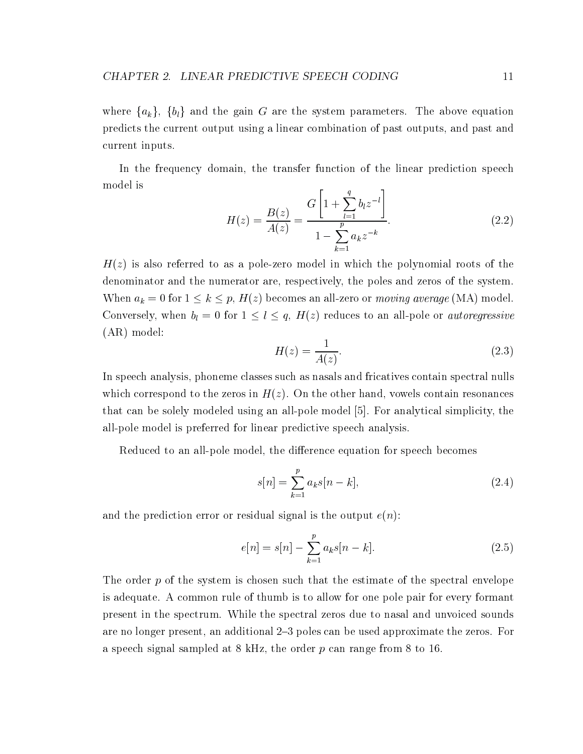where $\{a_k\}$, $\{b_l\}$ and the gain $G$ are the system parameters. The above equation predicts the current output using a linear combination of past outputs, and past and current inputs.

In the frequency domain, the transfer function of the linear prediction speech model is

$$H(z) = \frac{B(z)}{A(z)} = \frac{G\left[1 + \sum_{l=1}^{q} b_l z^{-l}\right]}{1 - \sum_{k=1}^{p} a_k z^{-k}}. \tag{2.2}$$

$H(z)$ is also referred to as a pole-zero model in which the polynomial roots of the denominator and the numerator are, respectively, the poles and zeros of the system. When $a_k = 0$ for $1 \leq k \leq p$, $H(z)$ becomes an all-zero or *moving average* (MA) model. Conversely, when $b_l = 0$ for $1 \leq l \leq q$, $H(z)$ reduces to an all-pole or *autoregressive* (AR) model:

$$H(z) = \frac{1}{A(z)}. \tag{2.3}$$

In speech analysis, phoneme classes such as nasals and fricatives contain spectral nulls which correspond to the zeros in $H(z)$. On the other hand, vowels contain resonances that can be solely modeled using an all-pole model [5]. For analytical simplicity, the all-pole model is preferred for linear predictive speech analysis.

Reduced to an all-pole model, the difference equation for speech becomes

$$s[n] = \sum_{k=1}^{p} a_k s[n-k], \tag{2.4}$$

and the prediction error or residual signal is the output $e(n)$:

$$e[n] = s[n] - \sum_{k=1}^{p} a_k s[n-k]. \tag{2.5}$$

The order $p$ of the system is chosen such that the estimate of the spectral envelope is adequate. A common rule of thumb is to allow for one pole pair for every formant present in the spectrum. While the spectral zeros due to nasal and unvoiced sounds are no longer present, an additional 2–3 poles can be used approximate the zeros. For a speech signal sampled at 8 kHz, the order $p$ can range from 8 to 16.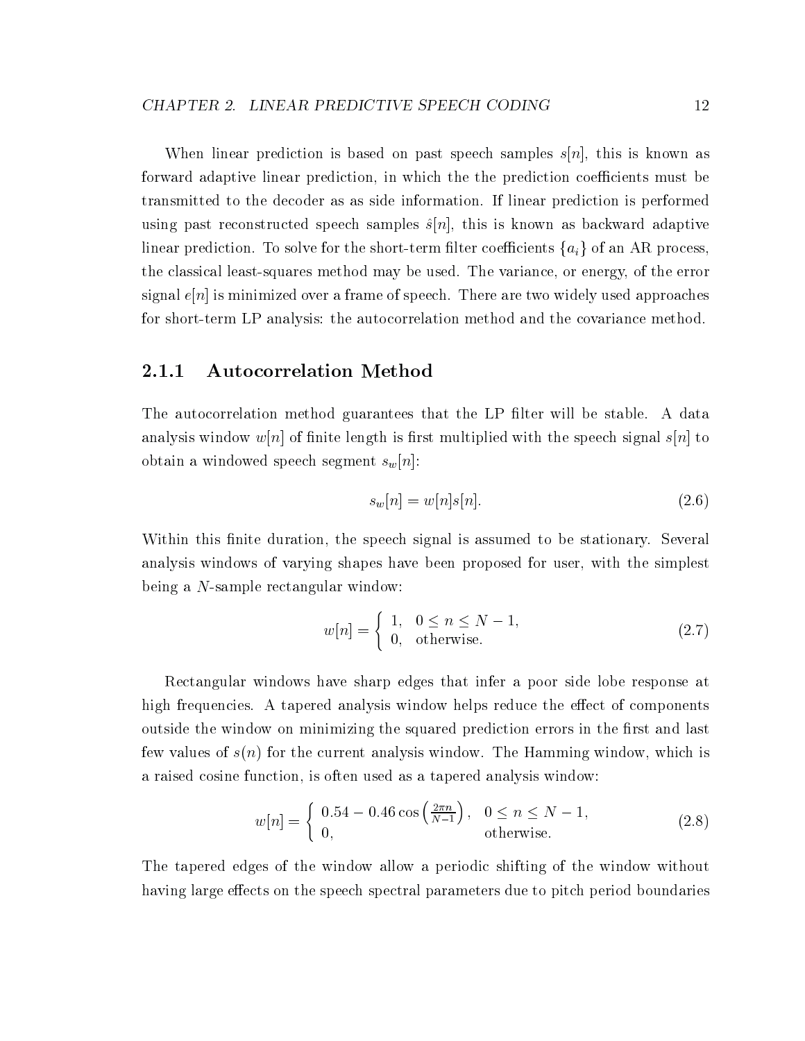When linear prediction is based on past speech samples $s[n]$, this is known as forward adaptive linear prediction, in which the the prediction coefficients must be transmitted to the decoder as as side information. If linear prediction is performed using past reconstructed speech samples $\hat{s}[n]$, this is known as backward adaptive linear prediction. To solve for the short-term filter coefficients $\{a_i\}$ of an AR process, the classical least-squares method may be used. The variance, or energy, of the error signal $e[n]$ is minimized over a frame of speech. There are two widely used approaches for short-term LP analysis: the autocorrelation method and the covariance method.

### 2.1.1 Autocorrelation Method

The autocorrelation method guarantees that the LP filter will be stable. A data analysis window $w[n]$ of finite length is first multiplied with the speech signal $s[n]$ to obtain a windowed speech segment $s_w[n]$:

$$s_w[n] = w[n]s[n]. \tag{2.6}$$

Within this finite duration, the speech signal is assumed to be stationary. Several analysis windows of varying shapes have been proposed for user, with the simplest being a $N$-sample rectangular window:

$$w[n] = \begin{cases} 1, & 0 \leq n \leq N-1, \\ 0, & \text{otherwise.} \end{cases} \tag{2.7}$$

Rectangular windows have sharp edges that infer a poor side lobe response at high frequencies. A tapered analysis window helps reduce the effect of components outside the window on minimizing the squared prediction errors in the first and last few values of $s(n)$ for the current analysis window. The Hamming window, which is a raised cosine function, is often used as a tapered analysis window:

$$w[n] = \begin{cases} 0.54 - 0.46\cos\left(\frac{2\pi n}{N-1}\right), & 0 \leq n \leq N-1, \\ 0, & \text{otherwise.} \end{cases} \tag{2.8}$$

The tapered edges of the window allow a periodic shifting of the window without having large effects on the speech spectral parameters due to pitch period boundaries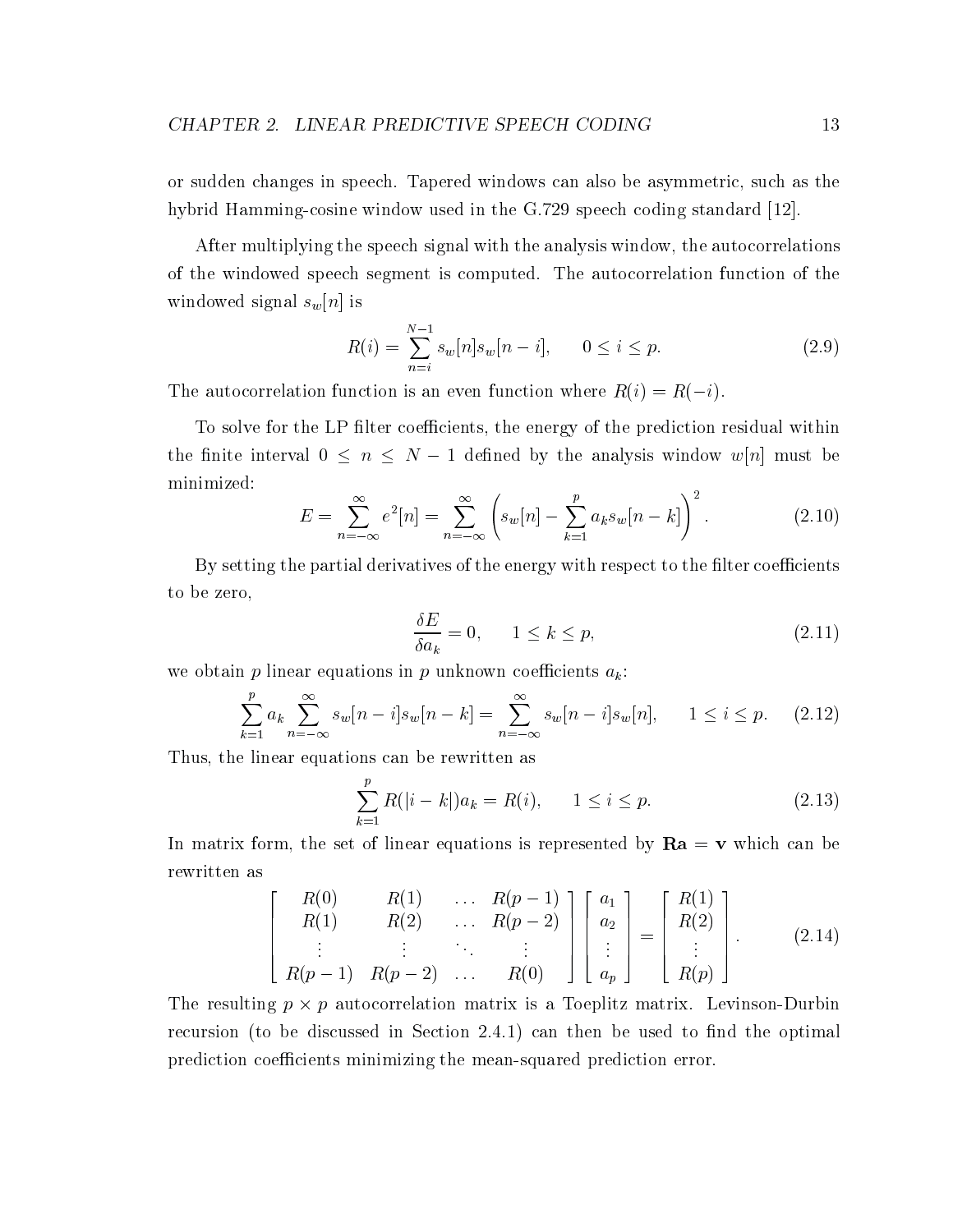or sudden changes in speech. Tapered windows can also be asymmetric, such as the hybrid Hamming-cosine window used in the G.729 speech coding standard [12].

After multiplying the speech signal with the analysis window, the autocorrelations of the windowed speech segment is computed. The autocorrelation function of the windowed signal $s_w[n]$ is

$$R(i) = \sum_{n=i}^{N-1} s_w[n] s_w[n-i], \qquad 0 \leq i \leq p. \tag{2.9}$$

The autocorrelation function is an even function where $R(i) = R(-i)$.

To solve for the LP filter coefficients, the energy of the prediction residual within the finite interval $0 \leq n \leq N-1$ defined by the analysis window $w[n]$ must be minimized:

$$E = \sum_{n=-\infty}^{\infty} e^2[n] = \sum_{n=-\infty}^{\infty} \left( s_w[n] - \sum_{k=1}^{p} a_k s_w[n-k] \right)^2. \tag{2.10}$$

By setting the partial derivatives of the energy with respect to the filter coefficients to be zero,

$$\frac{\delta E}{\delta a_k} = 0, \qquad 1 \leq k \leq p, \tag{2.11}$$

we obtain $p$ linear equations in $p$ unknown coefficients $a_k$:

$$\sum_{k=1}^{p} a_k \sum_{n=-\infty}^{\infty} s_w[n-i] s_w[n-k] = \sum_{n=-\infty}^{\infty} s_w[n-i] s_w[n], \qquad 1 \leq i \leq p. \tag{2.12}$$

Thus, the linear equations can be rewritten as

$$\sum_{k=1}^{p} R(|i-k|) a_k = R(i), \qquad 1 \leq i \leq p. \tag{2.13}$$

In matrix form, the set of linear equations is represented by $\mathbf{Ra} = \mathbf{v}$ which can be rewritten as

$$\begin{bmatrix} R(0) & R(1) & \dots & R(p-1) \\ R(1) & R(2) & \dots & R(p-2) \\ \vdots & \vdots & \ddots & \vdots \\ R(p-1) & R(p-2) & \dots & R(0) \end{bmatrix} \begin{bmatrix} a_1 \\ a_2 \\ \vdots \\ a_p \end{bmatrix} = \begin{bmatrix} R(1) \\ R(2) \\ \vdots \\ R(p) \end{bmatrix}. \tag{2.14}$$

The resulting $p \times p$ autocorrelation matrix is a Toeplitz matrix. Levinson-Durbin recursion (to be discussed in Section 2.4.1) can then be used to find the optimal prediction coefficients minimizing the mean-squared prediction error.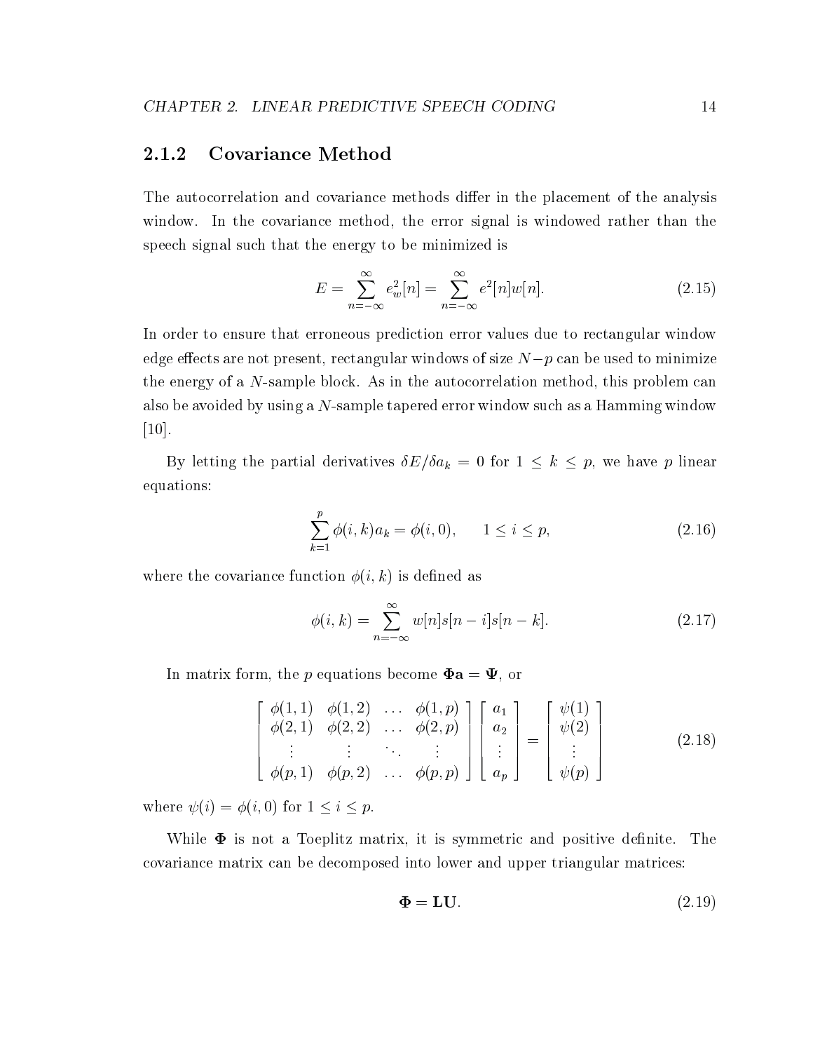### 2.1.2 Covariance Method

The autocorrelation and covariance methods differ in the placement of the analysis window. In the covariance method, the error signal is windowed rather than the speech signal such that the energy to be minimized is

$$E = \sum_{n=-\infty}^{\infty} e_w^2[n] = \sum_{n=-\infty}^{\infty} e^2[n]w[n]. \tag{2.15}$$

In order to ensure that erroneous prediction error values due to rectangular window edge effects are not present, rectangular windows of size $N-p$ can be used to minimize the energy of a $N$-sample block. As in the autocorrelation method, this problem can also be avoided by using a $N$-sample tapered error window such as a Hamming window [10].

By letting the partial derivatives $\delta E/\delta a_k = 0$ for $1 \leq k \leq p$, we have $p$ linear equations:

$$\sum_{k=1}^{p} \phi(i,k)a_k = \phi(i,0), \qquad 1 \leq i \leq p, \tag{2.16}$$

where the covariance function $\phi(i,k)$ is defined as

$$\phi(i,k) = \sum_{n=-\infty}^{\infty} w[n]s[n-i]s[n-k]. \tag{2.17}$$

In matrix form, the $p$ equations become $\mathbf{\Phi a} = \mathbf{\Psi}$, or

$$\begin{bmatrix} \phi(1,1) & \phi(1,2) & \dots & \phi(1,p) \\ \phi(2,1) & \phi(2,2) & \dots & \phi(2,p) \\ \vdots & \vdots & \ddots & \vdots \\ \phi(p,1) & \phi(p,2) & \dots & \phi(p,p) \end{bmatrix} \begin{bmatrix} a_1 \\ a_2 \\ \vdots \\ a_p \end{bmatrix} = \begin{bmatrix} \psi(1) \\ \psi(2) \\ \vdots \\ \psi(p) \end{bmatrix} \tag{2.18}$$

where $\psi(i) = \phi(i,0)$ for $1 \leq i \leq p$.

While $\mathbf{\Phi}$ is not a Toeplitz matrix, it is symmetric and positive definite. The covariance matrix can be decomposed into lower and upper triangular matrices:

$$\mathbf{\Phi} = \mathbf{LU}. \tag{2.19}$$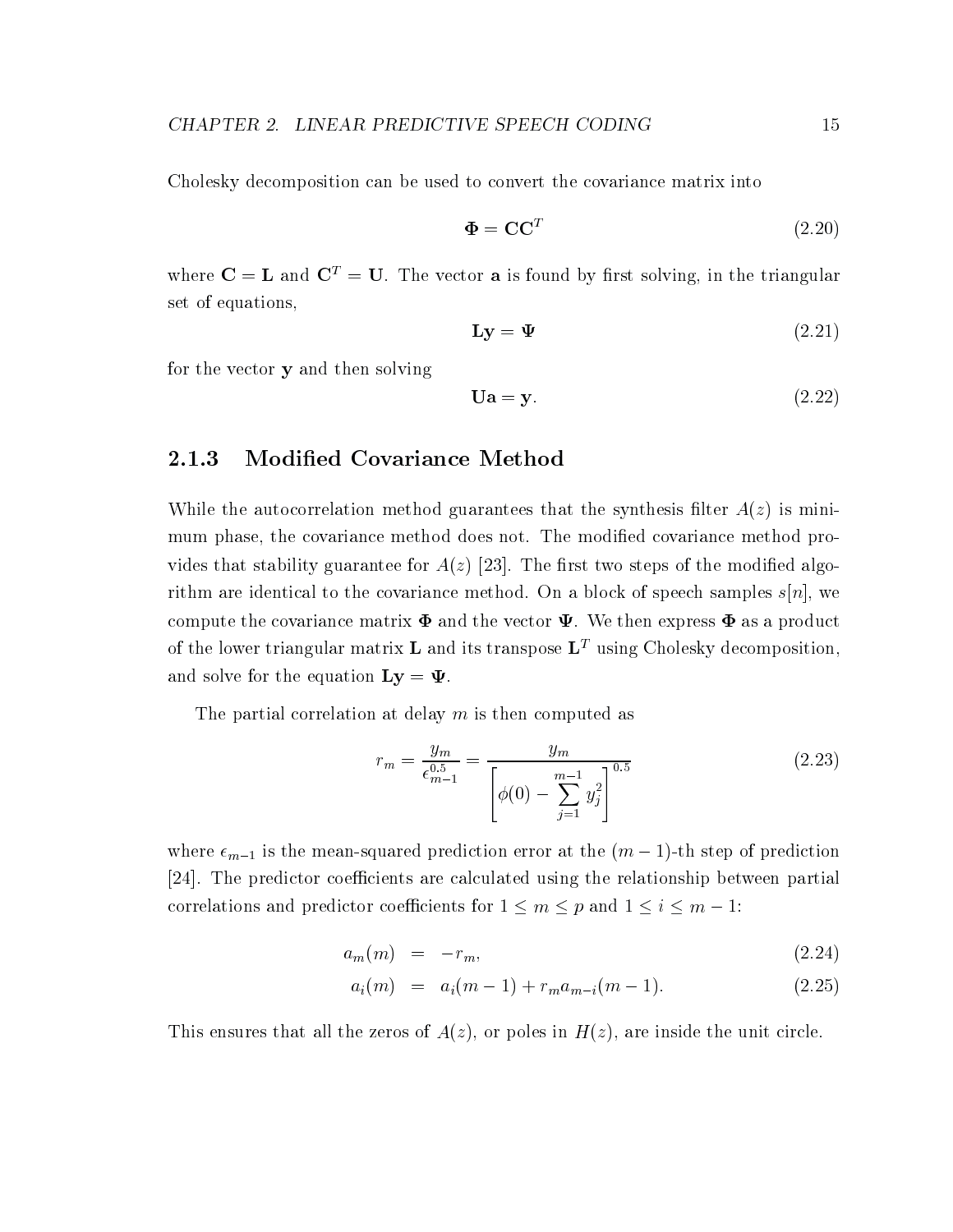Cholesky decomposition can be used to convert the covariance matrix into

$$\mathbf{\Phi} = \mathbf{C}\mathbf{C}^T \tag{2.20}$$

where $\mathbf{C} = \mathbf{L}$ and $\mathbf{C}^T = \mathbf{U}$. The vector $\mathbf{a}$ is found by first solving, in the triangular set of equations,

$$\mathbf{L}\mathbf{y} = \mathbf{\Psi} \tag{2.21}$$

for the vector $\mathbf{y}$ and then solving

$$\mathbf{U}\mathbf{a} = \mathbf{y}. \tag{2.22}$$

### 2.1.3 Modified Covariance Method

While the autocorrelation method guarantees that the synthesis filter $A(z)$ is minimum phase, the covariance method does not. The modified covariance method provides that stability guarantee for $A(z)$ [23]. The first two steps of the modified algorithm are identical to the covariance method. On a block of speech samples $s[n]$, we compute the covariance matrix $\mathbf{\Phi}$ and the vector $\mathbf{\Psi}$. We then express $\mathbf{\Phi}$ as a product of the lower triangular matrix $\mathbf{L}$ and its transpose $\mathbf{L}^T$ using Cholesky decomposition, and solve for the equation $\mathbf{L}\mathbf{y} = \mathbf{\Psi}$.

The partial correlation at delay $m$ is then computed as

$$r_m = \frac{y_m}{\epsilon_{m-1}^{0.5}} = \frac{y_m}{\left[\phi(0) - \sum_{j=1}^{m-1} y_j^2\right]^{0.5}} \tag{2.23}$$

where $\epsilon_{m-1}$ is the mean-squared prediction error at the $(m-1)$-th step of prediction [24]. The predictor coefficients are calculated using the relationship between partial correlations and predictor coefficients for $1 \leq m \leq p$ and $1 \leq i \leq m-1$:

$$a_m(m) = -r_m, \tag{2.24}$$

$$a_i(m) = a_i(m-1) + r_m a_{m-i}(m-1). \tag{2.25}$$

This ensures that all the zeros of $A(z)$, or poles in $H(z)$, are inside the unit circle.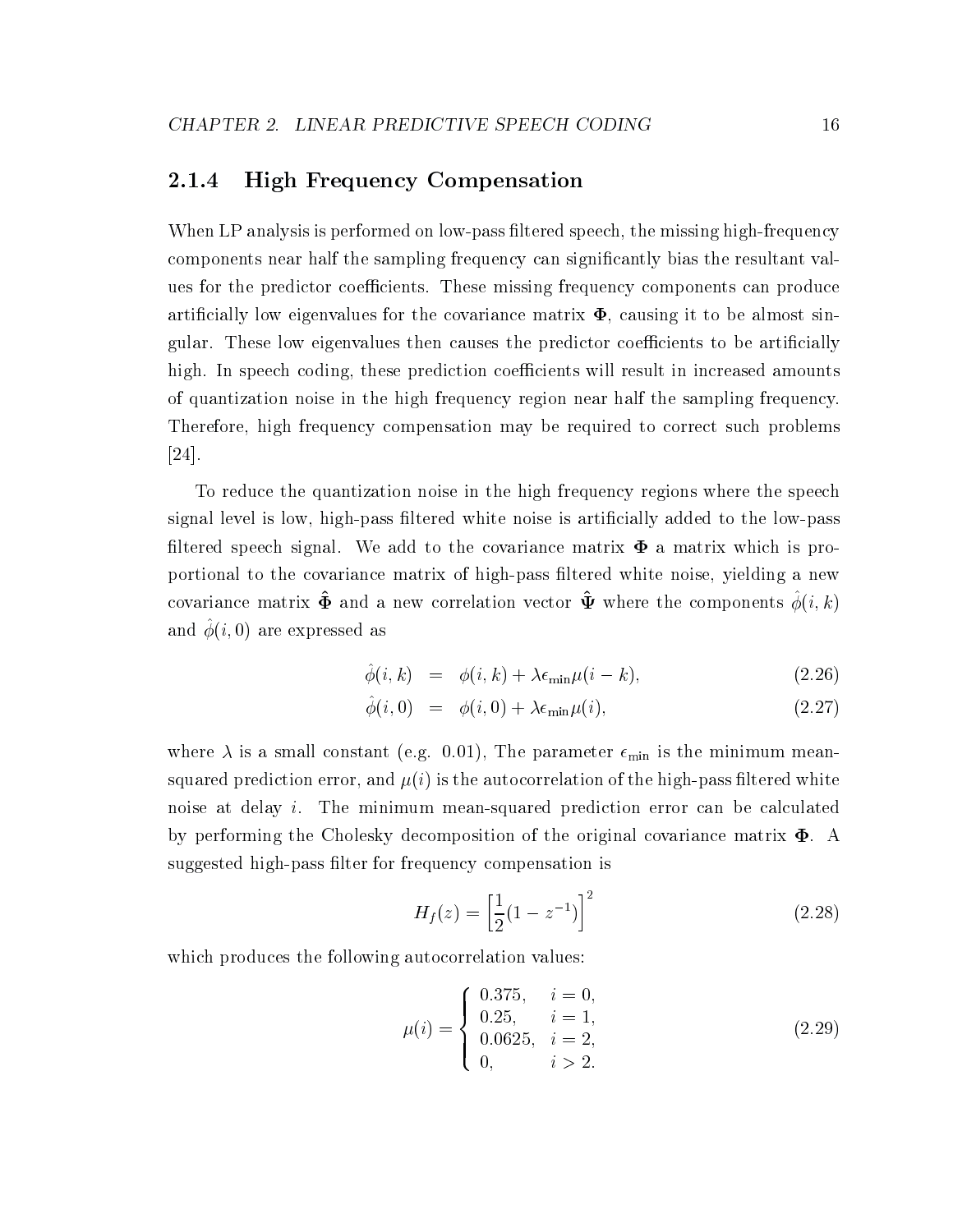### 2.1.4 High Frequency Compensation

When LP analysis is performed on low-pass filtered speech, the missing high-frequency components near half the sampling frequency can significantly bias the resultant values for the predictor coefficients. These missing frequency components can produce artificially low eigenvalues for the covariance matrix $\mathbf{\Phi}$, causing it to be almost singular. These low eigenvalues then causes the predictor coefficients to be artificially high. In speech coding, these prediction coefficients will result in increased amounts of quantization noise in the high frequency region near half the sampling frequency. Therefore, high frequency compensation may be required to correct such problems [24].

To reduce the quantization noise in the high frequency regions where the speech signal level is low, high-pass filtered white noise is artificially added to the low-pass filtered speech signal. We add to the covariance matrix $\mathbf{\Phi}$ a matrix which is proportional to the covariance matrix of high-pass filtered white noise, yielding a new covariance matrix $\hat{\mathbf{\Phi}}$ and a new correlation vector $\hat{\mathbf{\Psi}}$ where the components $\hat{\phi}(i,k)$ and $\hat{\phi}(i,0)$ are expressed as

$$\hat{\phi}(i,k) = \phi(i,k) + \lambda\epsilon_{\min}\mu(i-k), \tag{2.26}$$

$$\hat{\phi}(i,0) = \phi(i,0) + \lambda\epsilon_{\min}\mu(i), \tag{2.27}$$

where $\lambda$ is a small constant (e.g. 0.01), The parameter $\epsilon_{\min}$ is the minimum mean-squared prediction error, and $\mu(i)$ is the autocorrelation of the high-pass filtered white noise at delay $i$. The minimum mean-squared prediction error can be calculated by performing the Cholesky decomposition of the original covariance matrix $\mathbf{\Phi}$. A suggested high-pass filter for frequency compensation is

$$H_f(z) = \left[\frac{1}{2}(1 - z^{-1})\right]^2 \tag{2.28}$$

which produces the following autocorrelation values:

$$\mu(i) = \begin{cases} 0.375, & i = 0, \\ 0.25, & i = 1, \\ 0.0625, & i = 2, \\ 0, & i > 2. \end{cases} \tag{2.29}$$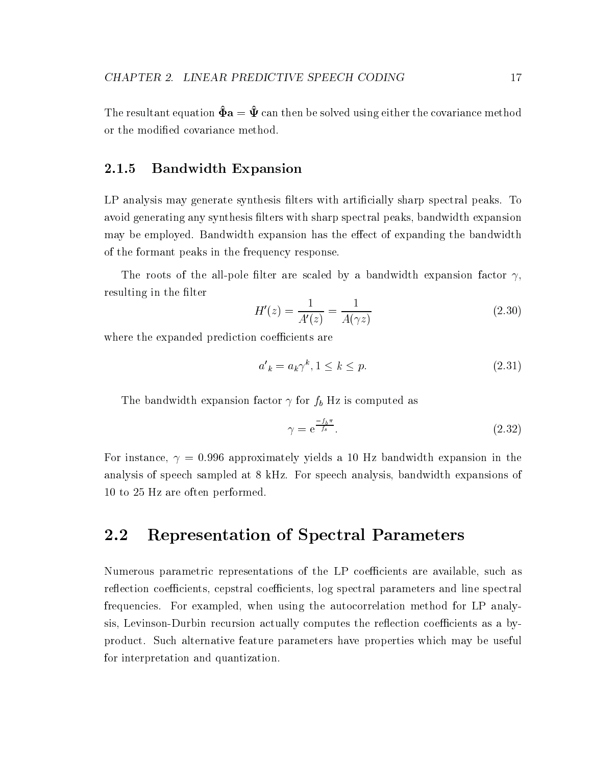The resultant equation $\hat{\mathbf{\Phi}}\mathbf{a} = \hat{\mathbf{\Psi}}$ can then be solved using either the covariance method or the modified covariance method.

### 2.1.5 Bandwidth Expansion

LP analysis may generate synthesis filters with artificially sharp spectral peaks. To avoid generating any synthesis filters with sharp spectral peaks, bandwidth expansion may be employed. Bandwidth expansion has the effect of expanding the bandwidth of the formant peaks in the frequency response.

The roots of the all-pole filter are scaled by a bandwidth expansion factor $\gamma$, resulting in the filter

$$H'(z) = \frac{1}{A'(z)} = \frac{1}{A(\gamma z)} \tag{2.30}$$

where the expanded prediction coefficients are

$$a'_k = a_k \gamma^k, 1 \leq k \leq p. \tag{2.31}$$

The bandwidth expansion factor $\gamma$ for $f_b$ Hz is computed as

$$\gamma = \mathrm{e}^{\frac{-f_b \pi}{f_s}}. \tag{2.32}$$

For instance, $\gamma = 0.996$ approximately yields a 10 Hz bandwidth expansion in the analysis of speech sampled at 8 kHz. For speech analysis, bandwidth expansions of 10 to 25 Hz are often performed.

## 2.2 Representation of Spectral Parameters

Numerous parametric representations of the LP coefficients are available, such as reflection coefficients, cepstral coefficients, log spectral parameters and line spectral frequencies. For exampled, when using the autocorrelation method for LP analysis, Levinson-Durbin recursion actually computes the reflection coefficients as a by-product. Such alternative feature parameters have properties which may be useful for interpretation and quantization.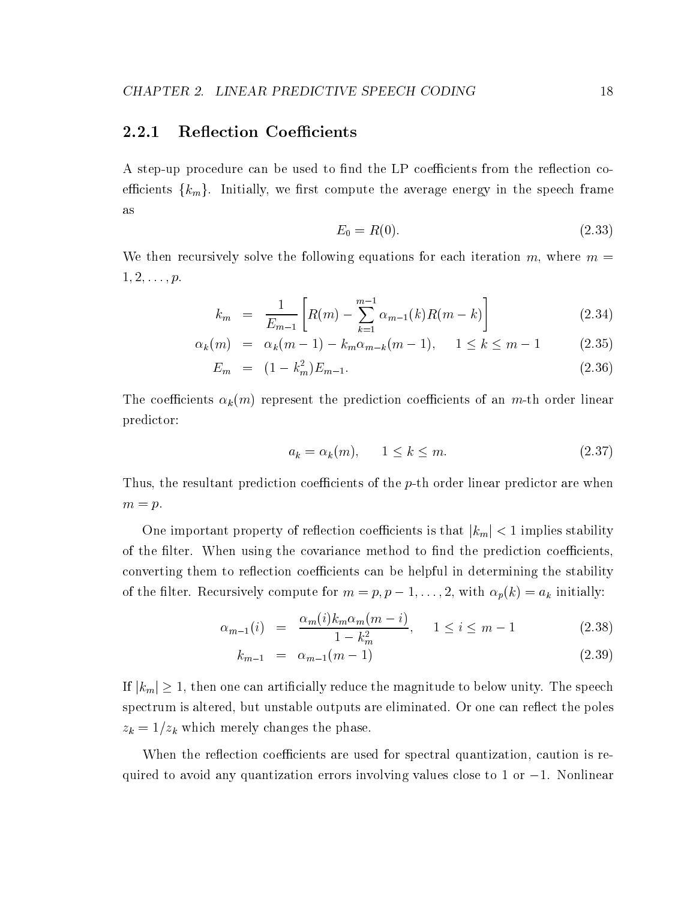### 2.2.1 Reflection Coefficients

A step-up procedure can be used to find the LP coefficients from the reflection coefficients $\{k_m\}$. Initially, we first compute the average energy in the speech frame as

$$E_0 = R(0). \tag{2.33}$$

We then recursively solve the following equations for each iteration $m$, where $m = 1, 2, \ldots, p$.

$$k_m = \frac{1}{E_{m-1}}\left[R(m) - \sum_{k=1}^{m-1} \alpha_{m-1}(k) R(m-k)\right] \tag{2.34}$$

$$\alpha_k(m) = \alpha_k(m-1) - k_m \alpha_{m-k}(m-1), \qquad 1 \leq k \leq m-1 \tag{2.35}$$

$$E_m = (1 - k_m^2) E_{m-1}. \tag{2.36}$$

The coefficients $\alpha_k(m)$ represent the prediction coefficients of an $m$-th order linear predictor:

$$a_k = \alpha_k(m), \qquad 1 \leq k \leq m. \tag{2.37}$$

Thus, the resultant prediction coefficients of the $p$-th order linear predictor are when $m = p$.

One important property of reflection coefficients is that $|k_m| < 1$ implies stability of the filter. When using the covariance method to find the prediction coefficients, converting them to reflection coefficients can be helpful in determining the stability of the filter. Recursively compute for $m = p, p-1, \ldots, 2$, with $\alpha_p(k) = a_k$ initially:

$$\alpha_{m-1}(i) = \frac{\alpha_m(i) k_m \alpha_m(m-i)}{1 - k_m^2}, \qquad 1 \leq i \leq m-1 \tag{2.38}$$

$$k_{m-1} = \alpha_{m-1}(m-1) \tag{2.39}$$

If $|k_m| \geq 1$, then one can artificially reduce the magnitude to below unity. The speech spectrum is altered, but unstable outputs are eliminated. Or one can reflect the poles $z_k = 1/z_k$ which merely changes the phase.

When the reflection coefficients are used for spectral quantization, caution is required to avoid any quantization errors involving values close to 1 or $-1$. Nonlinear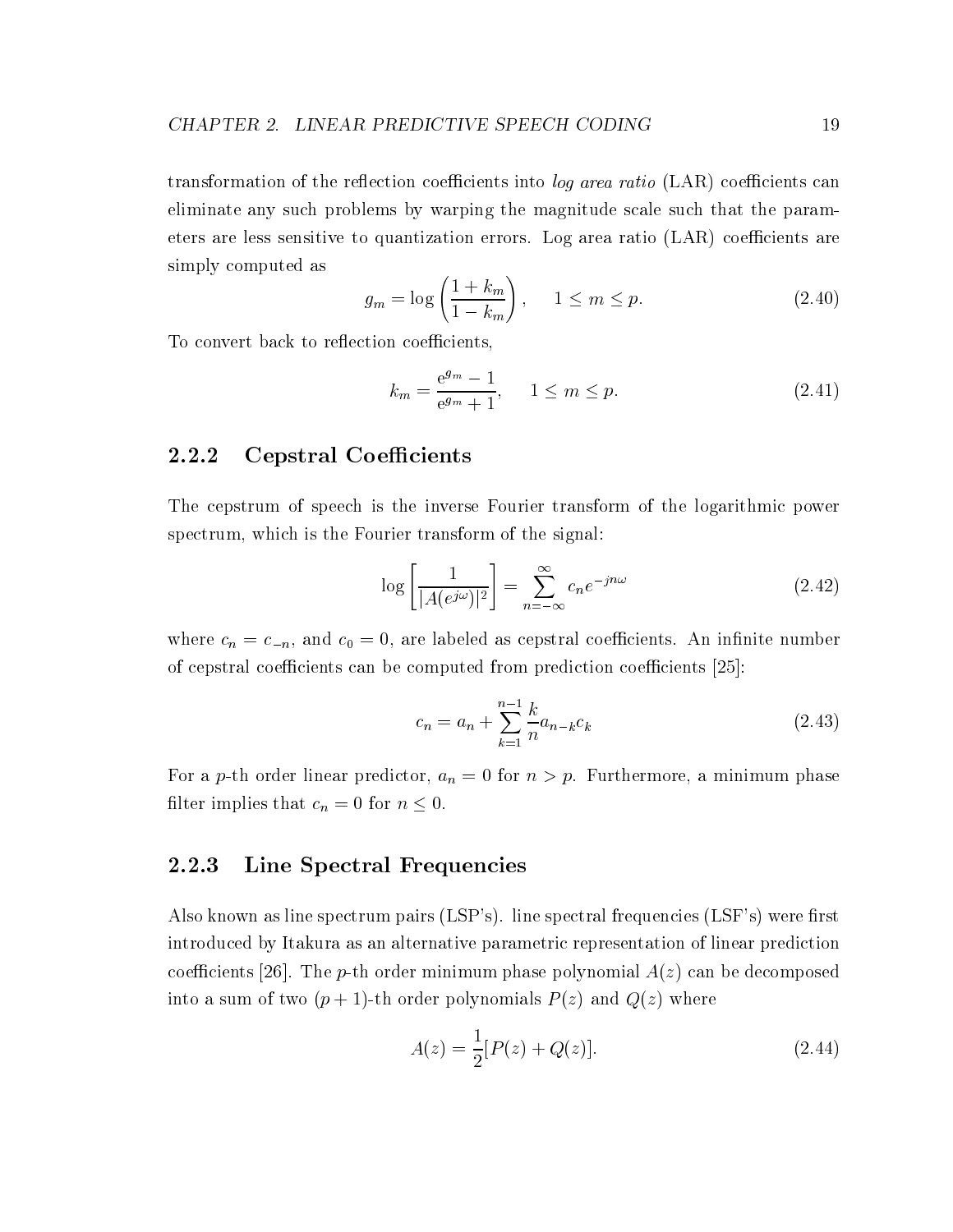transformation of the reflection coefficients into *log area ratio* (LAR) coefficients can eliminate any such problems by warping the magnitude scale such that the parameters are less sensitive to quantization errors. Log area ratio (LAR) coefficients are simply computed as

$$g_m = \log\left(\frac{1+k_m}{1-k_m}\right), \quad 1 \leq m \leq p. \tag{2.40}$$

To convert back to reflection coefficients,

$$k_m = \frac{\mathrm{e}^{g_m} - 1}{\mathrm{e}^{g_m} + 1}, \quad 1 \leq m \leq p. \tag{2.41}$$

### 2.2.2 Cepstral Coefficients

The cepstrum of speech is the inverse Fourier transform of the logarithmic power spectrum, which is the Fourier transform of the signal:

$$\log\left[\frac{1}{|A(e^{j\omega})|^2}\right] = \sum_{n=-\infty}^{\infty} c_n e^{-jn\omega} \tag{2.42}$$

where $c_n = c_{-n}$, and $c_0 = 0$, are labeled as cepstral coefficients. An infinite number of cepstral coefficients can be computed from prediction coefficients [25]:

$$c_n = a_n + \sum_{k=1}^{n-1} \frac{k}{n} a_{n-k} c_k \tag{2.43}$$

For a $p$-th order linear predictor, $a_n = 0$ for $n > p$. Furthermore, a minimum phase filter implies that $c_n = 0$ for $n \leq 0$.

### 2.2.3 Line Spectral Frequencies

Also known as line spectrum pairs (LSP's). line spectral frequencies (LSF's) were first introduced by Itakura as an alternative parametric representation of linear prediction coefficients [26]. The $p$-th order minimum phase polynomial $A(z)$ can be decomposed into a sum of two $(p+1)$-th order polynomials $P(z)$ and $Q(z)$ where

$$A(z) = \frac{1}{2}[P(z) + Q(z)]. \tag{2.44}$$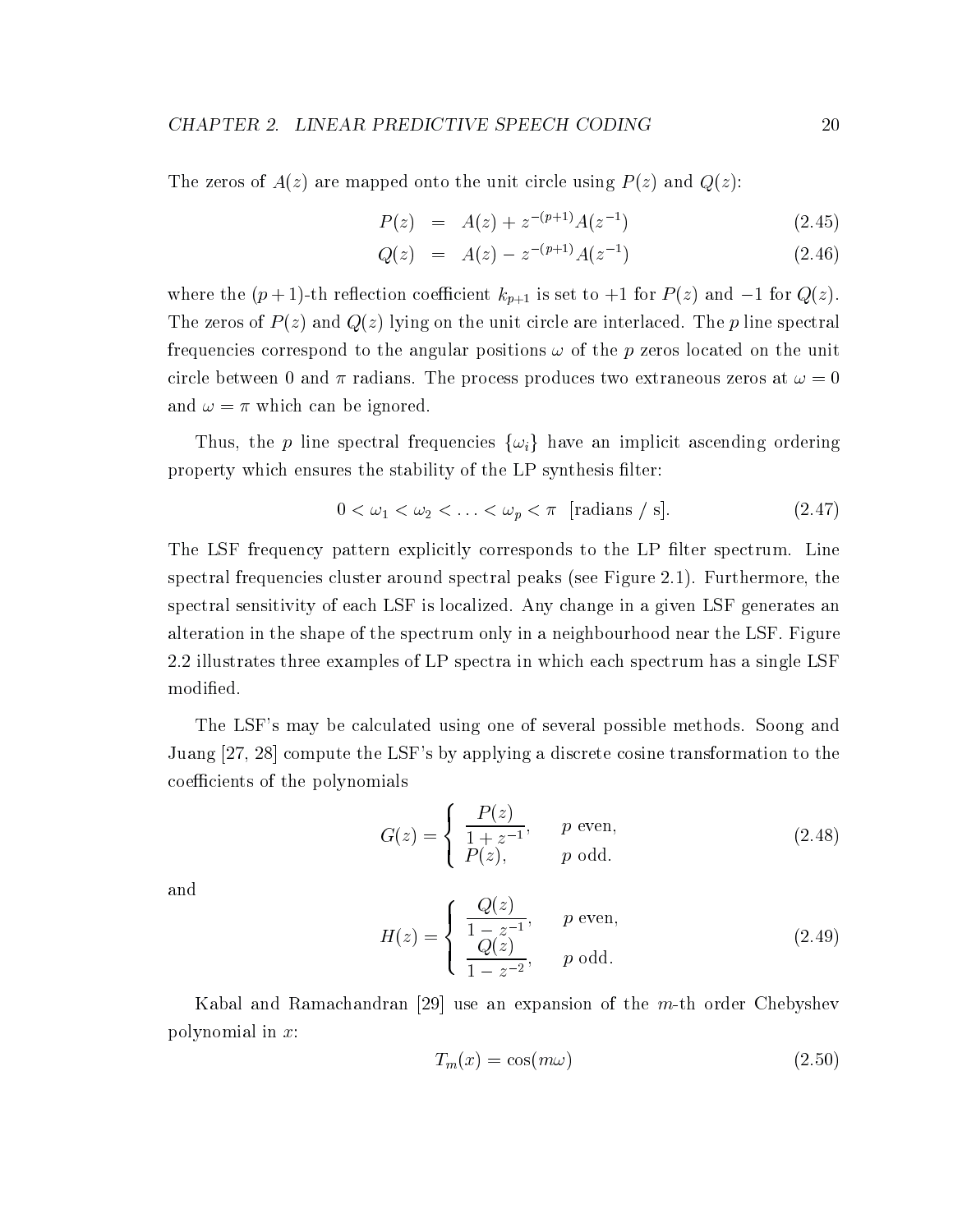The zeros of $A(z)$ are mapped onto the unit circle using $P(z)$ and $Q(z)$:

$$P(z) = A(z) + z^{-(p+1)} A(z^{-1}) \tag{2.45}$$

$$Q(z) = A(z) - z^{-(p+1)} A(z^{-1}) \tag{2.46}$$

where the $(p+1)$-th reflection coefficient $k_{p+1}$ is set to $+1$ for $P(z)$ and $-1$ for $Q(z)$. The zeros of $P(z)$ and $Q(z)$ lying on the unit circle are interlaced. The $p$ line spectral frequencies correspond to the angular positions $\omega$ of the $p$ zeros located on the unit circle between 0 and $\pi$ radians. The process produces two extraneous zeros at $\omega = 0$ and $\omega = \pi$ which can be ignored.

Thus, the $p$ line spectral frequencies $\{\omega_i\}$ have an implicit ascending ordering property which ensures the stability of the LP synthesis filter:

$$0 < \omega_1 < \omega_2 < \ldots < \omega_p < \pi \quad \text{[radians / s]}. \tag{2.47}$$

The LSF frequency pattern explicitly corresponds to the LP filter spectrum. Line spectral frequencies cluster around spectral peaks (see Figure 2.1). Furthermore, the spectral sensitivity of each LSF is localized. Any change in a given LSF generates an alteration in the shape of the spectrum only in a neighbourhood near the LSF. Figure 2.2 illustrates three examples of LP spectra in which each spectrum has a single LSF modified.

The LSF's may be calculated using one of several possible methods. Soong and Juang [27, 28] compute the LSF's by applying a discrete cosine transformation to the coefficients of the polynomials

$$G(z) = \begin{cases} \dfrac{P(z)}{1 + z^{-1}}, & p \text{ even}, \\ P(z), & p \text{ odd}. \end{cases} \tag{2.48}$$

and

$$H(z) = \begin{cases} \dfrac{Q(z)}{1 - z^{-1}}, & p \text{ even}, \\ \dfrac{Q(z)}{1 - z^{-2}}, & p \text{ odd}. \end{cases} \tag{2.49}$$

Kabal and Ramachandran [29] use an expansion of the $m$-th order Chebyshev polynomial in $x$:

$$T_m(x) = \cos(m\omega) \tag{2.50}$$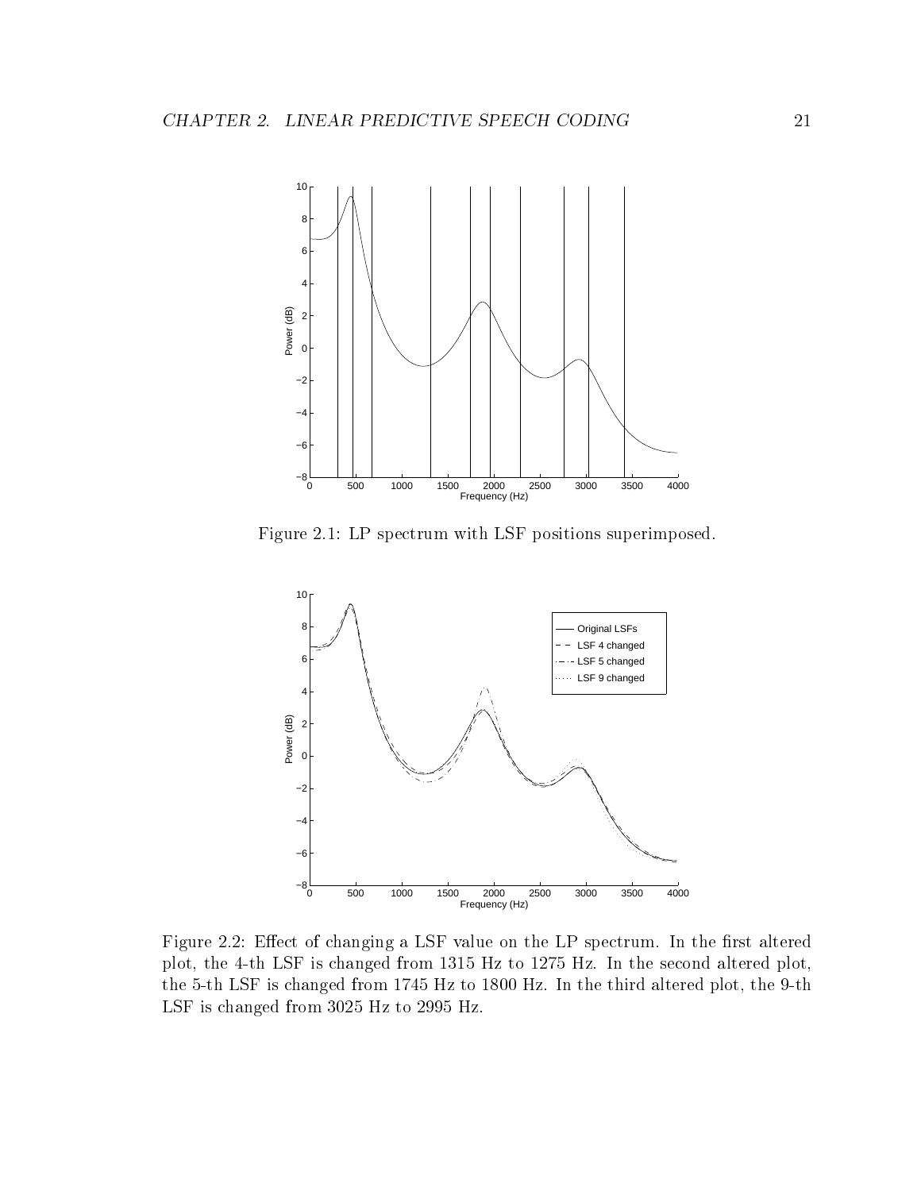Figure 2.1: LP spectrum with LSF positions superimposed.

Figure 2.2: Effect of changing a LSF value on the LP spectrum. In the first altered plot, the 4-th LSF is changed from 1315 Hz to 1275 Hz. In the second altered plot, the 5-th LSF is changed from 1745 Hz to 1800 Hz. In the third altered plot, the 9-th LSF is changed from 3025 Hz to 2995 Hz.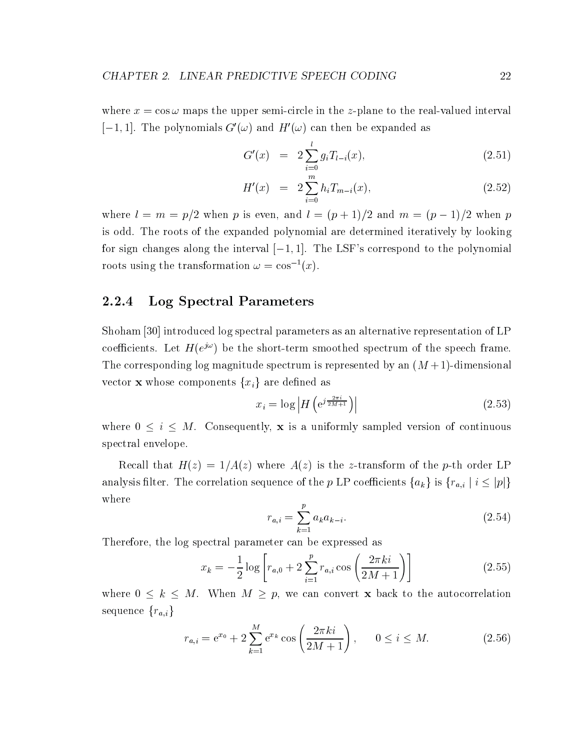where $x = \cos \omega$ maps the upper semi-circle in the $z$-plane to the real-valued interval $[-1, 1]$. The polynomials $G'(\omega)$ and $H'(\omega)$ can then be expanded as

$$G'(x) = 2 \sum_{i=0}^{l} g_i T_{l-i}(x), \tag{2.51}$$

$$H'(x) = 2 \sum_{i=0}^{m} h_i T_{m-i}(x), \tag{2.52}$$

where $l = m = p/2$ when $p$ is even, and $l = (p+1)/2$ and $m = (p-1)/2$ when $p$ is odd. The roots of the expanded polynomial are determined iteratively by looking for sign changes along the interval $[-1, 1]$. The LSF's correspond to the polynomial roots using the transformation $\omega = \cos^{-1}(x)$.

### 2.2.4 Log Spectral Parameters

Shoham [30] introduced log spectral parameters as an alternative representation of LP coefficients. Let $H(e^{j\omega})$ be the short-term smoothed spectrum of the speech frame. The corresponding log magnitude spectrum is represented by an $(M+1)$-dimensional vector $\mathbf{x}$ whose components $\{x_i\}$ are defined as

$$x_i = \log \left| H\left(e^{j\frac{2\pi i}{2M+1}}\right) \right| \tag{2.53}$$

where $0 \leq i \leq M$. Consequently, $\mathbf{x}$ is a uniformly sampled version of continuous spectral envelope.

Recall that $H(z) = 1/A(z)$ where $A(z)$ is the $z$-transform of the $p$-th order LP analysis filter. The correlation sequence of the $p$ LP coefficients $\{a_k\}$ is $\{r_{a,i} \mid i \leq |p|\}$ where

$$r_{a,i} = \sum_{k=1}^{p} a_k a_{k-i}. \tag{2.54}$$

Therefore, the log spectral parameter can be expressed as

$$x_k = -\frac{1}{2} \log \left[ r_{a,0} + 2 \sum_{i=1}^{p} r_{a,i} \cos\left(\frac{2\pi k i}{2M+1}\right) \right] \tag{2.55}$$

where $0 \leq k \leq M$. When $M \geq p$, we can convert $\mathbf{x}$ back to the autocorrelation sequence $\{r_{a,i}\}$

$$r_{a,i} = e^{x_0} + 2 \sum_{k=1}^{M} e^{x_k} \cos\left(\frac{2\pi k i}{2M+1}\right), \qquad 0 \leq i \leq M. \tag{2.56}$$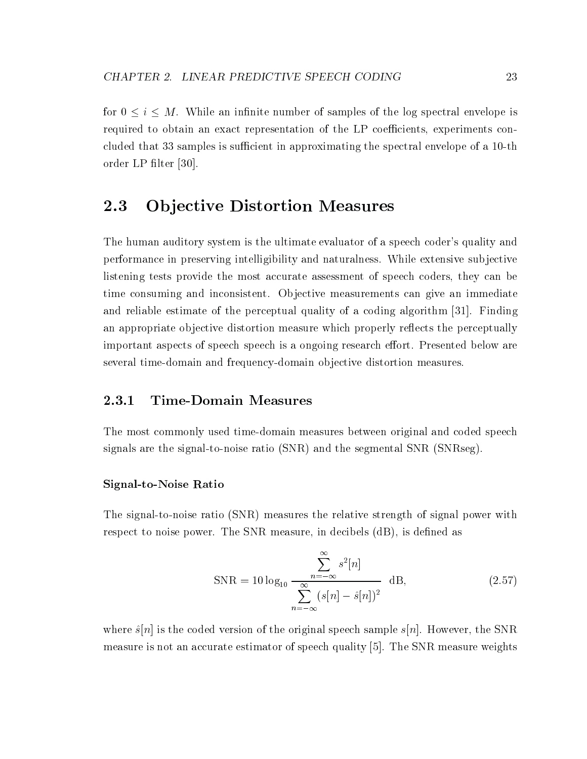for $0 \leq i \leq M$. While an infinite number of samples of the log spectral envelope is required to obtain an exact representation of the LP coefficients, experiments concluded that 33 samples is sufficient in approximating the spectral envelope of a 10-th order LP filter [30].

## 2.3 Objective Distortion Measures

The human auditory system is the ultimate evaluator of a speech coder's quality and performance in preserving intelligibility and naturalness. While extensive subjective listening tests provide the most accurate assessment of speech coders, they can be time consuming and inconsistent. Objective measurements can give an immediate and reliable estimate of the perceptual quality of a coding algorithm [31]. Finding an appropriate objective distortion measure which properly reflects the perceptually important aspects of speech speech is a ongoing research effort. Presented below are several time-domain and frequency-domain objective distortion measures.

### 2.3.1 Time-Domain Measures

The most commonly used time-domain measures between original and coded speech signals are the signal-to-noise ratio (SNR) and the segmental SNR (SNRseg).

#### Signal-to-Noise Ratio

The signal-to-noise ratio (SNR) measures the relative strength of signal power with respect to noise power. The SNR measure, in decibels (dB), is defined as

$$\text{SNR} = 10 \log_{10} \frac{\sum_{n=-\infty}^{\infty} s^2[n]}{\sum_{n=-\infty}^{\infty} (s[n] - \hat{s}[n])^2} \text{ dB}, \tag{2.57}$$

where $\hat{s}[n]$ is the coded version of the original speech sample $s[n]$. However, the SNR measure is not an accurate estimator of speech quality [5]. The SNR measure weights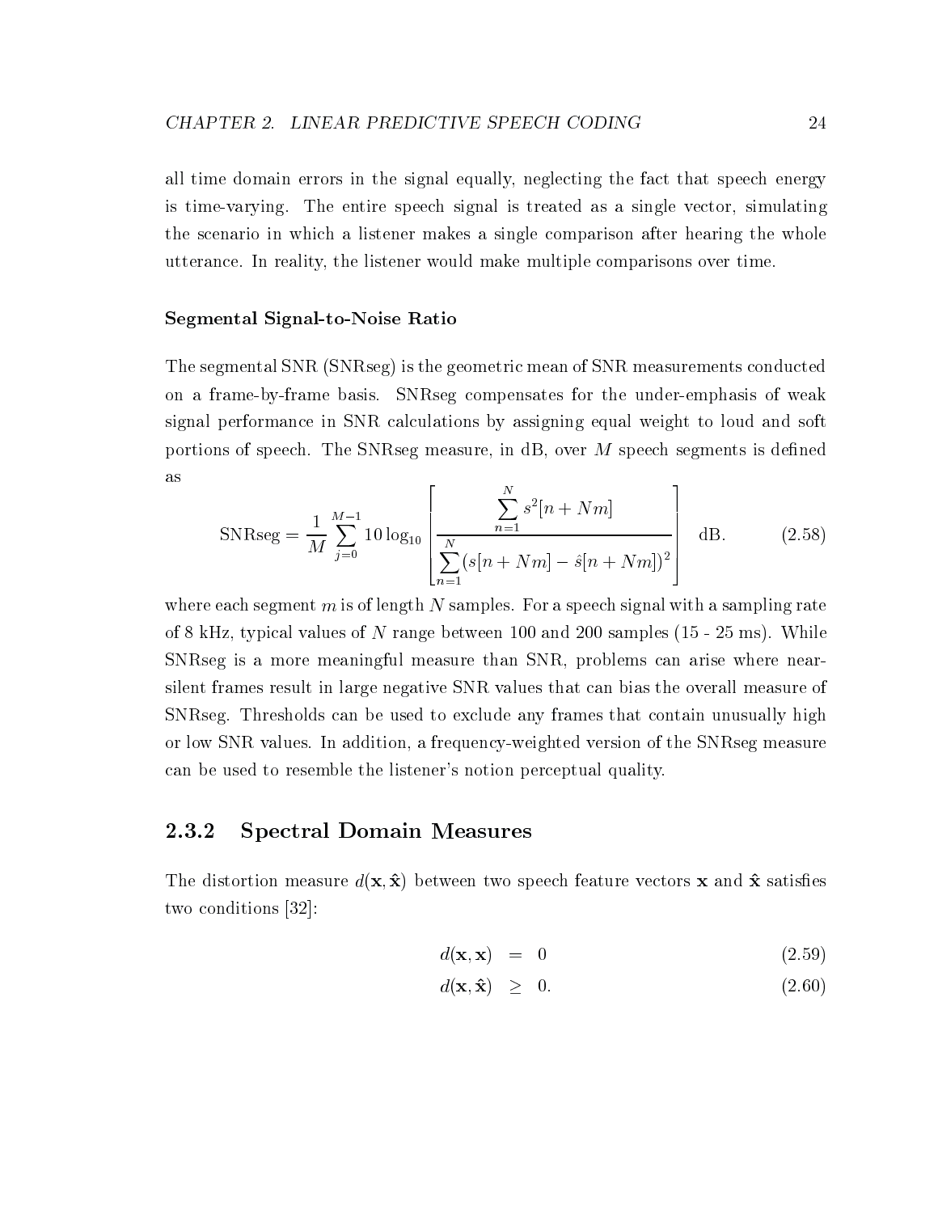all time domain errors in the signal equally, neglecting the fact that speech energy is time-varying. The entire speech signal is treated as a single vector, simulating the scenario in which a listener makes a single comparison after hearing the whole utterance. In reality, the listener would make multiple comparisons over time.

#### Segmental Signal-to-Noise Ratio

The segmental SNR (SNRseg) is the geometric mean of SNR measurements conducted on a frame-by-frame basis. SNRseg compensates for the under-emphasis of weak signal performance in SNR calculations by assigning equal weight to loud and soft portions of speech. The SNRseg measure, in dB, over $M$ speech segments is defined as

$$\text{SNRseg} = \frac{1}{M}\sum_{j=0}^{M-1} 10\log_{10}\left[\frac{\sum_{n=1}^{N} s^2[n+Nm]}{\sum_{n=1}^{N}(s[n+Nm]-\hat{s}[n+Nm])^2}\right] \text{ dB}. \tag{2.58}$$

where each segment $m$ is of length $N$ samples. For a speech signal with a sampling rate of 8 kHz, typical values of $N$ range between 100 and 200 samples (15 - 25 ms). While SNRseg is a more meaningful measure than SNR, problems can arise where near-silent frames result in large negative SNR values that can bias the overall measure of SNRseg. Thresholds can be used to exclude any frames that contain unusually high or low SNR values. In addition, a frequency-weighted version of the SNRseg measure can be used to resemble the listener's notion perceptual quality.

### 2.3.2 Spectral Domain Measures

The distortion measure $d(\mathbf{x}, \hat{\mathbf{x}})$ between two speech feature vectors $\mathbf{x}$ and $\hat{\mathbf{x}}$ satisfies two conditions [32]:

$$d(\mathbf{x}, \mathbf{x}) = 0 \tag{2.59}$$

$$d(\mathbf{x}, \hat{\mathbf{x}}) \geq 0. \tag{2.60}$$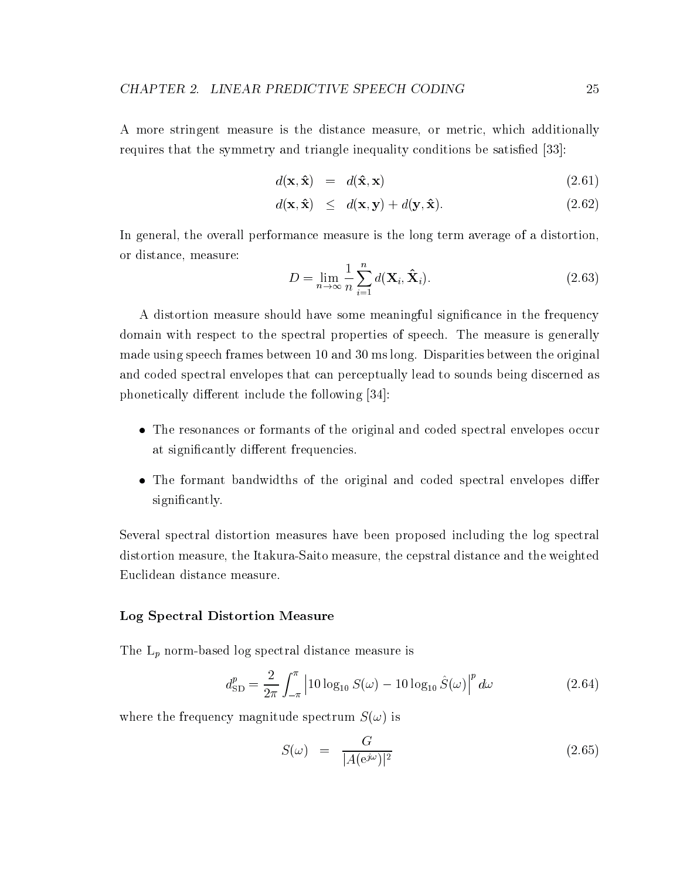A more stringent measure is the distance measure, or metric, which additionally requires that the symmetry and triangle inequality conditions be satisfied [33]:

$$
\begin{aligned}
d(\mathbf{x}, \hat{\mathbf{x}}) &= d(\hat{\mathbf{x}}, \mathbf{x}) & (2.61) \\
d(\mathbf{x}, \hat{\mathbf{x}}) &\leq d(\mathbf{x}, \mathbf{y}) + d(\mathbf{y}, \hat{\mathbf{x}}). & (2.62)
\end{aligned}
$$

In general, the overall performance measure is the long term average of a distortion, or distance, measure:

$$
D = \lim_{n \to \infty} \frac{1}{n} \sum_{i=1}^{n} d(\mathbf{X}_i, \hat{\mathbf{X}}_i). \tag{2.63}
$$

A distortion measure should have some meaningful significance in the frequency domain with respect to the spectral properties of speech. The measure is generally made using speech frames between 10 and 30 ms long. Disparities between the original and coded spectral envelopes that can perceptually lead to sounds being discerned as phonetically different include the following [34]:

- The resonances or formants of the original and coded spectral envelopes occur at significantly different frequencies.
- The formant bandwidths of the original and coded spectral envelopes differ significantly.

Several spectral distortion measures have been proposed including the log spectral distortion measure, the Itakura-Saito measure, the cepstral distance and the weighted Euclidean distance measure.

### Log Spectral Distortion Measure

The $\mathrm{L}_p$ norm-based log spectral distance measure is

$$
d_{\mathrm{SD}}^{p} = \frac{2}{2\pi} \int_{-\pi}^{\pi} \left| 10 \log_{10} S(\omega) - 10 \log_{10} \hat{S}(\omega) \right|^{p} d\omega \tag{2.64}
$$

where the frequency magnitude spectrum $S(\omega)$ is

$$
S(\omega) = \frac{G}{|A(\mathrm{e}^{j\omega})|^2} \tag{2.65}
$$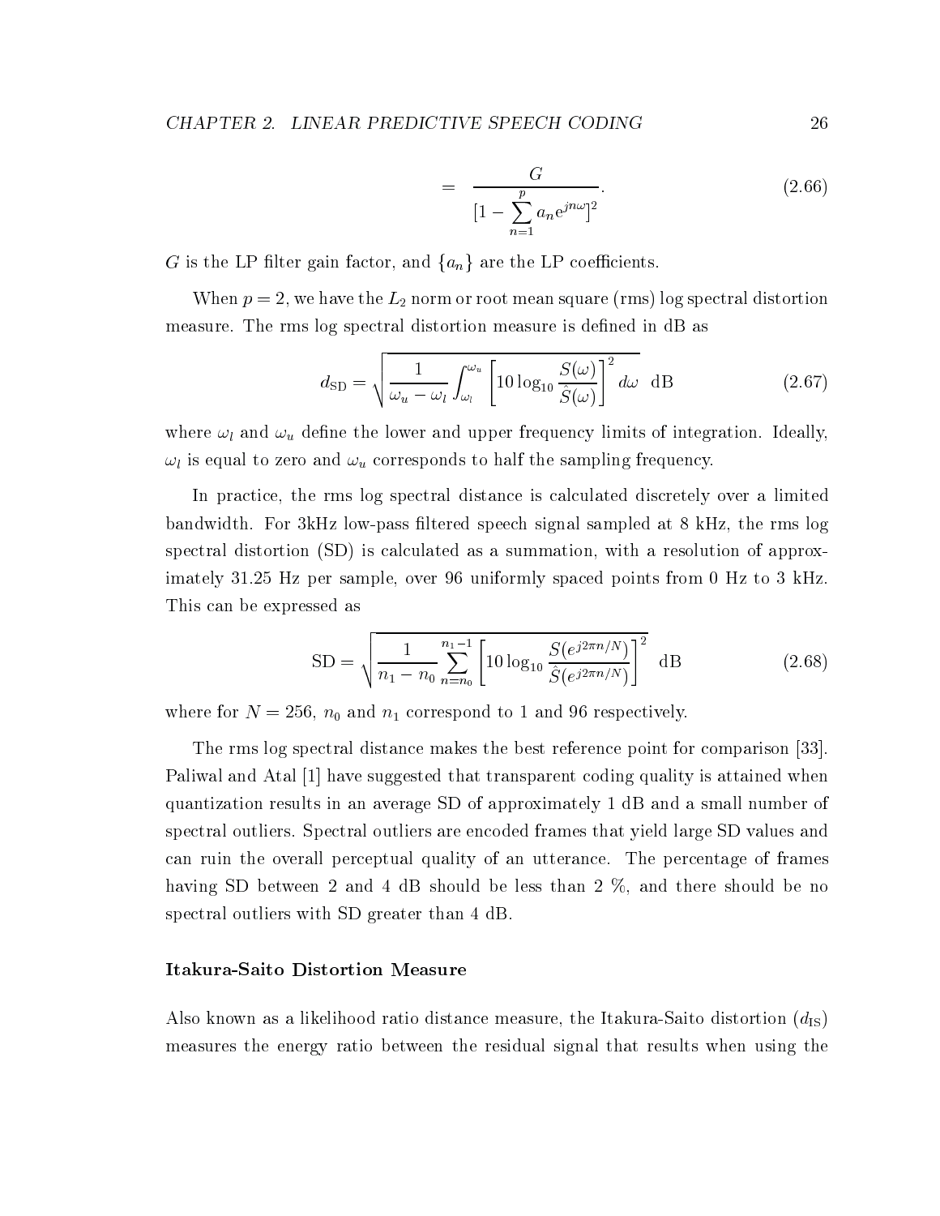$$= \frac{G}{[1 - \sum_{n=1}^{p} a_n e^{jn\omega}]^2}. \tag{2.66}$$

$G$ is the LP filter gain factor, and $\{a_n\}$ are the LP coefficients.

When $p = 2$, we have the $L_2$ norm or root mean square (rms) log spectral distortion measure. The rms log spectral distortion measure is defined in dB as

$$d_{\text{SD}} = \sqrt{\frac{1}{\omega_u - \omega_l} \int_{\omega_l}^{\omega_u} \left[ 10 \log_{10} \frac{S(\omega)}{\hat{S}(\omega)} \right]^2 d\omega} \;\; \text{dB} \tag{2.67}$$

where $\omega_l$ and $\omega_u$ define the lower and upper frequency limits of integration. Ideally, $\omega_l$ is equal to zero and $\omega_u$ corresponds to half the sampling frequency.

In practice, the rms log spectral distance is calculated discretely over a limited bandwidth. For 3kHz low-pass filtered speech signal sampled at 8 kHz, the rms log spectral distortion (SD) is calculated as a summation, with a resolution of approximately 31.25 Hz per sample, over 96 uniformly spaced points from 0 Hz to 3 kHz. This can be expressed as

$$\text{SD} = \sqrt{\frac{1}{n_1 - n_0} \sum_{n=n_0}^{n_1 - 1} \left[ 10 \log_{10} \frac{S(e^{j2\pi n/N})}{\hat{S}(e^{j2\pi n/N})} \right]^2} \;\; \text{dB} \tag{2.68}$$

where for $N = 256$, $n_0$ and $n_1$ correspond to 1 and 96 respectively.

The rms log spectral distance makes the best reference point for comparison [33]. Paliwal and Atal [1] have suggested that transparent coding quality is attained when quantization results in an average SD of approximately 1 dB and a small number of spectral outliers. Spectral outliers are encoded frames that yield large SD values and can ruin the overall perceptual quality of an utterance. The percentage of frames having SD between 2 and 4 dB should be less than 2 %, and there should be no spectral outliers with SD greater than 4 dB.

### Itakura-Saito Distortion Measure

Also known as a likelihood ratio distance measure, the Itakura-Saito distortion ($d_{\text{IS}}$) measures the energy ratio between the residual signal that results when using the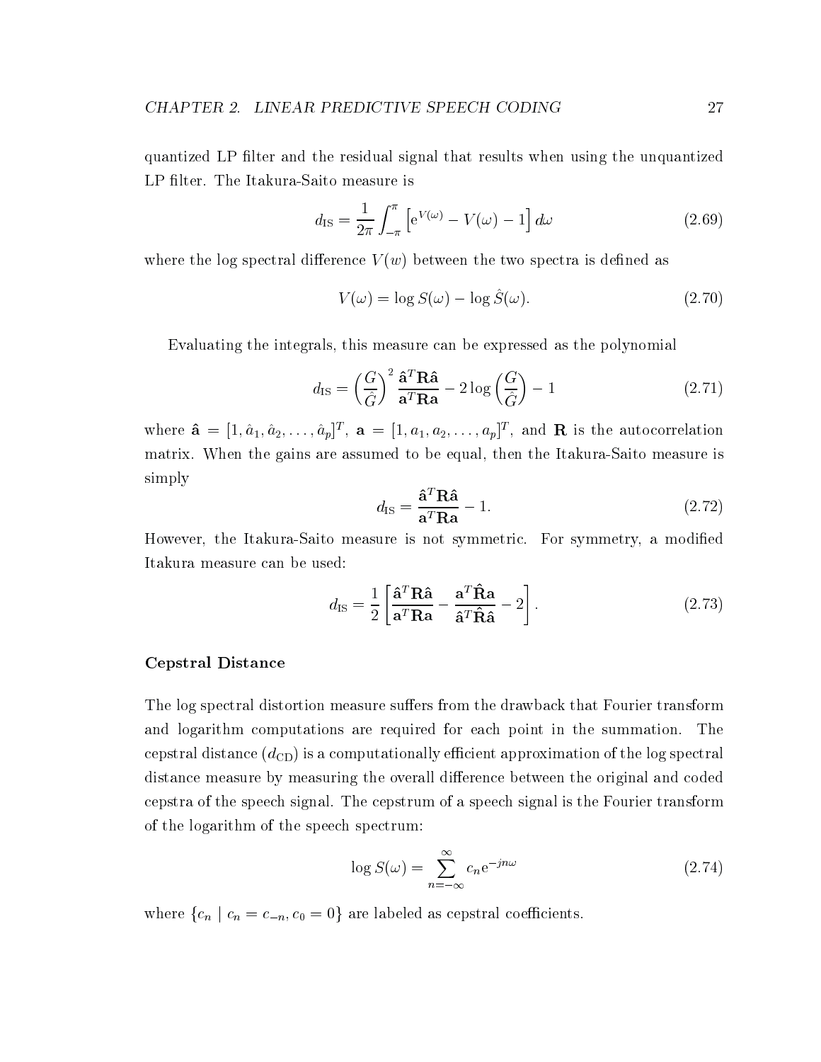quantized LP filter and the residual signal that results when using the unquantized LP filter. The Itakura-Saito measure is

$$d_{\mathrm{IS}} = \frac{1}{2\pi}\int_{-\pi}^{\pi}\left[\mathrm{e}^{V(\omega)} - V(\omega) - 1\right]d\omega \tag{2.69}$$

where the log spectral difference $V(w)$ between the two spectra is defined as

$$V(\omega) = \log S(\omega) - \log \hat{S}(\omega). \tag{2.70}$$

Evaluating the integrals, this measure can be expressed as the polynomial

$$d_{\mathrm{IS}} = \left(\frac{G}{\hat{G}}\right)^2 \frac{\hat{\mathbf{a}}^T\mathbf{R}\hat{\mathbf{a}}}{\mathbf{a}^T\mathbf{R}\mathbf{a}} - 2\log\left(\frac{G}{\hat{G}}\right) - 1 \tag{2.71}$$

where $\hat{\mathbf{a}} = [1, \hat{a}_1, \hat{a}_2, \ldots, \hat{a}_p]^T$, $\mathbf{a} = [1, a_1, a_2, \ldots, a_p]^T$, and $\mathbf{R}$ is the autocorrelation matrix. When the gains are assumed to be equal, then the Itakura-Saito measure is simply

$$d_{\mathrm{IS}} = \frac{\hat{\mathbf{a}}^T\mathbf{R}\hat{\mathbf{a}}}{\mathbf{a}^T\mathbf{R}\mathbf{a}} - 1. \tag{2.72}$$

However, the Itakura-Saito measure is not symmetric. For symmetry, a modified Itakura measure can be used:

$$d_{\mathrm{IS}} = \frac{1}{2}\left[\frac{\hat{\mathbf{a}}^T\mathbf{R}\hat{\mathbf{a}}}{\mathbf{a}^T\mathbf{R}\mathbf{a}} - \frac{\mathbf{a}^T\hat{\mathbf{R}}\mathbf{a}}{\hat{\mathbf{a}}^T\hat{\mathbf{R}}\hat{\mathbf{a}}} - 2\right]. \tag{2.73}$$

### Cepstral Distance

The log spectral distortion measure suffers from the drawback that Fourier transform and logarithm computations are required for each point in the summation. The cepstral distance ($d_{\mathrm{CD}}$) is a computationally efficient approximation of the log spectral distance measure by measuring the overall difference between the original and coded cepstra of the speech signal. The cepstrum of a speech signal is the Fourier transform of the logarithm of the speech spectrum:

$$\log S(\omega) = \sum_{n=-\infty}^{\infty} c_n \mathrm{e}^{-jn\omega} \tag{2.74}$$

where $\{c_n \mid c_n = c_{-n}, c_0 = 0\}$ are labeled as cepstral coefficients.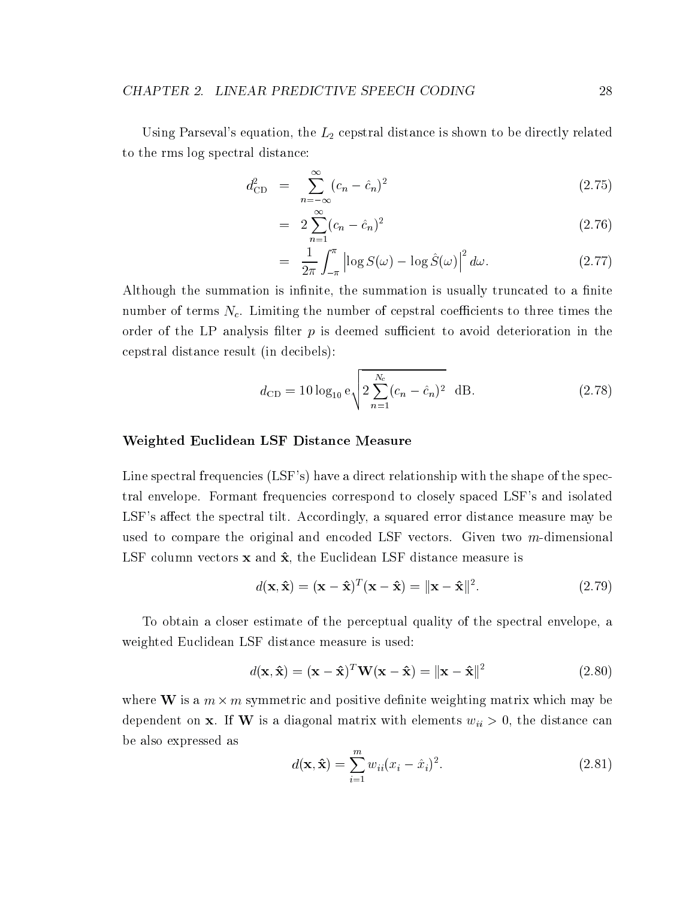Using Parseval's equation, the $L_2$ cepstral distance is shown to be directly related to the rms log spectral distance:

$$
\begin{aligned}
d_{\mathrm{CD}}^2 &= \sum_{n=-\infty}^{\infty} (c_n - \hat{c}_n)^2 &(2.75)\\
&= 2\sum_{n=1}^{\infty} (c_n - \hat{c}_n)^2 &(2.76)\\
&= \frac{1}{2\pi}\int_{-\pi}^{\pi} \left|\log S(\omega) - \log \hat{S}(\omega)\right|^2 d\omega. &(2.77)
\end{aligned}
$$

Although the summation is infinite, the summation is usually truncated to a finite number of terms $N_c$. Limiting the number of cepstral coefficients to three times the order of the LP analysis filter $p$ is deemed sufficient to avoid deterioration in the cepstral distance result (in decibels):

$$
d_{\mathrm{CD}} = 10\log_{10} \mathrm{e} \sqrt{2\sum_{n=1}^{N_c} (c_n - \hat{c}_n)^2} \;\; \mathrm{dB}. \tag{2.78}
$$

### Weighted Euclidean LSF Distance Measure

Line spectral frequencies (LSF's) have a direct relationship with the shape of the spectral envelope. Formant frequencies correspond to closely spaced LSF's and isolated LSF's affect the spectral tilt. Accordingly, a squared error distance measure may be used to compare the original and encoded LSF vectors. Given two $m$-dimensional LSF column vectors $\mathbf{x}$ and $\hat{\mathbf{x}}$, the Euclidean LSF distance measure is

$$
d(\mathbf{x}, \hat{\mathbf{x}}) = (\mathbf{x} - \hat{\mathbf{x}})^T (\mathbf{x} - \hat{\mathbf{x}}) = \|\mathbf{x} - \hat{\mathbf{x}}\|^2. \tag{2.79}
$$

To obtain a closer estimate of the perceptual quality of the spectral envelope, a weighted Euclidean LSF distance measure is used:

$$
d(\mathbf{x}, \hat{\mathbf{x}}) = (\mathbf{x} - \hat{\mathbf{x}})^T \mathbf{W} (\mathbf{x} - \hat{\mathbf{x}}) = \|\mathbf{x} - \hat{\mathbf{x}}\|^2 \tag{2.80}
$$

where $\mathbf{W}$ is a $m \times m$ symmetric and positive definite weighting matrix which may be dependent on $\mathbf{x}$. If $\mathbf{W}$ is a diagonal matrix with elements $w_{ii} > 0$, the distance can be also expressed as

$$
d(\mathbf{x}, \hat{\mathbf{x}}) = \sum_{i=1}^{m} w_{ii} (x_i - \hat{x}_i)^2. \tag{2.81}
$$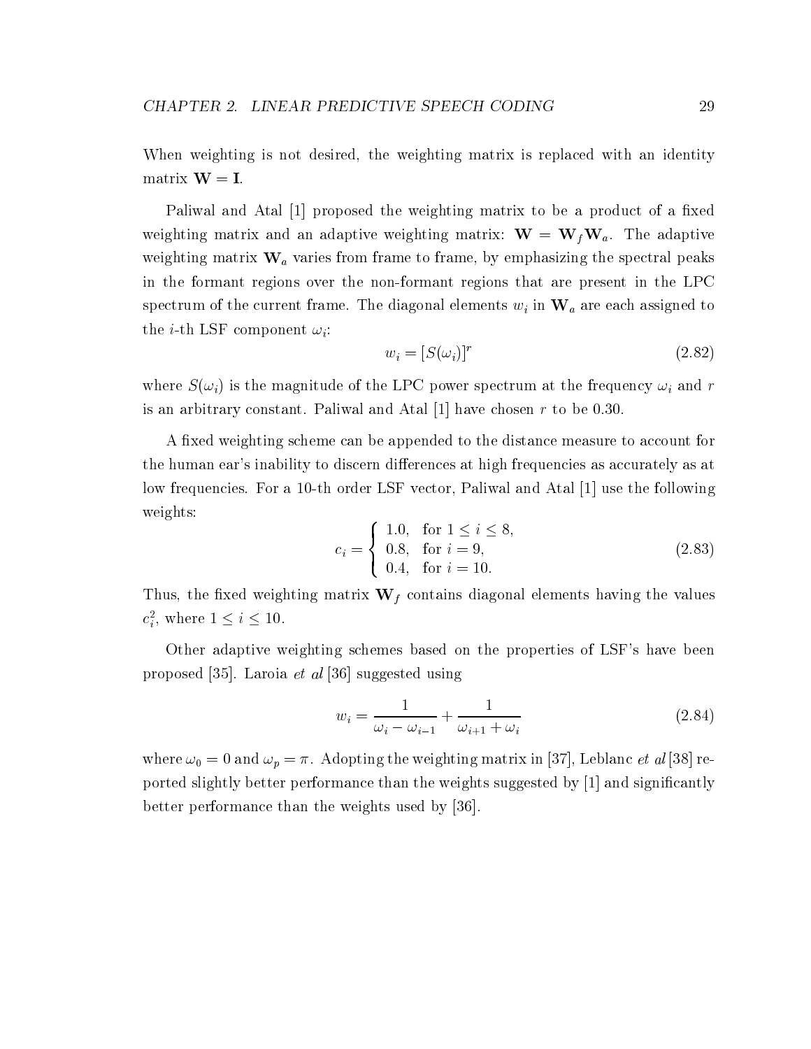When weighting is not desired, the weighting matrix is replaced with an identity matrix $\mathbf{W} = \mathbf{I}$.

Paliwal and Atal [1] proposed the weighting matrix to be a product of a fixed weighting matrix and an adaptive weighting matrix: $\mathbf{W} = \mathbf{W}_f \mathbf{W}_a$. The adaptive weighting matrix $\mathbf{W}_a$ varies from frame to frame, by emphasizing the spectral peaks in the formant regions over the non-formant regions that are present in the LPC spectrum of the current frame. The diagonal elements $w_i$ in $\mathbf{W}_a$ are each assigned to the $i$-th LSF component $\omega_i$:

$$w_i = [S(\omega_i)]^r \tag{2.82}$$

where $S(\omega_i)$ is the magnitude of the LPC power spectrum at the frequency $\omega_i$ and $r$ is an arbitrary constant. Paliwal and Atal [1] have chosen $r$ to be 0.30.

A fixed weighting scheme can be appended to the distance measure to account for the human ear's inability to discern differences at high frequencies as accurately as at low frequencies. For a 10-th order LSF vector, Paliwal and Atal [1] use the following weights:

$$c_i = \begin{cases} 1.0, & \text{for } 1 \leq i \leq 8, \\ 0.8, & \text{for } i = 9, \\ 0.4, & \text{for } i = 10. \end{cases} \tag{2.83}$$

Thus, the fixed weighting matrix $\mathbf{W}_f$ contains diagonal elements having the values $c_i^2$, where $1 \leq i \leq 10$.

Other adaptive weighting schemes based on the properties of LSF's have been proposed [35]. Laroia *et al* [36] suggested using

$$w_i = \frac{1}{\omega_i - \omega_{i-1}} + \frac{1}{\omega_{i+1} + \omega_i} \tag{2.84}$$

where $\omega_0 = 0$ and $\omega_p = \pi$. Adopting the weighting matrix in [37], Leblanc *et al* [38] reported slightly better performance than the weights suggested by [1] and significantly better performance than the weights used by [36].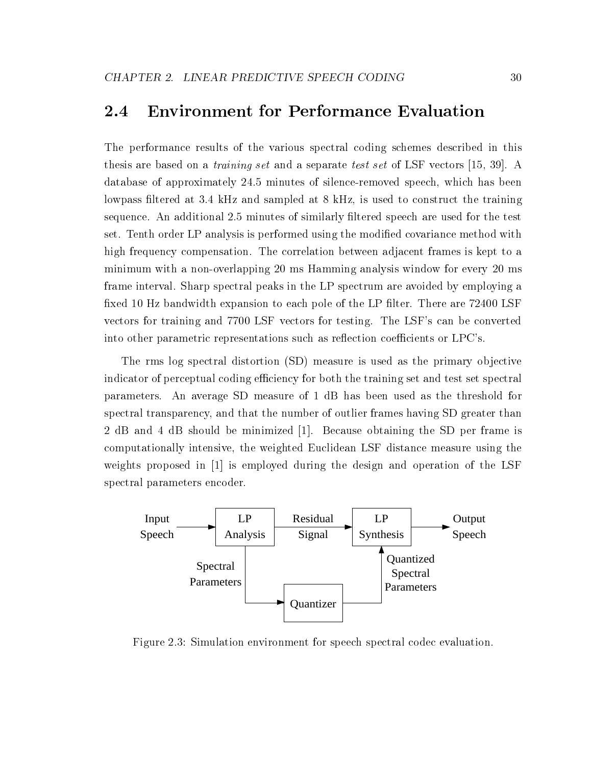## 2.4 Environment for Performance Evaluation

The performance results of the various spectral coding schemes described in this thesis are based on a *training set* and a separate *test set* of LSF vectors [15, 39]. A database of approximately 24.5 minutes of silence-removed speech, which has been lowpass filtered at 3.4 kHz and sampled at 8 kHz, is used to construct the training sequence. An additional 2.5 minutes of similarly filtered speech are used for the test set. Tenth order LP analysis is performed using the modified covariance method with high frequency compensation. The correlation between adjacent frames is kept to a minimum with a non-overlapping 20 ms Hamming analysis window for every 20 ms frame interval. Sharp spectral peaks in the LP spectrum are avoided by employing a fixed 10 Hz bandwidth expansion to each pole of the LP filter. There are 72400 LSF vectors for training and 7700 LSF vectors for testing. The LSF's can be converted into other parametric representations such as reflection coefficients or LPC's.

The rms log spectral distortion (SD) measure is used as the primary objective indicator of perceptual coding efficiency for both the training set and test set spectral parameters. An average SD measure of 1 dB has been used as the threshold for spectral transparency, and that the number of outlier frames having SD greater than 2 dB and 4 dB should be minimized [1]. Because obtaining the SD per frame is computationally intensive, the weighted Euclidean LSF distance measure using the weights proposed in [1] is employed during the design and operation of the LSF spectral parameters encoder.

Input Speech → LP Analysis → Residual Signal → LP Synthesis → Output Speech

LP Analysis → Spectral Parameters → Quantizer → Quantized Spectral Parameters → LP Synthesis

Figure 2.3: Simulation environment for speech spectral codec evaluation.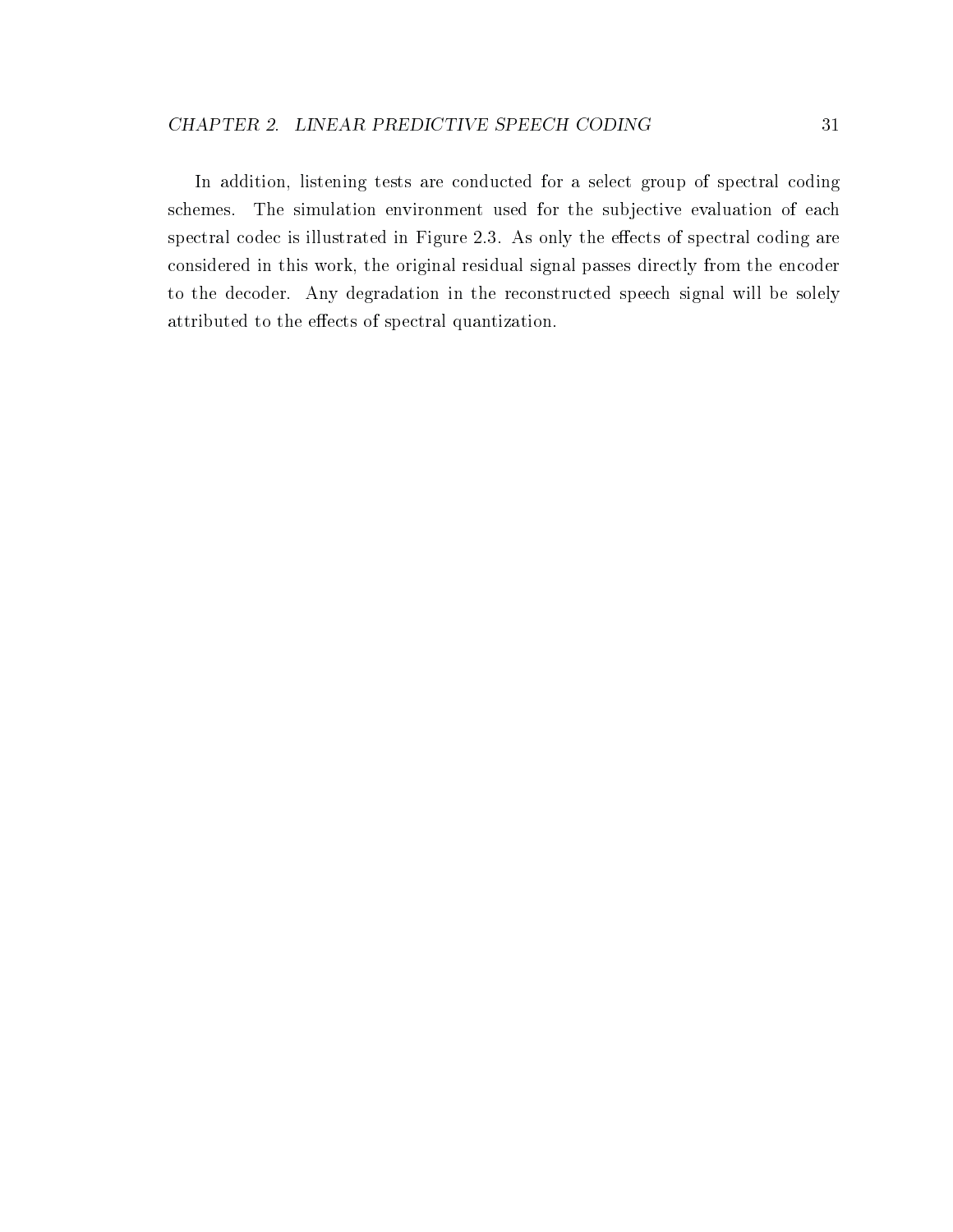In addition, listening tests are conducted for a select group of spectral coding schemes. The simulation environment used for the subjective evaluation of each spectral codec is illustrated in Figure 2.3. As only the effects of spectral coding are considered in this work, the original residual signal passes directly from the encoder to the decoder. Any degradation in the reconstructed speech signal will be solely attributed to the effects of spectral quantization.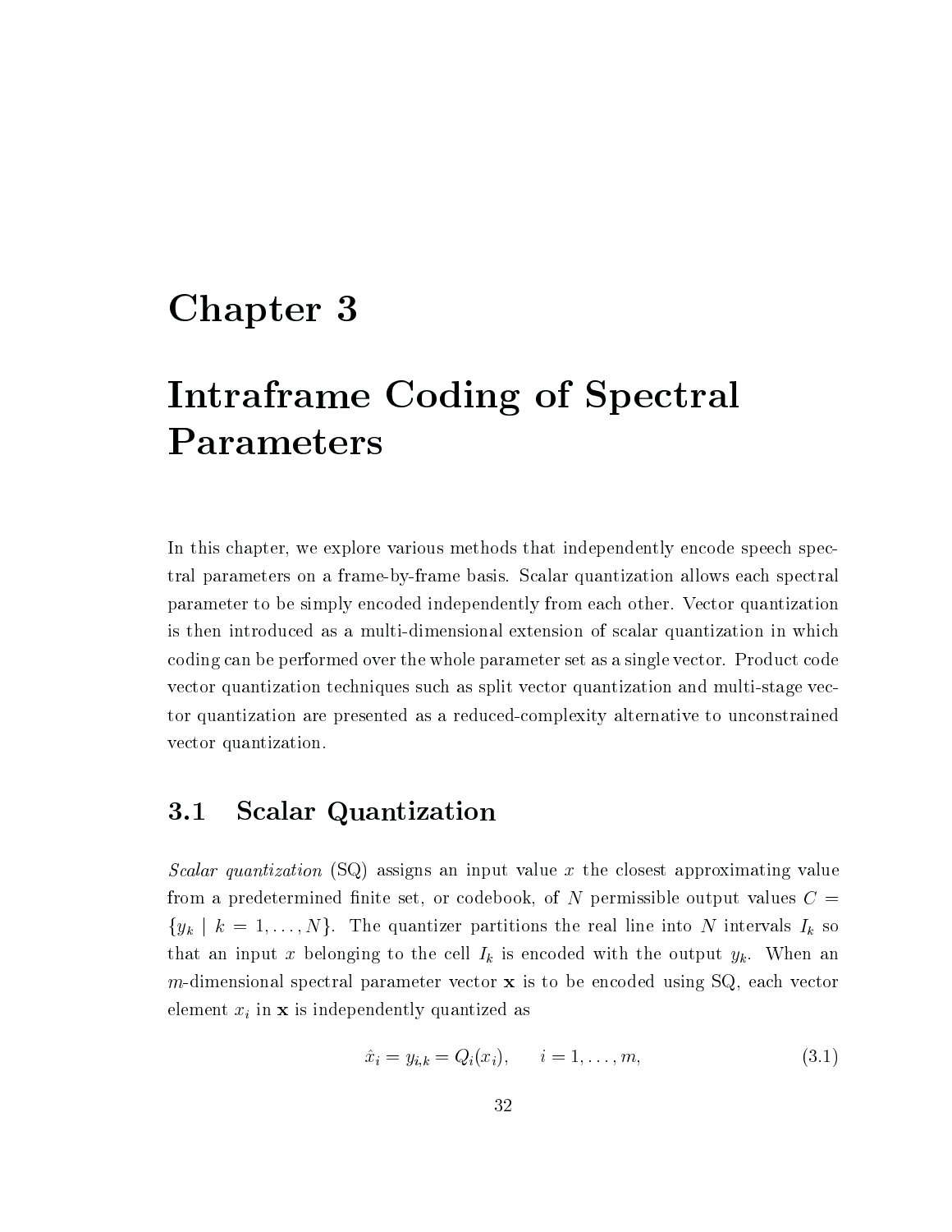# Chapter 3

# Intraframe Coding of Spectral Parameters

In this chapter, we explore various methods that independently encode speech spectral parameters on a frame-by-frame basis. Scalar quantization allows each spectral parameter to be simply encoded independently from each other. Vector quantization is then introduced as a multi-dimensional extension of scalar quantization in which coding can be performed over the whole parameter set as a single vector. Product code vector quantization techniques such as split vector quantization and multi-stage vector quantization are presented as a reduced-complexity alternative to unconstrained vector quantization.

## 3.1 Scalar Quantization

*Scalar quantization* (SQ) assigns an input value $x$ the closest approximating value from a predetermined finite set, or codebook, of $N$ permissible output values $C = \{y_k \mid k = 1, \ldots, N\}$. The quantizer partitions the real line into $N$ intervals $I_k$ so that an input $x$ belonging to the cell $I_k$ is encoded with the output $y_k$. When an $m$-dimensional spectral parameter vector $\mathbf{x}$ is to be encoded using SQ, each vector element $x_i$ in $\mathbf{x}$ is independently quantized as

$$\hat{x}_i = y_{i,k} = Q_i(x_i), \qquad i = 1, \ldots, m, \tag{3.1}$$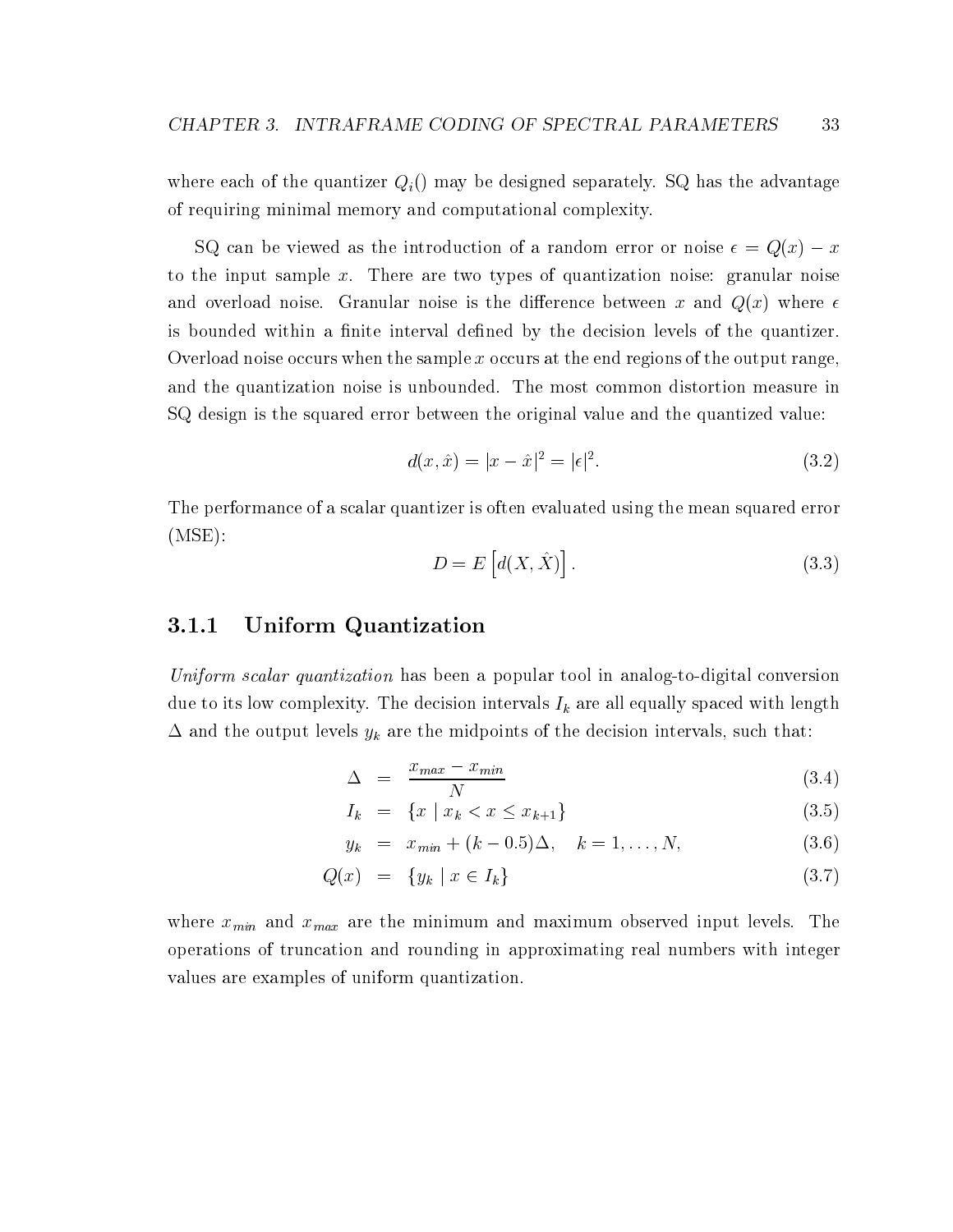where each of the quantizer $Q_i()$ may be designed separately. SQ has the advantage of requiring minimal memory and computational complexity.

SQ can be viewed as the introduction of a random error or noise $\epsilon = Q(x) - x$ to the input sample $x$. There are two types of quantization noise: granular noise and overload noise. Granular noise is the difference between $x$ and $Q(x)$ where $\epsilon$ is bounded within a finite interval defined by the decision levels of the quantizer. Overload noise occurs when the sample $x$ occurs at the end regions of the output range, and the quantization noise is unbounded. The most common distortion measure in SQ design is the squared error between the original value and the quantized value:

$$d(x, \hat{x}) = |x - \hat{x}|^2 = |\epsilon|^2. \tag{3.2}$$

The performance of a scalar quantizer is often evaluated using the mean squared error (MSE):

$$D = E\left[d(X, \hat{X})\right]. \tag{3.3}$$

### 3.1.1 Uniform Quantization

*Uniform scalar quantization* has been a popular tool in analog-to-digital conversion due to its low complexity. The decision intervals $I_k$ are all equally spaced with length $\Delta$ and the output levels $y_k$ are the midpoints of the decision intervals, such that:

$$\Delta = \frac{x_{max} - x_{min}}{N} \tag{3.4}$$

$$I_k = \{x \mid x_k < x \leq x_{k+1}\} \tag{3.5}$$

$$y_k = x_{min} + (k - 0.5)\Delta, \quad k = 1, \ldots, N, \tag{3.6}$$

$$Q(x) = \{y_k \mid x \in I_k\} \tag{3.7}$$

where $x_{min}$ and $x_{max}$ are the minimum and maximum observed input levels. The operations of truncation and rounding in approximating real numbers with integer values are examples of uniform quantization.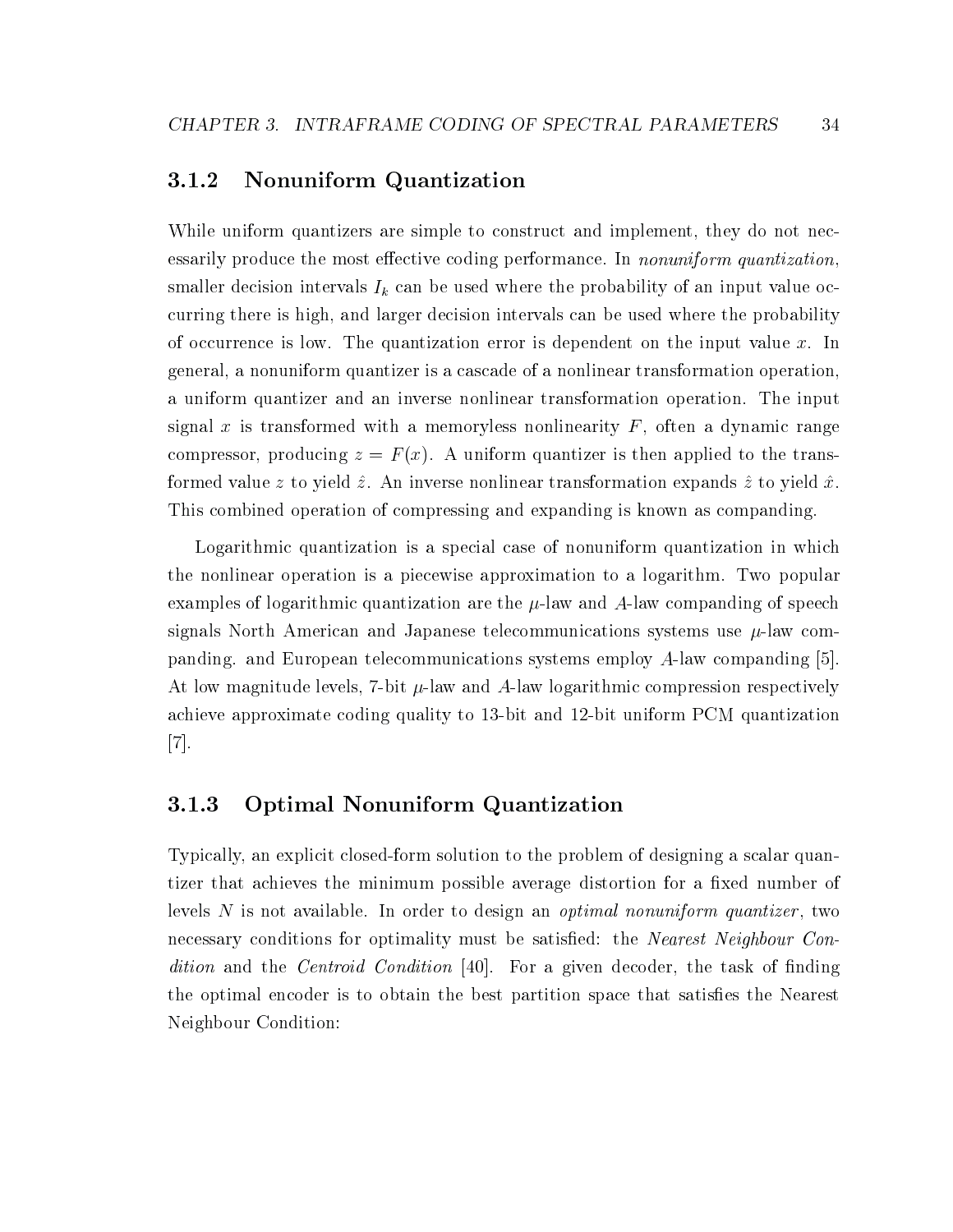### 3.1.2 Nonuniform Quantization

While uniform quantizers are simple to construct and implement, they do not necessarily produce the most effective coding performance. In *nonuniform quantization*, smaller decision intervals $I_k$ can be used where the probability of an input value occurring there is high, and larger decision intervals can be used where the probability of occurrence is low. The quantization error is dependent on the input value $x$. In general, a nonuniform quantizer is a cascade of a nonlinear transformation operation, a uniform quantizer and an inverse nonlinear transformation operation. The input signal $x$ is transformed with a memoryless nonlinearity $F$, often a dynamic range compressor, producing $z = F(x)$. A uniform quantizer is then applied to the transformed value $z$ to yield $\hat{z}$. An inverse nonlinear transformation expands $\hat{z}$ to yield $\hat{x}$. This combined operation of compressing and expanding is known as companding.

Logarithmic quantization is a special case of nonuniform quantization in which the nonlinear operation is a piecewise approximation to a logarithm. Two popular examples of logarithmic quantization are the $\mu$-law and $A$-law companding of speech signals North American and Japanese telecommunications systems use $\mu$-law companding. and European telecommunications systems employ $A$-law companding [5]. At low magnitude levels, 7-bit $\mu$-law and $A$-law logarithmic compression respectively achieve approximate coding quality to 13-bit and 12-bit uniform PCM quantization [7].

### 3.1.3 Optimal Nonuniform Quantization

Typically, an explicit closed-form solution to the problem of designing a scalar quantizer that achieves the minimum possible average distortion for a fixed number of levels $N$ is not available. In order to design an *optimal nonuniform quantizer*, two necessary conditions for optimality must be satisfied: the *Nearest Neighbour Condition* and the *Centroid Condition* [40]. For a given decoder, the task of finding the optimal encoder is to obtain the best partition space that satisfies the Nearest Neighbour Condition: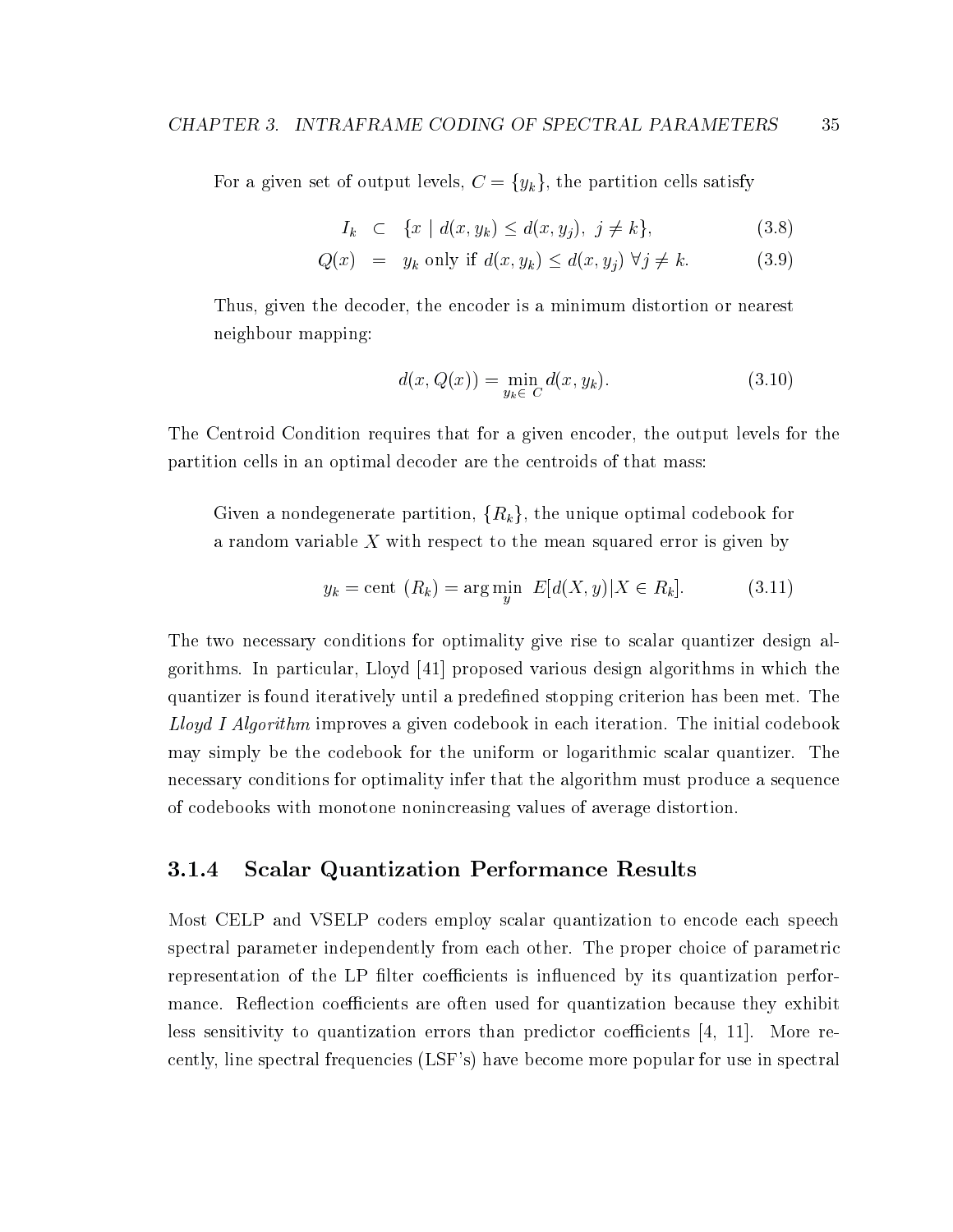For a given set of output levels, $C = \{y_k\}$, the partition cells satisfy

$$
\begin{aligned}
I_k &\subset \{x \mid d(x, y_k) \leq d(x, y_j),\ j \neq k\}, && (3.8) \\
Q(x) &= y_k \text{ only if } d(x, y_k) \leq d(x, y_j)\ \forall j \neq k. && (3.9)
\end{aligned}
$$

Thus, given the decoder, the encoder is a minimum distortion or nearest neighbour mapping:

$$
d(x, Q(x)) = \min_{y_k \in C} d(x, y_k). \tag{3.10}
$$

The Centroid Condition requires that for a given encoder, the output levels for the partition cells in an optimal decoder are the centroids of that mass:

> Given a nondegenerate partition, $\{R_k\}$, the unique optimal codebook for a random variable $X$ with respect to the mean squared error is given by
>
> $$
> y_k = \text{cent } (R_k) = \arg\min_y \ E[d(X, y) | X \in R_k]. \tag{3.11}
> $$

The two necessary conditions for optimality give rise to scalar quantizer design algorithms. In particular, Lloyd [41] proposed various design algorithms in which the quantizer is found iteratively until a predefined stopping criterion has been met. The *Lloyd I Algorithm* improves a given codebook in each iteration. The initial codebook may simply be the codebook for the uniform or logarithmic scalar quantizer. The necessary conditions for optimality infer that the algorithm must produce a sequence of codebooks with monotone nonincreasing values of average distortion.

### 3.1.4 Scalar Quantization Performance Results

Most CELP and VSELP coders employ scalar quantization to encode each speech spectral parameter independently from each other. The proper choice of parametric representation of the LP filter coefficients is influenced by its quantization performance. Reflection coefficients are often used for quantization because they exhibit less sensitivity to quantization errors than predictor coefficients [4, 11]. More recently, line spectral frequencies (LSF's) have become more popular for use in spectral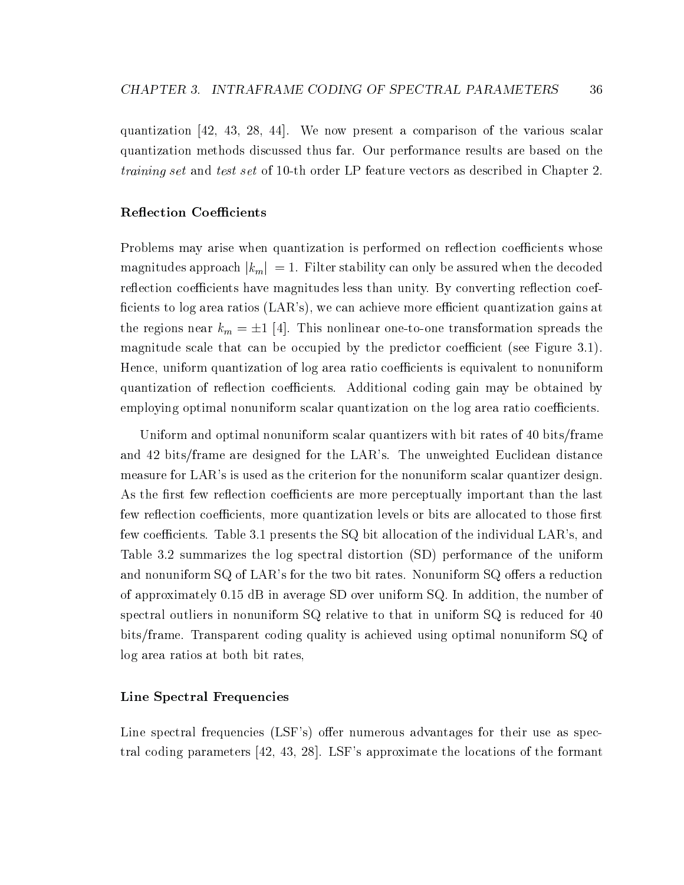quantization [42, 43, 28, 44]. We now present a comparison of the various scalar quantization methods discussed thus far. Our performance results are based on the *training set* and *test set* of 10-th order LP feature vectors as described in Chapter 2.

### Reflection Coefficients

Problems may arise when quantization is performed on reflection coefficients whose magnitudes approach $|k_m| = 1$. Filter stability can only be assured when the decoded reflection coefficients have magnitudes less than unity. By converting reflection coefficients to log area ratios (LAR's), we can achieve more efficient quantization gains at the regions near $k_m = \pm 1$ [4]. This nonlinear one-to-one transformation spreads the magnitude scale that can be occupied by the predictor coefficient (see Figure 3.1). Hence, uniform quantization of log area ratio coefficients is equivalent to nonuniform quantization of reflection coefficients. Additional coding gain may be obtained by employing optimal nonuniform scalar quantization on the log area ratio coefficients.

Uniform and optimal nonuniform scalar quantizers with bit rates of 40 bits/frame and 42 bits/frame are designed for the LAR's. The unweighted Euclidean distance measure for LAR's is used as the criterion for the nonuniform scalar quantizer design. As the first few reflection coefficients are more perceptually important than the last few reflection coefficients, more quantization levels or bits are allocated to those first few coefficients. Table 3.1 presents the SQ bit allocation of the individual LAR's, and Table 3.2 summarizes the log spectral distortion (SD) performance of the uniform and nonuniform SQ of LAR's for the two bit rates. Nonuniform SQ offers a reduction of approximately 0.15 dB in average SD over uniform SQ. In addition, the number of spectral outliers in nonuniform SQ relative to that in uniform SQ is reduced for 40 bits/frame. Transparent coding quality is achieved using optimal nonuniform SQ of log area ratios at both bit rates,

### Line Spectral Frequencies

Line spectral frequencies (LSF's) offer numerous advantages for their use as spectral coding parameters [42, 43, 28]. LSF's approximate the locations of the formant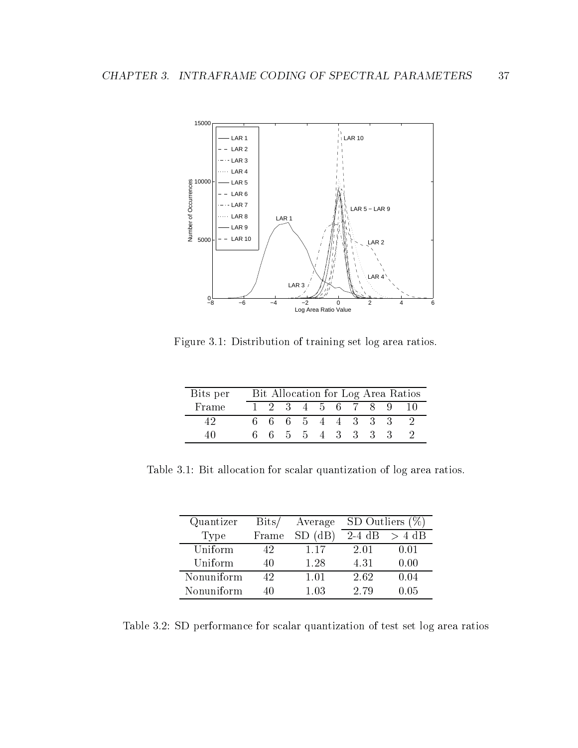Figure 3.1: Distribution of training set log area ratios.

| Bits per | Bit Allocation for Log Area Ratios | | | | | | | | | |
|---|---|---|---|---|---|---|---|---|---|---|
| Frame | 1 | 2 | 3 | 4 | 5 | 6 | 7 | 8 | 9 | 10 |
| 42 | 6 | 6 | 6 | 5 | 4 | 4 | 3 | 3 | 3 | 2 |
| 40 | 6 | 6 | 5 | 5 | 4 | 3 | 3 | 3 | 3 | 2 |

Table 3.1: Bit allocation for scalar quantization of log area ratios.

| Quantizer | Bits/ | Average | SD Outliers (%) | |
|---|---|---|---|---|
| Type | Frame | SD (dB) | 2-4 dB | > 4 dB |
| Uniform | 42 | 1.17 | 2.01 | 0.01 |
| Uniform | 40 | 1.28 | 4.31 | 0.00 |
| Nonuniform | 42 | 1.01 | 2.62 | 0.04 |
| Nonuniform | 40 | 1.03 | 2.79 | 0.05 |

Table 3.2: SD performance for scalar quantization of test set log area ratios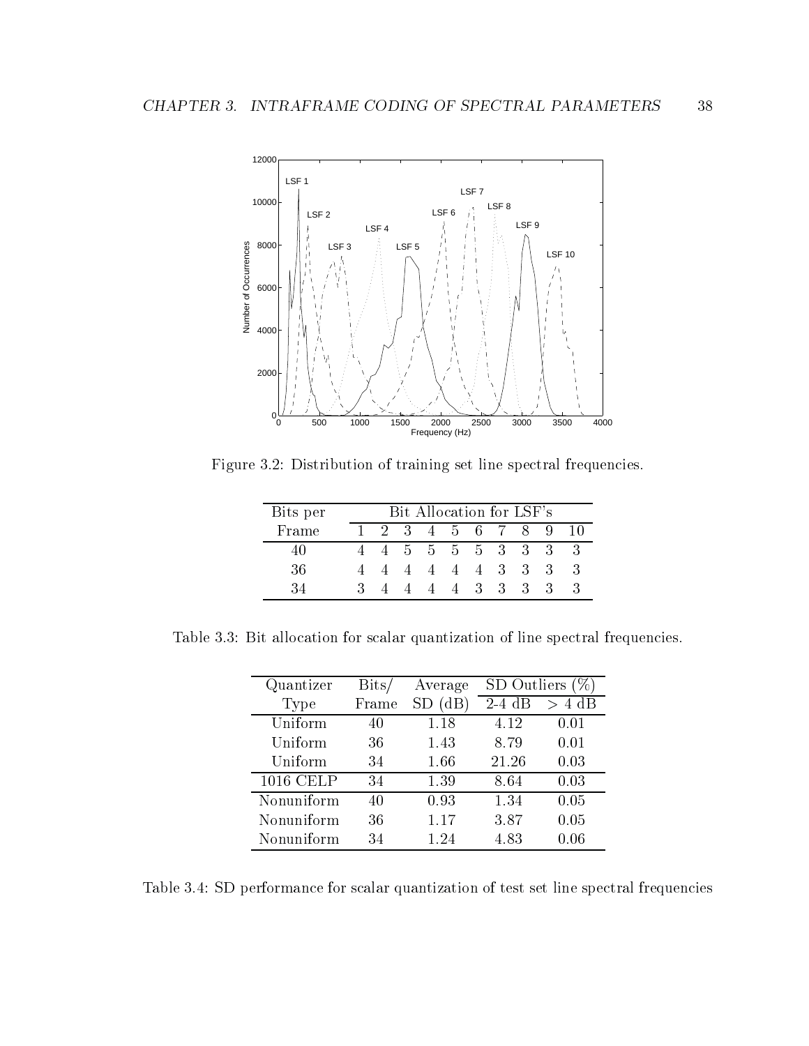Figure 3.2: Distribution of training set line spectral frequencies.

| Bits per Frame | Bit Allocation for LSF's | | | | | | | | | |
|---|---|---|---|---|---|---|---|---|---|---|
| | 1 | 2 | 3 | 4 | 5 | 6 | 7 | 8 | 9 | 10 |
| 40 | 4 | 4 | 5 | 5 | 5 | 5 | 3 | 3 | 3 | 3 |
| 36 | 4 | 4 | 4 | 4 | 4 | 4 | 3 | 3 | 3 | 3 |
| 34 | 3 | 4 | 4 | 4 | 4 | 3 | 3 | 3 | 3 | 3 |

Table 3.3: Bit allocation for scalar quantization of line spectral frequencies.

| Quantizer Type | Bits/ Frame | Average SD (dB) | SD Outliers (%) | |
|---|---|---|---|---|
| | | | 2-4 dB | > 4 dB |
| Uniform | 40 | 1.18 | 4.12 | 0.01 |
| Uniform | 36 | 1.43 | 8.79 | 0.01 |
| Uniform | 34 | 1.66 | 21.26 | 0.03 |
| 1016 CELP | 34 | 1.39 | 8.64 | 0.03 |
| Nonuniform | 40 | 0.93 | 1.34 | 0.05 |
| Nonuniform | 36 | 1.17 | 3.87 | 0.05 |
| Nonuniform | 34 | 1.24 | 4.83 | 0.06 |

Table 3.4: SD performance for scalar quantization of test set line spectral frequencies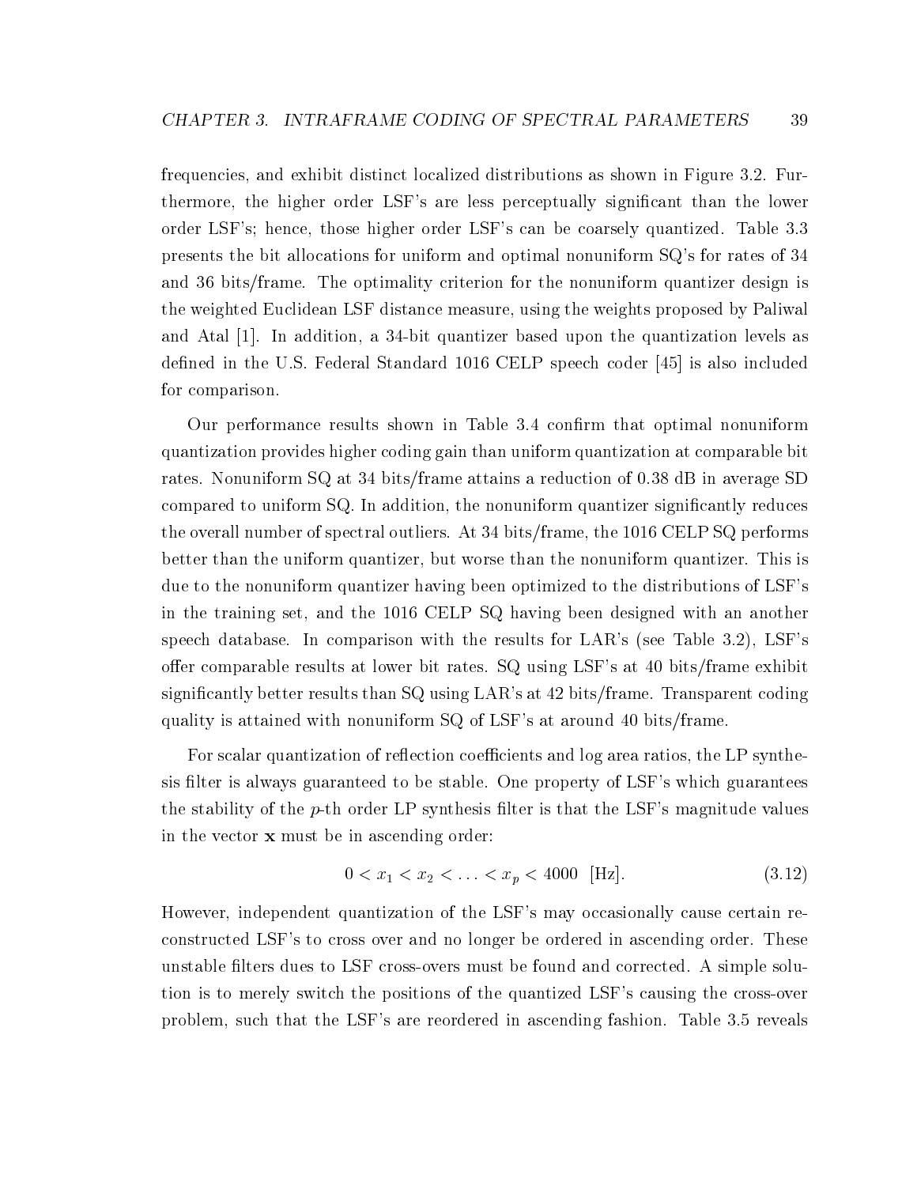frequencies, and exhibit distinct localized distributions as shown in Figure 3.2. Furthermore, the higher order LSF's are less perceptually significant than the lower order LSF's; hence, those higher order LSF's can be coarsely quantized. Table 3.3 presents the bit allocations for uniform and optimal nonuniform SQ's for rates of 34 and 36 bits/frame. The optimality criterion for the nonuniform quantizer design is the weighted Euclidean LSF distance measure, using the weights proposed by Paliwal and Atal [1]. In addition, a 34-bit quantizer based upon the quantization levels as defined in the U.S. Federal Standard 1016 CELP speech coder [45] is also included for comparison.

Our performance results shown in Table 3.4 confirm that optimal nonuniform quantization provides higher coding gain than uniform quantization at comparable bit rates. Nonuniform SQ at 34 bits/frame attains a reduction of 0.38 dB in average SD compared to uniform SQ. In addition, the nonuniform quantizer significantly reduces the overall number of spectral outliers. At 34 bits/frame, the 1016 CELP SQ performs better than the uniform quantizer, but worse than the nonuniform quantizer. This is due to the nonuniform quantizer having been optimized to the distributions of LSF's in the training set, and the 1016 CELP SQ having been designed with an another speech database. In comparison with the results for LAR's (see Table 3.2), LSF's offer comparable results at lower bit rates. SQ using LSF's at 40 bits/frame exhibit significantly better results than SQ using LAR's at 42 bits/frame. Transparent coding quality is attained with nonuniform SQ of LSF's at around 40 bits/frame.

For scalar quantization of reflection coefficients and log area ratios, the LP synthesis filter is always guaranteed to be stable. One property of LSF's which guarantees the stability of the $p$-th order LP synthesis filter is that the LSF's magnitude values in the vector $\mathbf{x}$ must be in ascending order:

$$0 < x_1 < x_2 < \ldots < x_p < 4000 \quad [\text{Hz}]. \tag{3.12}$$

However, independent quantization of the LSF's may occasionally cause certain reconstructed LSF's to cross over and no longer be ordered in ascending order. These unstable filters dues to LSF cross-overs must be found and corrected. A simple solution is to merely switch the positions of the quantized LSF's causing the cross-over problem, such that the LSF's are reordered in ascending fashion. Table 3.5 reveals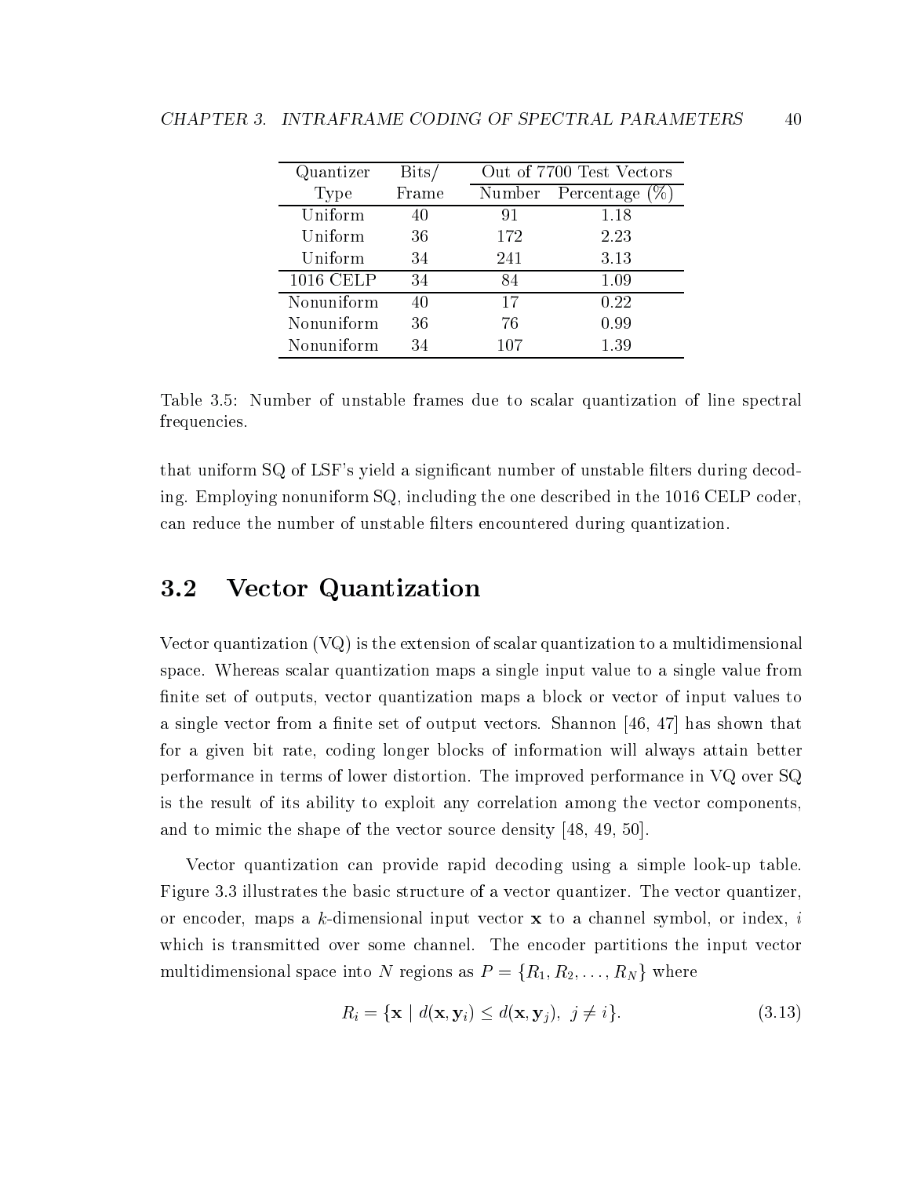| Quantizer Type | Bits/ Frame | Out of 7700 Test Vectors | |
|---|---|---|---|
| | | Number | Percentage (%) |
| Uniform | 40 | 91 | 1.18 |
| Uniform | 36 | 172 | 2.23 |
| Uniform | 34 | 241 | 3.13 |
| 1016 CELP | 34 | 84 | 1.09 |
| Nonuniform | 40 | 17 | 0.22 |
| Nonuniform | 36 | 76 | 0.99 |
| Nonuniform | 34 | 107 | 1.39 |

Table 3.5: Number of unstable frames due to scalar quantization of line spectral frequencies.

that uniform SQ of LSF's yield a significant number of unstable filters during decoding. Employing nonuniform SQ, including the one described in the 1016 CELP coder, can reduce the number of unstable filters encountered during quantization.

## 3.2 Vector Quantization

Vector quantization (VQ) is the extension of scalar quantization to a multidimensional space. Whereas scalar quantization maps a single input value to a single value from finite set of outputs, vector quantization maps a block or vector of input values to a single vector from a finite set of output vectors. Shannon [46, 47] has shown that for a given bit rate, coding longer blocks of information will always attain better performance in terms of lower distortion. The improved performance in VQ over SQ is the result of its ability to exploit any correlation among the vector components, and to mimic the shape of the vector source density [48, 49, 50].

Vector quantization can provide rapid decoding using a simple look-up table. Figure 3.3 illustrates the basic structure of a vector quantizer. The vector quantizer, or encoder, maps a $k$-dimensional input vector $\mathbf{x}$ to a channel symbol, or index, $i$ which is transmitted over some channel. The encoder partitions the input vector multidimensional space into $N$ regions as $P = \{R_1, R_2, \ldots, R_N\}$ where

$$R_i = \{\mathbf{x} \mid d(\mathbf{x}, \mathbf{y}_i) \leq d(\mathbf{x}, \mathbf{y}_j),\ j \neq i\}. \tag{3.13}$$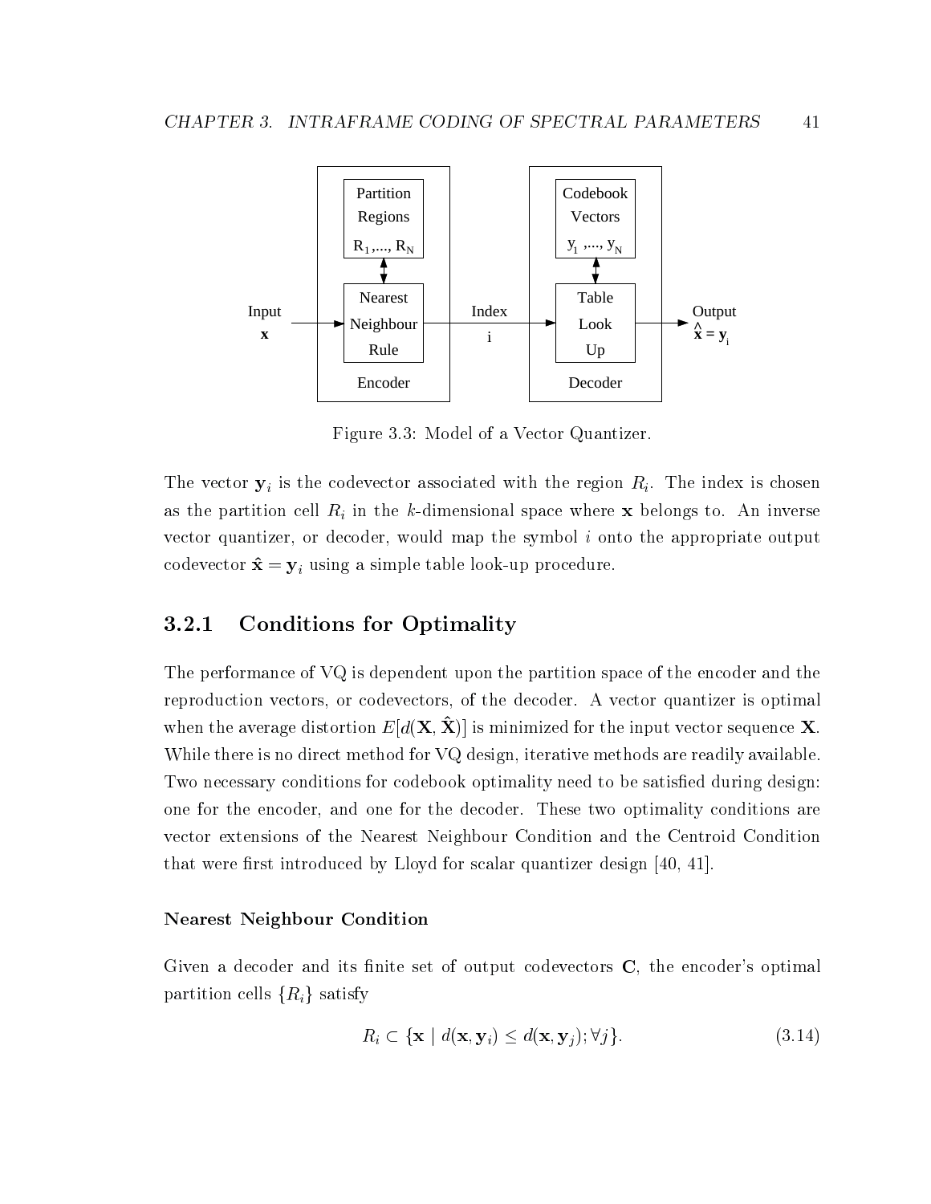Figure 3.3: Model of a Vector Quantizer.

The vector $\mathbf{y}_i$ is the codevector associated with the region $R_i$. The index is chosen as the partition cell $R_i$ in the $k$-dimensional space where $\mathbf{x}$ belongs to. An inverse vector quantizer, or decoder, would map the symbol $i$ onto the appropriate output codevector $\hat{\mathbf{x}} = \mathbf{y}_i$ using a simple table look-up procedure.

### 3.2.1 Conditions for Optimality

The performance of VQ is dependent upon the partition space of the encoder and the reproduction vectors, or codevectors, of the decoder. A vector quantizer is optimal when the average distortion $E[d(\mathbf{X}, \hat{\mathbf{X}})]$ is minimized for the input vector sequence $\mathbf{X}$. While there is no direct method for VQ design, iterative methods are readily available. Two necessary conditions for codebook optimality need to be satisfied during design: one for the encoder, and one for the decoder. These two optimality conditions are vector extensions of the Nearest Neighbour Condition and the Centroid Condition that were first introduced by Lloyd for scalar quantizer design [40, 41].

#### Nearest Neighbour Condition

Given a decoder and its finite set of output codevectors $\mathbf{C}$, the encoder's optimal partition cells $\{R_i\}$ satisfy

$$R_i \subset \{\mathbf{x} \mid d(\mathbf{x}, \mathbf{y}_i) \leq d(\mathbf{x}, \mathbf{y}_j); \forall j\}. \tag{3.14}$$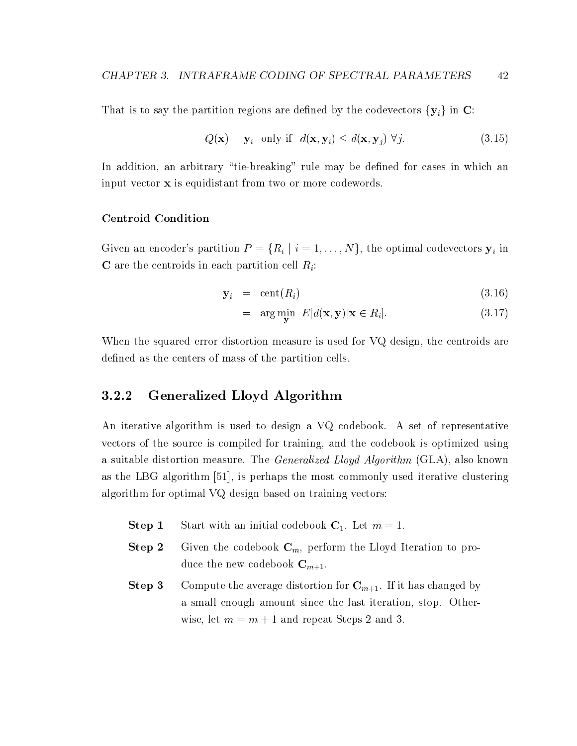That is to say the partition regions are defined by the codevectors $\{\mathbf{y}_i\}$ in $\mathbf{C}$:

$$Q(\mathbf{x}) = \mathbf{y}_i \quad \text{only if} \quad d(\mathbf{x}, \mathbf{y}_i) \leq d(\mathbf{x}, \mathbf{y}_j) \; \forall j. \tag{3.15}$$

In addition, an arbitrary "tie-breaking" rule may be defined for cases in which an input vector $\mathbf{x}$ is equidistant from two or more codewords.

#### Centroid Condition

Given an encoder's partition $P = \{R_i \mid i = 1, \ldots, N\}$, the optimal codevectors $\mathbf{y}_i$ in $\mathbf{C}$ are the centroids in each partition cell $R_i$:

$$\begin{aligned} \mathbf{y}_i &= \text{cent}(R_i) & (3.16) \\ &= \arg\min_{\mathbf{y}} \; E[d(\mathbf{x}, \mathbf{y}) | \mathbf{x} \in R_i]. & (3.17) \end{aligned}$$

When the squared error distortion measure is used for VQ design, the centroids are defined as the centers of mass of the partition cells.

### 3.2.2 Generalized Lloyd Algorithm

An iterative algorithm is used to design a VQ codebook. A set of representative vectors of the source is compiled for training, and the codebook is optimized using a suitable distortion measure. The *Generalized Lloyd Algorithm* (GLA), also known as the LBG algorithm [51], is perhaps the most commonly used iterative clustering algorithm for optimal VQ design based on training vectors:

**Step 1** Start with an initial codebook $\mathbf{C}_1$. Let $m = 1$.

**Step 2** Given the codebook $\mathbf{C}_m$, perform the Lloyd Iteration to produce the new codebook $\mathbf{C}_{m+1}$.

**Step 3** Compute the average distortion for $\mathbf{C}_{m+1}$. If it has changed by a small enough amount since the last iteration, stop. Otherwise, let $m = m + 1$ and repeat Steps 2 and 3.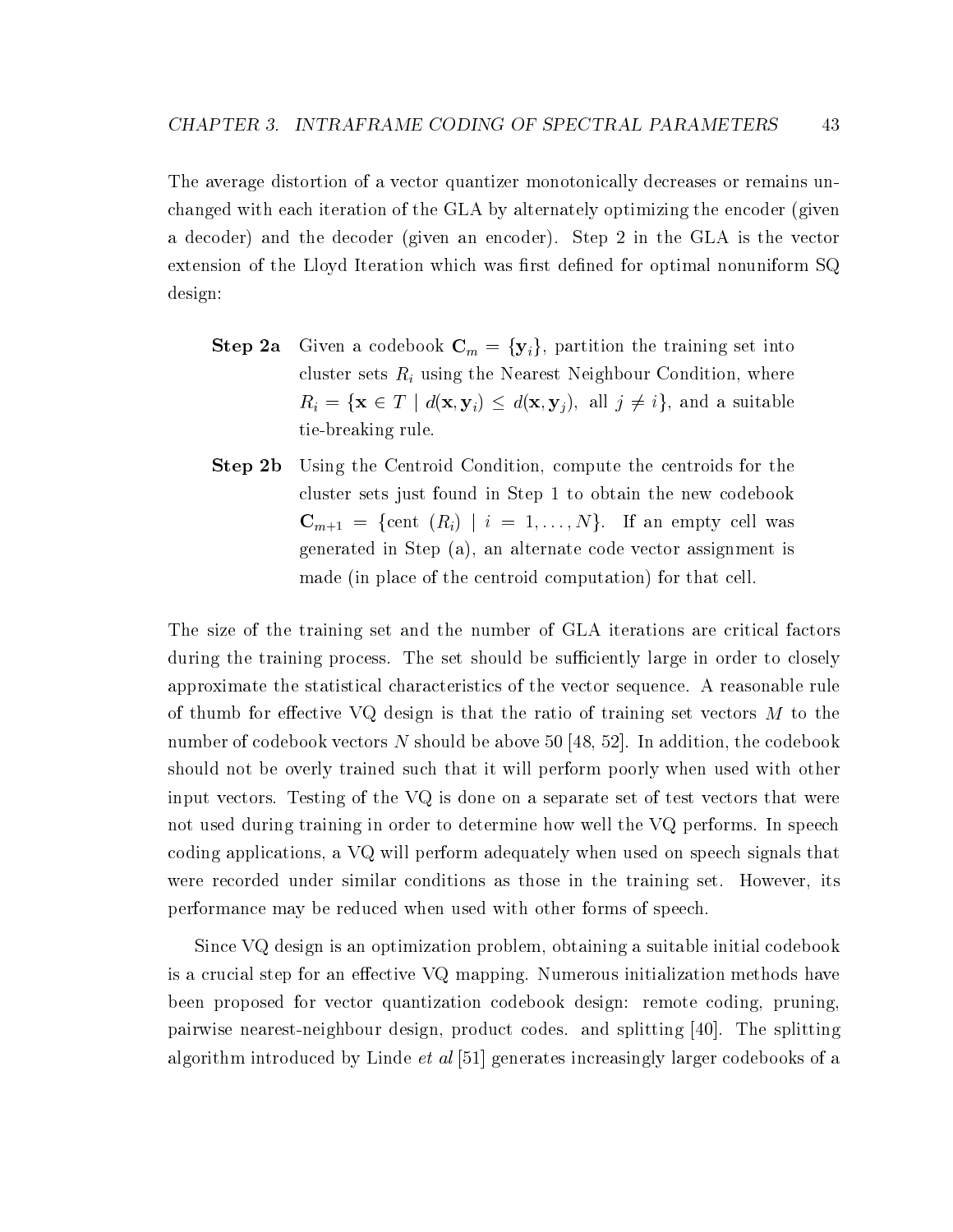The average distortion of a vector quantizer monotonically decreases or remains unchanged with each iteration of the GLA by alternately optimizing the encoder (given a decoder) and the decoder (given an encoder). Step 2 in the GLA is the vector extension of the Lloyd Iteration which was first defined for optimal nonuniform SQ design:

**Step 2a** Given a codebook $\mathbf{C}_m = \{\mathbf{y}_i\}$, partition the training set into cluster sets $R_i$ using the Nearest Neighbour Condition, where $R_i = \{\mathbf{x} \in T \mid d(\mathbf{x}, \mathbf{y}_i) \leq d(\mathbf{x}, \mathbf{y}_j), \text{ all } j \neq i\}$, and a suitable tie-breaking rule.

**Step 2b** Using the Centroid Condition, compute the centroids for the cluster sets just found in Step 1 to obtain the new codebook $\mathbf{C}_{m+1} = \{\text{cent } (R_i) \mid i = 1, \ldots, N\}$. If an empty cell was generated in Step (a), an alternate code vector assignment is made (in place of the centroid computation) for that cell.

The size of the training set and the number of GLA iterations are critical factors during the training process. The set should be sufficiently large in order to closely approximate the statistical characteristics of the vector sequence. A reasonable rule of thumb for effective VQ design is that the ratio of training set vectors $M$ to the number of codebook vectors $N$ should be above 50 [48, 52]. In addition, the codebook should not be overly trained such that it will perform poorly when used with other input vectors. Testing of the VQ is done on a separate set of test vectors that were not used during training in order to determine how well the VQ performs. In speech coding applications, a VQ will perform adequately when used on speech signals that were recorded under similar conditions as those in the training set. However, its performance may be reduced when used with other forms of speech.

Since VQ design is an optimization problem, obtaining a suitable initial codebook is a crucial step for an effective VQ mapping. Numerous initialization methods have been proposed for vector quantization codebook design: remote coding, pruning, pairwise nearest-neighbour design, product codes. and splitting [40]. The splitting algorithm introduced by Linde *et al* [51] generates increasingly larger codebooks of a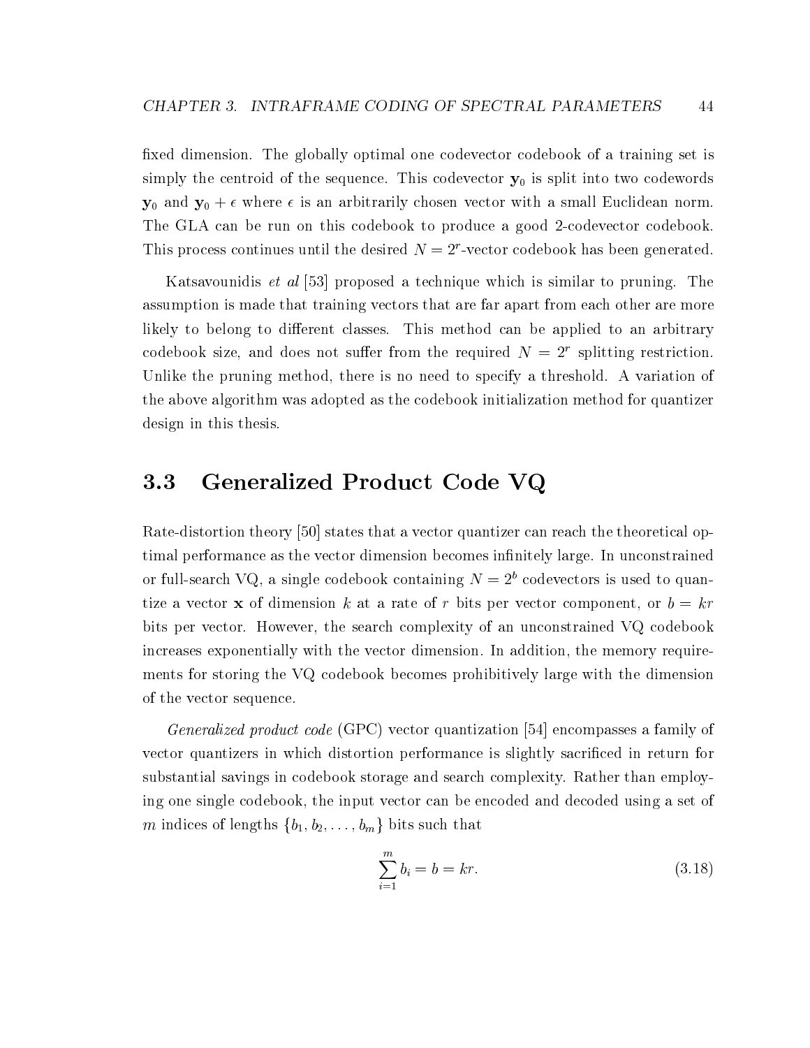fixed dimension. The globally optimal one codevector codebook of a training set is simply the centroid of the sequence. This codevector $\mathbf{y}_0$ is split into two codewords $\mathbf{y}_0$ and $\mathbf{y}_0 + \epsilon$ where $\epsilon$ is an arbitrarily chosen vector with a small Euclidean norm. The GLA can be run on this codebook to produce a good 2-codevector codebook. This process continues until the desired $N = 2^r$-vector codebook has been generated.

Katsavounidis *et al* [53] proposed a technique which is similar to pruning. The assumption is made that training vectors that are far apart from each other are more likely to belong to different classes. This method can be applied to an arbitrary codebook size, and does not suffer from the required $N = 2^r$ splitting restriction. Unlike the pruning method, there is no need to specify a threshold. A variation of the above algorithm was adopted as the codebook initialization method for quantizer design in this thesis.

## 3.3 Generalized Product Code VQ

Rate-distortion theory [50] states that a vector quantizer can reach the theoretical optimal performance as the vector dimension becomes infinitely large. In unconstrained or full-search VQ, a single codebook containing $N = 2^b$ codevectors is used to quantize a vector $\mathbf{x}$ of dimension $k$ at a rate of $r$ bits per vector component, or $b = kr$ bits per vector. However, the search complexity of an unconstrained VQ codebook increases exponentially with the vector dimension. In addition, the memory requirements for storing the VQ codebook becomes prohibitively large with the dimension of the vector sequence.

*Generalized product code* (GPC) vector quantization [54] encompasses a family of vector quantizers in which distortion performance is slightly sacrificed in return for substantial savings in codebook storage and search complexity. Rather than employing one single codebook, the input vector can be encoded and decoded using a set of $m$ indices of lengths $\{b_1, b_2, \ldots, b_m\}$ bits such that

$$\sum_{i=1}^{m} b_i = b = kr. \tag{3.18}$$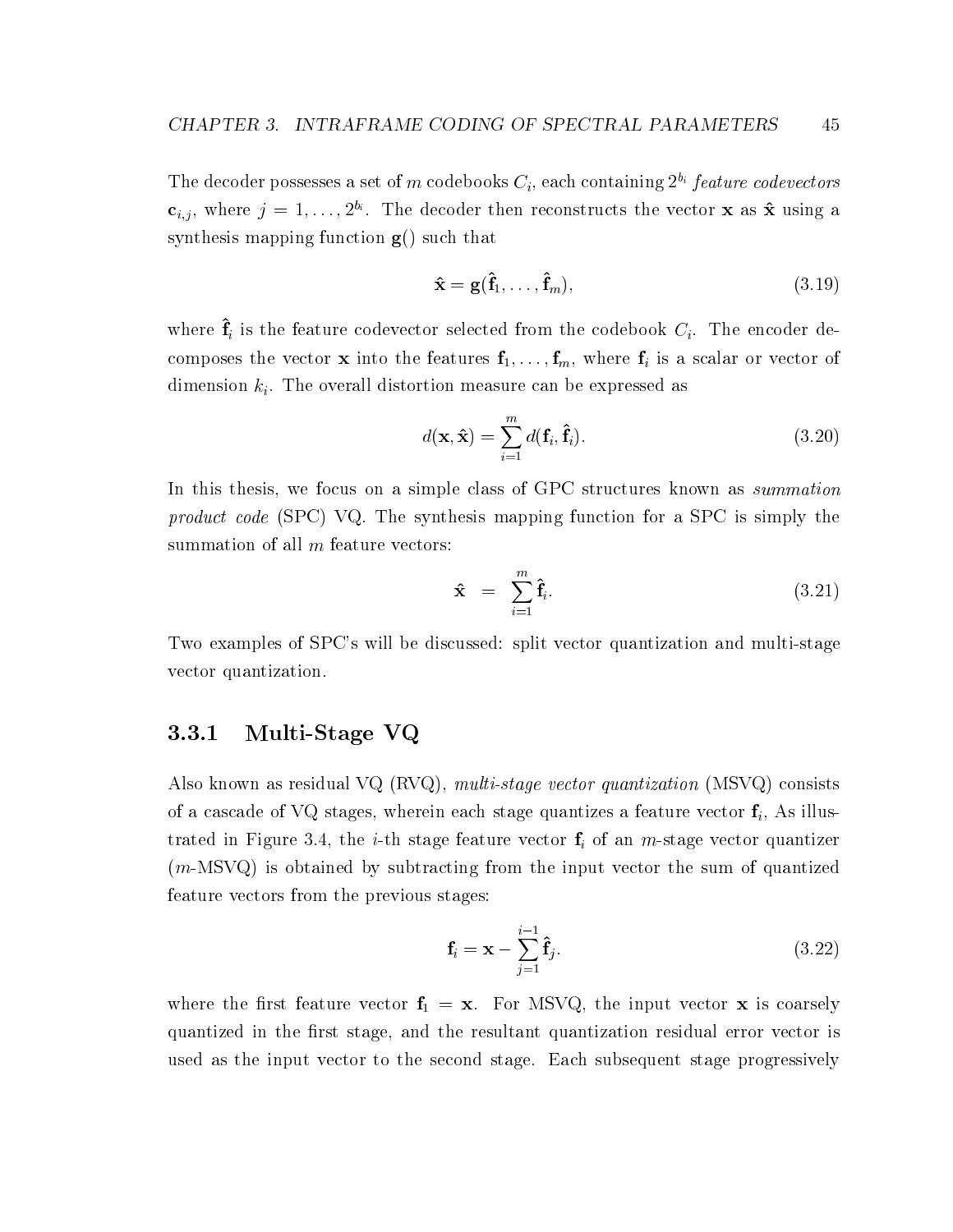The decoder possesses a set of $m$ codebooks $C_i$, each containing $2^{b_i}$ *feature codevectors* $\mathbf{c}_{i,j}$, where $j = 1, \ldots, 2^{b_i}$. The decoder then reconstructs the vector $\mathbf{x}$ as $\hat{\mathbf{x}}$ using a synthesis mapping function $\mathbf{g}()$ such that

$$\hat{\mathbf{x}} = \mathbf{g}(\hat{\mathbf{f}}_1, \ldots, \hat{\mathbf{f}}_m), \tag{3.19}$$

where $\hat{\mathbf{f}}_i$ is the feature codevector selected from the codebook $C_i$. The encoder decomposes the vector $\mathbf{x}$ into the features $\mathbf{f}_1, \ldots, \mathbf{f}_m$, where $\mathbf{f}_i$ is a scalar or vector of dimension $k_i$. The overall distortion measure can be expressed as

$$d(\mathbf{x}, \hat{\mathbf{x}}) = \sum_{i=1}^{m} d(\mathbf{f}_i, \hat{\mathbf{f}}_i). \tag{3.20}$$

In this thesis, we focus on a simple class of GPC structures known as *summation product code* (SPC) VQ. The synthesis mapping function for a SPC is simply the summation of all $m$ feature vectors:

$$\hat{\mathbf{x}} = \sum_{i=1}^{m} \hat{\mathbf{f}}_i. \tag{3.21}$$

Two examples of SPC's will be discussed: split vector quantization and multi-stage vector quantization.

### 3.3.1 Multi-Stage VQ

Also known as residual VQ (RVQ), *multi-stage vector quantization* (MSVQ) consists of a cascade of VQ stages, wherein each stage quantizes a feature vector $\mathbf{f}_i$, As illustrated in Figure 3.4, the $i$-th stage feature vector $\mathbf{f}_i$ of an $m$-stage vector quantizer ($m$-MSVQ) is obtained by subtracting from the input vector the sum of quantized feature vectors from the previous stages:

$$\mathbf{f}_i = \mathbf{x} - \sum_{j=1}^{i-1} \hat{\mathbf{f}}_j. \tag{3.22}$$

where the first feature vector $\mathbf{f}_1 = \mathbf{x}$. For MSVQ, the input vector $\mathbf{x}$ is coarsely quantized in the first stage, and the resultant quantization residual error vector is used as the input vector to the second stage. Each subsequent stage progressively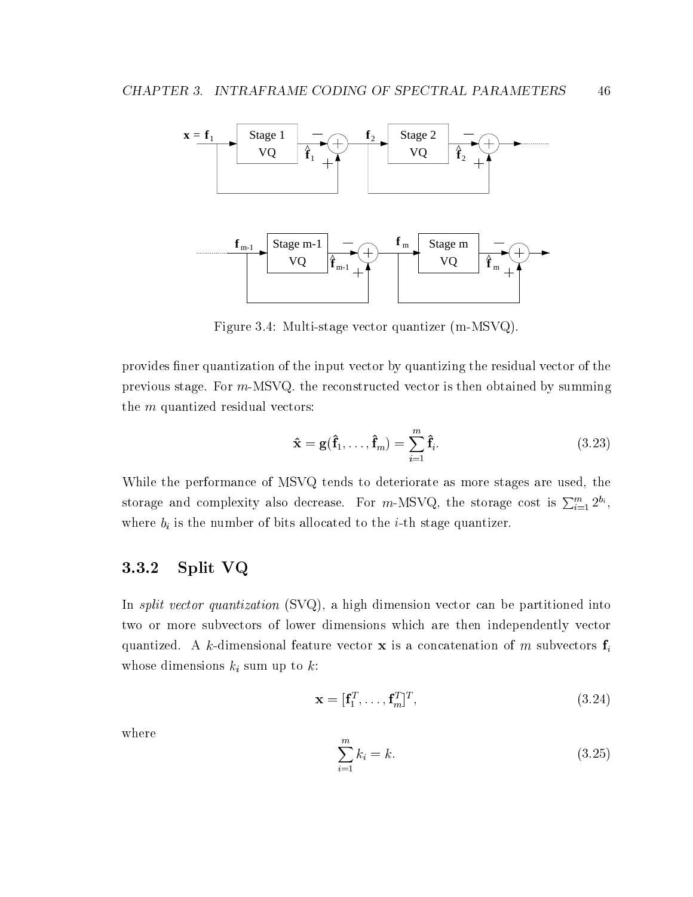Figure 3.4: Multi-stage vector quantizer (m-MSVQ).

provides finer quantization of the input vector by quantizing the residual vector of the previous stage. For $m$-MSVQ. the reconstructed vector is then obtained by summing the $m$ quantized residual vectors:

$$\hat{\mathbf{x}} = \mathbf{g}(\hat{\mathbf{f}}_1, \ldots, \hat{\mathbf{f}}_m) = \sum_{i=1}^{m} \hat{\mathbf{f}}_i. \tag{3.23}$$

While the performance of MSVQ tends to deteriorate as more stages are used, the storage and complexity also decrease. For $m$-MSVQ, the storage cost is $\sum_{i=1}^{m} 2^{b_i}$, where $b_i$ is the number of bits allocated to the $i$-th stage quantizer.

### 3.3.2 Split VQ

In *split vector quantization* (SVQ), a high dimension vector can be partitioned into two or more subvectors of lower dimensions which are then independently vector quantized. A $k$-dimensional feature vector $\mathbf{x}$ is a concatenation of $m$ subvectors $\mathbf{f}_i$ whose dimensions $k_i$ sum up to $k$:

$$\mathbf{x} = [\mathbf{f}_1^T, \ldots, \mathbf{f}_m^T]^T, \tag{3.24}$$

where

$$\sum_{i=1}^{m} k_i = k. \tag{3.25}$$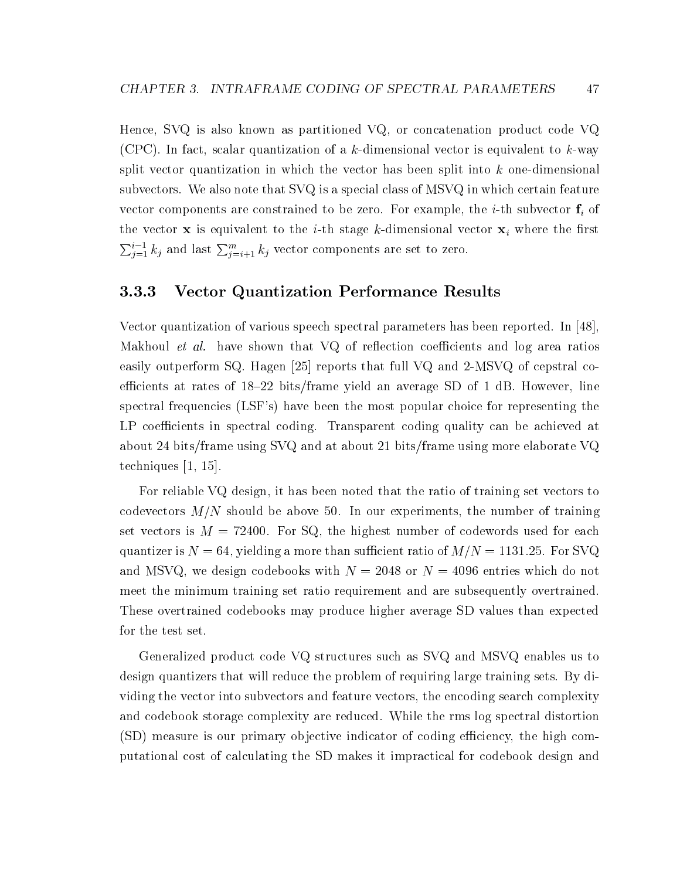Hence, SVQ is also known as partitioned VQ, or concatenation product code VQ (CPC). In fact, scalar quantization of a $k$-dimensional vector is equivalent to $k$-way split vector quantization in which the vector has been split into $k$ one-dimensional subvectors. We also note that SVQ is a special class of MSVQ in which certain feature vector components are constrained to be zero. For example, the $i$-th subvector $\mathbf{f}_i$ of the vector $\mathbf{x}$ is equivalent to the $i$-th stage $k$-dimensional vector $\mathbf{x}_i$ where the first $\sum_{j=1}^{i-1} k_j$ and last $\sum_{j=i+1}^{m} k_j$ vector components are set to zero.

### 3.3.3 Vector Quantization Performance Results

Vector quantization of various speech spectral parameters has been reported. In [48], Makhoul *et al.* have shown that VQ of reflection coefficients and log area ratios easily outperform SQ. Hagen [25] reports that full VQ and 2-MSVQ of cepstral coefficients at rates of 18–22 bits/frame yield an average SD of 1 dB. However, line spectral frequencies (LSF's) have been the most popular choice for representing the LP coefficients in spectral coding. Transparent coding quality can be achieved at about 24 bits/frame using SVQ and at about 21 bits/frame using more elaborate VQ techniques [1, 15].

For reliable VQ design, it has been noted that the ratio of training set vectors to codevectors $M/N$ should be above 50. In our experiments, the number of training set vectors is $M = 72400$. For SQ, the highest number of codewords used for each quantizer is $N = 64$, yielding a more than sufficient ratio of $M/N = 1131.25$. For SVQ and MSVQ, we design codebooks with $N = 2048$ or $N = 4096$ entries which do not meet the minimum training set ratio requirement and are subsequently overtrained. These overtrained codebooks may produce higher average SD values than expected for the test set.

Generalized product code VQ structures such as SVQ and MSVQ enables us to design quantizers that will reduce the problem of requiring large training sets. By dividing the vector into subvectors and feature vectors, the encoding search complexity and codebook storage complexity are reduced. While the rms log spectral distortion (SD) measure is our primary objective indicator of coding efficiency, the high computational cost of calculating the SD makes it impractical for codebook design and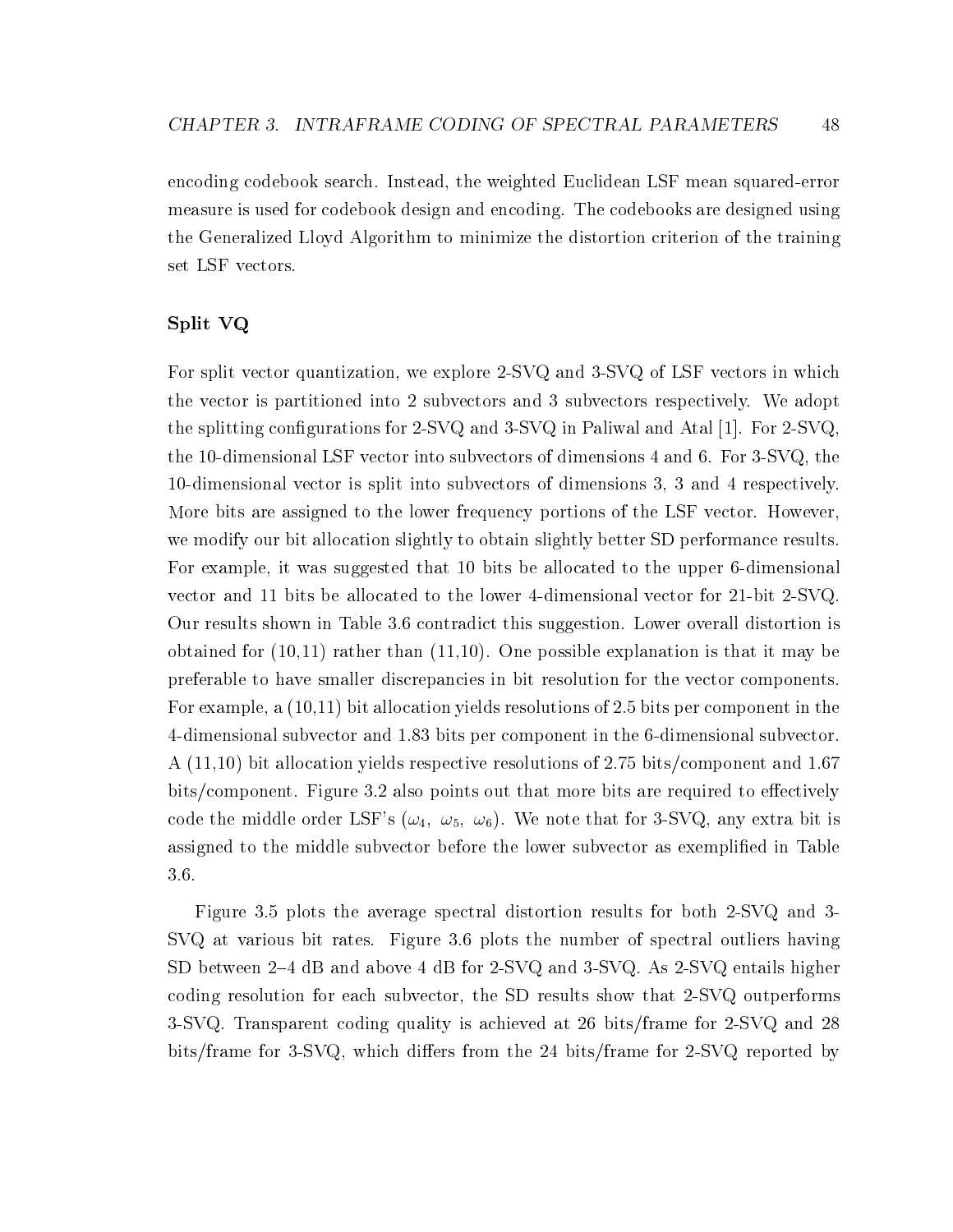encoding codebook search. Instead, the weighted Euclidean LSF mean squared-error measure is used for codebook design and encoding. The codebooks are designed using the Generalized Lloyd Algorithm to minimize the distortion criterion of the training set LSF vectors.

### Split VQ

For split vector quantization, we explore 2-SVQ and 3-SVQ of LSF vectors in which the vector is partitioned into 2 subvectors and 3 subvectors respectively. We adopt the splitting configurations for 2-SVQ and 3-SVQ in Paliwal and Atal [1]. For 2-SVQ, the 10-dimensional LSF vector into subvectors of dimensions 4 and 6. For 3-SVQ, the 10-dimensional vector is split into subvectors of dimensions 3, 3 and 4 respectively. More bits are assigned to the lower frequency portions of the LSF vector. However, we modify our bit allocation slightly to obtain slightly better SD performance results. For example, it was suggested that 10 bits be allocated to the upper 6-dimensional vector and 11 bits be allocated to the lower 4-dimensional vector for 21-bit 2-SVQ. Our results shown in Table 3.6 contradict this suggestion. Lower overall distortion is obtained for (10,11) rather than (11,10). One possible explanation is that it may be preferable to have smaller discrepancies in bit resolution for the vector components. For example, a (10,11) bit allocation yields resolutions of 2.5 bits per component in the 4-dimensional subvector and 1.83 bits per component in the 6-dimensional subvector. A (11,10) bit allocation yields respective resolutions of 2.75 bits/component and 1.67 bits/component. Figure 3.2 also points out that more bits are required to effectively code the middle order LSF's ($\omega_4$, $\omega_5$, $\omega_6$). We note that for 3-SVQ, any extra bit is assigned to the middle subvector before the lower subvector as exemplified in Table 3.6.

Figure 3.5 plots the average spectral distortion results for both 2-SVQ and 3-SVQ at various bit rates. Figure 3.6 plots the number of spectral outliers having SD between 2–4 dB and above 4 dB for 2-SVQ and 3-SVQ. As 2-SVQ entails higher coding resolution for each subvector, the SD results show that 2-SVQ outperforms 3-SVQ. Transparent coding quality is achieved at 26 bits/frame for 2-SVQ and 28 bits/frame for 3-SVQ, which differs from the 24 bits/frame for 2-SVQ reported by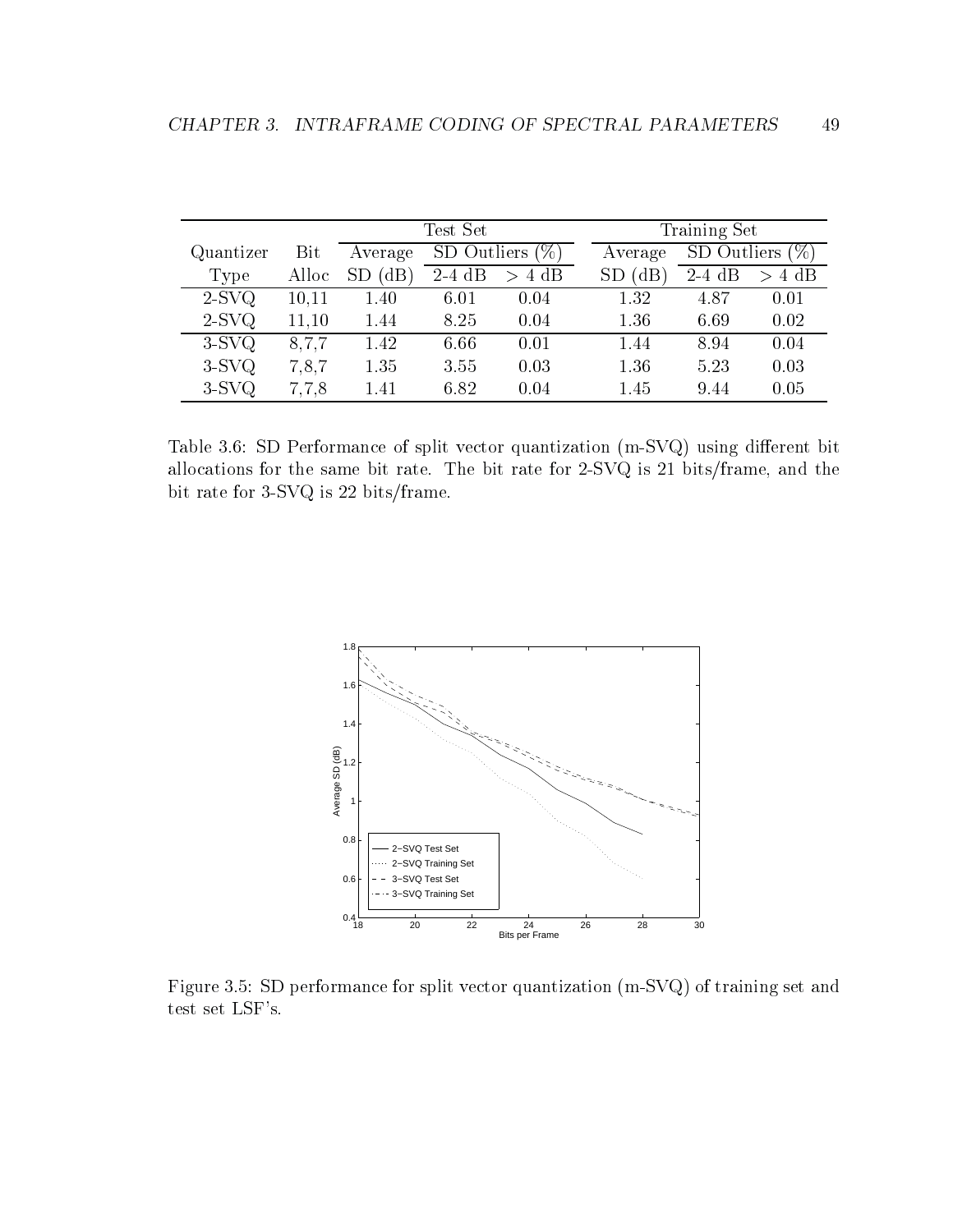| Quantizer Type | Bit Alloc | Test Set | | | Training Set | | |
|---|---|---|---|---|---|---|---|
| | | Average SD (dB) | SD Outliers (%) | | Average SD (dB) | SD Outliers (%) | |
| | | | 2-4 dB | > 4 dB | | 2-4 dB | > 4 dB |
| 2-SVQ | 10,11 | 1.40 | 6.01 | 0.04 | 1.32 | 4.87 | 0.01 |
| 2-SVQ | 11,10 | 1.44 | 8.25 | 0.04 | 1.36 | 6.69 | 0.02 |
| 3-SVQ | 8,7,7 | 1.42 | 6.66 | 0.01 | 1.44 | 8.94 | 0.04 |
| 3-SVQ | 7,8,7 | 1.35 | 3.55 | 0.03 | 1.36 | 5.23 | 0.03 |
| 3-SVQ | 7,7,8 | 1.41 | 6.82 | 0.04 | 1.45 | 9.44 | 0.05 |

Table 3.6: SD Performance of split vector quantization (m-SVQ) using different bit allocations for the same bit rate. The bit rate for 2-SVQ is 21 bits/frame, and the bit rate for 3-SVQ is 22 bits/frame.

Figure 3.5: SD performance for split vector quantization (m-SVQ) of training set and test set LSF's.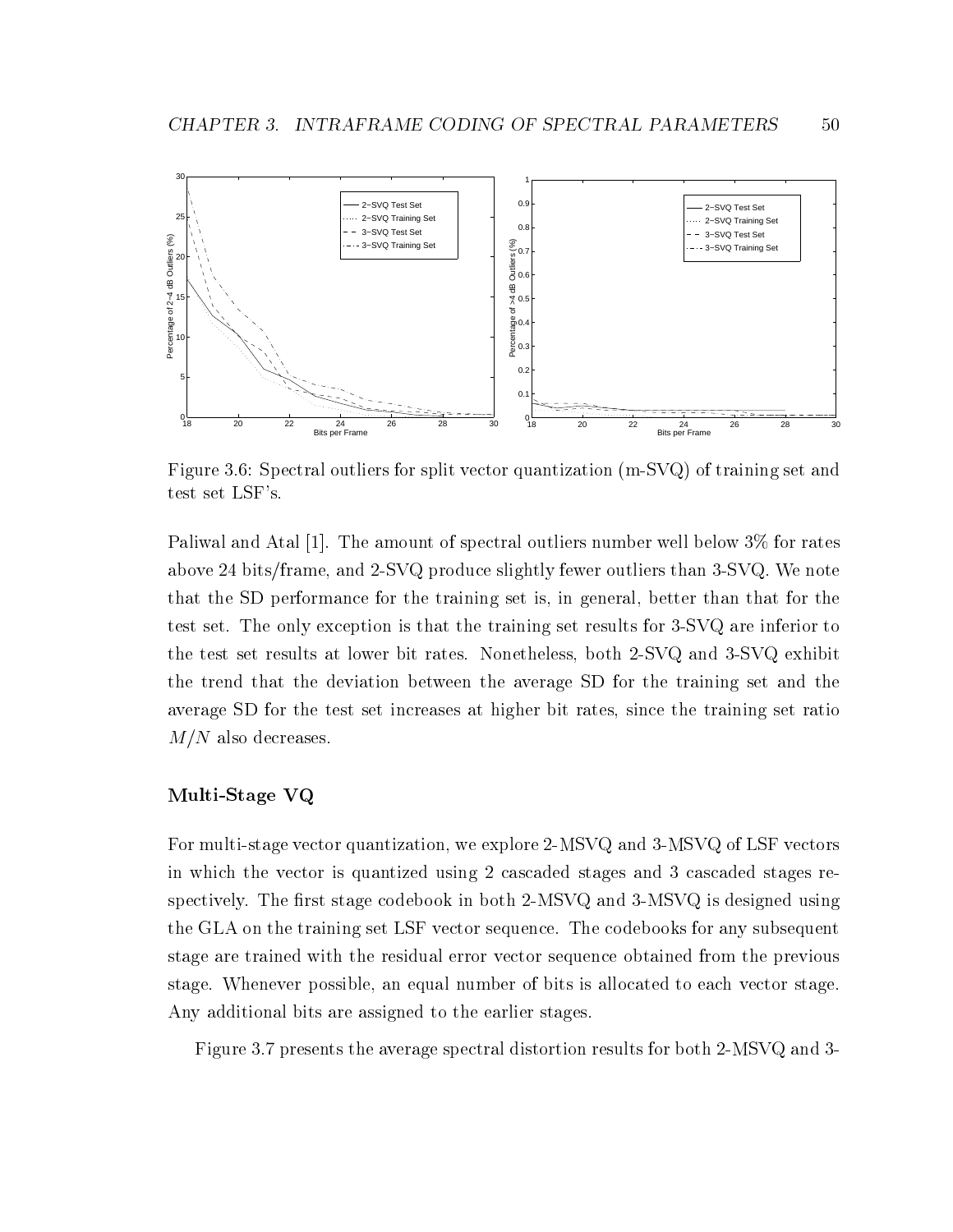Figure 3.6: Spectral outliers for split vector quantization (m-SVQ) of training set and test set LSF's.

Paliwal and Atal [1]. The amount of spectral outliers number well below 3% for rates above 24 bits/frame, and 2-SVQ produce slightly fewer outliers than 3-SVQ. We note that the SD performance for the training set is, in general, better than that for the test set. The only exception is that the training set results for 3-SVQ are inferior to the test set results at lower bit rates. Nonetheless, both 2-SVQ and 3-SVQ exhibit the trend that the deviation between the average SD for the training set and the average SD for the test set increases at higher bit rates, since the training set ratio $M/N$ also decreases.

### Multi-Stage VQ

For multi-stage vector quantization, we explore 2-MSVQ and 3-MSVQ of LSF vectors in which the vector is quantized using 2 cascaded stages and 3 cascaded stages respectively. The first stage codebook in both 2-MSVQ and 3-MSVQ is designed using the GLA on the training set LSF vector sequence. The codebooks for any subsequent stage are trained with the residual error vector sequence obtained from the previous stage. Whenever possible, an equal number of bits is allocated to each vector stage. Any additional bits are assigned to the earlier stages.

Figure 3.7 presents the average spectral distortion results for both 2-MSVQ and 3-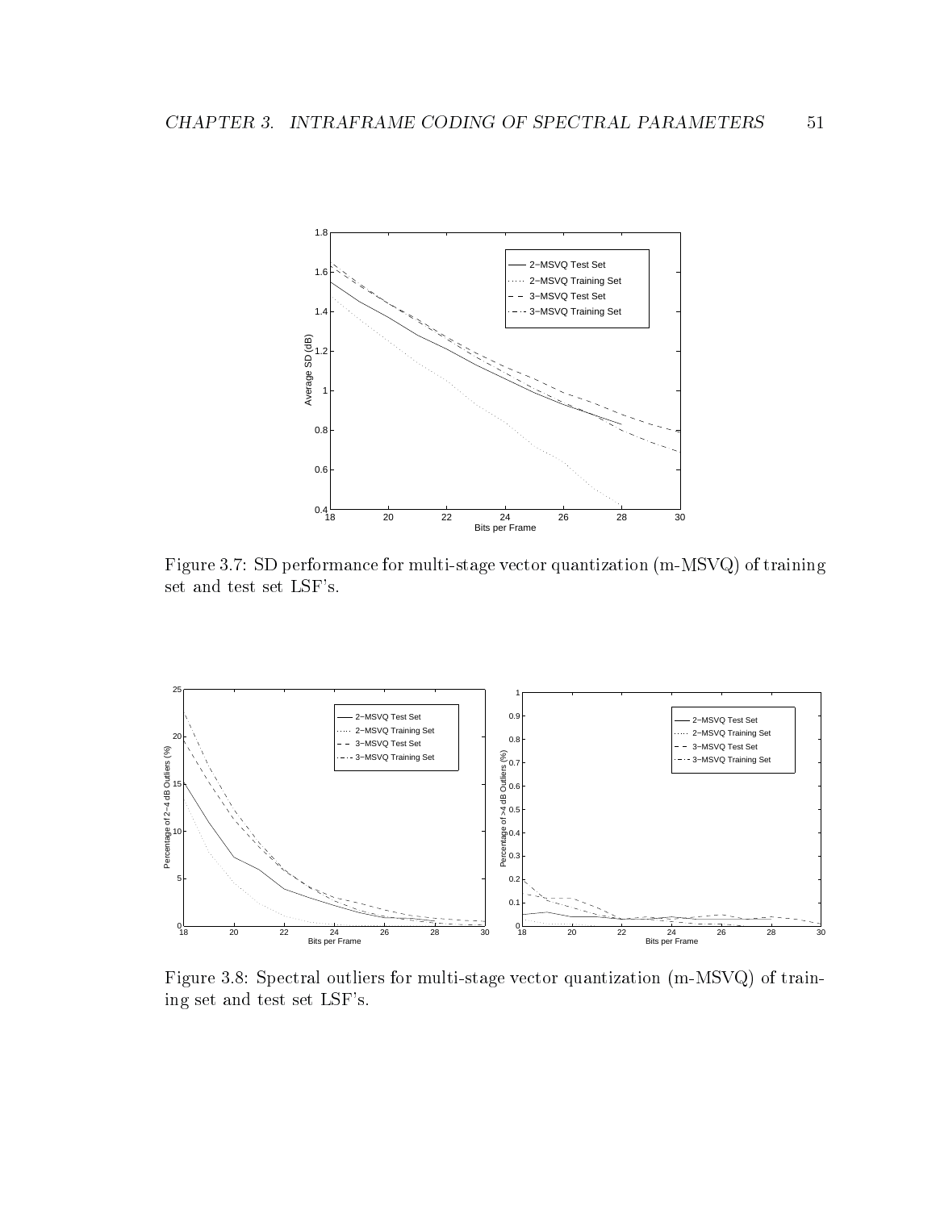Figure 3.7: SD performance for multi-stage vector quantization (m-MSVQ) of training set and test set LSF's.

Figure 3.8: Spectral outliers for multi-stage vector quantization (m-MSVQ) of training set and test set LSF's.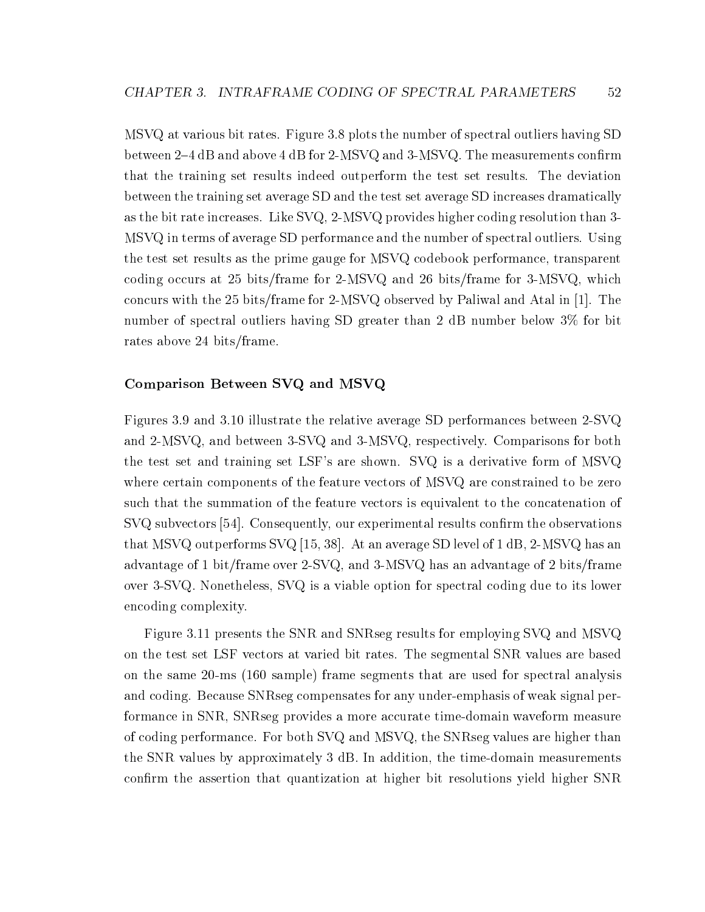MSVQ at various bit rates. Figure 3.8 plots the number of spectral outliers having SD between 2–4 dB and above 4 dB for 2-MSVQ and 3-MSVQ. The measurements confirm that the training set results indeed outperform the test set results. The deviation between the training set average SD and the test set average SD increases dramatically as the bit rate increases. Like SVQ, 2-MSVQ provides higher coding resolution than 3-MSVQ in terms of average SD performance and the number of spectral outliers. Using the test set results as the prime gauge for MSVQ codebook performance, transparent coding occurs at 25 bits/frame for 2-MSVQ and 26 bits/frame for 3-MSVQ, which concurs with the 25 bits/frame for 2-MSVQ observed by Paliwal and Atal in [1]. The number of spectral outliers having SD greater than 2 dB number below 3% for bit rates above 24 bits/frame.

### Comparison Between SVQ and MSVQ

Figures 3.9 and 3.10 illustrate the relative average SD performances between 2-SVQ and 2-MSVQ, and between 3-SVQ and 3-MSVQ, respectively. Comparisons for both the test set and training set LSF's are shown. SVQ is a derivative form of MSVQ where certain components of the feature vectors of MSVQ are constrained to be zero such that the summation of the feature vectors is equivalent to the concatenation of SVQ subvectors [54]. Consequently, our experimental results confirm the observations that MSVQ outperforms SVQ [15, 38]. At an average SD level of 1 dB, 2-MSVQ has an advantage of 1 bit/frame over 2-SVQ, and 3-MSVQ has an advantage of 2 bits/frame over 3-SVQ. Nonetheless, SVQ is a viable option for spectral coding due to its lower encoding complexity.

Figure 3.11 presents the SNR and SNRseg results for employing SVQ and MSVQ on the test set LSF vectors at varied bit rates. The segmental SNR values are based on the same 20-ms (160 sample) frame segments that are used for spectral analysis and coding. Because SNRseg compensates for any under-emphasis of weak signal performance in SNR, SNRseg provides a more accurate time-domain waveform measure of coding performance. For both SVQ and MSVQ, the SNRseg values are higher than the SNR values by approximately 3 dB. In addition, the time-domain measurements confirm the assertion that quantization at higher bit resolutions yield higher SNR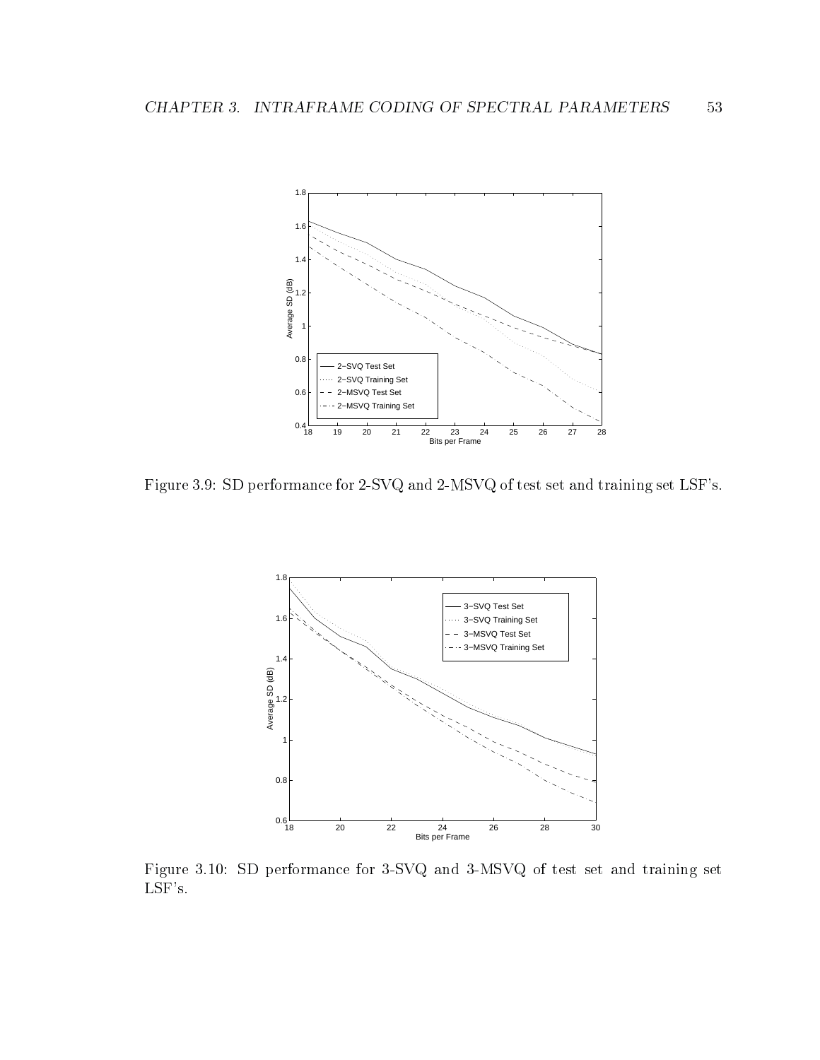Figure 3.9: SD performance for 2-SVQ and 2-MSVQ of test set and training set LSF's.

Figure 3.10: SD performance for 3-SVQ and 3-MSVQ of test set and training set LSF's.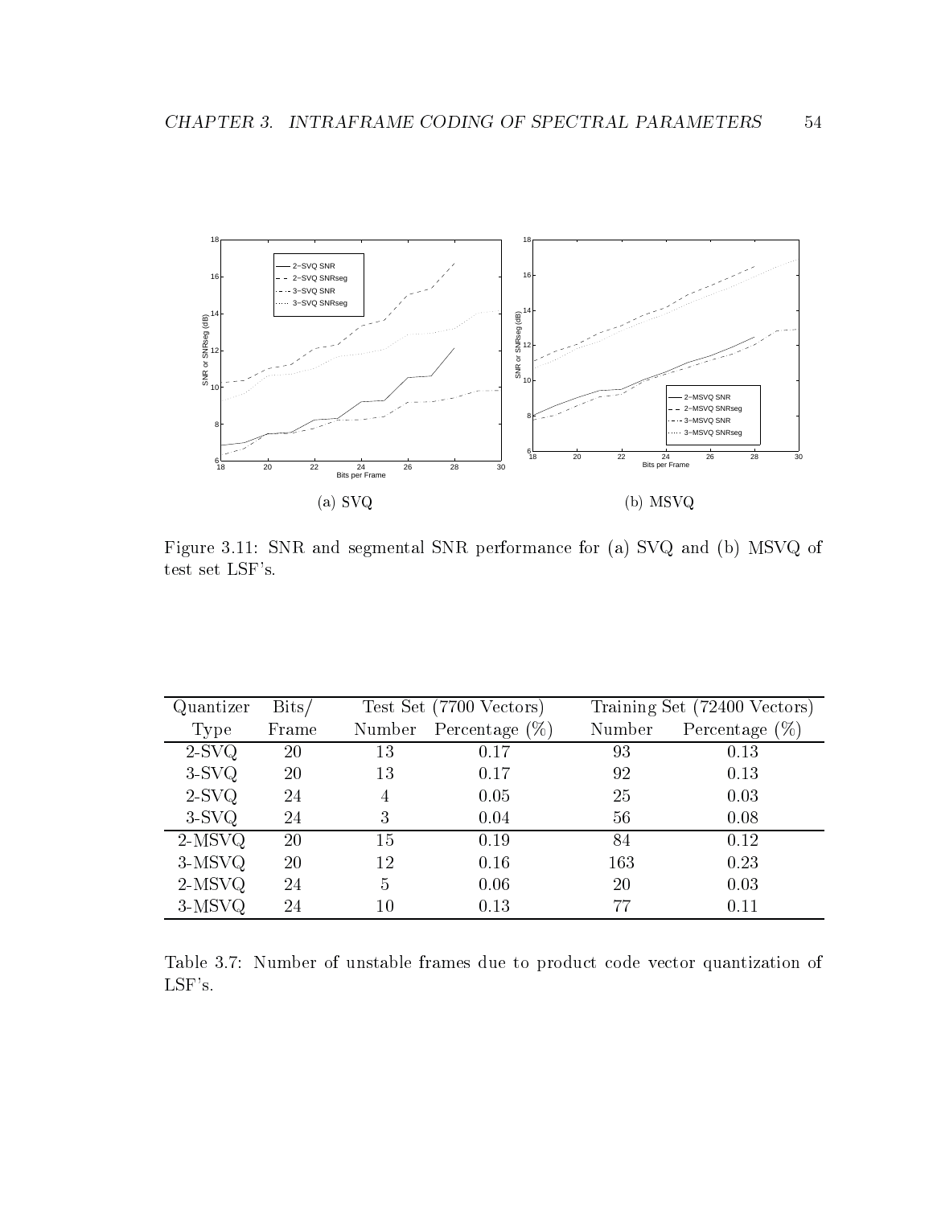(a) SVQ

(b) MSVQ

Figure 3.11: SNR and segmental SNR performance for (a) SVQ and (b) MSVQ of test set LSF's.

| Quantizer Type | Bits/ Frame | Test Set (7700 Vectors) | | Training Set (72400 Vectors) | |
|---|---|---|---|---|---|
| | | Number | Percentage (%) | Number | Percentage (%) |
| 2-SVQ | 20 | 13 | 0.17 | 93 | 0.13 |
| 3-SVQ | 20 | 13 | 0.17 | 92 | 0.13 |
| 2-SVQ | 24 | 4 | 0.05 | 25 | 0.03 |
| 3-SVQ | 24 | 3 | 0.04 | 56 | 0.08 |
| 2-MSVQ | 20 | 15 | 0.19 | 84 | 0.12 |
| 3-MSVQ | 20 | 12 | 0.16 | 163 | 0.23 |
| 2-MSVQ | 24 | 5 | 0.06 | 20 | 0.03 |
| 3-MSVQ | 24 | 10 | 0.13 | 77 | 0.11 |

Table 3.7: Number of unstable frames due to product code vector quantization of LSF's.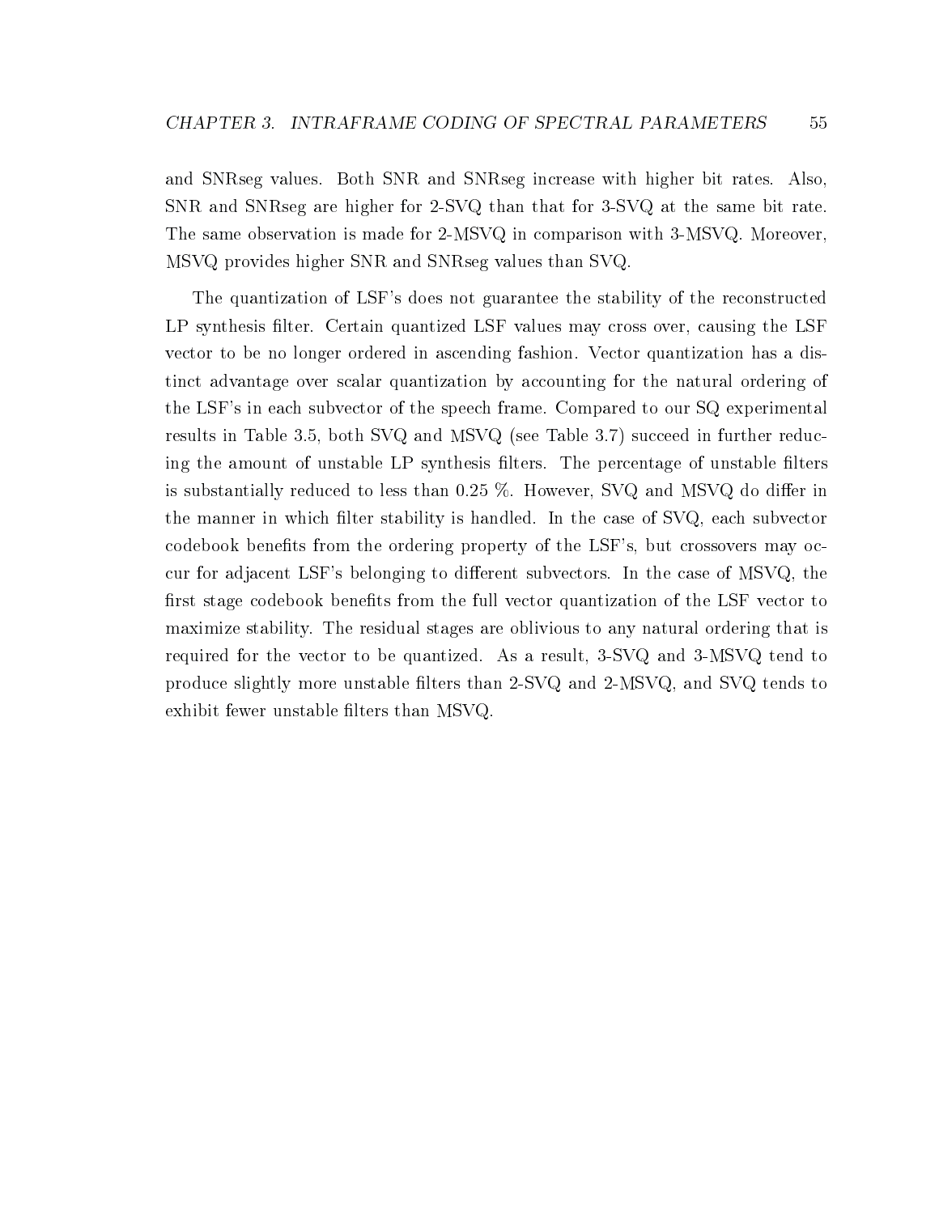and SNRseg values. Both SNR and SNRseg increase with higher bit rates. Also, SNR and SNRseg are higher for 2-SVQ than that for 3-SVQ at the same bit rate. The same observation is made for 2-MSVQ in comparison with 3-MSVQ. Moreover, MSVQ provides higher SNR and SNRseg values than SVQ.

The quantization of LSF's does not guarantee the stability of the reconstructed LP synthesis filter. Certain quantized LSF values may cross over, causing the LSF vector to be no longer ordered in ascending fashion. Vector quantization has a distinct advantage over scalar quantization by accounting for the natural ordering of the LSF's in each subvector of the speech frame. Compared to our SQ experimental results in Table 3.5, both SVQ and MSVQ (see Table 3.7) succeed in further reducing the amount of unstable LP synthesis filters. The percentage of unstable filters is substantially reduced to less than 0.25 %. However, SVQ and MSVQ do differ in the manner in which filter stability is handled. In the case of SVQ, each subvector codebook benefits from the ordering property of the LSF's, but crossovers may occur for adjacent LSF's belonging to different subvectors. In the case of MSVQ, the first stage codebook benefits from the full vector quantization of the LSF vector to maximize stability. The residual stages are oblivious to any natural ordering that is required for the vector to be quantized. As a result, 3-SVQ and 3-MSVQ tend to produce slightly more unstable filters than 2-SVQ and 2-MSVQ, and SVQ tends to exhibit fewer unstable filters than MSVQ.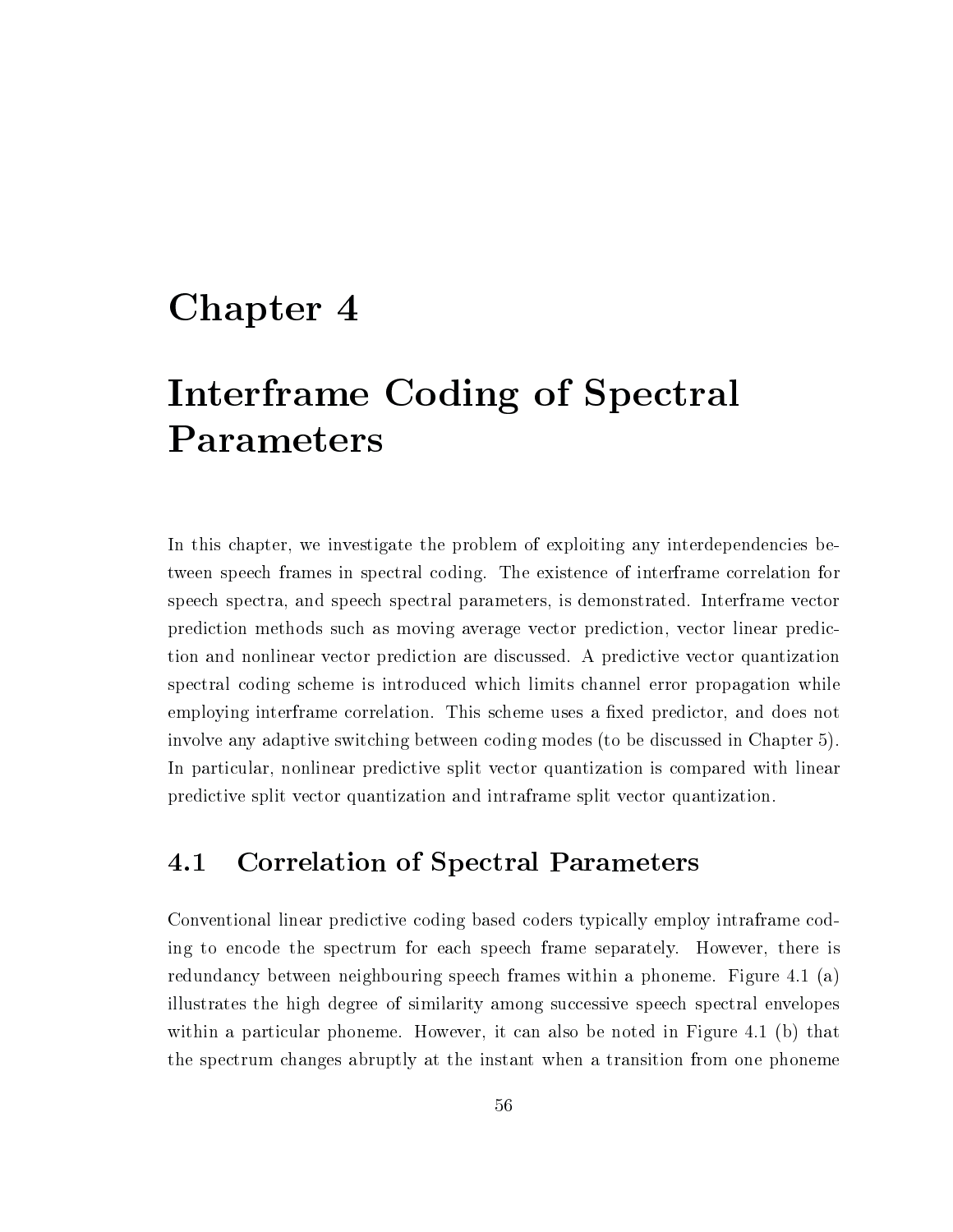# Chapter 4

# Interframe Coding of Spectral Parameters

In this chapter, we investigate the problem of exploiting any interdependencies between speech frames in spectral coding. The existence of interframe correlation for speech spectra, and speech spectral parameters, is demonstrated. Interframe vector prediction methods such as moving average vector prediction, vector linear prediction and nonlinear vector prediction are discussed. A predictive vector quantization spectral coding scheme is introduced which limits channel error propagation while employing interframe correlation. This scheme uses a fixed predictor, and does not involve any adaptive switching between coding modes (to be discussed in Chapter 5). In particular, nonlinear predictive split vector quantization is compared with linear predictive split vector quantization and intraframe split vector quantization.

## 4.1 Correlation of Spectral Parameters

Conventional linear predictive coding based coders typically employ intraframe coding to encode the spectrum for each speech frame separately. However, there is redundancy between neighbouring speech frames within a phoneme. Figure 4.1 (a) illustrates the high degree of similarity among successive speech spectral envelopes within a particular phoneme. However, it can also be noted in Figure 4.1 (b) that the spectrum changes abruptly at the instant when a transition from one phoneme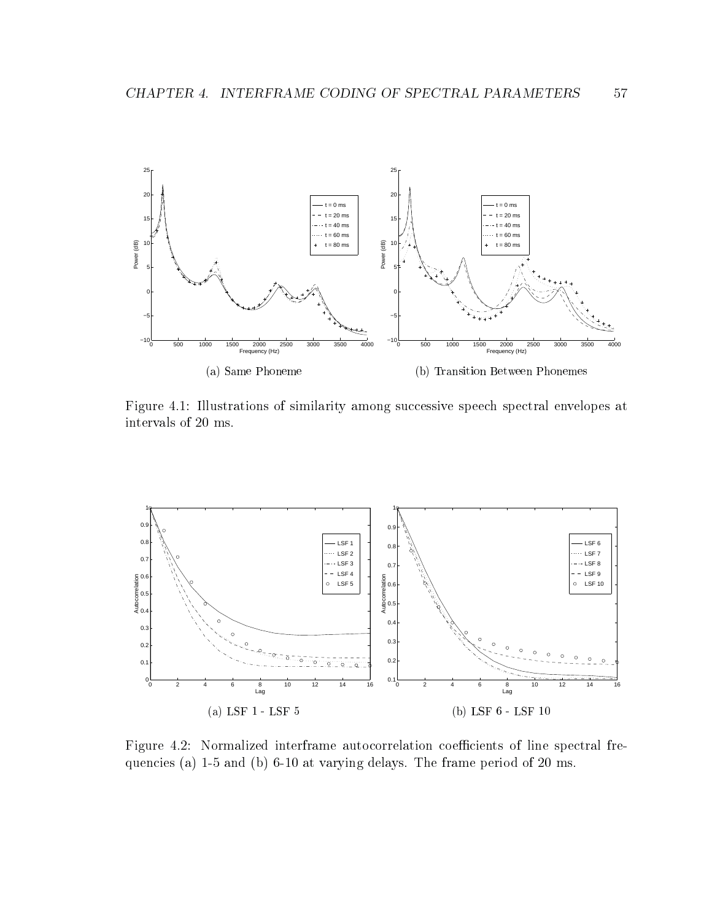(a) Same Phoneme

(b) Transition Between Phonemes

Figure 4.1: Illustrations of similarity among successive speech spectral envelopes at intervals of 20 ms.

(a) LSF 1 - LSF 5

(b) LSF 6 - LSF 10

Figure 4.2: Normalized interframe autocorrelation coefficients of line spectral frequencies (a) 1-5 and (b) 6-10 at varying delays. The frame period of 20 ms.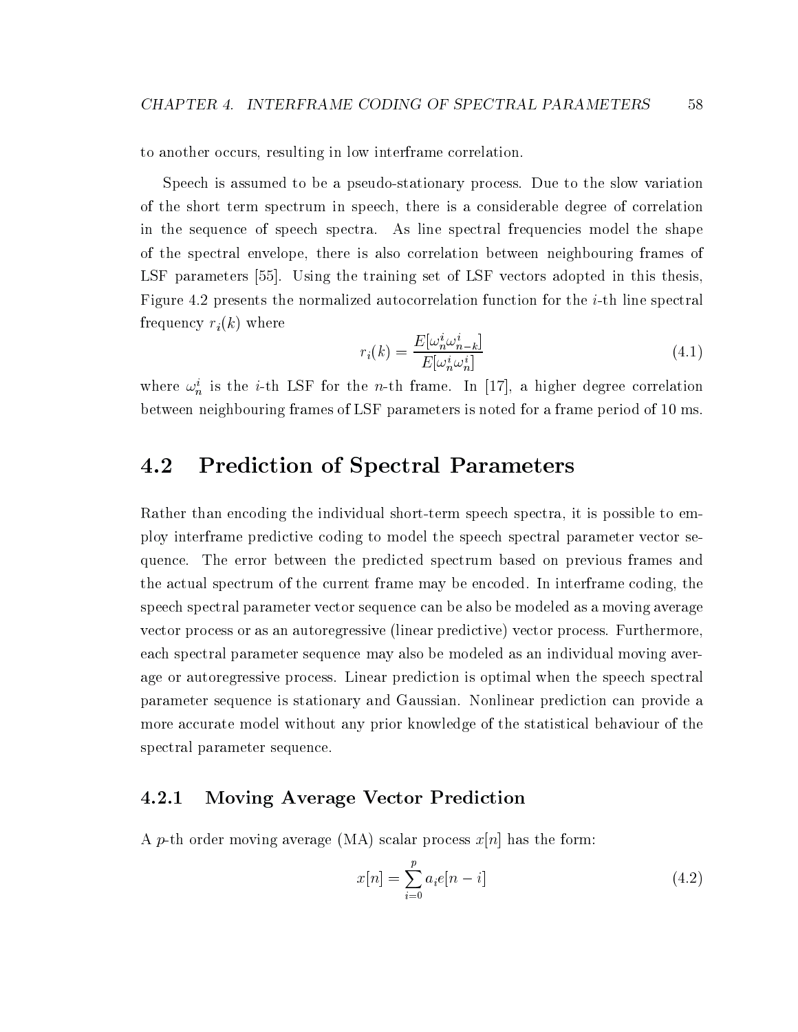to another occurs, resulting in low interframe correlation.

Speech is assumed to be a pseudo-stationary process. Due to the slow variation of the short term spectrum in speech, there is a considerable degree of correlation in the sequence of speech spectra. As line spectral frequencies model the shape of the spectral envelope, there is also correlation between neighbouring frames of LSF parameters [55]. Using the training set of LSF vectors adopted in this thesis, Figure 4.2 presents the normalized autocorrelation function for the $i$-th line spectral frequency $r_i(k)$ where

$$r_i(k) = \frac{E[\omega_n^i \omega_{n-k}^i]}{E[\omega_n^i \omega_n^i]} \tag{4.1}$$

where $\omega_n^i$ is the $i$-th LSF for the $n$-th frame. In [17], a higher degree correlation between neighbouring frames of LSF parameters is noted for a frame period of 10 ms.

## 4.2 Prediction of Spectral Parameters

Rather than encoding the individual short-term speech spectra, it is possible to employ interframe predictive coding to model the speech spectral parameter vector sequence. The error between the predicted spectrum based on previous frames and the actual spectrum of the current frame may be encoded. In interframe coding, the speech spectral parameter vector sequence can be also be modeled as a moving average vector process or as an autoregressive (linear predictive) vector process. Furthermore, each spectral parameter sequence may also be modeled as an individual moving average or autoregressive process. Linear prediction is optimal when the speech spectral parameter sequence is stationary and Gaussian. Nonlinear prediction can provide a more accurate model without any prior knowledge of the statistical behaviour of the spectral parameter sequence.

### 4.2.1 Moving Average Vector Prediction

A $p$-th order moving average (MA) scalar process $x[n]$ has the form:

$$x[n] = \sum_{i=0}^{p} a_i e[n-i] \tag{4.2}$$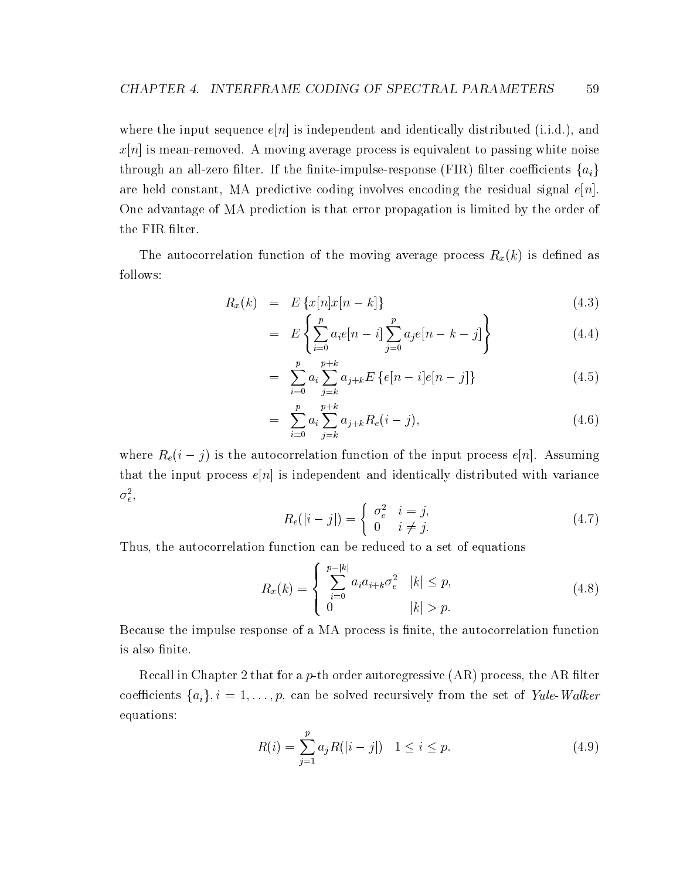where the input sequence $e[n]$ is independent and identically distributed (i.i.d.), and $x[n]$ is mean-removed. A moving average process is equivalent to passing white noise through an all-zero filter. If the finite-impulse-response (FIR) filter coefficients $\{a_i\}$ are held constant, MA predictive coding involves encoding the residual signal $e[n]$. One advantage of MA prediction is that error propagation is limited by the order of the FIR filter.

The autocorrelation function of the moving average process $R_x(k)$ is defined as follows:

$$
\begin{aligned}
R_x(k) &= E\left\{x[n]x[n-k]\right\} && (4.3)\\
&= E\left\{\sum_{i=0}^{p} a_i e[n-i] \sum_{j=0}^{p} a_j e[n-k-j]\right\} && (4.4)\\
&= \sum_{i=0}^{p} a_i \sum_{j=k}^{p+k} a_{j+k} E\left\{e[n-i]e[n-j]\right\} && (4.5)\\
&= \sum_{i=0}^{p} a_i \sum_{j=k}^{p+k} a_{j+k} R_e(i-j), && (4.6)
\end{aligned}
$$

where $R_e(i-j)$ is the autocorrelation function of the input process $e[n]$. Assuming that the input process $e[n]$ is independent and identically distributed with variance $\sigma_e^2$,

$$
R_e(|i-j|) = \begin{cases} \sigma_e^2 & i = j, \\ 0 & i \neq j. \end{cases} \tag{4.7}
$$

Thus, the autocorrelation function can be reduced to a set of equations

$$
R_x(k) = \begin{cases} \displaystyle\sum_{i=0}^{p-|k|} a_i a_{i+k} \sigma_e^2 & |k| \leq p, \\ 0 & |k| > p. \end{cases} \tag{4.8}
$$

Because the impulse response of a MA process is finite, the autocorrelation function is also finite.

Recall in Chapter 2 that for a $p$-th order autoregressive (AR) process, the AR filter coefficients $\{a_i\}, i = 1, \ldots, p$, can be solved recursively from the set of *Yule-Walker* equations:

$$
R(i) = \sum_{j=1}^{p} a_j R(|i-j|) \quad 1 \leq i \leq p. \tag{4.9}
$$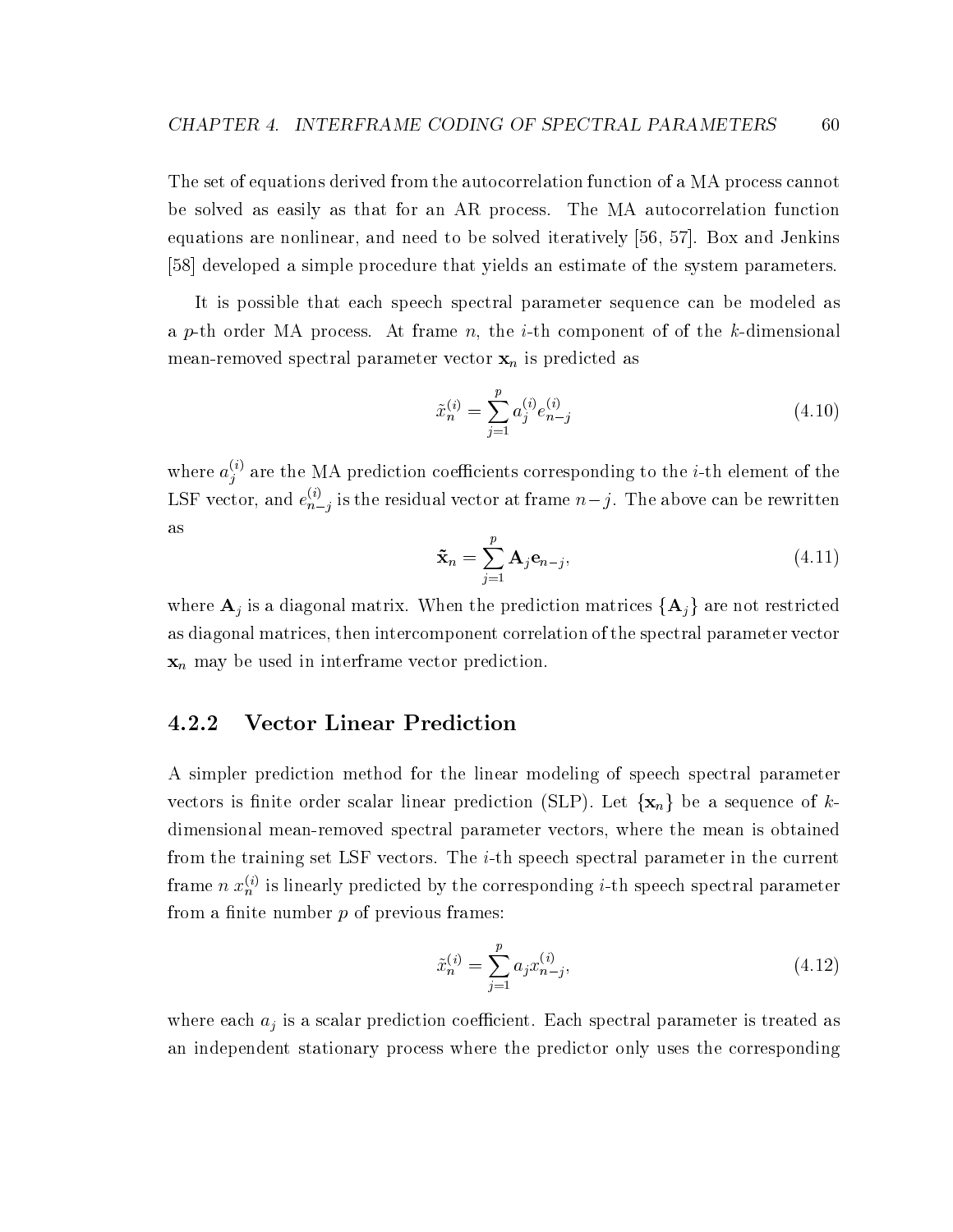The set of equations derived from the autocorrelation function of a MA process cannot be solved as easily as that for an AR process. The MA autocorrelation function equations are nonlinear, and need to be solved iteratively [56, 57]. Box and Jenkins [58] developed a simple procedure that yields an estimate of the system parameters.

It is possible that each speech spectral parameter sequence can be modeled as a $p$-th order MA process. At frame $n$, the $i$-th component of of the $k$-dimensional mean-removed spectral parameter vector $\mathbf{x}_n$ is predicted as

$$\tilde{x}_n^{(i)} = \sum_{j=1}^{p} a_j^{(i)} e_{n-j}^{(i)} \tag{4.10}$$

where $a_j^{(i)}$ are the MA prediction coefficients corresponding to the $i$-th element of the LSF vector, and $e_{n-j}^{(i)}$ is the residual vector at frame $n-j$. The above can be rewritten as

$$\tilde{\mathbf{x}}_n = \sum_{j=1}^{p} \mathbf{A}_j \mathbf{e}_{n-j}, \tag{4.11}$$

where $\mathbf{A}_j$ is a diagonal matrix. When the prediction matrices $\{\mathbf{A}_j\}$ are not restricted as diagonal matrices, then intercomponent correlation of the spectral parameter vector $\mathbf{x}_n$ may be used in interframe vector prediction.

### 4.2.2 Vector Linear Prediction

A simpler prediction method for the linear modeling of speech spectral parameter vectors is finite order scalar linear prediction (SLP). Let $\{\mathbf{x}_n\}$ be a sequence of $k$-dimensional mean-removed spectral parameter vectors, where the mean is obtained from the training set LSF vectors. The $i$-th speech spectral parameter in the current frame $n$ $x_n^{(i)}$ is linearly predicted by the corresponding $i$-th speech spectral parameter from a finite number $p$ of previous frames:

$$\tilde{x}_n^{(i)} = \sum_{j=1}^{p} a_j x_{n-j}^{(i)}, \tag{4.12}$$

where each $a_j$ is a scalar prediction coefficient. Each spectral parameter is treated as an independent stationary process where the predictor only uses the corresponding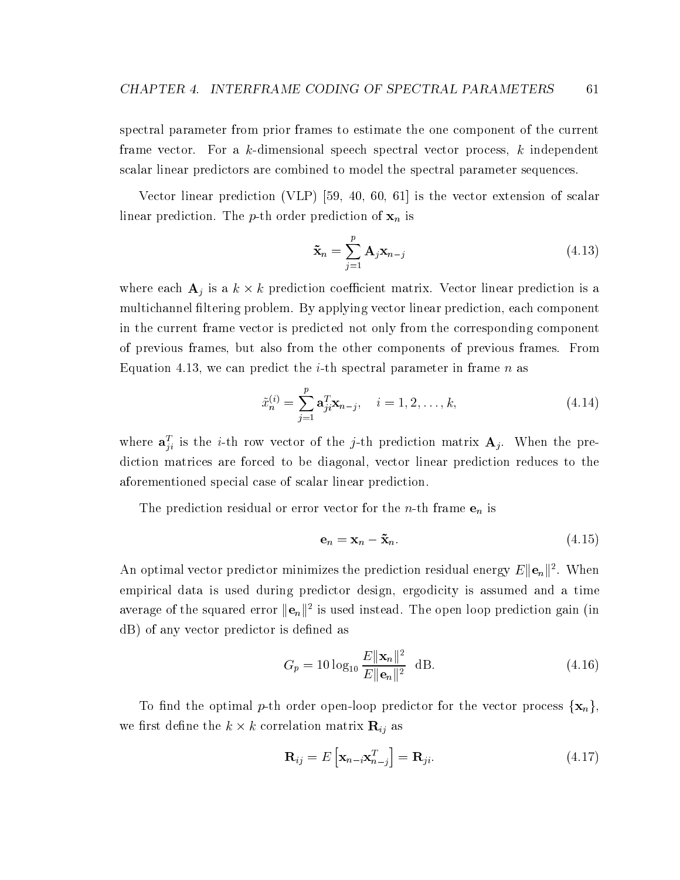spectral parameter from prior frames to estimate the one component of the current frame vector. For a $k$-dimensional speech spectral vector process, $k$ independent scalar linear predictors are combined to model the spectral parameter sequences.

Vector linear prediction (VLP) [59, 40, 60, 61] is the vector extension of scalar linear prediction. The $p$-th order prediction of $\mathbf{x}_n$ is

$$\tilde{\mathbf{x}}_n = \sum_{j=1}^{p} \mathbf{A}_j \mathbf{x}_{n-j} \tag{4.13}$$

where each $\mathbf{A}_j$ is a $k \times k$ prediction coefficient matrix. Vector linear prediction is a multichannel filtering problem. By applying vector linear prediction, each component in the current frame vector is predicted not only from the corresponding component of previous frames, but also from the other components of previous frames. From Equation 4.13, we can predict the $i$-th spectral parameter in frame $n$ as

$$\tilde{x}_n^{(i)} = \sum_{j=1}^{p} \mathbf{a}_{ji}^T \mathbf{x}_{n-j}, \quad i = 1, 2, \ldots, k, \tag{4.14}$$

where $\mathbf{a}_{ji}^T$ is the $i$-th row vector of the $j$-th prediction matrix $\mathbf{A}_j$. When the prediction matrices are forced to be diagonal, vector linear prediction reduces to the aforementioned special case of scalar linear prediction.

The prediction residual or error vector for the $n$-th frame $\mathbf{e}_n$ is

$$\mathbf{e}_n = \mathbf{x}_n - \tilde{\mathbf{x}}_n. \tag{4.15}$$

An optimal vector predictor minimizes the prediction residual energy $E\|\mathbf{e}_n\|^2$. When empirical data is used during predictor design, ergodicity is assumed and a time average of the squared error $\|\mathbf{e}_n\|^2$ is used instead. The open loop prediction gain (in dB) of any vector predictor is defined as

$$G_p = 10 \log_{10} \frac{E\|\mathbf{x}_n\|^2}{E\|\mathbf{e}_n\|^2} \text{ dB}. \tag{4.16}$$

To find the optimal $p$-th order open-loop predictor for the vector process $\{\mathbf{x}_n\}$, we first define the $k \times k$ correlation matrix $\mathbf{R}_{ij}$ as

$$\mathbf{R}_{ij} = E\left[\mathbf{x}_{n-i}\mathbf{x}_{n-j}^T\right] = \mathbf{R}_{ji}. \tag{4.17}$$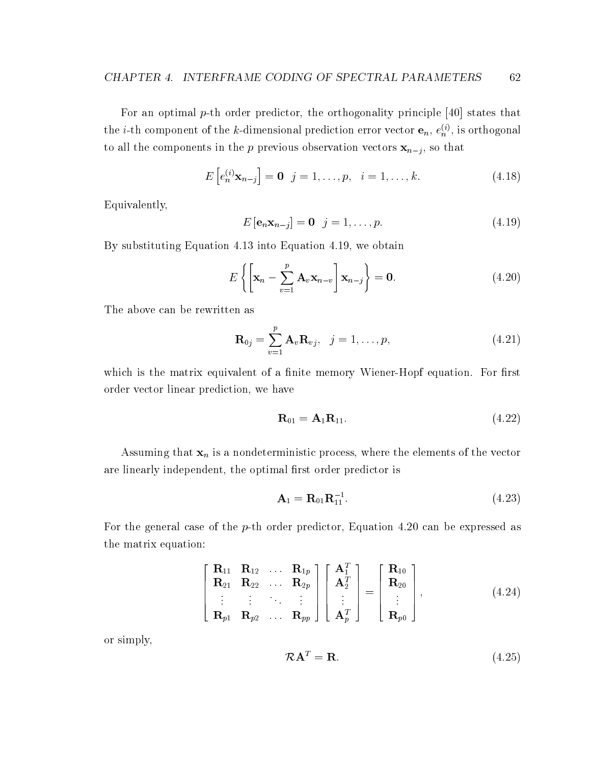For an optimal $p$-th order predictor, the orthogonality principle [40] states that the $i$-th component of the $k$-dimensional prediction error vector $\mathbf{e}_n$, $e_n^{(i)}$, is orthogonal to all the components in the $p$ previous observation vectors $\mathbf{x}_{n-j}$, so that

$$E\left[e_n^{(i)}\mathbf{x}_{n-j}\right] = \mathbf{0} \quad j = 1, \ldots, p, \quad i = 1, \ldots, k. \tag{4.18}$$

Equivalently,

$$E\left[\mathbf{e}_n\mathbf{x}_{n-j}\right] = \mathbf{0} \quad j = 1, \ldots, p. \tag{4.19}$$

By substituting Equation 4.13 into Equation 4.19, we obtain

$$E\left\{\left[\mathbf{x}_n - \sum_{v=1}^{p} \mathbf{A}_v \mathbf{x}_{n-v}\right] \mathbf{x}_{n-j}\right\} = \mathbf{0}. \tag{4.20}$$

The above can be rewritten as

$$\mathbf{R}_{0j} = \sum_{v=1}^{p} \mathbf{A}_v \mathbf{R}_{vj}, \quad j = 1, \ldots, p, \tag{4.21}$$

which is the matrix equivalent of a finite memory Wiener-Hopf equation. For first order vector linear prediction, we have

$$\mathbf{R}_{01} = \mathbf{A}_1 \mathbf{R}_{11}. \tag{4.22}$$

Assuming that $\mathbf{x}_n$ is a nondeterministic process, where the elements of the vector are linearly independent, the optimal first order predictor is

$$\mathbf{A}_1 = \mathbf{R}_{01}\mathbf{R}_{11}^{-1}. \tag{4.23}$$

For the general case of the $p$-th order predictor, Equation 4.20 can be expressed as the matrix equation:

$$\begin{bmatrix} \mathbf{R}_{11} & \mathbf{R}_{12} & \ldots & \mathbf{R}_{1p} \\ \mathbf{R}_{21} & \mathbf{R}_{22} & \ldots & \mathbf{R}_{2p} \\ \vdots & \vdots & \ddots & \vdots \\ \mathbf{R}_{p1} & \mathbf{R}_{p2} & \ldots & \mathbf{R}_{pp} \end{bmatrix} \begin{bmatrix} \mathbf{A}_1^T \\ \mathbf{A}_2^T \\ \vdots \\ \mathbf{A}_p^T \end{bmatrix} = \begin{bmatrix} \mathbf{R}_{10} \\ \mathbf{R}_{20} \\ \vdots \\ \mathbf{R}_{p0} \end{bmatrix}, \tag{4.24}$$

or simply,

$$\mathcal{R}\mathbf{A}^T = \mathbf{R}. \tag{4.25}$$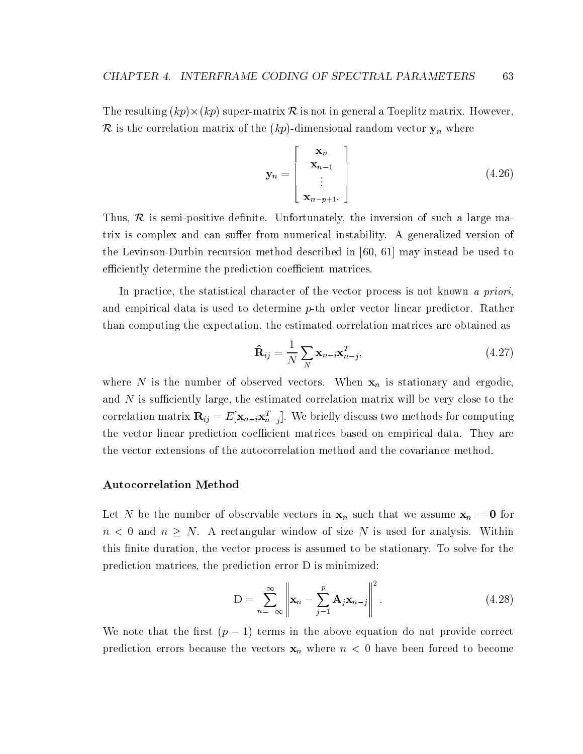The resulting $(kp) \times (kp)$ super-matrix $\mathcal{R}$ is not in general a Toeplitz matrix. However, $\mathcal{R}$ is the correlation matrix of the $(kp)$-dimensional random vector $\mathbf{y}_n$ where

$$\mathbf{y}_n = \begin{bmatrix} \mathbf{x}_n \\ \mathbf{x}_{n-1} \\ \vdots \\ \mathbf{x}_{n-p+1}. \end{bmatrix} \tag{4.26}$$

Thus, $\mathcal{R}$ is semi-positive definite. Unfortunately, the inversion of such a large matrix is complex and can suffer from numerical instability. A generalized version of the Levinson-Durbin recursion method described in [60, 61] may instead be used to efficiently determine the prediction coefficient matrices.

In practice, the statistical character of the vector process is not known *a priori*, and empirical data is used to determine $p$-th order vector linear predictor. Rather than computing the expectation, the estimated correlation matrices are obtained as

$$\hat{\mathbf{R}}_{ij} = \frac{1}{N} \sum_{N} \mathbf{x}_{n-i} \mathbf{x}_{n-j}^T, \tag{4.27}$$

where $N$ is the number of observed vectors. When $\mathbf{x}_n$ is stationary and ergodic, and $N$ is sufficiently large, the estimated correlation matrix will be very close to the correlation matrix $\mathbf{R}_{ij} = E[\mathbf{x}_{n-i} \mathbf{x}_{n-j}^T]$. We briefly discuss two methods for computing the vector linear prediction coefficient matrices based on empirical data. They are the vector extensions of the autocorrelation method and the covariance method.

### Autocorrelation Method

Let $N$ be the number of observable vectors in $\mathbf{x}_n$ such that we assume $\mathbf{x}_n = \mathbf{0}$ for $n < 0$ and $n \geq N$. A rectangular window of size $N$ is used for analysis. Within this finite duration, the vector process is assumed to be stationary. To solve for the prediction matrices, the prediction error D is minimized:

$$\mathrm{D} = \sum_{n=-\infty}^{\infty} \left\| \mathbf{x}_n - \sum_{j=1}^{p} \mathbf{A}_j \mathbf{x}_{n-j} \right\|^2. \tag{4.28}$$

We note that the first $(p-1)$ terms in the above equation do not provide correct prediction errors because the vectors $\mathbf{x}_n$ where $n < 0$ have been forced to become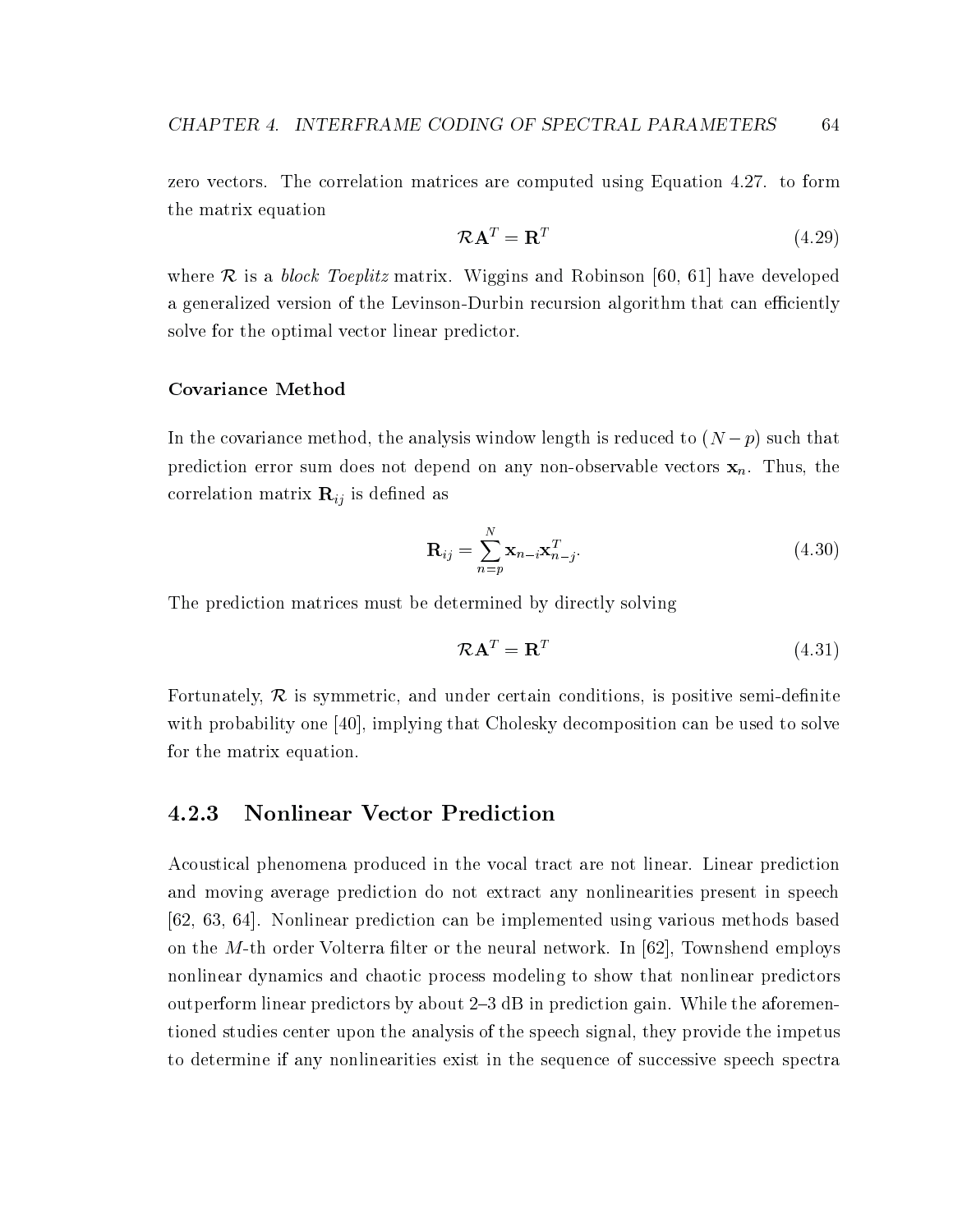zero vectors. The correlation matrices are computed using Equation 4.27. to form the matrix equation

$$\mathcal{R}\mathbf{A}^T = \mathbf{R}^T \tag{4.29}$$

where $\mathcal{R}$ is a *block Toeplitz* matrix. Wiggins and Robinson [60, 61] have developed a generalized version of the Levinson-Durbin recursion algorithm that can efficiently solve for the optimal vector linear predictor.

#### Covariance Method

In the covariance method, the analysis window length is reduced to $(N-p)$ such that prediction error sum does not depend on any non-observable vectors $\mathbf{x}_n$. Thus, the correlation matrix $\mathbf{R}_{ij}$ is defined as

$$\mathbf{R}_{ij} = \sum_{n=p}^{N} \mathbf{x}_{n-i}\mathbf{x}_{n-j}^T. \tag{4.30}$$

The prediction matrices must be determined by directly solving

$$\mathcal{R}\mathbf{A}^T = \mathbf{R}^T \tag{4.31}$$

Fortunately, $\mathcal{R}$ is symmetric, and under certain conditions, is positive semi-definite with probability one [40], implying that Cholesky decomposition can be used to solve for the matrix equation.

### 4.2.3 Nonlinear Vector Prediction

Acoustical phenomena produced in the vocal tract are not linear. Linear prediction and moving average prediction do not extract any nonlinearities present in speech [62, 63, 64]. Nonlinear prediction can be implemented using various methods based on the $M$-th order Volterra filter or the neural network. In [62], Townshend employs nonlinear dynamics and chaotic process modeling to show that nonlinear predictors outperform linear predictors by about 2–3 dB in prediction gain. While the aforementioned studies center upon the analysis of the speech signal, they provide the impetus to determine if any nonlinearities exist in the sequence of successive speech spectra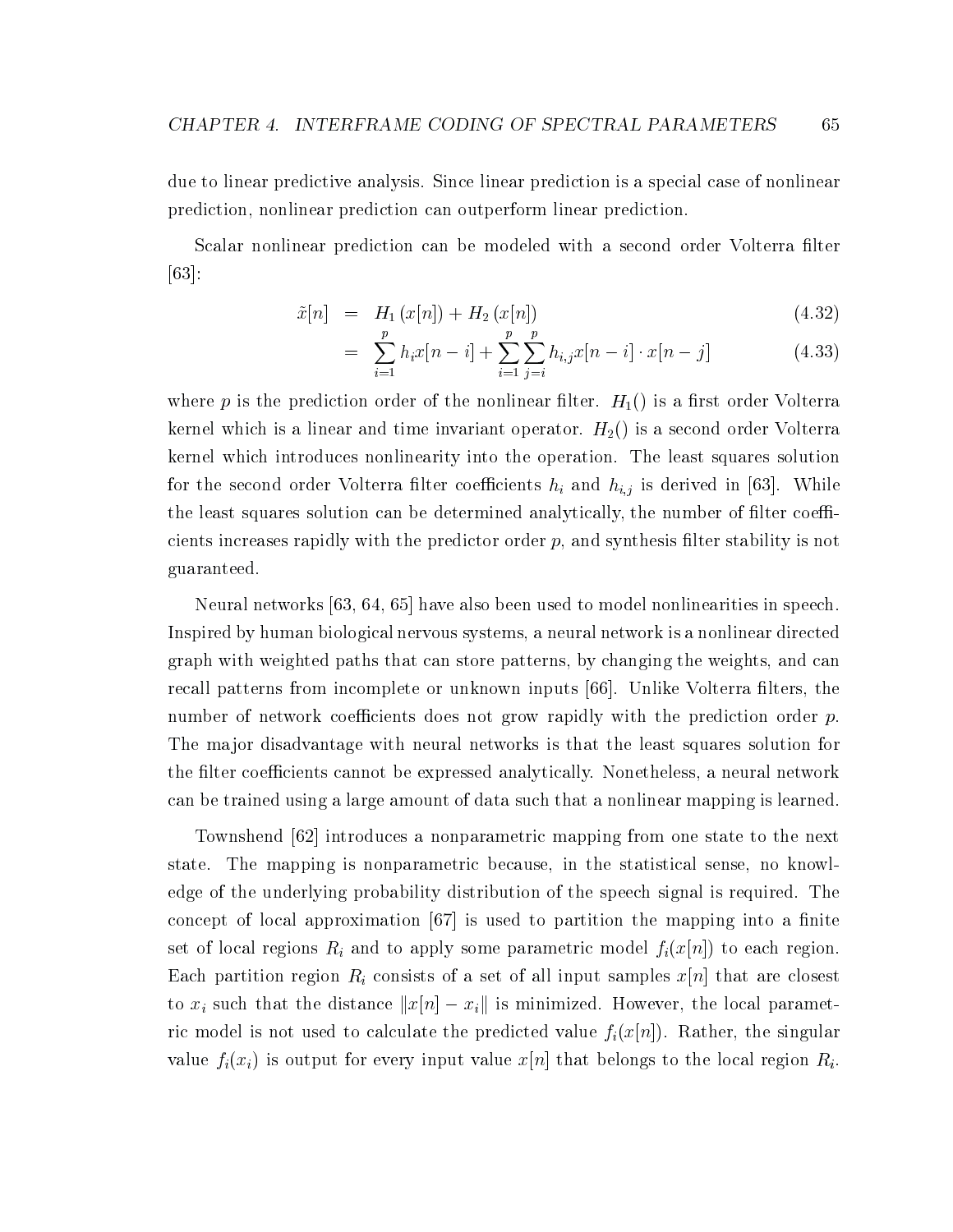due to linear predictive analysis. Since linear prediction is a special case of nonlinear prediction, nonlinear prediction can outperform linear prediction.

Scalar nonlinear prediction can be modeled with a second order Volterra filter [63]:

$$
\begin{aligned}
\tilde{x}[n] &= H_1\left(x[n]\right) + H_2\left(x[n]\right) && (4.32) \\
&= \sum_{i=1}^{p} h_i x[n-i] + \sum_{i=1}^{p} \sum_{j=i}^{p} h_{i,j} x[n-i] \cdot x[n-j] && (4.33)
\end{aligned}
$$

where $p$ is the prediction order of the nonlinear filter. $H_1()$ is a first order Volterra kernel which is a linear and time invariant operator. $H_2()$ is a second order Volterra kernel which introduces nonlinearity into the operation. The least squares solution for the second order Volterra filter coefficients $h_i$ and $h_{i,j}$ is derived in [63]. While the least squares solution can be determined analytically, the number of filter coefficients increases rapidly with the predictor order $p$, and synthesis filter stability is not guaranteed.

Neural networks [63, 64, 65] have also been used to model nonlinearities in speech. Inspired by human biological nervous systems, a neural network is a nonlinear directed graph with weighted paths that can store patterns, by changing the weights, and can recall patterns from incomplete or unknown inputs [66]. Unlike Volterra filters, the number of network coefficients does not grow rapidly with the prediction order $p$. The major disadvantage with neural networks is that the least squares solution for the filter coefficients cannot be expressed analytically. Nonetheless, a neural network can be trained using a large amount of data such that a nonlinear mapping is learned.

Townshend [62] introduces a nonparametric mapping from one state to the next state. The mapping is nonparametric because, in the statistical sense, no knowledge of the underlying probability distribution of the speech signal is required. The concept of local approximation [67] is used to partition the mapping into a finite set of local regions $R_i$ and to apply some parametric model $f_i(x[n])$ to each region. Each partition region $R_i$ consists of a set of all input samples $x[n]$ that are closest to $x_i$ such that the distance $\|x[n] - x_i\|$ is minimized. However, the local parametric model is not used to calculate the predicted value $f_i(x[n])$. Rather, the singular value $f_i(x_i)$ is output for every input value $x[n]$ that belongs to the local region $R_i$.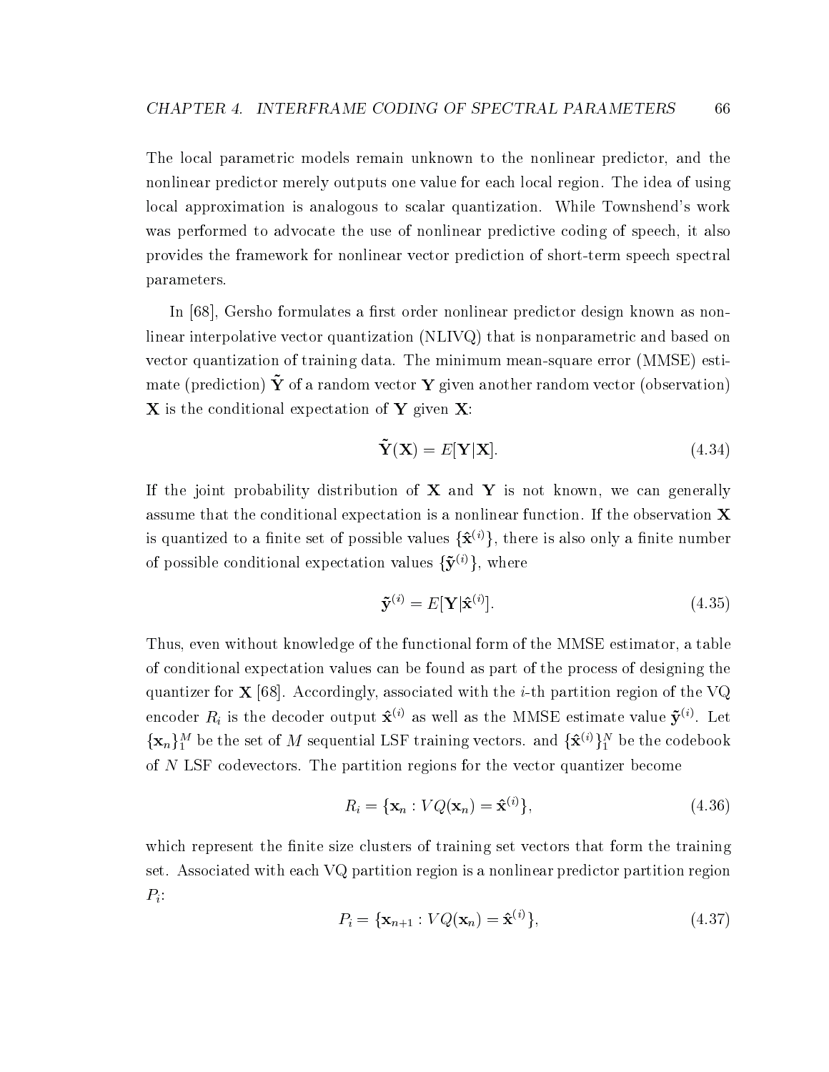The local parametric models remain unknown to the nonlinear predictor, and the nonlinear predictor merely outputs one value for each local region. The idea of using local approximation is analogous to scalar quantization. While Townshend's work was performed to advocate the use of nonlinear predictive coding of speech, it also provides the framework for nonlinear vector prediction of short-term speech spectral parameters.

In [68], Gersho formulates a first order nonlinear predictor design known as nonlinear interpolative vector quantization (NLIVQ) that is nonparametric and based on vector quantization of training data. The minimum mean-square error (MMSE) estimate (prediction) $\tilde{\mathbf{Y}}$ of a random vector $\mathbf{Y}$ given another random vector (observation) $\mathbf{X}$ is the conditional expectation of $\mathbf{Y}$ given $\mathbf{X}$:

$$\tilde{\mathbf{Y}}(\mathbf{X}) = E[\mathbf{Y}|\mathbf{X}]. \tag{4.34}$$

If the joint probability distribution of $\mathbf{X}$ and $\mathbf{Y}$ is not known, we can generally assume that the conditional expectation is a nonlinear function. If the observation $\mathbf{X}$ is quantized to a finite set of possible values $\{\hat{\mathbf{x}}^{(i)}\}$, there is also only a finite number of possible conditional expectation values $\{\tilde{\mathbf{y}}^{(i)}\}$, where

$$\tilde{\mathbf{y}}^{(i)} = E[\mathbf{Y}|\hat{\mathbf{x}}^{(i)}]. \tag{4.35}$$

Thus, even without knowledge of the functional form of the MMSE estimator, a table of conditional expectation values can be found as part of the process of designing the quantizer for $\mathbf{X}$ [68]. Accordingly, associated with the $i$-th partition region of the VQ encoder $R_i$ is the decoder output $\hat{\mathbf{x}}^{(i)}$ as well as the MMSE estimate value $\tilde{\mathbf{y}}^{(i)}$. Let $\{\mathbf{x}_n\}_1^M$ be the set of $M$ sequential LSF training vectors. and $\{\hat{\mathbf{x}}^{(i)}\}_1^N$ be the codebook of $N$ LSF codevectors. The partition regions for the vector quantizer become

$$R_i = \{\mathbf{x}_n : VQ(\mathbf{x}_n) = \hat{\mathbf{x}}^{(i)}\}, \tag{4.36}$$

which represent the finite size clusters of training set vectors that form the training set. Associated with each VQ partition region is a nonlinear predictor partition region $P_i$:

$$P_i = \{\mathbf{x}_{n+1} : VQ(\mathbf{x}_n) = \hat{\mathbf{x}}^{(i)}\}, \tag{4.37}$$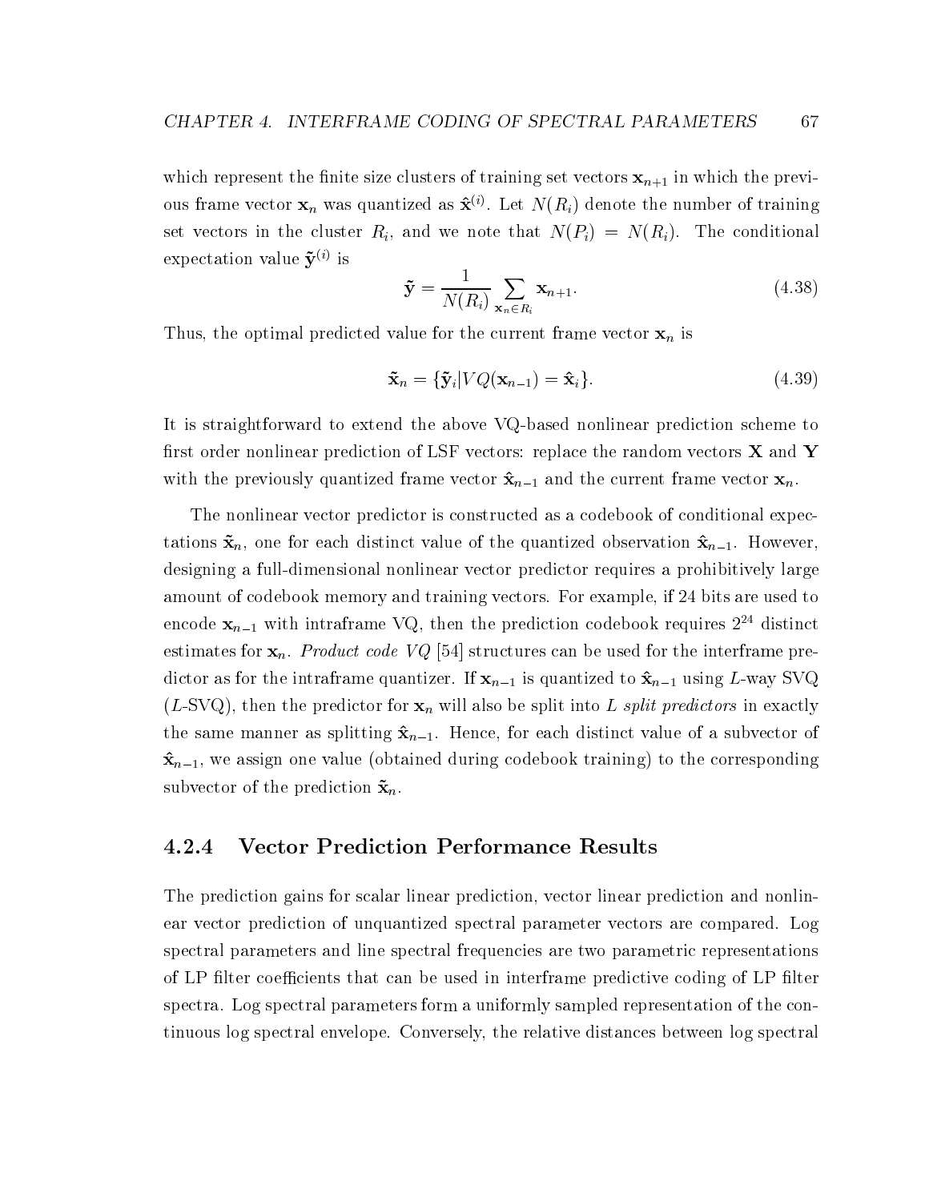which represent the finite size clusters of training set vectors $\mathbf{x}_{n+1}$ in which the previous frame vector $\mathbf{x}_n$ was quantized as $\hat{\mathbf{x}}^{(i)}$. Let $N(R_i)$ denote the number of training set vectors in the cluster $R_i$, and we note that $N(P_i) = N(R_i)$. The conditional expectation value $\tilde{\mathbf{y}}^{(i)}$ is

$$\tilde{\mathbf{y}} = \frac{1}{N(R_i)} \sum_{\mathbf{x}_n \in R_i} \mathbf{x}_{n+1}. \tag{4.38}$$

Thus, the optimal predicted value for the current frame vector $\mathbf{x}_n$ is

$$\tilde{\mathbf{x}}_n = \{\tilde{\mathbf{y}}_i | VQ(\mathbf{x}_{n-1}) = \hat{\mathbf{x}}_i\}. \tag{4.39}$$

It is straightforward to extend the above VQ-based nonlinear prediction scheme to first order nonlinear prediction of LSF vectors: replace the random vectors $\mathbf{X}$ and $\mathbf{Y}$ with the previously quantized frame vector $\hat{\mathbf{x}}_{n-1}$ and the current frame vector $\mathbf{x}_n$.

The nonlinear vector predictor is constructed as a codebook of conditional expectations $\tilde{\mathbf{x}}_n$, one for each distinct value of the quantized observation $\hat{\mathbf{x}}_{n-1}$. However, designing a full-dimensional nonlinear vector predictor requires a prohibitively large amount of codebook memory and training vectors. For example, if 24 bits are used to encode $\mathbf{x}_{n-1}$ with intraframe VQ, then the prediction codebook requires $2^{24}$ distinct estimates for $\mathbf{x}_n$. *Product code VQ* [54] structures can be used for the interframe predictor as for the intraframe quantizer. If $\mathbf{x}_{n-1}$ is quantized to $\hat{\mathbf{x}}_{n-1}$ using $L$-way SVQ ($L$-SVQ), then the predictor for $\mathbf{x}_n$ will also be split into $L$ *split predictors* in exactly the same manner as splitting $\hat{\mathbf{x}}_{n-1}$. Hence, for each distinct value of a subvector of $\hat{\mathbf{x}}_{n-1}$, we assign one value (obtained during codebook training) to the corresponding subvector of the prediction $\tilde{\mathbf{x}}_n$.

### 4.2.4 Vector Prediction Performance Results

The prediction gains for scalar linear prediction, vector linear prediction and nonlinear vector prediction of unquantized spectral parameter vectors are compared. Log spectral parameters and line spectral frequencies are two parametric representations of LP filter coefficients that can be used in interframe predictive coding of LP filter spectra. Log spectral parameters form a uniformly sampled representation of the continuous log spectral envelope. Conversely, the relative distances between log spectral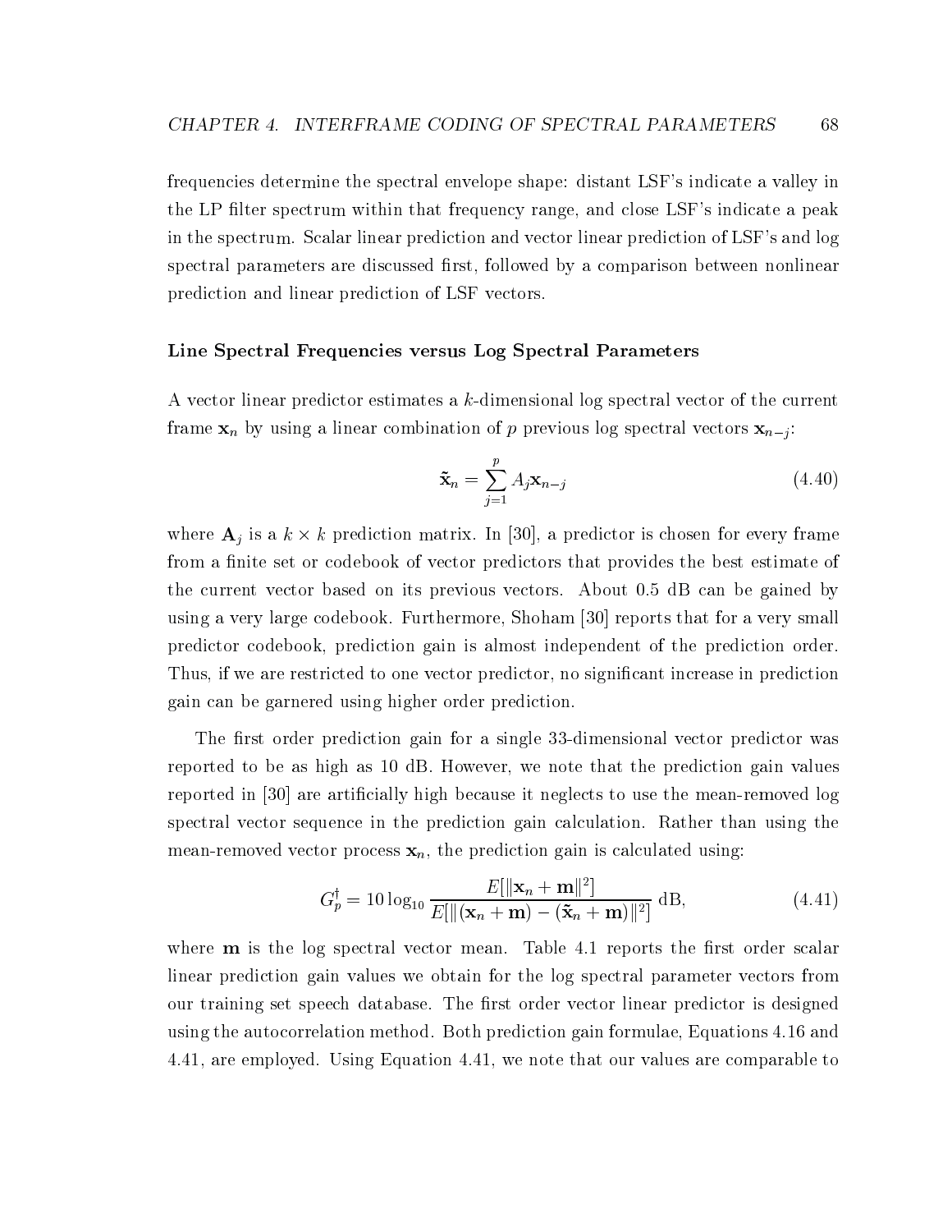frequencies determine the spectral envelope shape: distant LSF's indicate a valley in the LP filter spectrum within that frequency range, and close LSF's indicate a peak in the spectrum. Scalar linear prediction and vector linear prediction of LSF's and log spectral parameters are discussed first, followed by a comparison between nonlinear prediction and linear prediction of LSF vectors.

### Line Spectral Frequencies versus Log Spectral Parameters

A vector linear predictor estimates a $k$-dimensional log spectral vector of the current frame $\mathbf{x}_n$ by using a linear combination of $p$ previous log spectral vectors $\mathbf{x}_{n-j}$:

$$\tilde{\mathbf{x}}_n = \sum_{j=1}^{p} A_j \mathbf{x}_{n-j} \tag{4.40}$$

where $\mathbf{A}_j$ is a $k \times k$ prediction matrix. In [30], a predictor is chosen for every frame from a finite set or codebook of vector predictors that provides the best estimate of the current vector based on its previous vectors. About 0.5 dB can be gained by using a very large codebook. Furthermore, Shoham [30] reports that for a very small predictor codebook, prediction gain is almost independent of the prediction order. Thus, if we are restricted to one vector predictor, no significant increase in prediction gain can be garnered using higher order prediction.

The first order prediction gain for a single 33-dimensional vector predictor was reported to be as high as 10 dB. However, we note that the prediction gain values reported in [30] are artificially high because it neglects to use the mean-removed log spectral vector sequence in the prediction gain calculation. Rather than using the mean-removed vector process $\mathbf{x}_n$, the prediction gain is calculated using:

$$G_p^{\dagger} = 10 \log_{10} \frac{E[\|\mathbf{x}_n + \mathbf{m}\|^2]}{E[\|(\mathbf{x}_n + \mathbf{m}) - (\tilde{\mathbf{x}}_n + \mathbf{m})\|^2]} \text{ dB}, \tag{4.41}$$

where $\mathbf{m}$ is the log spectral vector mean. Table 4.1 reports the first order scalar linear prediction gain values we obtain for the log spectral parameter vectors from our training set speech database. The first order vector linear predictor is designed using the autocorrelation method. Both prediction gain formulae, Equations 4.16 and 4.41, are employed. Using Equation 4.41, we note that our values are comparable to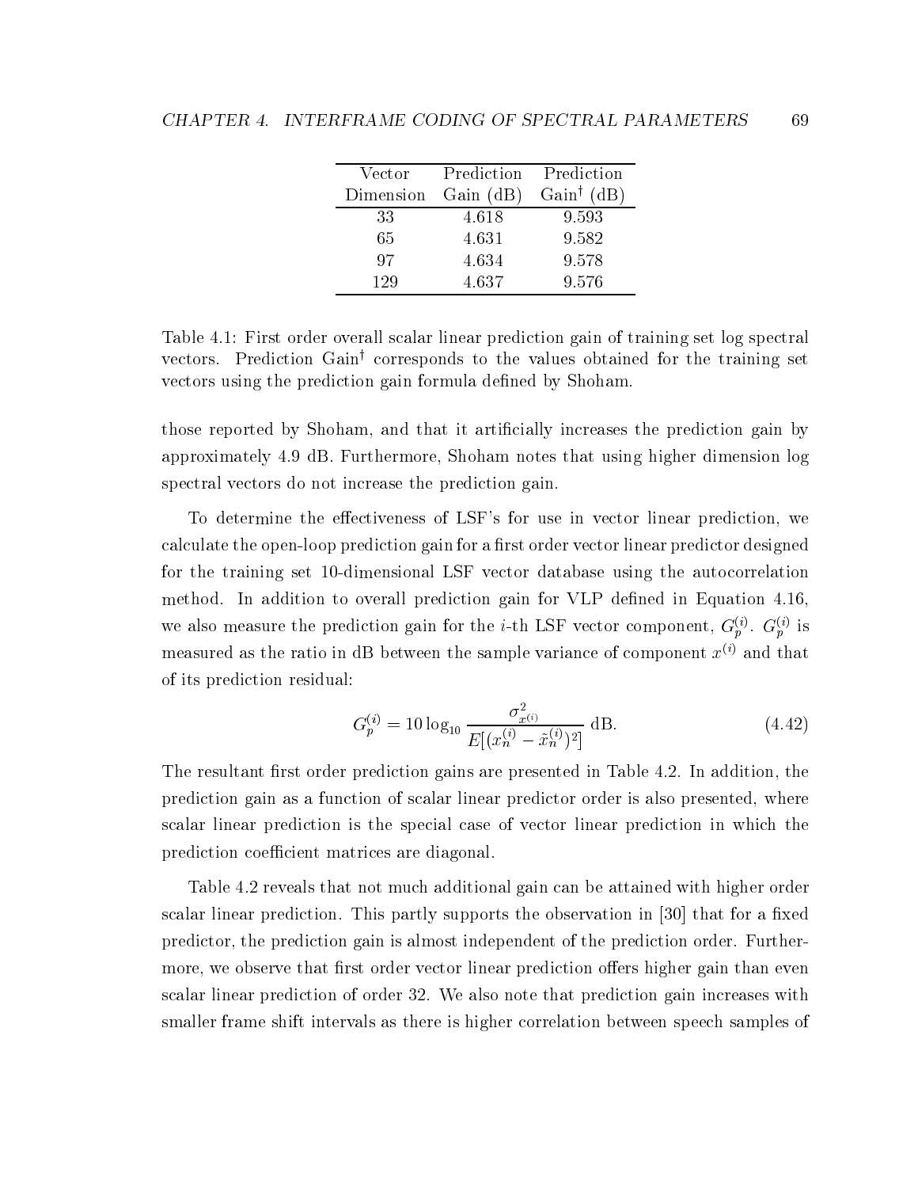| Vector Dimension | Prediction Gain (dB) | Prediction Gain† (dB) |
|---|---|---|
| 33 | 4.618 | 9.593 |
| 65 | 4.631 | 9.582 |
| 97 | 4.634 | 9.578 |
| 129 | 4.637 | 9.576 |

Table 4.1: First order overall scalar linear prediction gain of training set log spectral vectors. Prediction Gain† corresponds to the values obtained for the training set vectors using the prediction gain formula defined by Shoham.

those reported by Shoham, and that it artificially increases the prediction gain by approximately 4.9 dB. Furthermore, Shoham notes that using higher dimension log spectral vectors do not increase the prediction gain.

To determine the effectiveness of LSF's for use in vector linear prediction, we calculate the open-loop prediction gain for a first order vector linear predictor designed for the training set 10-dimensional LSF vector database using the autocorrelation method. In addition to overall prediction gain for VLP defined in Equation 4.16, we also measure the prediction gain for the $i$-th LSF vector component, $G_p^{(i)}$. $G_p^{(i)}$ is measured as the ratio in dB between the sample variance of component $x^{(i)}$ and that of its prediction residual:

$$G_p^{(i)} = 10 \log_{10} \frac{\sigma^2_{x^{(i)}}}{E[(x_n^{(i)} - \tilde{x}_n^{(i)})^2]} \text{ dB}. \tag{4.42}$$

The resultant first order prediction gains are presented in Table 4.2. In addition, the prediction gain as a function of scalar linear predictor order is also presented, where scalar linear prediction is the special case of vector linear prediction in which the prediction coefficient matrices are diagonal.

Table 4.2 reveals that not much additional gain can be attained with higher order scalar linear prediction. This partly supports the observation in [30] that for a fixed predictor, the prediction gain is almost independent of the prediction order. Furthermore, we observe that first order vector linear prediction offers higher gain than even scalar linear prediction of order 32. We also note that prediction gain increases with smaller frame shift intervals as there is higher correlation between speech samples of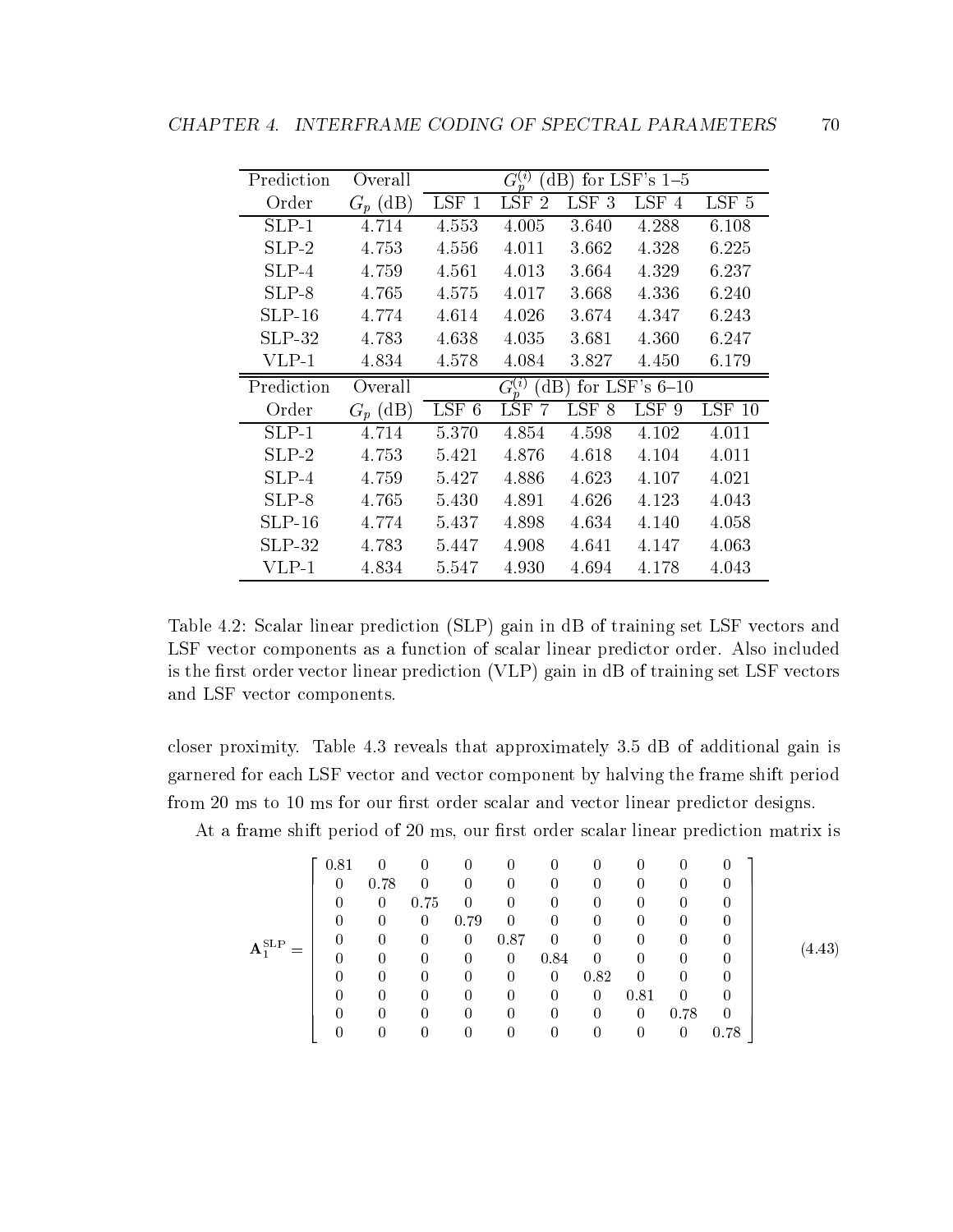| Prediction Order | Overall $G_p$ (dB) | $G_p^{(i)}$ (dB) for LSF's 1–5 | | | | |
|---|---|---|---|---|---|---|
| | | LSF 1 | LSF 2 | LSF 3 | LSF 4 | LSF 5 |
| SLP-1 | 4.714 | 4.553 | 4.005 | 3.640 | 4.288 | 6.108 |
| SLP-2 | 4.753 | 4.556 | 4.011 | 3.662 | 4.328 | 6.225 |
| SLP-4 | 4.759 | 4.561 | 4.013 | 3.664 | 4.329 | 6.237 |
| SLP-8 | 4.765 | 4.575 | 4.017 | 3.668 | 4.336 | 6.240 |
| SLP-16 | 4.774 | 4.614 | 4.026 | 3.674 | 4.347 | 6.243 |
| SLP-32 | 4.783 | 4.638 | 4.035 | 3.681 | 4.360 | 6.247 |
| VLP-1 | 4.834 | 4.578 | 4.084 | 3.827 | 4.450 | 6.179 |
| **Prediction Order** | **Overall $G_p$ (dB)** | **$G_p^{(i)}$ (dB) for LSF's 6–10** | | | | |
| | | LSF 6 | LSF 7 | LSF 8 | LSF 9 | LSF 10 |
| SLP-1 | 4.714 | 5.370 | 4.854 | 4.598 | 4.102 | 4.011 |
| SLP-2 | 4.753 | 5.421 | 4.876 | 4.618 | 4.104 | 4.011 |
| SLP-4 | 4.759 | 5.427 | 4.886 | 4.623 | 4.107 | 4.021 |
| SLP-8 | 4.765 | 5.430 | 4.891 | 4.626 | 4.123 | 4.043 |
| SLP-16 | 4.774 | 5.437 | 4.898 | 4.634 | 4.140 | 4.058 |
| SLP-32 | 4.783 | 5.447 | 4.908 | 4.641 | 4.147 | 4.063 |
| VLP-1 | 4.834 | 5.547 | 4.930 | 4.694 | 4.178 | 4.043 |

Table 4.2: Scalar linear prediction (SLP) gain in dB of training set LSF vectors and LSF vector components as a function of scalar linear predictor order. Also included is the first order vector linear prediction (VLP) gain in dB of training set LSF vectors and LSF vector components.

closer proximity. Table 4.3 reveals that approximately 3.5 dB of additional gain is garnered for each LSF vector and vector component by halving the frame shift period from 20 ms to 10 ms for our first order scalar and vector linear predictor designs.

At a frame shift period of 20 ms, our first order scalar linear prediction matrix is

$$\mathbf{A}_1^{\mathrm{SLP}} = \begin{bmatrix} 0.81 & 0 & 0 & 0 & 0 & 0 & 0 & 0 & 0 & 0 \\ 0 & 0.78 & 0 & 0 & 0 & 0 & 0 & 0 & 0 & 0 \\ 0 & 0 & 0.75 & 0 & 0 & 0 & 0 & 0 & 0 & 0 \\ 0 & 0 & 0 & 0.79 & 0 & 0 & 0 & 0 & 0 & 0 \\ 0 & 0 & 0 & 0 & 0.87 & 0 & 0 & 0 & 0 & 0 \\ 0 & 0 & 0 & 0 & 0 & 0.84 & 0 & 0 & 0 & 0 \\ 0 & 0 & 0 & 0 & 0 & 0 & 0.82 & 0 & 0 & 0 \\ 0 & 0 & 0 & 0 & 0 & 0 & 0 & 0.81 & 0 & 0 \\ 0 & 0 & 0 & 0 & 0 & 0 & 0 & 0 & 0.78 & 0 \\ 0 & 0 & 0 & 0 & 0 & 0 & 0 & 0 & 0 & 0.78 \end{bmatrix} \tag{4.43}$$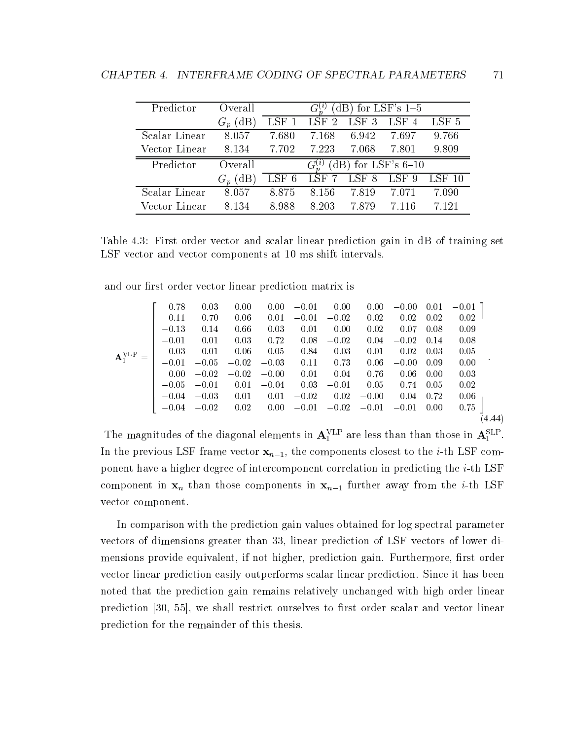| Predictor | Overall | $G_p^{(i)}$ (dB) for LSF's 1–5 | | | | |
|---|---|---|---|---|---|---|
| | $G_p$ (dB) | LSF 1 | LSF 2 | LSF 3 | LSF 4 | LSF 5 |
| Scalar Linear | 8.057 | 7.680 | 7.168 | 6.942 | 7.697 | 9.766 |
| Vector Linear | 8.134 | 7.702 | 7.223 | 7.068 | 7.801 | 9.809 |
| Predictor | Overall | $G_p^{(i)}$ (dB) for LSF's 6–10 | | | | |
| | $G_p$ (dB) | LSF 6 | LSF 7 | LSF 8 | LSF 9 | LSF 10 |
| Scalar Linear | 8.057 | 8.875 | 8.156 | 7.819 | 7.071 | 7.090 |
| Vector Linear | 8.134 | 8.988 | 8.203 | 7.879 | 7.116 | 7.121 |

Table 4.3: First order vector and scalar linear prediction gain in dB of training set LSF vector and vector components at 10 ms shift intervals.

and our first order vector linear prediction matrix is

$$\mathbf{A}_1^{\mathrm{VLP}} = \begin{bmatrix} 0.78 & 0.03 & 0.00 & 0.00 & -0.01 & 0.00 & 0.00 & -0.00 & 0.01 & -0.01 \\ 0.11 & 0.70 & 0.06 & 0.01 & -0.01 & -0.02 & 0.02 & 0.02 & 0.02 & 0.02 \\ -0.13 & 0.14 & 0.66 & 0.03 & 0.01 & 0.00 & 0.02 & 0.07 & 0.08 & 0.09 \\ -0.01 & 0.01 & 0.03 & 0.72 & 0.08 & -0.02 & 0.04 & -0.02 & 0.14 & 0.08 \\ -0.03 & -0.01 & -0.06 & 0.05 & 0.84 & 0.03 & 0.01 & 0.02 & 0.03 & 0.05 \\ -0.01 & -0.05 & -0.02 & -0.03 & 0.11 & 0.73 & 0.06 & -0.00 & 0.09 & 0.00 \\ 0.00 & -0.02 & -0.02 & -0.00 & 0.01 & 0.04 & 0.76 & 0.06 & 0.00 & 0.03 \\ -0.05 & -0.01 & 0.01 & -0.04 & 0.03 & -0.01 & 0.05 & 0.74 & 0.05 & 0.02 \\ -0.04 & -0.03 & 0.01 & 0.01 & -0.02 & 0.02 & -0.00 & 0.04 & 0.72 & 0.06 \\ -0.04 & -0.02 & 0.02 & 0.00 & -0.01 & -0.02 & -0.01 & -0.01 & 0.00 & 0.75 \end{bmatrix}. \tag{4.44}$$

The magnitudes of the diagonal elements in $\mathbf{A}_1^{\mathrm{VLP}}$ are less than than those in $\mathbf{A}_1^{\mathrm{SLP}}$. In the previous LSF frame vector $\mathbf{x}_{n-1}$, the components closest to the $i$-th LSF component have a higher degree of intercomponent correlation in predicting the $i$-th LSF component in $\mathbf{x}_n$ than those components in $\mathbf{x}_{n-1}$ further away from the $i$-th LSF vector component.

In comparison with the prediction gain values obtained for log spectral parameter vectors of dimensions greater than 33, linear prediction of LSF vectors of lower dimensions provide equivalent, if not higher, prediction gain. Furthermore, first order vector linear prediction easily outperforms scalar linear prediction. Since it has been noted that the prediction gain remains relatively unchanged with high order linear prediction [30, 55], we shall restrict ourselves to first order scalar and vector linear prediction for the remainder of this thesis.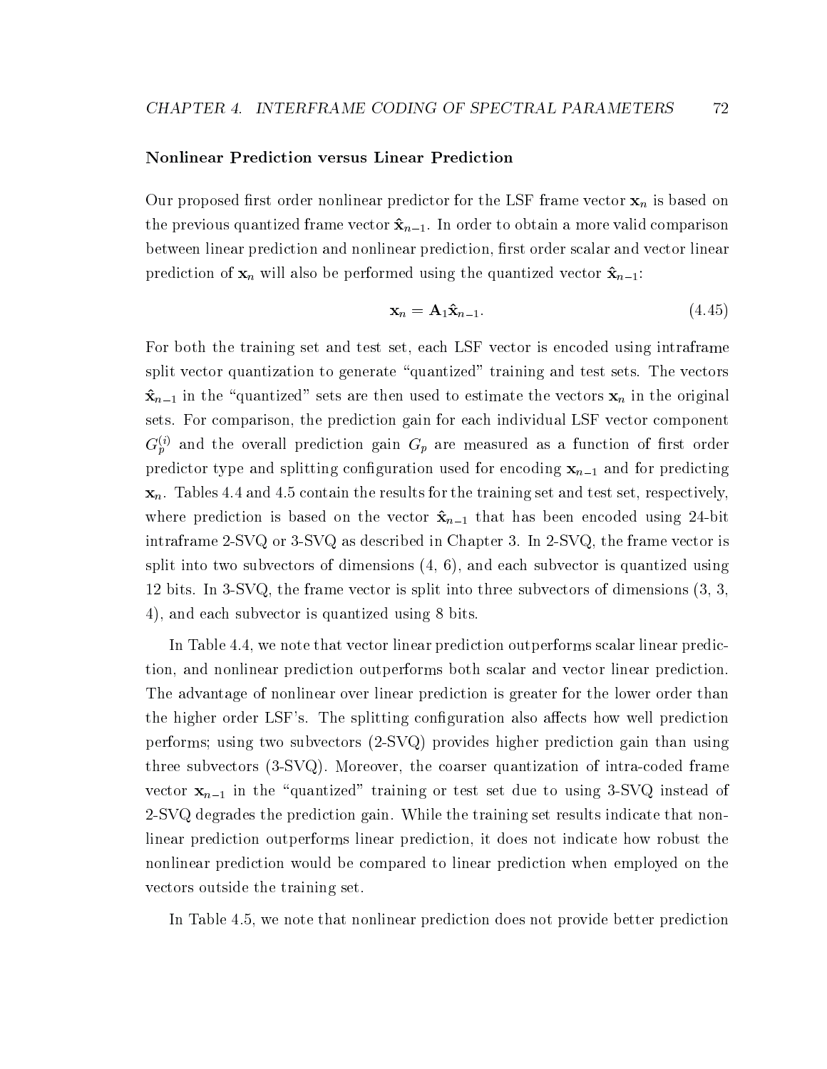### Nonlinear Prediction versus Linear Prediction

Our proposed first order nonlinear predictor for the LSF frame vector $\mathbf{x}_n$ is based on the previous quantized frame vector $\hat{\mathbf{x}}_{n-1}$. In order to obtain a more valid comparison between linear prediction and nonlinear prediction, first order scalar and vector linear prediction of $\mathbf{x}_n$ will also be performed using the quantized vector $\hat{\mathbf{x}}_{n-1}$:

$$\mathbf{x}_n = \mathbf{A}_1 \hat{\mathbf{x}}_{n-1}. \tag{4.45}$$

For both the training set and test set, each LSF vector is encoded using intraframe split vector quantization to generate "quantized" training and test sets. The vectors $\hat{\mathbf{x}}_{n-1}$ in the "quantized" sets are then used to estimate the vectors $\mathbf{x}_n$ in the original sets. For comparison, the prediction gain for each individual LSF vector component $G_p^{(i)}$ and the overall prediction gain $G_p$ are measured as a function of first order predictor type and splitting configuration used for encoding $\mathbf{x}_{n-1}$ and for predicting $\mathbf{x}_n$. Tables 4.4 and 4.5 contain the results for the training set and test set, respectively, where prediction is based on the vector $\hat{\mathbf{x}}_{n-1}$ that has been encoded using 24-bit intraframe 2-SVQ or 3-SVQ as described in Chapter 3. In 2-SVQ, the frame vector is split into two subvectors of dimensions (4, 6), and each subvector is quantized using 12 bits. In 3-SVQ, the frame vector is split into three subvectors of dimensions (3, 3, 4), and each subvector is quantized using 8 bits.

In Table 4.4, we note that vector linear prediction outperforms scalar linear prediction, and nonlinear prediction outperforms both scalar and vector linear prediction. The advantage of nonlinear over linear prediction is greater for the lower order than the higher order LSF's. The splitting configuration also affects how well prediction performs; using two subvectors (2-SVQ) provides higher prediction gain than using three subvectors (3-SVQ). Moreover, the coarser quantization of intra-coded frame vector $\mathbf{x}_{n-1}$ in the "quantized" training or test set due to using 3-SVQ instead of 2-SVQ degrades the prediction gain. While the training set results indicate that nonlinear prediction outperforms linear prediction, it does not indicate how robust the nonlinear prediction would be compared to linear prediction when employed on the vectors outside the training set.

In Table 4.5, we note that nonlinear prediction does not provide better prediction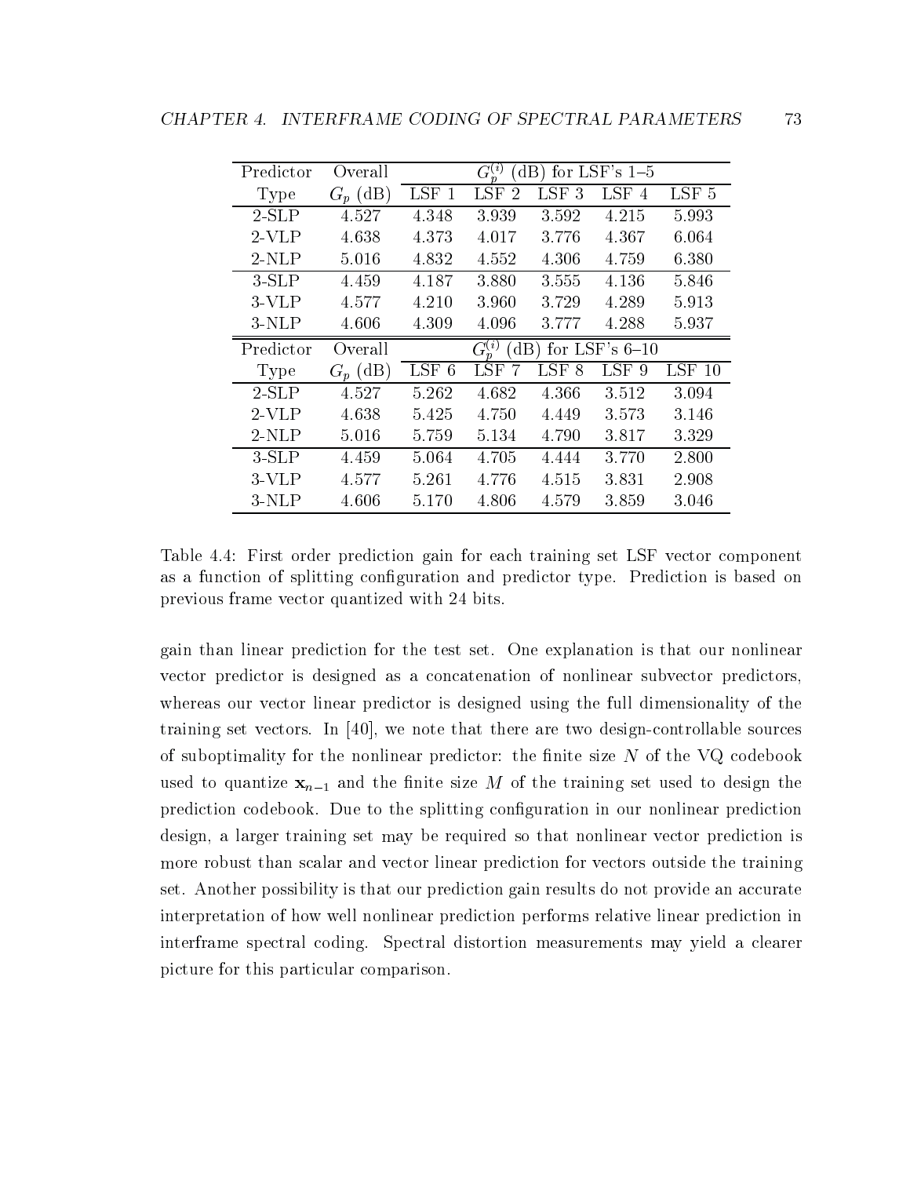| Predictor Type | Overall $G_p$ (dB) | $G_p^{(i)}$ (dB) for LSF's 1–5 | | | | |
|---|---|---|---|---|---|---|
| | | LSF 1 | LSF 2 | LSF 3 | LSF 4 | LSF 5 |
| 2-SLP | 4.527 | 4.348 | 3.939 | 3.592 | 4.215 | 5.993 |
| 2-VLP | 4.638 | 4.373 | 4.017 | 3.776 | 4.367 | 6.064 |
| 2-NLP | 5.016 | 4.832 | 4.552 | 4.306 | 4.759 | 6.380 |
| 3-SLP | 4.459 | 4.187 | 3.880 | 3.555 | 4.136 | 5.846 |
| 3-VLP | 4.577 | 4.210 | 3.960 | 3.729 | 4.289 | 5.913 |
| 3-NLP | 4.606 | 4.309 | 4.096 | 3.777 | 4.288 | 5.937 |
| **Predictor Type** | **Overall $G_p$ (dB)** | **$G_p^{(i)}$ (dB) for LSF's 6–10** | | | | |
| | | LSF 6 | LSF 7 | LSF 8 | LSF 9 | LSF 10 |
| 2-SLP | 4.527 | 5.262 | 4.682 | 4.366 | 3.512 | 3.094 |
| 2-VLP | 4.638 | 5.425 | 4.750 | 4.449 | 3.573 | 3.146 |
| 2-NLP | 5.016 | 5.759 | 5.134 | 4.790 | 3.817 | 3.329 |
| 3-SLP | 4.459 | 5.064 | 4.705 | 4.444 | 3.770 | 2.800 |
| 3-VLP | 4.577 | 5.261 | 4.776 | 4.515 | 3.831 | 2.908 |
| 3-NLP | 4.606 | 5.170 | 4.806 | 4.579 | 3.859 | 3.046 |

Table 4.4: First order prediction gain for each training set LSF vector component as a function of splitting configuration and predictor type. Prediction is based on previous frame vector quantized with 24 bits.

gain than linear prediction for the test set. One explanation is that our nonlinear vector predictor is designed as a concatenation of nonlinear subvector predictors, whereas our vector linear predictor is designed using the full dimensionality of the training set vectors. In [40], we note that there are two design-controllable sources of suboptimality for the nonlinear predictor: the finite size $N$ of the VQ codebook used to quantize $\mathbf{x}_{n-1}$ and the finite size $M$ of the training set used to design the prediction codebook. Due to the splitting configuration in our nonlinear prediction design, a larger training set may be required so that nonlinear vector prediction is more robust than scalar and vector linear prediction for vectors outside the training set. Another possibility is that our prediction gain results do not provide an accurate interpretation of how well nonlinear prediction performs relative linear prediction in interframe spectral coding. Spectral distortion measurements may yield a clearer picture for this particular comparison.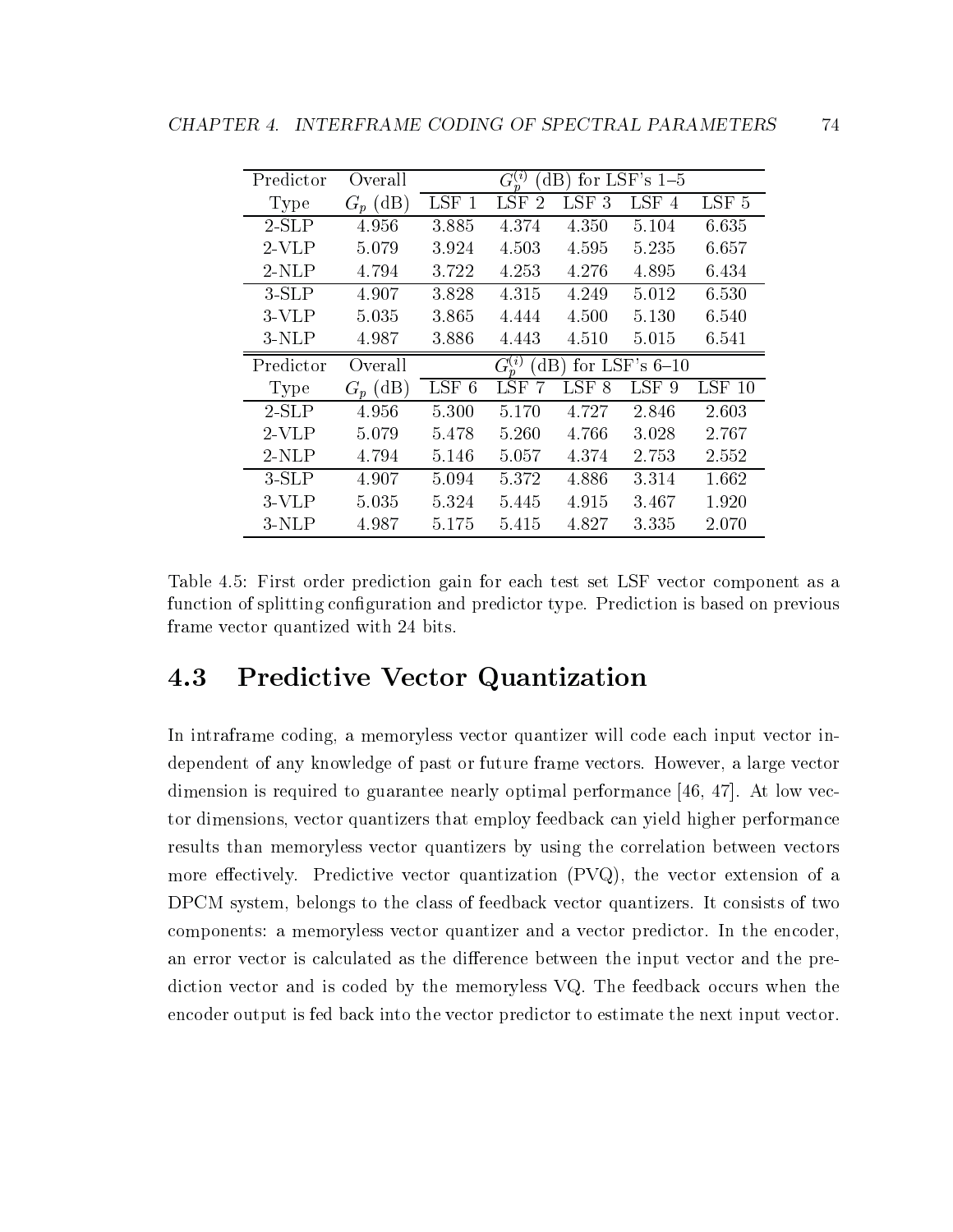| Predictor Type | Overall $G_p$ (dB) | $G_p^{(i)}$ (dB) for LSF's 1–5 | | | | |
|---|---|---|---|---|---|---|
| | | LSF 1 | LSF 2 | LSF 3 | LSF 4 | LSF 5 |
| 2-SLP | 4.956 | 3.885 | 4.374 | 4.350 | 5.104 | 6.635 |
| 2-VLP | 5.079 | 3.924 | 4.503 | 4.595 | 5.235 | 6.657 |
| 2-NLP | 4.794 | 3.722 | 4.253 | 4.276 | 4.895 | 6.434 |
| 3-SLP | 4.907 | 3.828 | 4.315 | 4.249 | 5.012 | 6.530 |
| 3-VLP | 5.035 | 3.865 | 4.444 | 4.500 | 5.130 | 6.540 |
| 3-NLP | 4.987 | 3.886 | 4.443 | 4.510 | 5.015 | 6.541 |
| **Predictor Type** | **Overall $G_p$ (dB)** | **$G_p^{(i)}$ (dB) for LSF's 6–10** | | | | |
| | | LSF 6 | LSF 7 | LSF 8 | LSF 9 | LSF 10 |
| 2-SLP | 4.956 | 5.300 | 5.170 | 4.727 | 2.846 | 2.603 |
| 2-VLP | 5.079 | 5.478 | 5.260 | 4.766 | 3.028 | 2.767 |
| 2-NLP | 4.794 | 5.146 | 5.057 | 4.374 | 2.753 | 2.552 |
| 3-SLP | 4.907 | 5.094 | 5.372 | 4.886 | 3.314 | 1.662 |
| 3-VLP | 5.035 | 5.324 | 5.445 | 4.915 | 3.467 | 1.920 |
| 3-NLP | 4.987 | 5.175 | 5.415 | 4.827 | 3.335 | 2.070 |

Table 4.5: First order prediction gain for each test set LSF vector component as a function of splitting configuration and predictor type. Prediction is based on previous frame vector quantized with 24 bits.

## 4.3 Predictive Vector Quantization

In intraframe coding, a memoryless vector quantizer will code each input vector independent of any knowledge of past or future frame vectors. However, a large vector dimension is required to guarantee nearly optimal performance [46, 47]. At low vector dimensions, vector quantizers that employ feedback can yield higher performance results than memoryless vector quantizers by using the correlation between vectors more effectively. Predictive vector quantization (PVQ), the vector extension of a DPCM system, belongs to the class of feedback vector quantizers. It consists of two components: a memoryless vector quantizer and a vector predictor. In the encoder, an error vector is calculated as the difference between the input vector and the prediction vector and is coded by the memoryless VQ. The feedback occurs when the encoder output is fed back into the vector predictor to estimate the next input vector.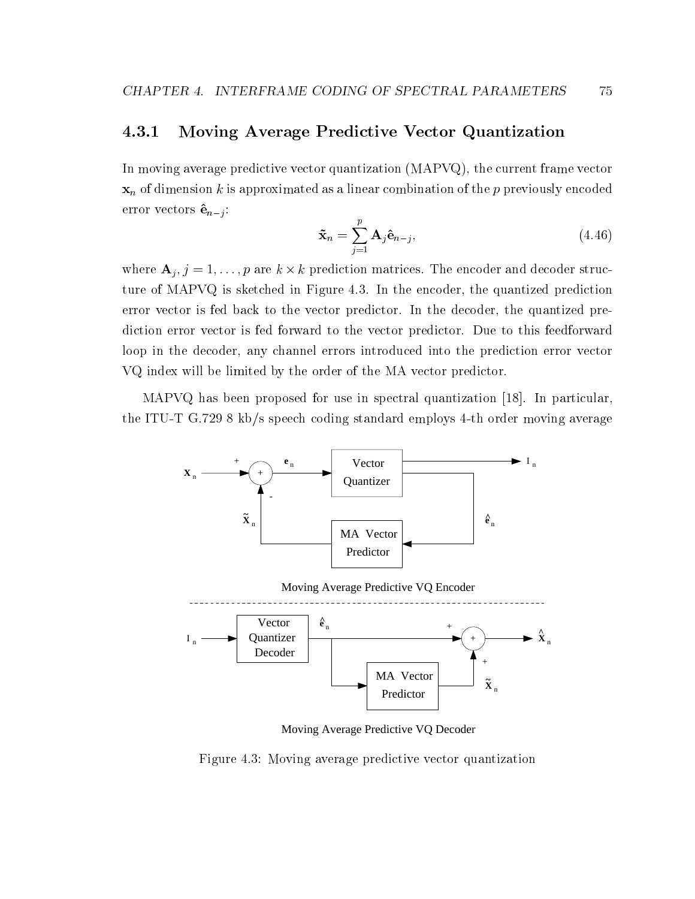### 4.3.1 Moving Average Predictive Vector Quantization

In moving average predictive vector quantization (MAPVQ), the current frame vector $\mathbf{x}_n$ of dimension $k$ is approximated as a linear combination of the $p$ previously encoded error vectors $\hat{\mathbf{e}}_{n-j}$:

$$\tilde{\mathbf{x}}_n = \sum_{j=1}^{p} \mathbf{A}_j \hat{\mathbf{e}}_{n-j}, \tag{4.46}$$

where $\mathbf{A}_j, j = 1, \ldots, p$ are $k \times k$ prediction matrices. The encoder and decoder structure of MAPVQ is sketched in Figure 4.3. In the encoder, the quantized prediction error vector is fed back to the vector predictor. In the decoder, the quantized prediction error vector is fed forward to the vector predictor. Due to this feedforward loop in the decoder, any channel errors introduced into the prediction error vector VQ index will be limited by the order of the MA vector predictor.

MAPVQ has been proposed for use in spectral quantization [18]. In particular, the ITU-T G.729 8 kb/s speech coding standard employs 4-th order moving average

Moving Average Predictive VQ Encoder

Moving Average Predictive VQ Decoder

Figure 4.3: Moving average predictive vector quantization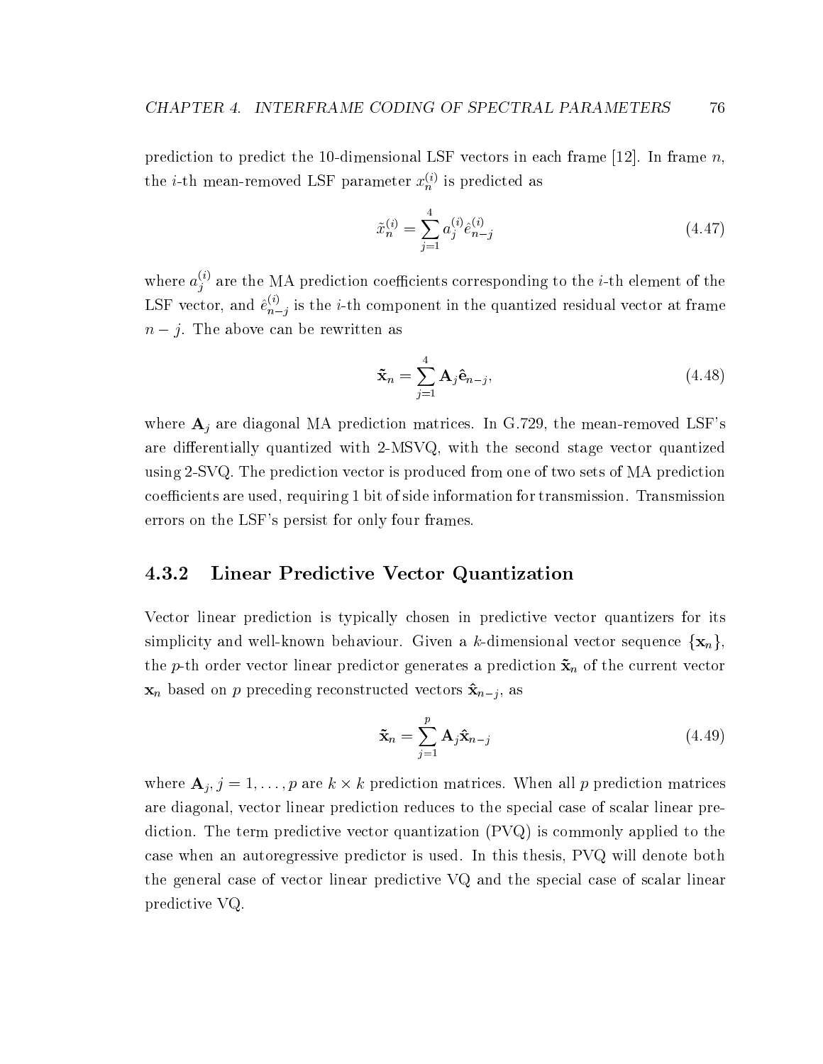prediction to predict the 10-dimensional LSF vectors in each frame [12]. In frame $n$, the $i$-th mean-removed LSF parameter $x_n^{(i)}$ is predicted as

$$\tilde{x}_n^{(i)} = \sum_{j=1}^{4} a_j^{(i)} \hat{e}_{n-j}^{(i)} \tag{4.47}$$

where $a_j^{(i)}$ are the MA prediction coefficients corresponding to the $i$-th element of the LSF vector, and $\hat{e}_{n-j}^{(i)}$ is the $i$-th component in the quantized residual vector at frame $n-j$. The above can be rewritten as

$$\tilde{\mathbf{x}}_n = \sum_{j=1}^{4} \mathbf{A}_j \hat{\mathbf{e}}_{n-j}, \tag{4.48}$$

where $\mathbf{A}_j$ are diagonal MA prediction matrices. In G.729, the mean-removed LSF's are differentially quantized with 2-MSVQ, with the second stage vector quantized using 2-SVQ. The prediction vector is produced from one of two sets of MA prediction coefficients are used, requiring 1 bit of side information for transmission. Transmission errors on the LSF's persist for only four frames.

### 4.3.2 Linear Predictive Vector Quantization

Vector linear prediction is typically chosen in predictive vector quantizers for its simplicity and well-known behaviour. Given a $k$-dimensional vector sequence $\{\mathbf{x}_n\}$, the $p$-th order vector linear predictor generates a prediction $\tilde{\mathbf{x}}_n$ of the current vector $\mathbf{x}_n$ based on $p$ preceding reconstructed vectors $\hat{\mathbf{x}}_{n-j}$, as

$$\tilde{\mathbf{x}}_n = \sum_{j=1}^{p} \mathbf{A}_j \hat{\mathbf{x}}_{n-j} \tag{4.49}$$

where $\mathbf{A}_j, j = 1, \ldots, p$ are $k \times k$ prediction matrices. When all $p$ prediction matrices are diagonal, vector linear prediction reduces to the special case of scalar linear prediction. The term predictive vector quantization (PVQ) is commonly applied to the case when an autoregressive predictor is used. In this thesis, PVQ will denote both the general case of vector linear predictive VQ and the special case of scalar linear predictive VQ.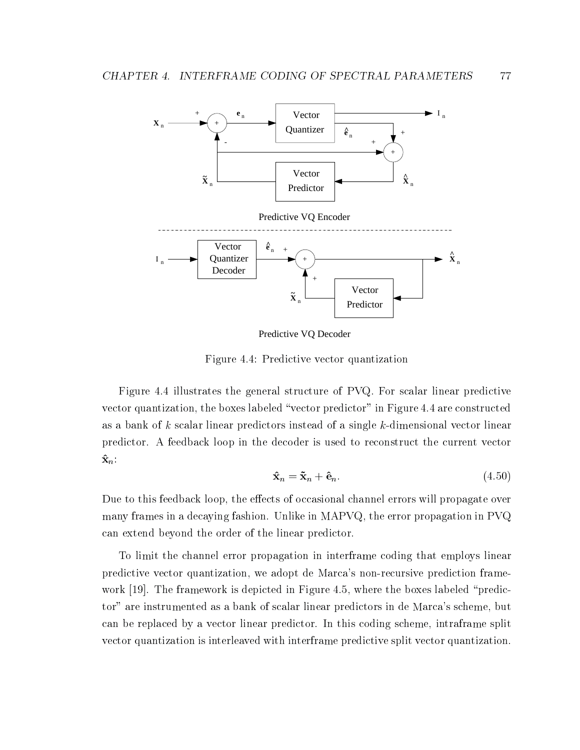Figure 4.4: Predictive vector quantization

Figure 4.4 illustrates the general structure of PVQ. For scalar linear predictive vector quantization, the boxes labeled "vector predictor" in Figure 4.4 are constructed as a bank of $k$ scalar linear predictors instead of a single $k$-dimensional vector linear predictor. A feedback loop in the decoder is used to reconstruct the current vector $\hat{\mathbf{x}}_n$:

$$\hat{\mathbf{x}}_n = \tilde{\mathbf{x}}_n + \hat{\mathbf{e}}_n. \tag{4.50}$$

Due to this feedback loop, the effects of occasional channel errors will propagate over many frames in a decaying fashion. Unlike in MAPVQ, the error propagation in PVQ can extend beyond the order of the linear predictor.

To limit the channel error propagation in interframe coding that employs linear predictive vector quantization, we adopt de Marca's non-recursive prediction framework [19]. The framework is depicted in Figure 4.5, where the boxes labeled "predictor" are instrumented as a bank of scalar linear predictors in de Marca's scheme, but can be replaced by a vector linear predictor. In this coding scheme, intraframe split vector quantization is interleaved with interframe predictive split vector quantization.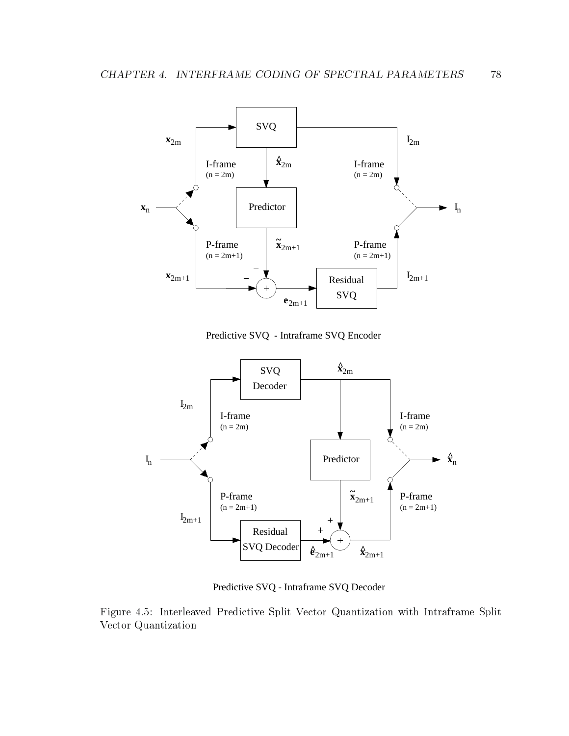Predictive SVQ - Intraframe SVQ Encoder

Predictive SVQ - Intraframe SVQ Decoder

Figure 4.5: Interleaved Predictive Split Vector Quantization with Intraframe Split Vector Quantization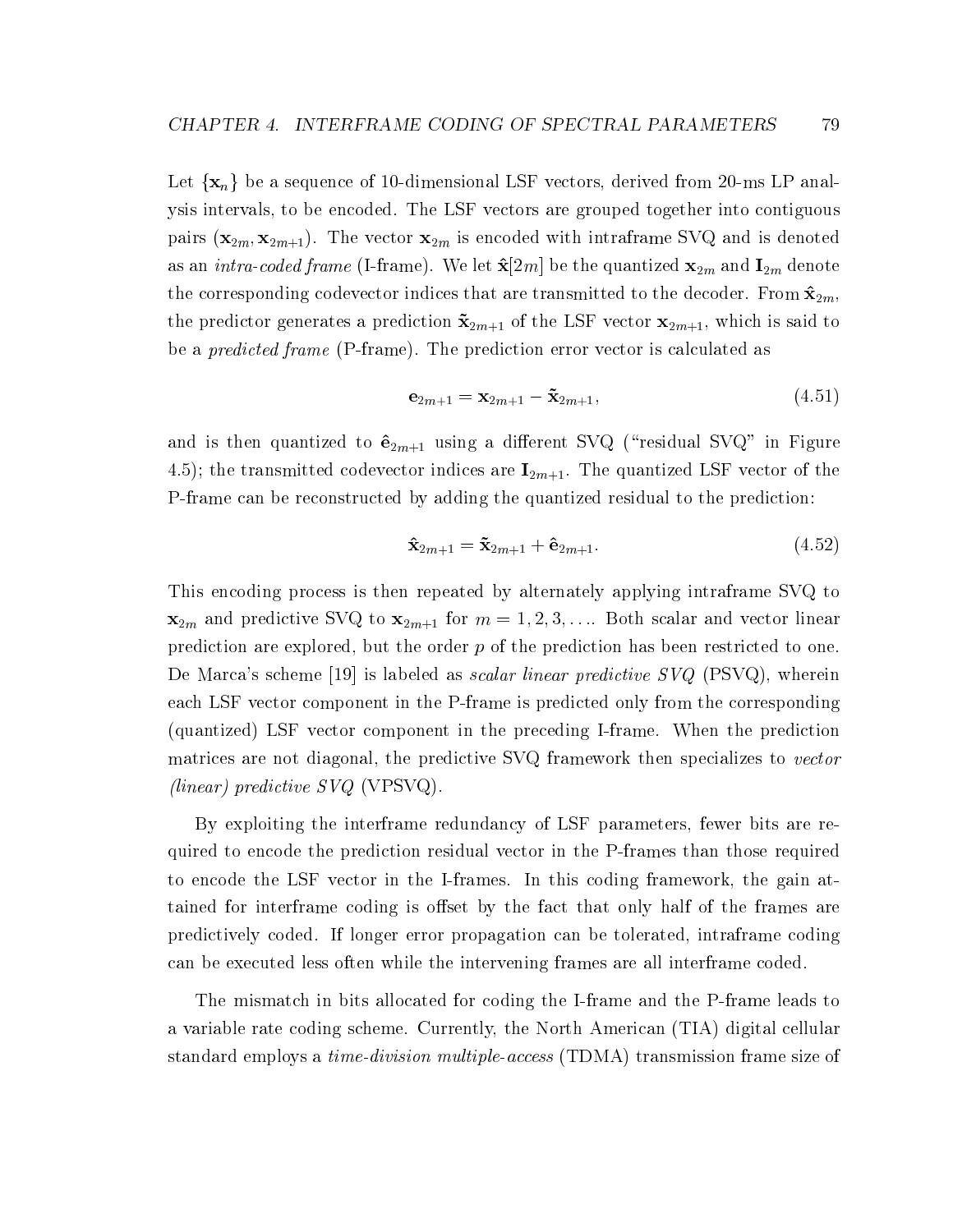Let $\{\mathbf{x}_n\}$ be a sequence of 10-dimensional LSF vectors, derived from 20-ms LP analysis intervals, to be encoded. The LSF vectors are grouped together into contiguous pairs $(\mathbf{x}_{2m}, \mathbf{x}_{2m+1})$. The vector $\mathbf{x}_{2m}$ is encoded with intraframe SVQ and is denoted as an *intra-coded frame* (I-frame). We let $\hat{\mathbf{x}}[2m]$ be the quantized $\mathbf{x}_{2m}$ and $\mathbf{I}_{2m}$ denote the corresponding codevector indices that are transmitted to the decoder. From $\hat{\mathbf{x}}_{2m}$, the predictor generates a prediction $\tilde{\mathbf{x}}_{2m+1}$ of the LSF vector $\mathbf{x}_{2m+1}$, which is said to be a *predicted frame* (P-frame). The prediction error vector is calculated as

$$\mathbf{e}_{2m+1} = \mathbf{x}_{2m+1} - \tilde{\mathbf{x}}_{2m+1}, \tag{4.51}$$

and is then quantized to $\hat{\mathbf{e}}_{2m+1}$ using a different SVQ ("residual SVQ" in Figure 4.5); the transmitted codevector indices are $\mathbf{I}_{2m+1}$. The quantized LSF vector of the P-frame can be reconstructed by adding the quantized residual to the prediction:

$$\hat{\mathbf{x}}_{2m+1} = \tilde{\mathbf{x}}_{2m+1} + \hat{\mathbf{e}}_{2m+1}. \tag{4.52}$$

This encoding process is then repeated by alternately applying intraframe SVQ to $\mathbf{x}_{2m}$ and predictive SVQ to $\mathbf{x}_{2m+1}$ for $m = 1, 2, 3, \ldots$. Both scalar and vector linear prediction are explored, but the order $p$ of the prediction has been restricted to one. De Marca's scheme [19] is labeled as *scalar linear predictive SVQ* (PSVQ), wherein each LSF vector component in the P-frame is predicted only from the corresponding (quantized) LSF vector component in the preceding I-frame. When the prediction matrices are not diagonal, the predictive SVQ framework then specializes to *vector (linear) predictive SVQ* (VPSVQ).

By exploiting the interframe redundancy of LSF parameters, fewer bits are required to encode the prediction residual vector in the P-frames than those required to encode the LSF vector in the I-frames. In this coding framework, the gain attained for interframe coding is offset by the fact that only half of the frames are predictively coded. If longer error propagation can be tolerated, intraframe coding can be executed less often while the intervening frames are all interframe coded.

The mismatch in bits allocated for coding the I-frame and the P-frame leads to a variable rate coding scheme. Currently, the North American (TIA) digital cellular standard employs a *time-division multiple-access* (TDMA) transmission frame size of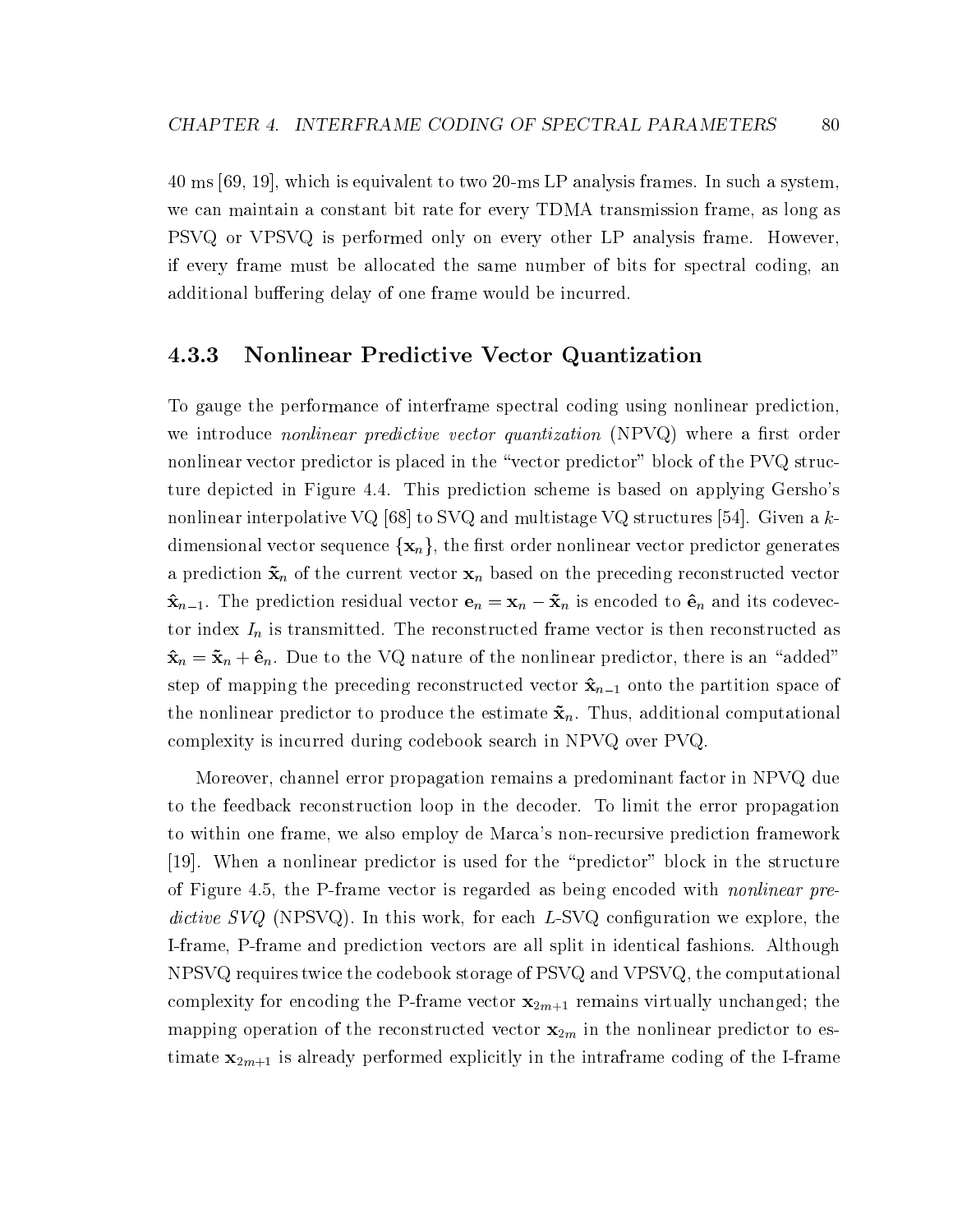40 ms [69, 19], which is equivalent to two 20-ms LP analysis frames. In such a system, we can maintain a constant bit rate for every TDMA transmission frame, as long as PSVQ or VPSVQ is performed only on every other LP analysis frame. However, if every frame must be allocated the same number of bits for spectral coding, an additional buffering delay of one frame would be incurred.

### 4.3.3 Nonlinear Predictive Vector Quantization

To gauge the performance of interframe spectral coding using nonlinear prediction, we introduce *nonlinear predictive vector quantization* (NPVQ) where a first order nonlinear vector predictor is placed in the "vector predictor" block of the PVQ structure depicted in Figure 4.4. This prediction scheme is based on applying Gersho's nonlinear interpolative VQ [68] to SVQ and multistage VQ structures [54]. Given a $k$-dimensional vector sequence $\{\mathbf{x}_n\}$, the first order nonlinear vector predictor generates a prediction $\tilde{\mathbf{x}}_n$ of the current vector $\mathbf{x}_n$ based on the preceding reconstructed vector $\hat{\mathbf{x}}_{n-1}$. The prediction residual vector $\mathbf{e}_n = \mathbf{x}_n - \tilde{\mathbf{x}}_n$ is encoded to $\hat{\mathbf{e}}_n$ and its codevector index $I_n$ is transmitted. The reconstructed frame vector is then reconstructed as $\hat{\mathbf{x}}_n = \tilde{\mathbf{x}}_n + \hat{\mathbf{e}}_n$. Due to the VQ nature of the nonlinear predictor, there is an "added" step of mapping the preceding reconstructed vector $\hat{\mathbf{x}}_{n-1}$ onto the partition space of the nonlinear predictor to produce the estimate $\tilde{\mathbf{x}}_n$. Thus, additional computational complexity is incurred during codebook search in NPVQ over PVQ.

Moreover, channel error propagation remains a predominant factor in NPVQ due to the feedback reconstruction loop in the decoder. To limit the error propagation to within one frame, we also employ de Marca's non-recursive prediction framework [19]. When a nonlinear predictor is used for the "predictor" block in the structure of Figure 4.5, the P-frame vector is regarded as being encoded with *nonlinear predictive SVQ* (NPSVQ). In this work, for each $L$-SVQ configuration we explore, the I-frame, P-frame and prediction vectors are all split in identical fashions. Although NPSVQ requires twice the codebook storage of PSVQ and VPSVQ, the computational complexity for encoding the P-frame vector $\mathbf{x}_{2m+1}$ remains virtually unchanged; the mapping operation of the reconstructed vector $\mathbf{x}_{2m}$ in the nonlinear predictor to estimate $\mathbf{x}_{2m+1}$ is already performed explicitly in the intraframe coding of the I-frame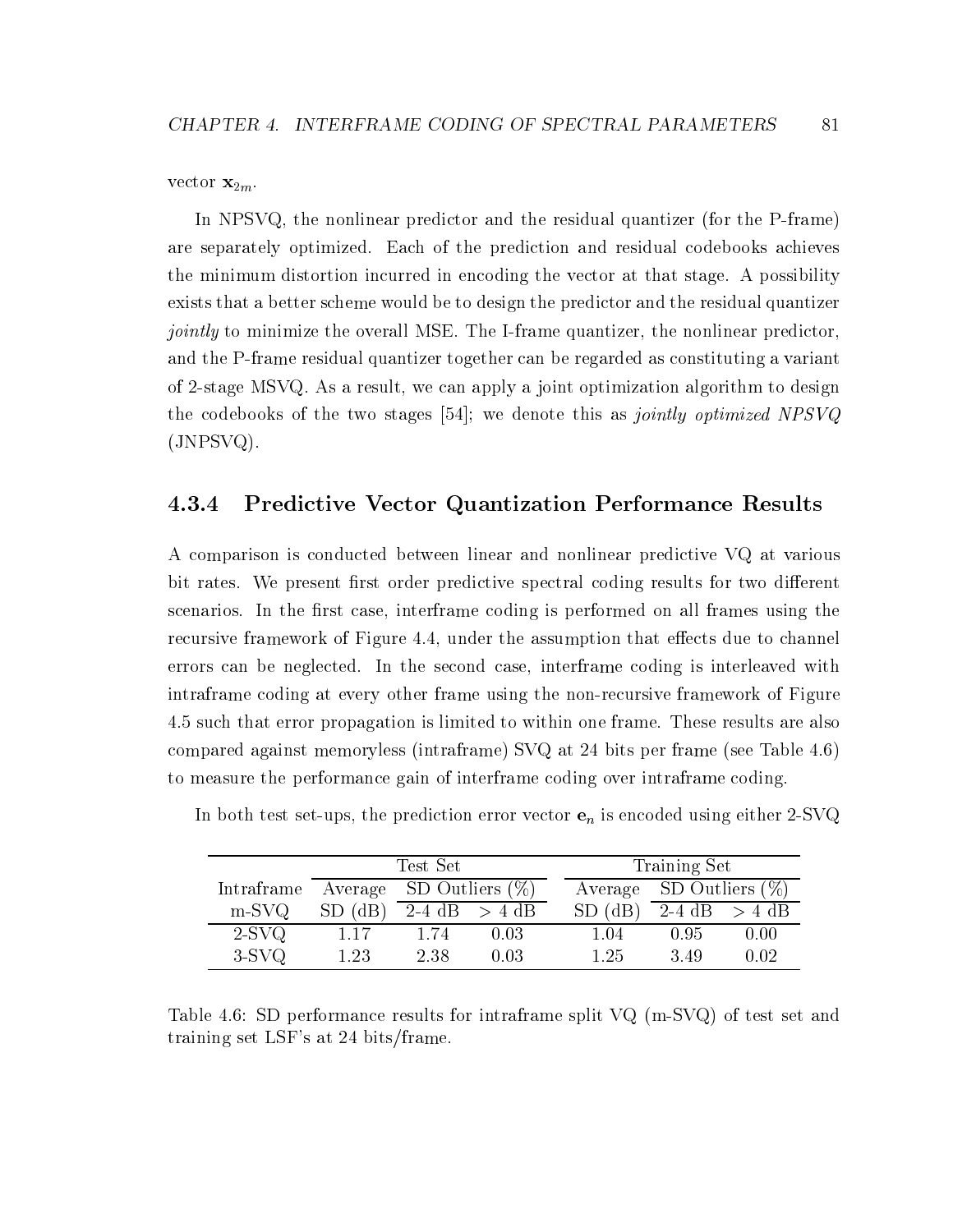vector $\mathbf{x}_{2m}$.

In NPSVQ, the nonlinear predictor and the residual quantizer (for the P-frame) are separately optimized. Each of the prediction and residual codebooks achieves the minimum distortion incurred in encoding the vector at that stage. A possibility exists that a better scheme would be to design the predictor and the residual quantizer *jointly* to minimize the overall MSE. The I-frame quantizer, the nonlinear predictor, and the P-frame residual quantizer together can be regarded as constituting a variant of 2-stage MSVQ. As a result, we can apply a joint optimization algorithm to design the codebooks of the two stages [54]; we denote this as *jointly optimized NPSVQ* (JNPSVQ).

### 4.3.4 Predictive Vector Quantization Performance Results

A comparison is conducted between linear and nonlinear predictive VQ at various bit rates. We present first order predictive spectral coding results for two different scenarios. In the first case, interframe coding is performed on all frames using the recursive framework of Figure 4.4, under the assumption that effects due to channel errors can be neglected. In the second case, interframe coding is interleaved with intraframe coding at every other frame using the non-recursive framework of Figure 4.5 such that error propagation is limited to within one frame. These results are also compared against memoryless (intraframe) SVQ at 24 bits per frame (see Table 4.6) to measure the performance gain of interframe coding over intraframe coding.

In both test set-ups, the prediction error vector $\mathbf{e}_n$ is encoded using either 2-SVQ

| | Test Set | | | Training Set | | |
|---|---|---|---|---|---|---|
| Intraframe | Average | SD Outliers (%) | | Average | SD Outliers (%) | |
| m-SVQ | SD (dB) | 2-4 dB | > 4 dB | SD (dB) | 2-4 dB | > 4 dB |
| 2-SVQ | 1.17 | 1.74 | 0.03 | 1.04 | 0.95 | 0.00 |
| 3-SVQ | 1.23 | 2.38 | 0.03 | 1.25 | 3.49 | 0.02 |

Table 4.6: SD performance results for intraframe split VQ (m-SVQ) of test set and training set LSF's at 24 bits/frame.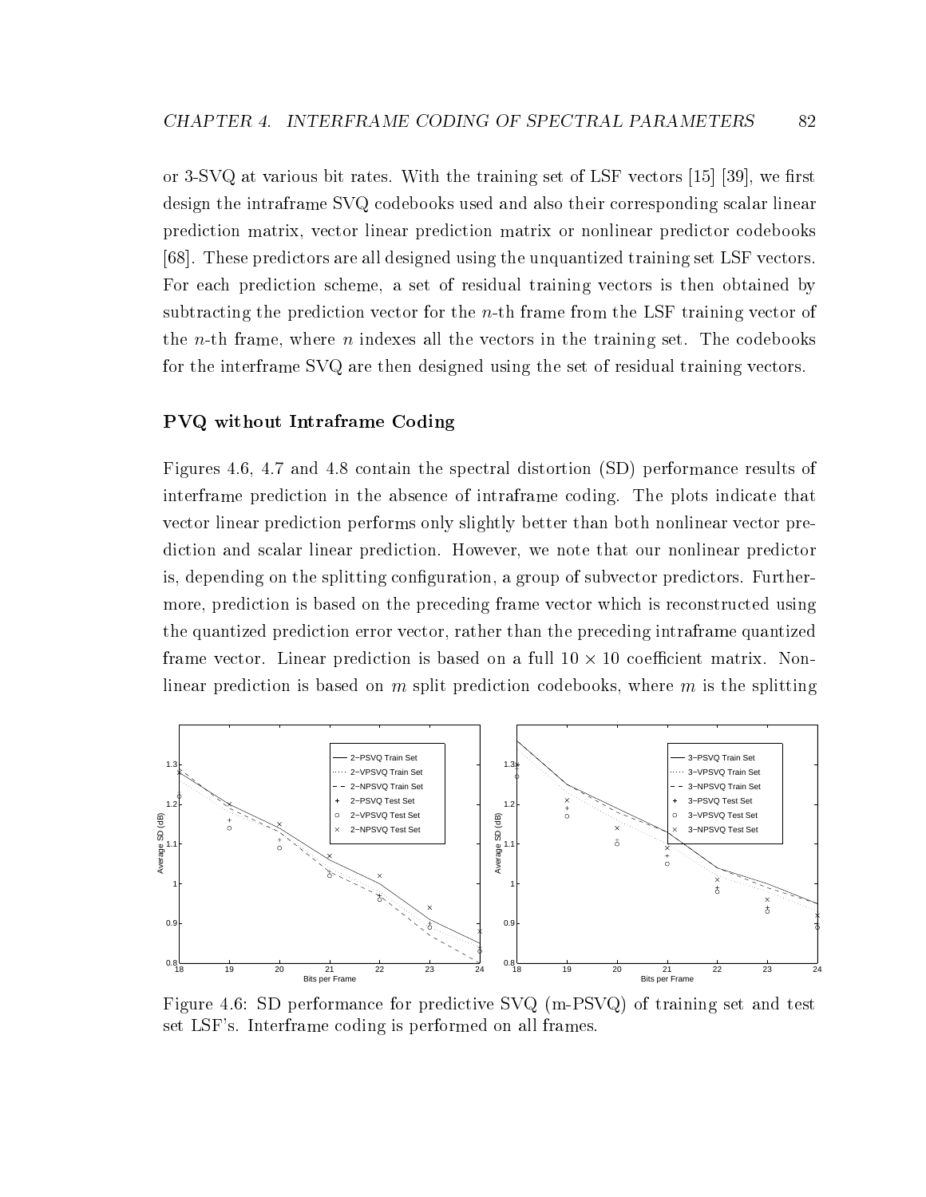or 3-SVQ at various bit rates. With the training set of LSF vectors [15] [39], we first design the intraframe SVQ codebooks used and also their corresponding scalar linear prediction matrix, vector linear prediction matrix or nonlinear predictor codebooks [68]. These predictors are all designed using the unquantized training set LSF vectors. For each prediction scheme, a set of residual training vectors is then obtained by subtracting the prediction vector for the $n$-th frame from the LSF training vector of the $n$-th frame, where $n$ indexes all the vectors in the training set. The codebooks for the interframe SVQ are then designed using the set of residual training vectors.

### PVQ without Intraframe Coding

Figures 4.6, 4.7 and 4.8 contain the spectral distortion (SD) performance results of interframe prediction in the absence of intraframe coding. The plots indicate that vector linear prediction performs only slightly better than both nonlinear vector prediction and scalar linear prediction. However, we note that our nonlinear predictor is, depending on the splitting configuration, a group of subvector predictors. Furthermore, prediction is based on the preceding frame vector which is reconstructed using the quantized prediction error vector, rather than the preceding intraframe quantized frame vector. Linear prediction is based on a full $10 \times 10$ coefficient matrix. Nonlinear prediction is based on $m$ split prediction codebooks, where $m$ is the splitting

Figure 4.6: SD performance for predictive SVQ (m-PSVQ) of training set and test set LSF's. Interframe coding is performed on all frames.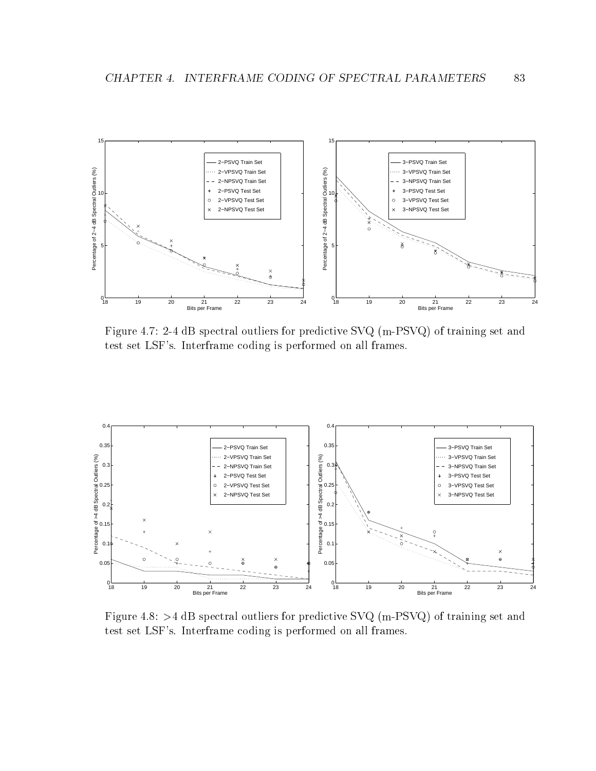Figure 4.7: 2-4 dB spectral outliers for predictive SVQ (m-PSVQ) of training set and test set LSF's. Interframe coding is performed on all frames.

Figure 4.8: >4 dB spectral outliers for predictive SVQ (m-PSVQ) of training set and test set LSF's. Interframe coding is performed on all frames.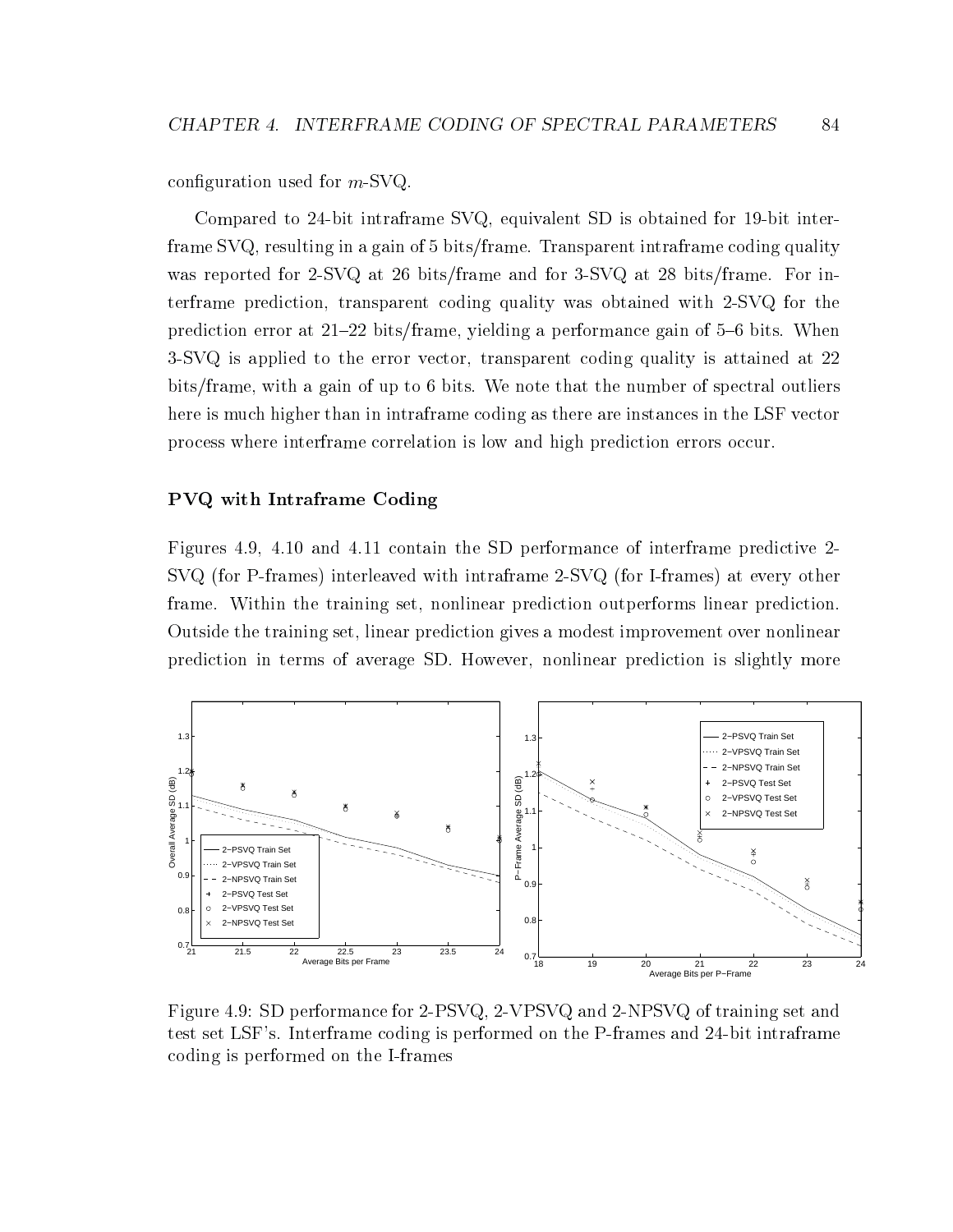configuration used for $m$-SVQ.

Compared to 24-bit intraframe SVQ, equivalent SD is obtained for 19-bit interframe SVQ, resulting in a gain of 5 bits/frame. Transparent intraframe coding quality was reported for 2-SVQ at 26 bits/frame and for 3-SVQ at 28 bits/frame. For interframe prediction, transparent coding quality was obtained with 2-SVQ for the prediction error at 21–22 bits/frame, yielding a performance gain of 5–6 bits. When 3-SVQ is applied to the error vector, transparent coding quality is attained at 22 bits/frame, with a gain of up to 6 bits. We note that the number of spectral outliers here is much higher than in intraframe coding as there are instances in the LSF vector process where interframe correlation is low and high prediction errors occur.

### PVQ with Intraframe Coding

Figures 4.9, 4.10 and 4.11 contain the SD performance of interframe predictive 2-SVQ (for P-frames) interleaved with intraframe 2-SVQ (for I-frames) at every other frame. Within the training set, nonlinear prediction outperforms linear prediction. Outside the training set, linear prediction gives a modest improvement over nonlinear prediction in terms of average SD. However, nonlinear prediction is slightly more

Figure 4.9: SD performance for 2-PSVQ, 2-VPSVQ and 2-NPSVQ of training set and test set LSF's. Interframe coding is performed on the P-frames and 24-bit intraframe coding is performed on the I-frames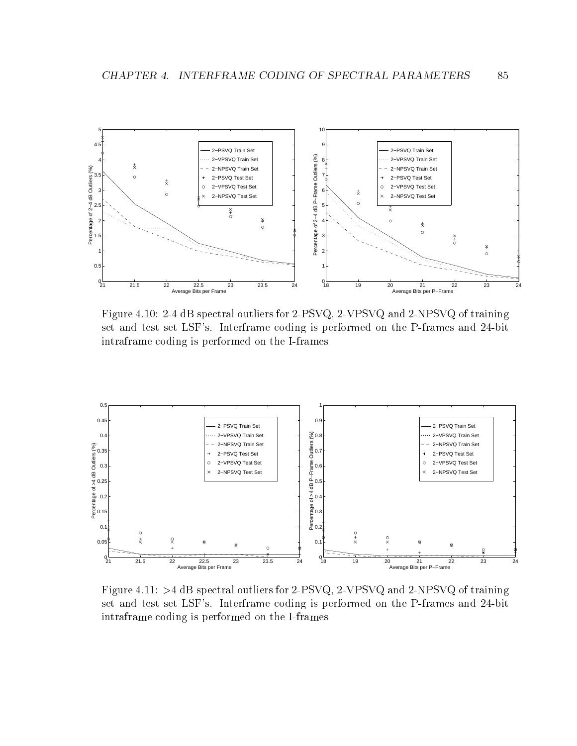Figure 4.10: 2-4 dB spectral outliers for 2-PSVQ, 2-VPSVQ and 2-NPSVQ of training set and test set LSF's. Interframe coding is performed on the P-frames and 24-bit intraframe coding is performed on the I-frames

Figure 4.11: >4 dB spectral outliers for 2-PSVQ, 2-VPSVQ and 2-NPSVQ of training set and test set LSF's. Interframe coding is performed on the P-frames and 24-bit intraframe coding is performed on the I-frames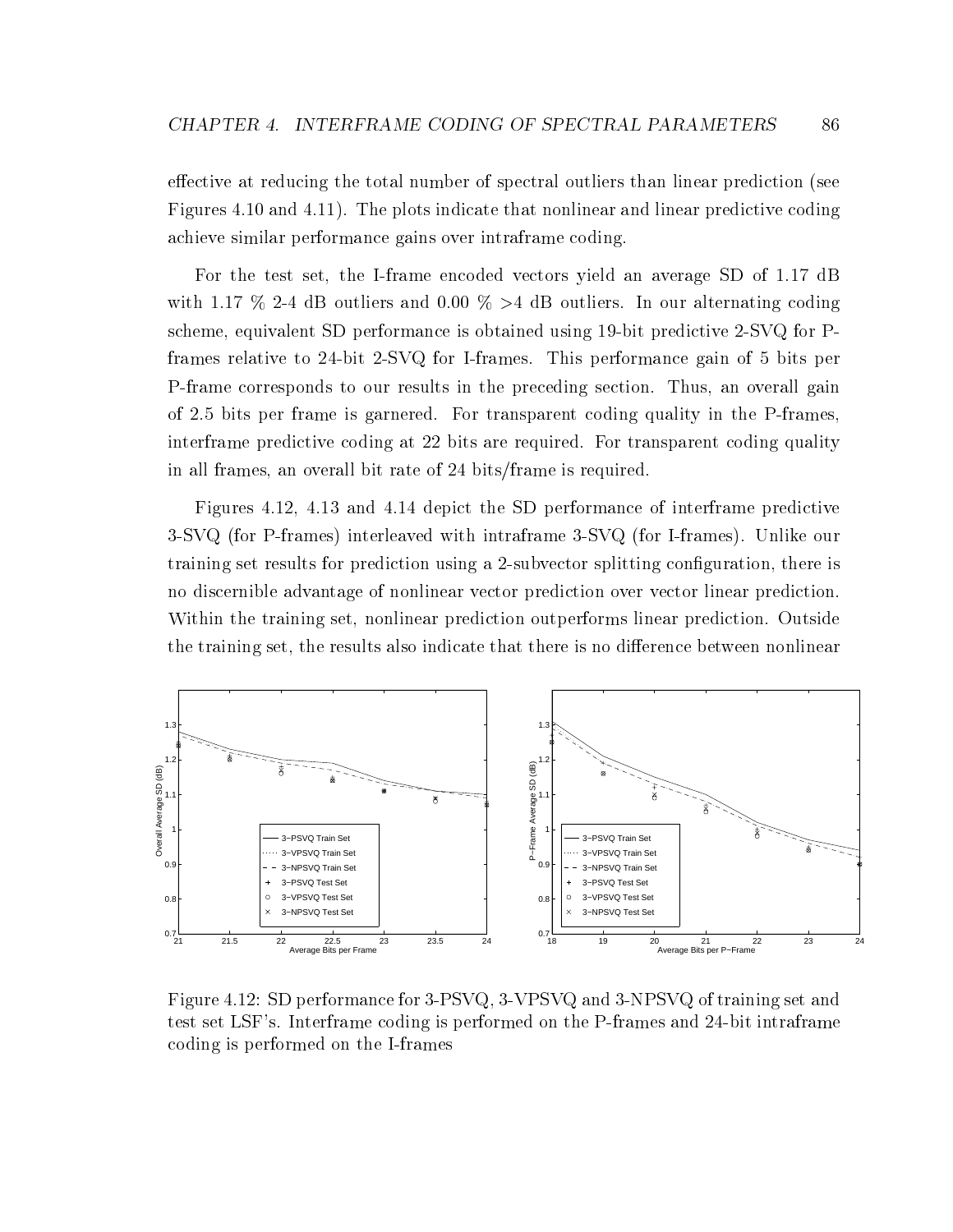effective at reducing the total number of spectral outliers than linear prediction (see Figures 4.10 and 4.11). The plots indicate that nonlinear and linear predictive coding achieve similar performance gains over intraframe coding.

For the test set, the I-frame encoded vectors yield an average SD of 1.17 dB with 1.17 % 2-4 dB outliers and 0.00 % >4 dB outliers. In our alternating coding scheme, equivalent SD performance is obtained using 19-bit predictive 2-SVQ for P-frames relative to 24-bit 2-SVQ for I-frames. This performance gain of 5 bits per P-frame corresponds to our results in the preceding section. Thus, an overall gain of 2.5 bits per frame is garnered. For transparent coding quality in the P-frames, interframe predictive coding at 22 bits are required. For transparent coding quality in all frames, an overall bit rate of 24 bits/frame is required.

Figures 4.12, 4.13 and 4.14 depict the SD performance of interframe predictive 3-SVQ (for P-frames) interleaved with intraframe 3-SVQ (for I-frames). Unlike our training set results for prediction using a 2-subvector splitting configuration, there is no discernible advantage of nonlinear vector prediction over vector linear prediction. Within the training set, nonlinear prediction outperforms linear prediction. Outside the training set, the results also indicate that there is no difference between nonlinear

Figure 4.12: SD performance for 3-PSVQ, 3-VPSVQ and 3-NPSVQ of training set and test set LSF's. Interframe coding is performed on the P-frames and 24-bit intraframe coding is performed on the I-frames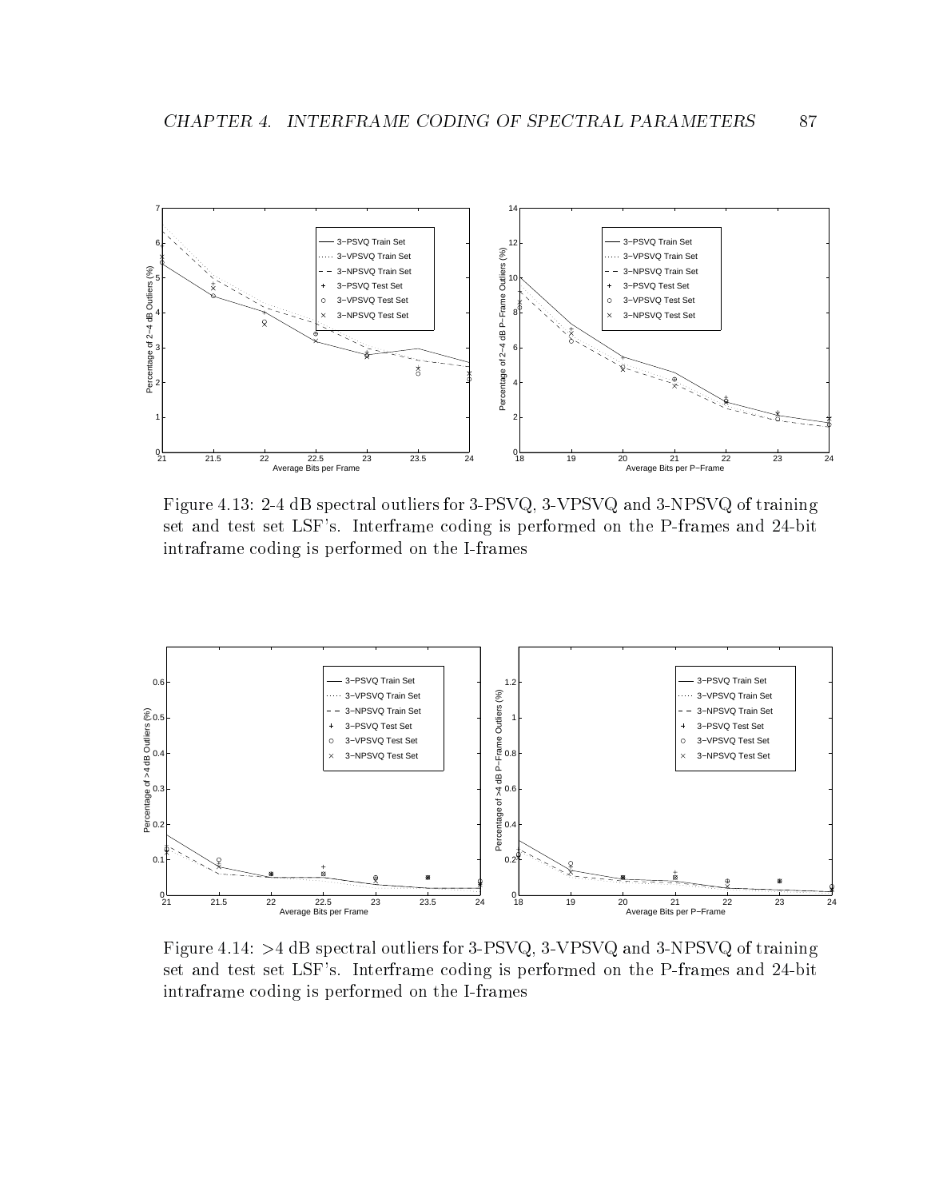Figure 4.13: 2-4 dB spectral outliers for 3-PSVQ, 3-VPSVQ and 3-NPSVQ of training set and test set LSF's. Interframe coding is performed on the P-frames and 24-bit intraframe coding is performed on the I-frames

Figure 4.14: >4 dB spectral outliers for 3-PSVQ, 3-VPSVQ and 3-NPSVQ of training set and test set LSF's. Interframe coding is performed on the P-frames and 24-bit intraframe coding is performed on the I-frames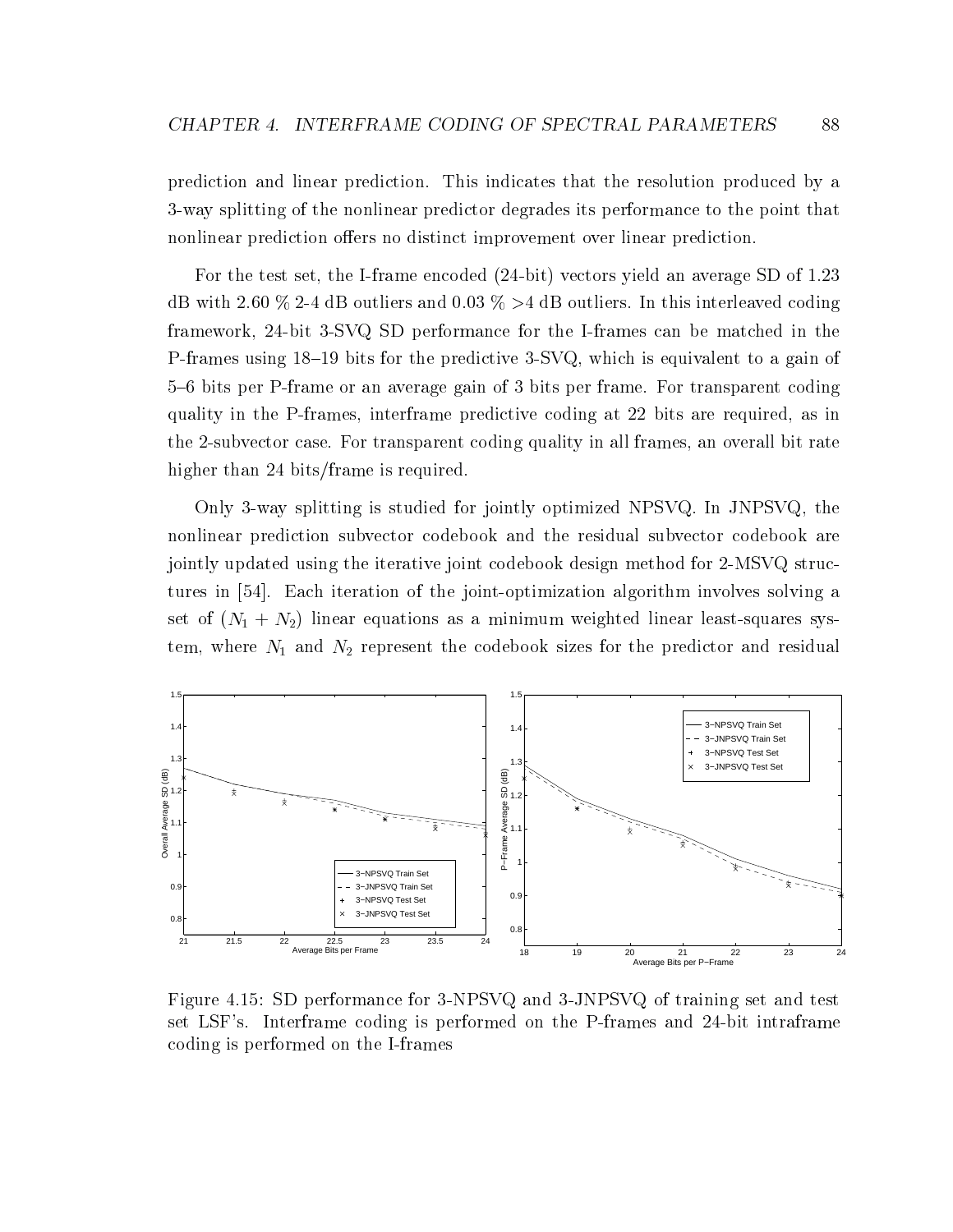prediction and linear prediction. This indicates that the resolution produced by a 3-way splitting of the nonlinear predictor degrades its performance to the point that nonlinear prediction offers no distinct improvement over linear prediction.

For the test set, the I-frame encoded (24-bit) vectors yield an average SD of 1.23 dB with 2.60 % 2-4 dB outliers and 0.03 % >4 dB outliers. In this interleaved coding framework, 24-bit 3-SVQ SD performance for the I-frames can be matched in the P-frames using 18–19 bits for the predictive 3-SVQ, which is equivalent to a gain of 5–6 bits per P-frame or an average gain of 3 bits per frame. For transparent coding quality in the P-frames, interframe predictive coding at 22 bits are required, as in the 2-subvector case. For transparent coding quality in all frames, an overall bit rate higher than 24 bits/frame is required.

Only 3-way splitting is studied for jointly optimized NPSVQ. In JNPSVQ, the nonlinear prediction subvector codebook and the residual subvector codebook are jointly updated using the iterative joint codebook design method for 2-MSVQ structures in [54]. Each iteration of the joint-optimization algorithm involves solving a set of $(N_1 + N_2)$ linear equations as a minimum weighted linear least-squares system, where $N_1$ and $N_2$ represent the codebook sizes for the predictor and residual

Figure 4.15: SD performance for 3-NPSVQ and 3-JNPSVQ of training set and test set LSF's. Interframe coding is performed on the P-frames and 24-bit intraframe coding is performed on the I-frames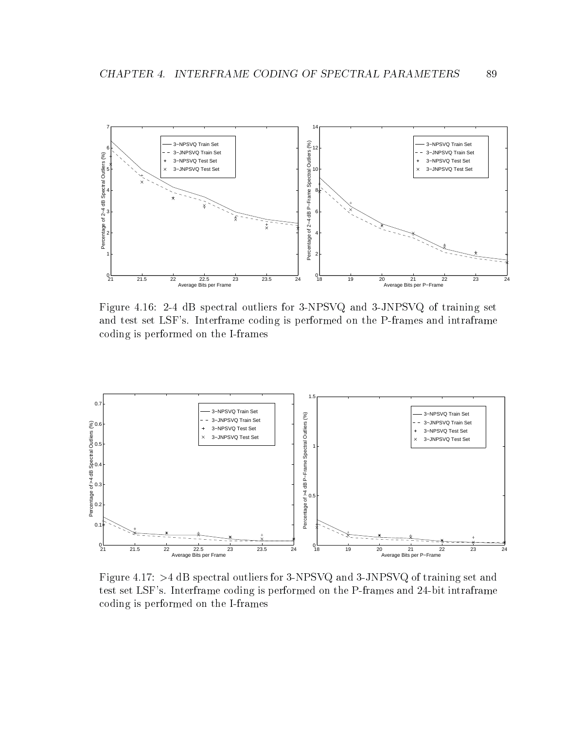Figure 4.16: 2-4 dB spectral outliers for 3-NPSVQ and 3-JNPSVQ of training set and test set LSF's. Interframe coding is performed on the P-frames and intraframe coding is performed on the I-frames

Figure 4.17: >4 dB spectral outliers for 3-NPSVQ and 3-JNPSVQ of training set and test set LSF's. Interframe coding is performed on the P-frames and 24-bit intraframe coding is performed on the I-frames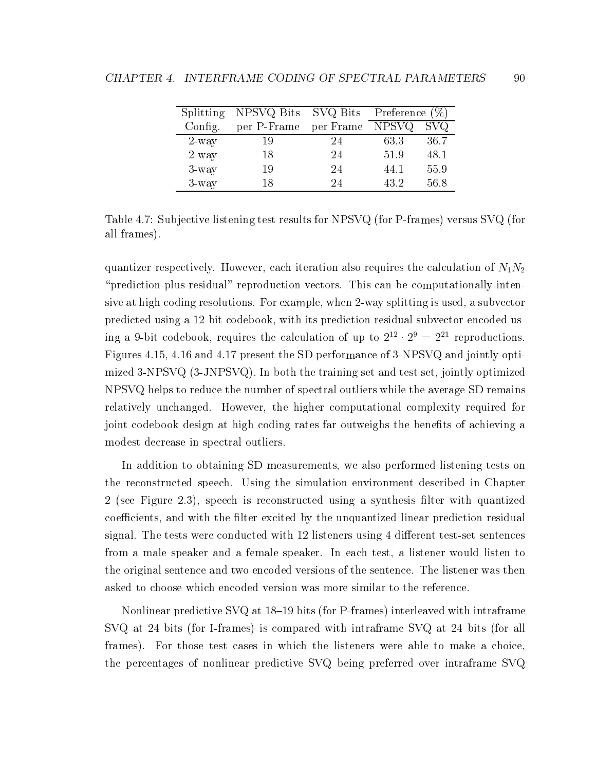| Splitting | NPSVQ Bits | SVQ Bits | Preference (%) | |
|---|---|---|---|---|
| Config. | per P-Frame | per Frame | NPSVQ | SVQ |
| 2-way | 19 | 24 | 63.3 | 36.7 |
| 2-way | 18 | 24 | 51.9 | 48.1 |
| 3-way | 19 | 24 | 44.1 | 55.9 |
| 3-way | 18 | 24 | 43.2 | 56.8 |

Table 4.7: Subjective listening test results for NPSVQ (for P-frames) versus SVQ (for all frames).

quantizer respectively. However, each iteration also requires the calculation of $N_1 N_2$ "prediction-plus-residual" reproduction vectors. This can be computationally intensive at high coding resolutions. For example, when 2-way splitting is used, a subvector predicted using a 12-bit codebook, with its prediction residual subvector encoded using a 9-bit codebook, requires the calculation of up to $2^{12} \cdot 2^{9} = 2^{21}$ reproductions. Figures 4.15, 4.16 and 4.17 present the SD performance of 3-NPSVQ and jointly optimized 3-NPSVQ (3-JNPSVQ). In both the training set and test set, jointly optimized NPSVQ helps to reduce the number of spectral outliers while the average SD remains relatively unchanged. However, the higher computational complexity required for joint codebook design at high coding rates far outweighs the benefits of achieving a modest decrease in spectral outliers.

In addition to obtaining SD measurements, we also performed listening tests on the reconstructed speech. Using the simulation environment described in Chapter 2 (see Figure 2.3), speech is reconstructed using a synthesis filter with quantized coefficients, and with the filter excited by the unquantized linear prediction residual signal. The tests were conducted with 12 listeners using 4 different test-set sentences from a male speaker and a female speaker. In each test, a listener would listen to the original sentence and two encoded versions of the sentence. The listener was then asked to choose which encoded version was more similar to the reference.

Nonlinear predictive SVQ at 18–19 bits (for P-frames) interleaved with intraframe SVQ at 24 bits (for I-frames) is compared with intraframe SVQ at 24 bits (for all frames). For those test cases in which the listeners were able to make a choice, the percentages of nonlinear predictive SVQ being preferred over intraframe SVQ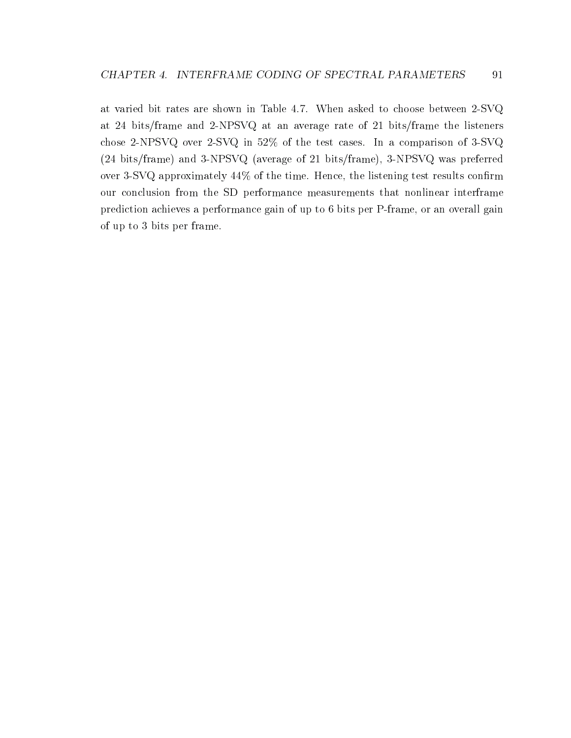at varied bit rates are shown in Table 4.7. When asked to choose between 2-SVQ at 24 bits/frame and 2-NPSVQ at an average rate of 21 bits/frame the listeners chose 2-NPSVQ over 2-SVQ in 52% of the test cases. In a comparison of 3-SVQ (24 bits/frame) and 3-NPSVQ (average of 21 bits/frame), 3-NPSVQ was preferred over 3-SVQ approximately 44% of the time. Hence, the listening test results confirm our conclusion from the SD performance measurements that nonlinear interframe prediction achieves a performance gain of up to 6 bits per P-frame, or an overall gain of up to 3 bits per frame.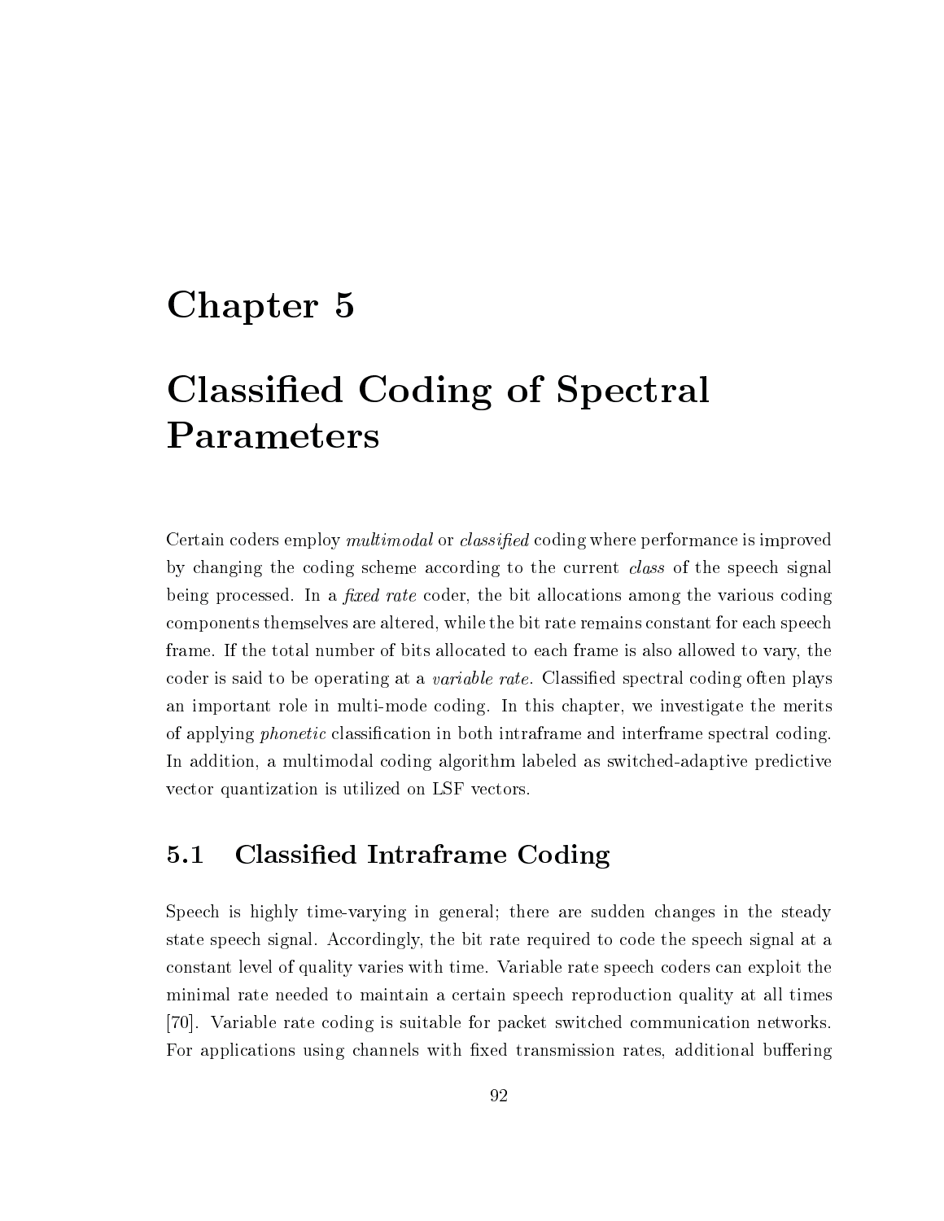# Chapter 5

# Classified Coding of Spectral Parameters

Certain coders employ *multimodal* or *classified* coding where performance is improved by changing the coding scheme according to the current *class* of the speech signal being processed. In a *fixed rate* coder, the bit allocations among the various coding components themselves are altered, while the bit rate remains constant for each speech frame. If the total number of bits allocated to each frame is also allowed to vary, the coder is said to be operating at a *variable rate*. Classified spectral coding often plays an important role in multi-mode coding. In this chapter, we investigate the merits of applying *phonetic* classification in both intraframe and interframe spectral coding. In addition, a multimodal coding algorithm labeled as switched-adaptive predictive vector quantization is utilized on LSF vectors.

## 5.1 Classified Intraframe Coding

Speech is highly time-varying in general; there are sudden changes in the steady state speech signal. Accordingly, the bit rate required to code the speech signal at a constant level of quality varies with time. Variable rate speech coders can exploit the minimal rate needed to maintain a certain speech reproduction quality at all times [70]. Variable rate coding is suitable for packet switched communication networks. For applications using channels with fixed transmission rates, additional buffering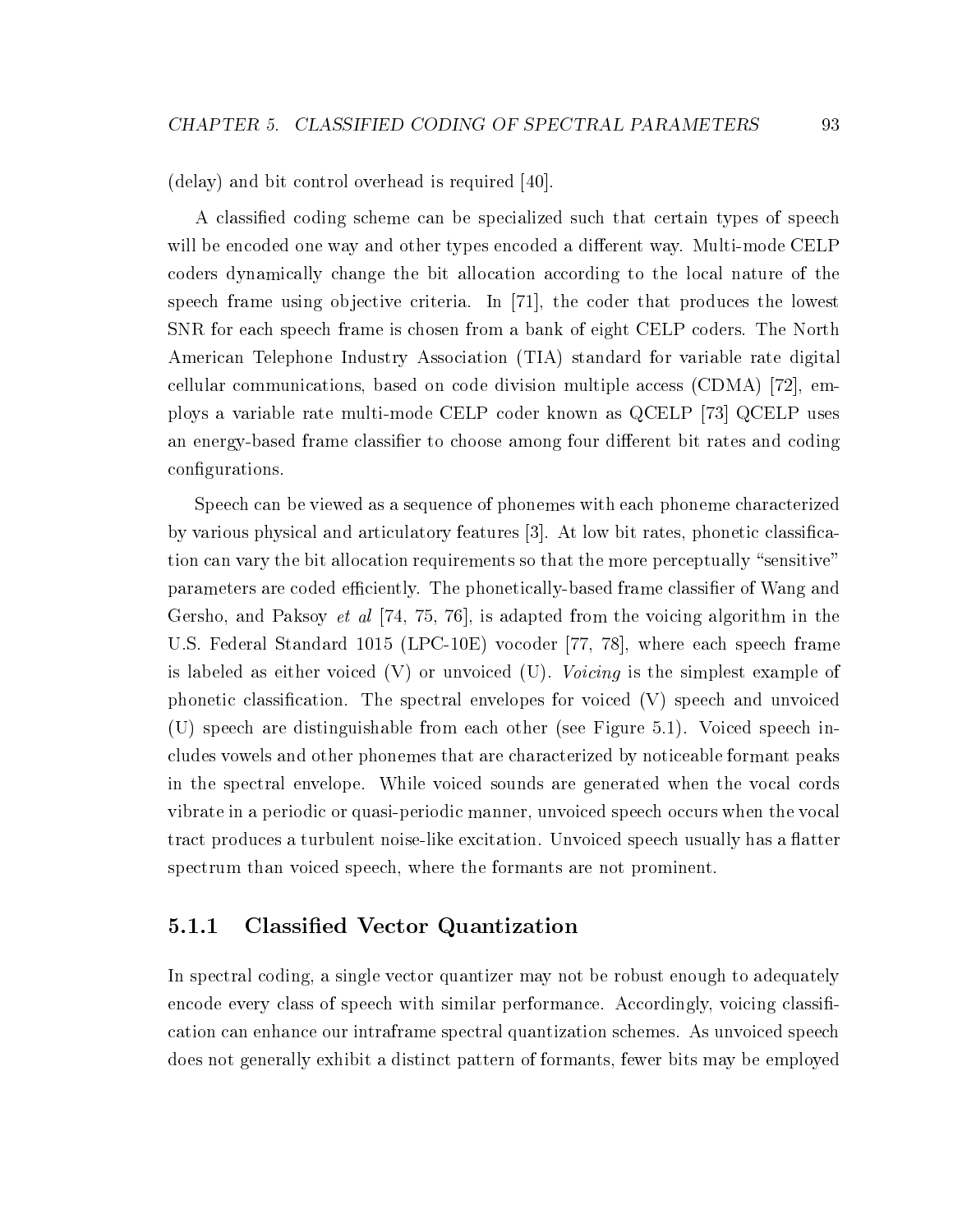(delay) and bit control overhead is required [40].

A classified coding scheme can be specialized such that certain types of speech will be encoded one way and other types encoded a different way. Multi-mode CELP coders dynamically change the bit allocation according to the local nature of the speech frame using objective criteria. In [71], the coder that produces the lowest SNR for each speech frame is chosen from a bank of eight CELP coders. The North American Telephone Industry Association (TIA) standard for variable rate digital cellular communications, based on code division multiple access (CDMA) [72], employs a variable rate multi-mode CELP coder known as QCELP [73] QCELP uses an energy-based frame classifier to choose among four different bit rates and coding configurations.

Speech can be viewed as a sequence of phonemes with each phoneme characterized by various physical and articulatory features [3]. At low bit rates, phonetic classification can vary the bit allocation requirements so that the more perceptually "sensitive" parameters are coded efficiently. The phonetically-based frame classifier of Wang and Gersho, and Paksoy *et al* [74, 75, 76], is adapted from the voicing algorithm in the U.S. Federal Standard 1015 (LPC-10E) vocoder [77, 78], where each speech frame is labeled as either voiced (V) or unvoiced (U). *Voicing* is the simplest example of phonetic classification. The spectral envelopes for voiced (V) speech and unvoiced (U) speech are distinguishable from each other (see Figure 5.1). Voiced speech includes vowels and other phonemes that are characterized by noticeable formant peaks in the spectral envelope. While voiced sounds are generated when the vocal cords vibrate in a periodic or quasi-periodic manner, unvoiced speech occurs when the vocal tract produces a turbulent noise-like excitation. Unvoiced speech usually has a flatter spectrum than voiced speech, where the formants are not prominent.

### 5.1.1 Classified Vector Quantization

In spectral coding, a single vector quantizer may not be robust enough to adequately encode every class of speech with similar performance. Accordingly, voicing classification can enhance our intraframe spectral quantization schemes. As unvoiced speech does not generally exhibit a distinct pattern of formants, fewer bits may be employed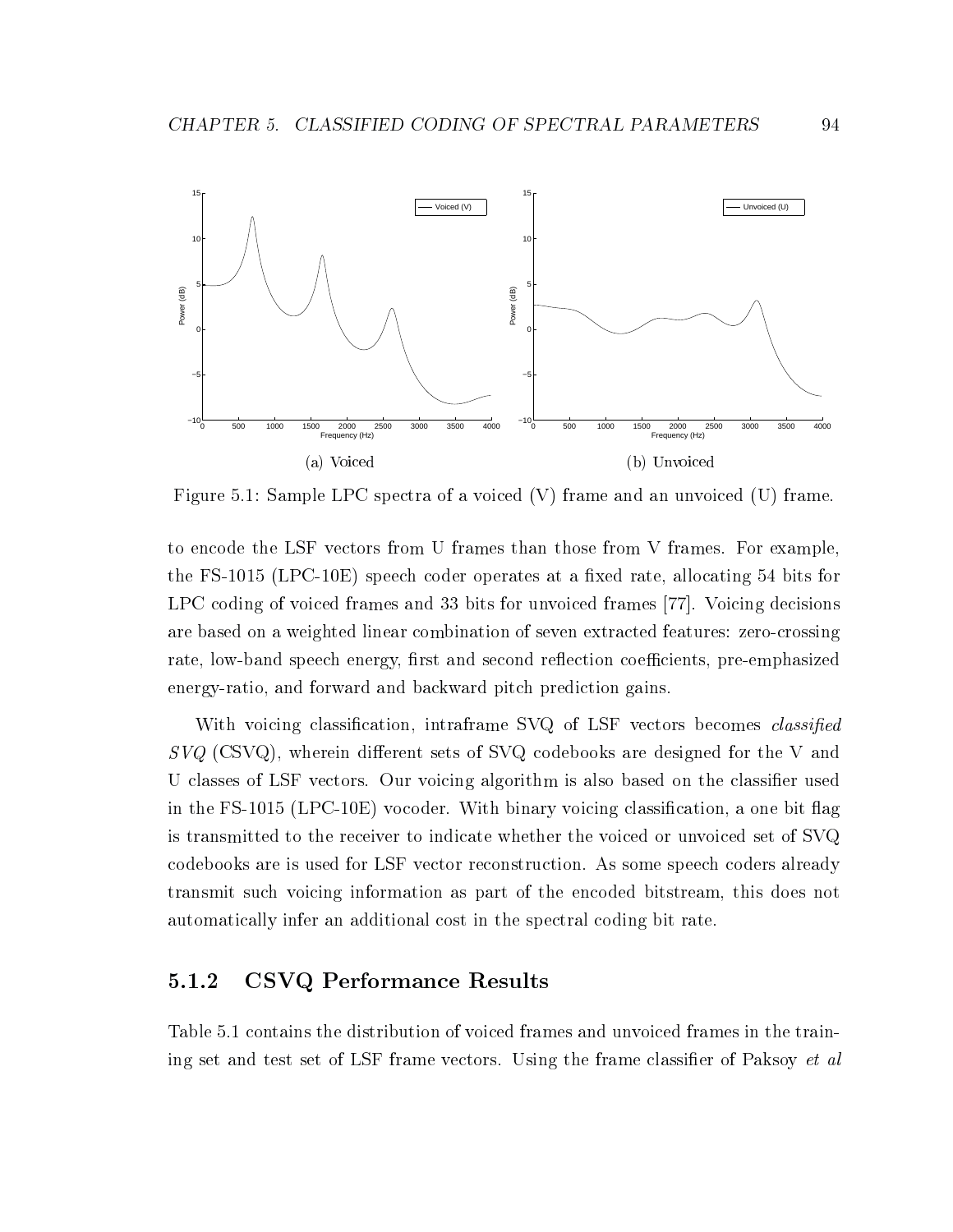(a) Voiced

(b) Unvoiced

Figure 5.1: Sample LPC spectra of a voiced (V) frame and an unvoiced (U) frame.

to encode the LSF vectors from U frames than those from V frames. For example, the FS-1015 (LPC-10E) speech coder operates at a fixed rate, allocating 54 bits for LPC coding of voiced frames and 33 bits for unvoiced frames [77]. Voicing decisions are based on a weighted linear combination of seven extracted features: zero-crossing rate, low-band speech energy, first and second reflection coefficients, pre-emphasized energy-ratio, and forward and backward pitch prediction gains.

With voicing classification, intraframe SVQ of LSF vectors becomes *classified SVQ* (CSVQ), wherein different sets of SVQ codebooks are designed for the V and U classes of LSF vectors. Our voicing algorithm is also based on the classifier used in the FS-1015 (LPC-10E) vocoder. With binary voicing classification, a one bit flag is transmitted to the receiver to indicate whether the voiced or unvoiced set of SVQ codebooks are is used for LSF vector reconstruction. As some speech coders already transmit such voicing information as part of the encoded bitstream, this does not automatically infer an additional cost in the spectral coding bit rate.

### 5.1.2 CSVQ Performance Results

Table 5.1 contains the distribution of voiced frames and unvoiced frames in the training set and test set of LSF frame vectors. Using the frame classifier of Paksoy *et al*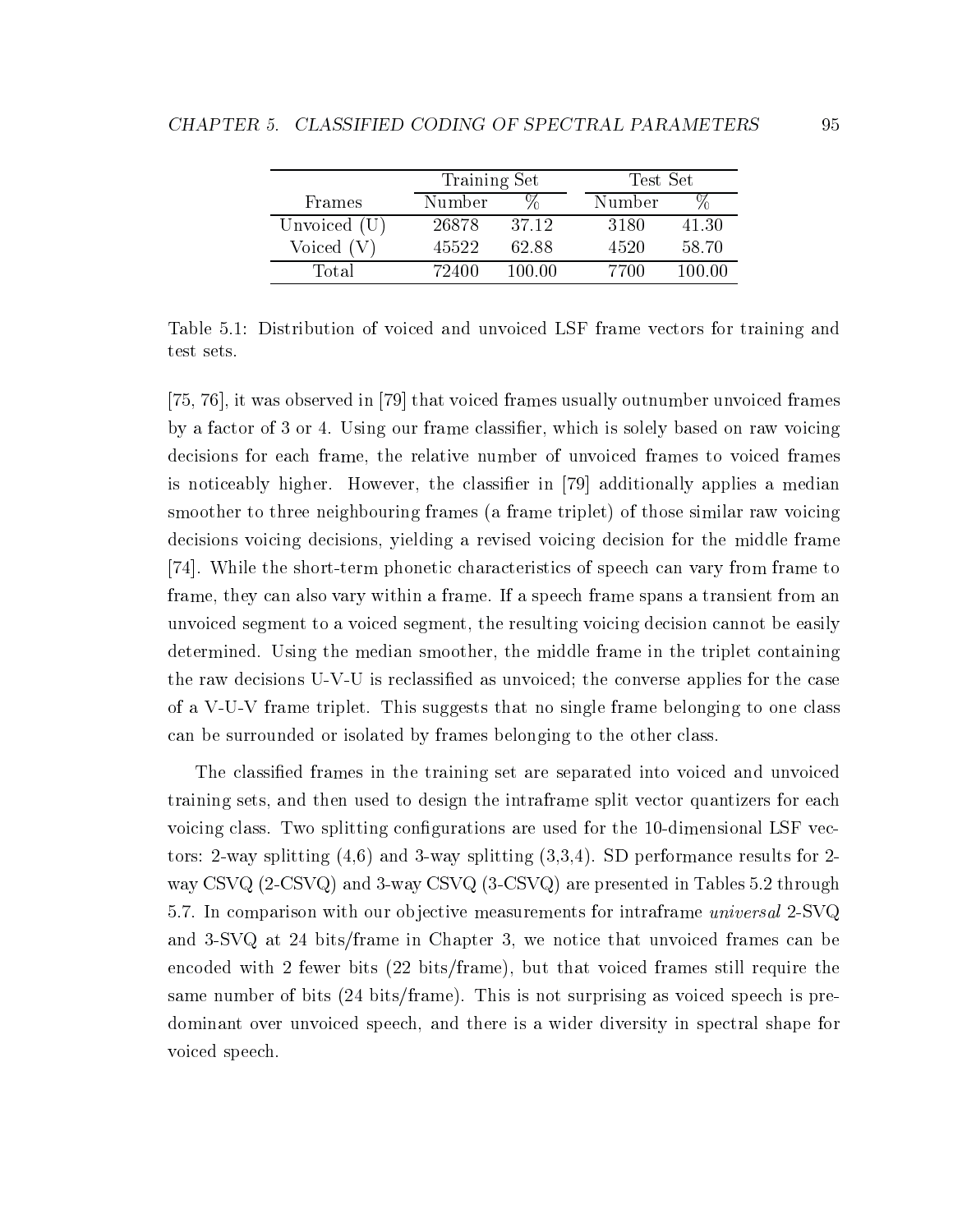| | Training Set | | Test Set | |
|---|---|---|---|---|
| Frames | Number | % | Number | % |
| Unvoiced (U) | 26878 | 37.12 | 3180 | 41.30 |
| Voiced (V) | 45522 | 62.88 | 4520 | 58.70 |
| Total | 72400 | 100.00 | 7700 | 100.00 |

Table 5.1: Distribution of voiced and unvoiced LSF frame vectors for training and test sets.

[75, 76], it was observed in [79] that voiced frames usually outnumber unvoiced frames by a factor of 3 or 4. Using our frame classifier, which is solely based on raw voicing decisions for each frame, the relative number of unvoiced frames to voiced frames is noticeably higher. However, the classifier in [79] additionally applies a median smoother to three neighbouring frames (a frame triplet) of those similar raw voicing decisions voicing decisions, yielding a revised voicing decision for the middle frame [74]. While the short-term phonetic characteristics of speech can vary from frame to frame, they can also vary within a frame. If a speech frame spans a transient from an unvoiced segment to a voiced segment, the resulting voicing decision cannot be easily determined. Using the median smoother, the middle frame in the triplet containing the raw decisions U-V-U is reclassified as unvoiced; the converse applies for the case of a V-U-V frame triplet. This suggests that no single frame belonging to one class can be surrounded or isolated by frames belonging to the other class.

The classified frames in the training set are separated into voiced and unvoiced training sets, and then used to design the intraframe split vector quantizers for each voicing class. Two splitting configurations are used for the 10-dimensional LSF vectors: 2-way splitting (4,6) and 3-way splitting (3,3,4). SD performance results for 2-way CSVQ (2-CSVQ) and 3-way CSVQ (3-CSVQ) are presented in Tables 5.2 through 5.7. In comparison with our objective measurements for intraframe *universal* 2-SVQ and 3-SVQ at 24 bits/frame in Chapter 3, we notice that unvoiced frames can be encoded with 2 fewer bits (22 bits/frame), but that voiced frames still require the same number of bits (24 bits/frame). This is not surprising as voiced speech is predominant over unvoiced speech, and there is a wider diversity in spectral shape for voiced speech.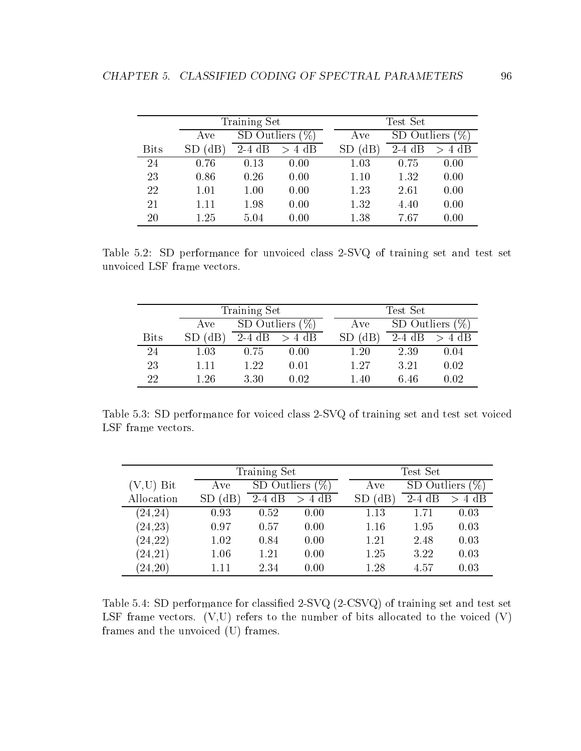| | Training Set | | | Test Set | | |
|---|---|---|---|---|---|---|
| | Ave | SD Outliers (%) | | Ave | SD Outliers (%) | |
| Bits | SD (dB) | 2-4 dB | > 4 dB | SD (dB) | 2-4 dB | > 4 dB |
| 24 | 0.76 | 0.13 | 0.00 | 1.03 | 0.75 | 0.00 |
| 23 | 0.86 | 0.26 | 0.00 | 1.10 | 1.32 | 0.00 |
| 22 | 1.01 | 1.00 | 0.00 | 1.23 | 2.61 | 0.00 |
| 21 | 1.11 | 1.98 | 0.00 | 1.32 | 4.40 | 0.00 |
| 20 | 1.25 | 5.04 | 0.00 | 1.38 | 7.67 | 0.00 |

Table 5.2: SD performance for unvoiced class 2-SVQ of training set and test set unvoiced LSF frame vectors.

| | Training Set | | | Test Set | | |
|---|---|---|---|---|---|---|
| | Ave | SD Outliers (%) | | Ave | SD Outliers (%) | |
| Bits | SD (dB) | 2-4 dB | > 4 dB | SD (dB) | 2-4 dB | > 4 dB |
| 24 | 1.03 | 0.75 | 0.00 | 1.20 | 2.39 | 0.04 |
| 23 | 1.11 | 1.22 | 0.01 | 1.27 | 3.21 | 0.02 |
| 22 | 1.26 | 3.30 | 0.02 | 1.40 | 6.46 | 0.02 |

Table 5.3: SD performance for voiced class 2-SVQ of training set and test set voiced LSF frame vectors.

| | Training Set | | | Test Set | | |
|---|---|---|---|---|---|---|
| (V,U) Bit | Ave | SD Outliers (%) | | Ave | SD Outliers (%) | |
| Allocation | SD (dB) | 2-4 dB | > 4 dB | SD (dB) | 2-4 dB | > 4 dB |
| (24,24) | 0.93 | 0.52 | 0.00 | 1.13 | 1.71 | 0.03 |
| (24,23) | 0.97 | 0.57 | 0.00 | 1.16 | 1.95 | 0.03 |
| (24,22) | 1.02 | 0.84 | 0.00 | 1.21 | 2.48 | 0.03 |
| (24,21) | 1.06 | 1.21 | 0.00 | 1.25 | 3.22 | 0.03 |
| (24,20) | 1.11 | 2.34 | 0.00 | 1.28 | 4.57 | 0.03 |

Table 5.4: SD performance for classified 2-SVQ (2-CSVQ) of training set and test set LSF frame vectors. (V,U) refers to the number of bits allocated to the voiced (V) frames and the unvoiced (U) frames.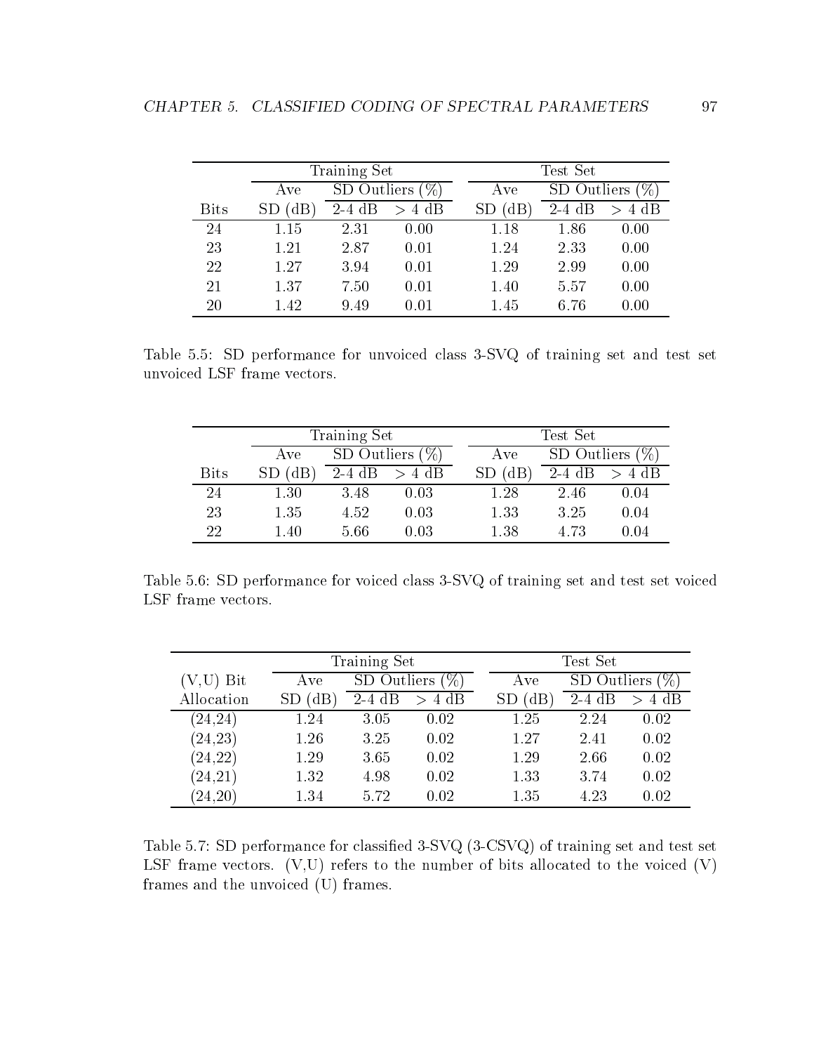| | Training Set | | | Test Set | | |
|---|---|---|---|---|---|---|
| | Ave | SD Outliers (%) | | Ave | SD Outliers (%) | |
| Bits | SD (dB) | 2-4 dB | > 4 dB | SD (dB) | 2-4 dB | > 4 dB |
| 24 | 1.15 | 2.31 | 0.00 | 1.18 | 1.86 | 0.00 |
| 23 | 1.21 | 2.87 | 0.01 | 1.24 | 2.33 | 0.00 |
| 22 | 1.27 | 3.94 | 0.01 | 1.29 | 2.99 | 0.00 |
| 21 | 1.37 | 7.50 | 0.01 | 1.40 | 5.57 | 0.00 |
| 20 | 1.42 | 9.49 | 0.01 | 1.45 | 6.76 | 0.00 |

Table 5.5: SD performance for unvoiced class 3-SVQ of training set and test set unvoiced LSF frame vectors.

| | Training Set | | | Test Set | | |
|---|---|---|---|---|---|---|
| | Ave | SD Outliers (%) | | Ave | SD Outliers (%) | |
| Bits | SD (dB) | 2-4 dB | > 4 dB | SD (dB) | 2-4 dB | > 4 dB |
| 24 | 1.30 | 3.48 | 0.03 | 1.28 | 2.46 | 0.04 |
| 23 | 1.35 | 4.52 | 0.03 | 1.33 | 3.25 | 0.04 |
| 22 | 1.40 | 5.66 | 0.03 | 1.38 | 4.73 | 0.04 |

Table 5.6: SD performance for voiced class 3-SVQ of training set and test set voiced LSF frame vectors.

| | Training Set | | | Test Set | | |
|---|---|---|---|---|---|---|
| (V,U) Bit | Ave | SD Outliers (%) | | Ave | SD Outliers (%) | |
| Allocation | SD (dB) | 2-4 dB | > 4 dB | SD (dB) | 2-4 dB | > 4 dB |
| (24,24) | 1.24 | 3.05 | 0.02 | 1.25 | 2.24 | 0.02 |
| (24,23) | 1.26 | 3.25 | 0.02 | 1.27 | 2.41 | 0.02 |
| (24,22) | 1.29 | 3.65 | 0.02 | 1.29 | 2.66 | 0.02 |
| (24,21) | 1.32 | 4.98 | 0.02 | 1.33 | 3.74 | 0.02 |
| (24,20) | 1.34 | 5.72 | 0.02 | 1.35 | 4.23 | 0.02 |

Table 5.7: SD performance for classified 3-SVQ (3-CSVQ) of training set and test set LSF frame vectors. (V,U) refers to the number of bits allocated to the voiced (V) frames and the unvoiced (U) frames.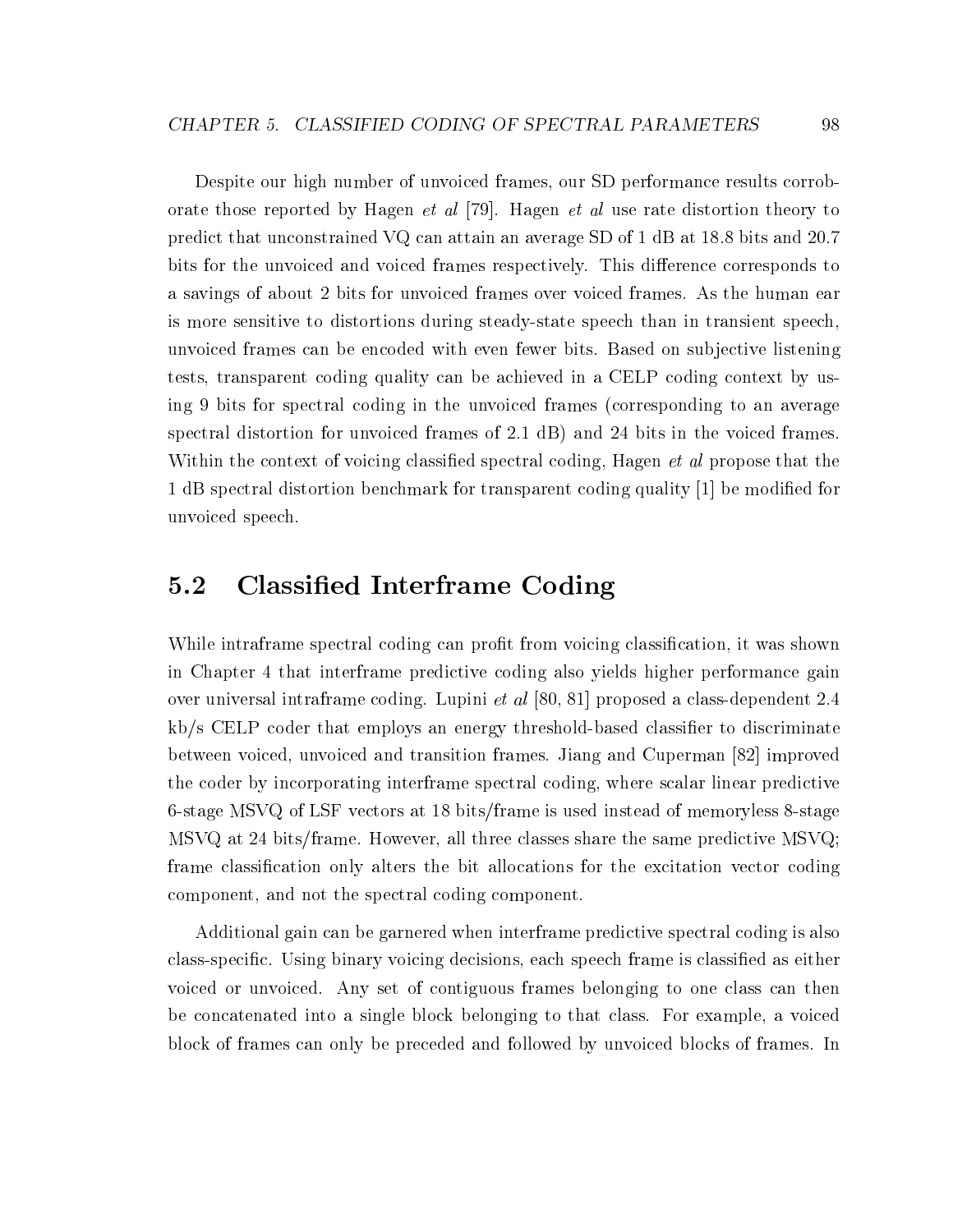Despite our high number of unvoiced frames, our SD performance results corroborate those reported by Hagen *et al* [79]. Hagen *et al* use rate distortion theory to predict that unconstrained VQ can attain an average SD of 1 dB at 18.8 bits and 20.7 bits for the unvoiced and voiced frames respectively. This difference corresponds to a savings of about 2 bits for unvoiced frames over voiced frames. As the human ear is more sensitive to distortions during steady-state speech than in transient speech, unvoiced frames can be encoded with even fewer bits. Based on subjective listening tests, transparent coding quality can be achieved in a CELP coding context by using 9 bits for spectral coding in the unvoiced frames (corresponding to an average spectral distortion for unvoiced frames of 2.1 dB) and 24 bits in the voiced frames. Within the context of voicing classified spectral coding, Hagen *et al* propose that the 1 dB spectral distortion benchmark for transparent coding quality [1] be modified for unvoiced speech.

## 5.2 Classified Interframe Coding

While intraframe spectral coding can profit from voicing classification, it was shown in Chapter 4 that interframe predictive coding also yields higher performance gain over universal intraframe coding. Lupini *et al* [80, 81] proposed a class-dependent 2.4 kb/s CELP coder that employs an energy threshold-based classifier to discriminate between voiced, unvoiced and transition frames. Jiang and Cuperman [82] improved the coder by incorporating interframe spectral coding, where scalar linear predictive 6-stage MSVQ of LSF vectors at 18 bits/frame is used instead of memoryless 8-stage MSVQ at 24 bits/frame. However, all three classes share the same predictive MSVQ; frame classification only alters the bit allocations for the excitation vector coding component, and not the spectral coding component.

Additional gain can be garnered when interframe predictive spectral coding is also class-specific. Using binary voicing decisions, each speech frame is classified as either voiced or unvoiced. Any set of contiguous frames belonging to one class can then be concatenated into a single block belonging to that class. For example, a voiced block of frames can only be preceded and followed by unvoiced blocks of frames. In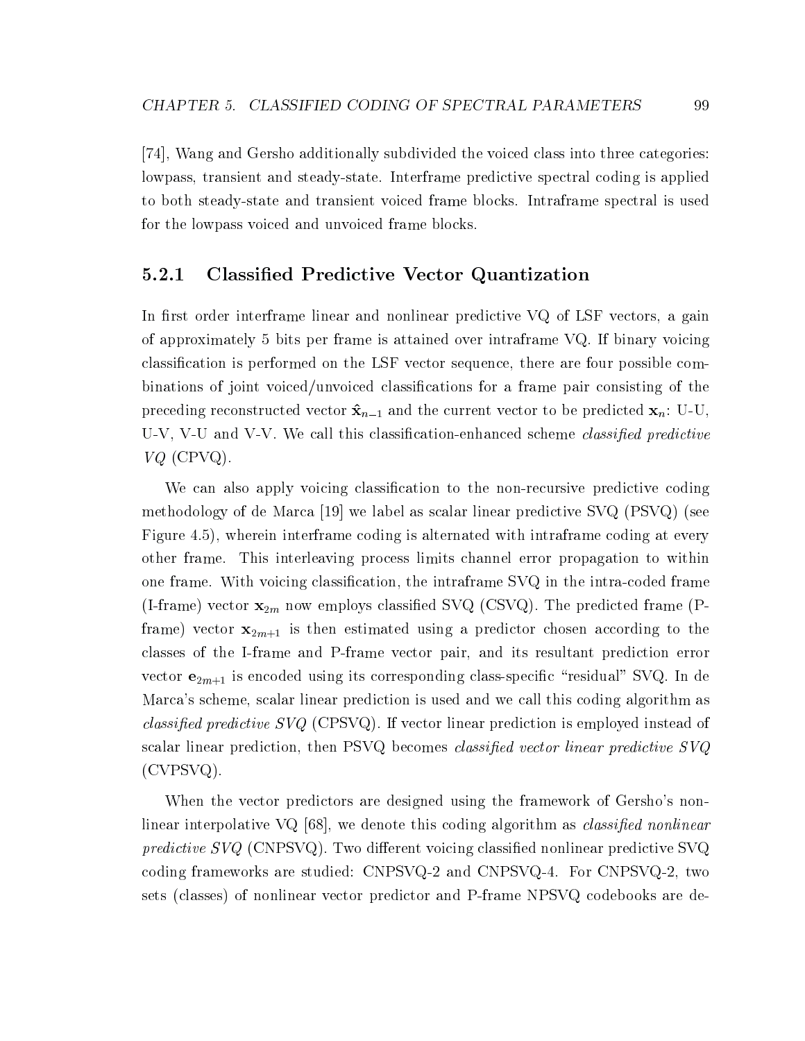[74], Wang and Gersho additionally subdivided the voiced class into three categories: lowpass, transient and steady-state. Interframe predictive spectral coding is applied to both steady-state and transient voiced frame blocks. Intraframe spectral is used for the lowpass voiced and unvoiced frame blocks.

### 5.2.1 Classified Predictive Vector Quantization

In first order interframe linear and nonlinear predictive VQ of LSF vectors, a gain of approximately 5 bits per frame is attained over intraframe VQ. If binary voicing classification is performed on the LSF vector sequence, there are four possible combinations of joint voiced/unvoiced classifications for a frame pair consisting of the preceding reconstructed vector $\hat{\mathbf{x}}_{n-1}$ and the current vector to be predicted $\mathbf{x}_n$: U-U, U-V, V-U and V-V. We call this classification-enhanced scheme *classified predictive VQ* (CPVQ).

We can also apply voicing classification to the non-recursive predictive coding methodology of de Marca [19] we label as scalar linear predictive SVQ (PSVQ) (see Figure 4.5), wherein interframe coding is alternated with intraframe coding at every other frame. This interleaving process limits channel error propagation to within one frame. With voicing classification, the intraframe SVQ in the intra-coded frame (I-frame) vector $\mathbf{x}_{2m}$ now employs classified SVQ (CSVQ). The predicted frame (P-frame) vector $\mathbf{x}_{2m+1}$ is then estimated using a predictor chosen according to the classes of the I-frame and P-frame vector pair, and its resultant prediction error vector $\mathbf{e}_{2m+1}$ is encoded using its corresponding class-specific "residual" SVQ. In de Marca's scheme, scalar linear prediction is used and we call this coding algorithm as *classified predictive SVQ* (CPSVQ). If vector linear prediction is employed instead of scalar linear prediction, then PSVQ becomes *classified vector linear predictive SVQ* (CVPSVQ).

When the vector predictors are designed using the framework of Gersho's nonlinear interpolative VQ [68], we denote this coding algorithm as *classified nonlinear predictive SVQ* (CNPSVQ). Two different voicing classified nonlinear predictive SVQ coding frameworks are studied: CNPSVQ-2 and CNPSVQ-4. For CNPSVQ-2, two sets (classes) of nonlinear vector predictor and P-frame NPSVQ codebooks are de-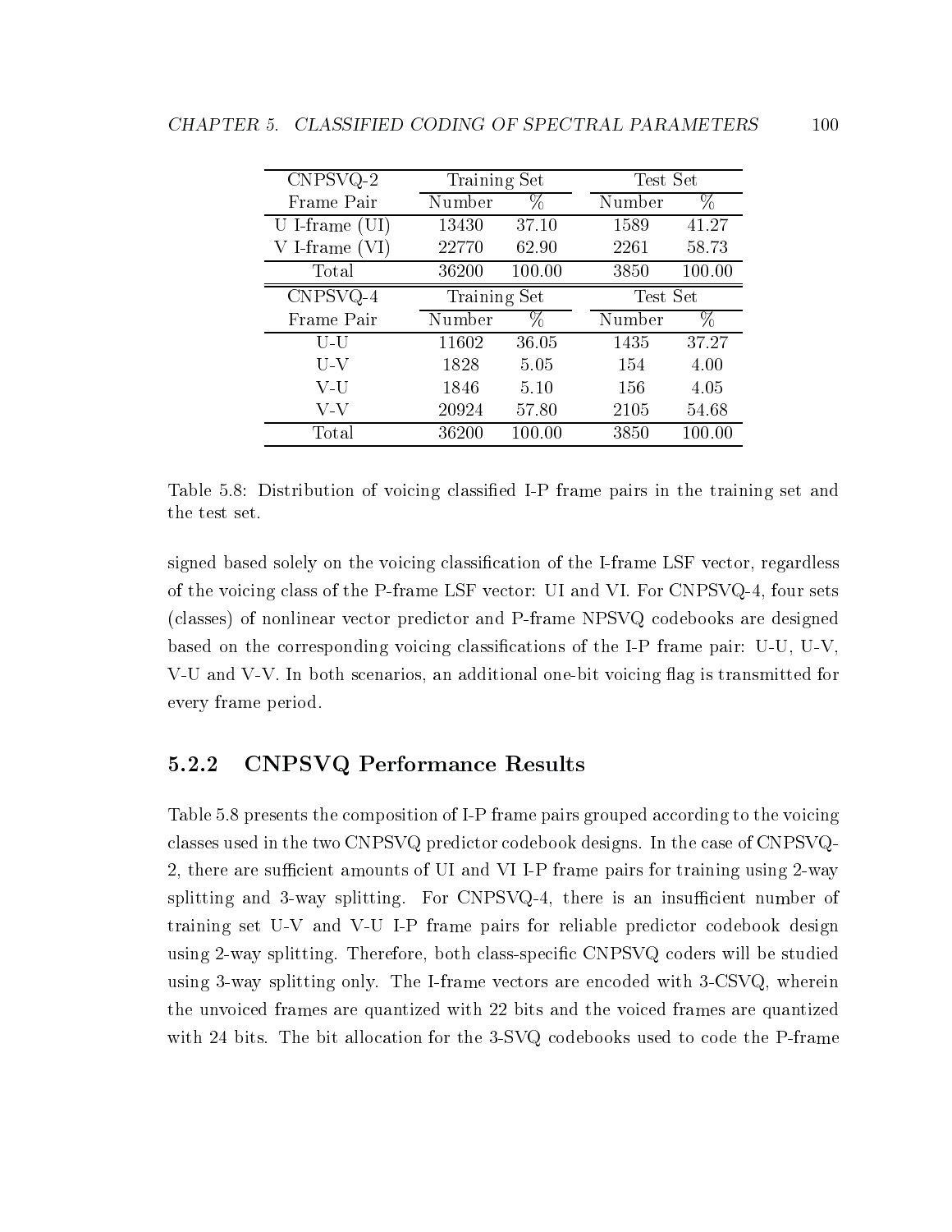| CNPSVQ-2 | Training Set | | Test Set | |
|---|---|---|---|---|
| Frame Pair | Number | % | Number | % |
| U I-frame (UI) | 13430 | 37.10 | 1589 | 41.27 |
| V I-frame (VI) | 22770 | 62.90 | 2261 | 58.73 |
| Total | 36200 | 100.00 | 3850 | 100.00 |
| CNPSVQ-4 | Training Set | | Test Set | |
| Frame Pair | Number | % | Number | % |
| U-U | 11602 | 36.05 | 1435 | 37.27 |
| U-V | 1828 | 5.05 | 154 | 4.00 |
| V-U | 1846 | 5.10 | 156 | 4.05 |
| V-V | 20924 | 57.80 | 2105 | 54.68 |
| Total | 36200 | 100.00 | 3850 | 100.00 |

Table 5.8: Distribution of voicing classified I-P frame pairs in the training set and the test set.

signed based solely on the voicing classification of the I-frame LSF vector, regardless of the voicing class of the P-frame LSF vector: UI and VI. For CNPSVQ-4, four sets (classes) of nonlinear vector predictor and P-frame NPSVQ codebooks are designed based on the corresponding voicing classifications of the I-P frame pair: U-U, U-V, V-U and V-V. In both scenarios, an additional one-bit voicing flag is transmitted for every frame period.

### 5.2.2 CNPSVQ Performance Results

Table 5.8 presents the composition of I-P frame pairs grouped according to the voicing classes used in the two CNPSVQ predictor codebook designs. In the case of CNPSVQ-2, there are sufficient amounts of UI and VI I-P frame pairs for training using 2-way splitting and 3-way splitting. For CNPSVQ-4, there is an insufficient number of training set U-V and V-U I-P frame pairs for reliable predictor codebook design using 2-way splitting. Therefore, both class-specific CNPSVQ coders will be studied using 3-way splitting only. The I-frame vectors are encoded with 3-CSVQ, wherein the unvoiced frames are quantized with 22 bits and the voiced frames are quantized with 24 bits. The bit allocation for the 3-SVQ codebooks used to code the P-frame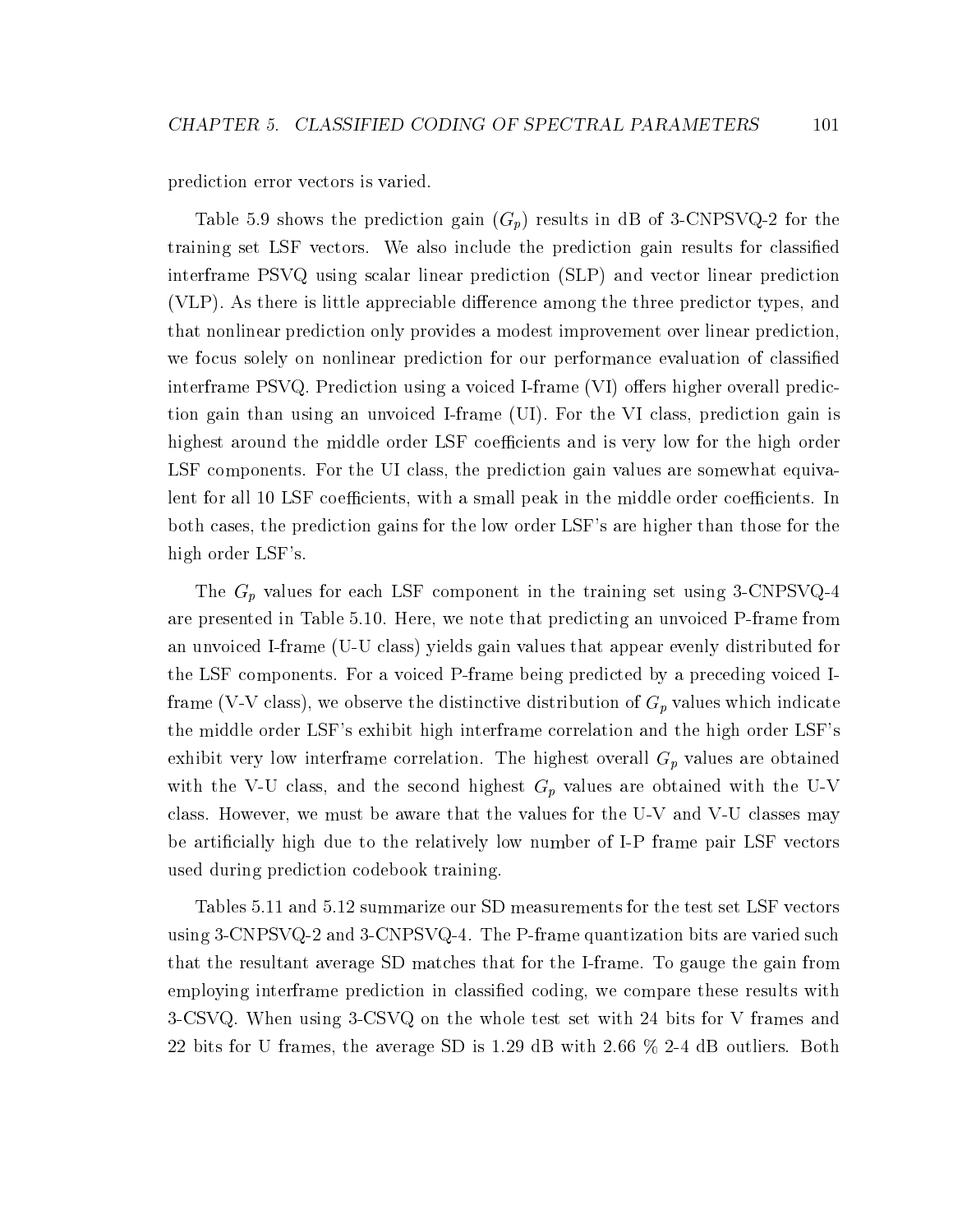prediction error vectors is varied.

Table 5.9 shows the prediction gain ($G_p$) results in dB of 3-CNPSVQ-2 for the training set LSF vectors. We also include the prediction gain results for classified interframe PSVQ using scalar linear prediction (SLP) and vector linear prediction (VLP). As there is little appreciable difference among the three predictor types, and that nonlinear prediction only provides a modest improvement over linear prediction, we focus solely on nonlinear prediction for our performance evaluation of classified interframe PSVQ. Prediction using a voiced I-frame (VI) offers higher overall prediction gain than using an unvoiced I-frame (UI). For the VI class, prediction gain is highest around the middle order LSF coefficients and is very low for the high order LSF components. For the UI class, the prediction gain values are somewhat equivalent for all 10 LSF coefficients, with a small peak in the middle order coefficients. In both cases, the prediction gains for the low order LSF's are higher than those for the high order LSF's.

The $G_p$ values for each LSF component in the training set using 3-CNPSVQ-4 are presented in Table 5.10. Here, we note that predicting an unvoiced P-frame from an unvoiced I-frame (U-U class) yields gain values that appear evenly distributed for the LSF components. For a voiced P-frame being predicted by a preceding voiced I-frame (V-V class), we observe the distinctive distribution of $G_p$ values which indicate the middle order LSF's exhibit high interframe correlation and the high order LSF's exhibit very low interframe correlation. The highest overall $G_p$ values are obtained with the V-U class, and the second highest $G_p$ values are obtained with the U-V class. However, we must be aware that the values for the U-V and V-U classes may be artificially high due to the relatively low number of I-P frame pair LSF vectors used during prediction codebook training.

Tables 5.11 and 5.12 summarize our SD measurements for the test set LSF vectors using 3-CNPSVQ-2 and 3-CNPSVQ-4. The P-frame quantization bits are varied such that the resultant average SD matches that for the I-frame. To gauge the gain from employing interframe prediction in classified coding, we compare these results with 3-CSVQ. When using 3-CSVQ on the whole test set with 24 bits for V frames and 22 bits for U frames, the average SD is 1.29 dB with 2.66 % 2-4 dB outliers. Both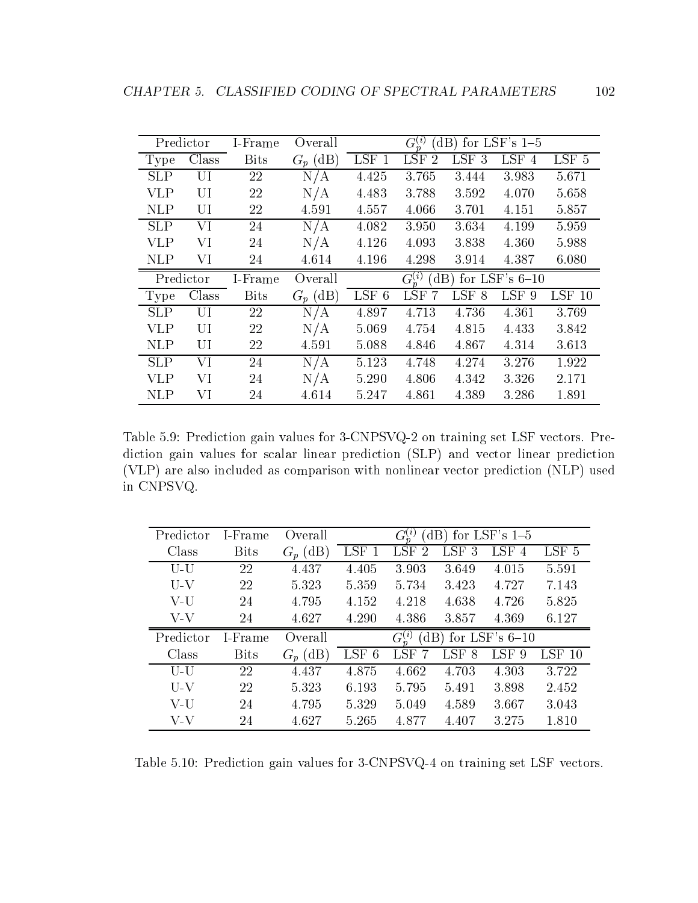| Predictor | | I-Frame | Overall | $G_p^{(i)}$ (dB) for LSF's 1–5 | | | | |
|---|---|---|---|---|---|---|---|---|
| Type | Class | Bits | $G_p$ (dB) | LSF 1 | LSF 2 | LSF 3 | LSF 4 | LSF 5 |
| SLP | UI | 22 | N/A | 4.425 | 3.765 | 3.444 | 3.983 | 5.671 |
| VLP | UI | 22 | N/A | 4.483 | 3.788 | 3.592 | 4.070 | 5.658 |
| NLP | UI | 22 | 4.591 | 4.557 | 4.066 | 3.701 | 4.151 | 5.857 |
| SLP | VI | 24 | N/A | 4.082 | 3.950 | 3.634 | 4.199 | 5.959 |
| VLP | VI | 24 | N/A | 4.126 | 4.093 | 3.838 | 4.360 | 5.988 |
| NLP | VI | 24 | 4.614 | 4.196 | 4.298 | 3.914 | 4.387 | 6.080 |
| **Predictor** | | **I-Frame** | **Overall** | **$G_p^{(i)}$ (dB) for LSF's 6–10** | | | | |
| **Type** | **Class** | **Bits** | **$G_p$ (dB)** | **LSF 6** | **LSF 7** | **LSF 8** | **LSF 9** | **LSF 10** |
| SLP | UI | 22 | N/A | 4.897 | 4.713 | 4.736 | 4.361 | 3.769 |
| VLP | UI | 22 | N/A | 5.069 | 4.754 | 4.815 | 4.433 | 3.842 |
| NLP | UI | 22 | 4.591 | 5.088 | 4.846 | 4.867 | 4.314 | 3.613 |
| SLP | VI | 24 | N/A | 5.123 | 4.748 | 4.274 | 3.276 | 1.922 |
| VLP | VI | 24 | N/A | 5.290 | 4.806 | 4.342 | 3.326 | 2.171 |
| NLP | VI | 24 | 4.614 | 5.247 | 4.861 | 4.389 | 3.286 | 1.891 |

Table 5.9: Prediction gain values for 3-CNPSVQ-2 on training set LSF vectors. Prediction gain values for scalar linear prediction (SLP) and vector linear prediction (VLP) are also included as comparison with nonlinear vector prediction (NLP) used in CNPSVQ.

| Predictor | I-Frame | Overall | $G_p^{(i)}$ (dB) for LSF's 1–5 | | | | |
|---|---|---|---|---|---|---|---|
| Class | Bits | $G_p$ (dB) | LSF 1 | LSF 2 | LSF 3 | LSF 4 | LSF 5 |
| U-U | 22 | 4.437 | 4.405 | 3.903 | 3.649 | 4.015 | 5.591 |
| U-V | 22 | 5.323 | 5.359 | 5.734 | 3.423 | 4.727 | 7.143 |
| V-U | 24 | 4.795 | 4.152 | 4.218 | 4.638 | 4.726 | 5.825 |
| V-V | 24 | 4.627 | 4.290 | 4.386 | 3.857 | 4.369 | 6.127 |
| **Predictor** | **I-Frame** | **Overall** | **$G_p^{(i)}$ (dB) for LSF's 6–10** | | | | |
| **Class** | **Bits** | **$G_p$ (dB)** | **LSF 6** | **LSF 7** | **LSF 8** | **LSF 9** | **LSF 10** |
| U-U | 22 | 4.437 | 4.875 | 4.662 | 4.703 | 4.303 | 3.722 |
| U-V | 22 | 5.323 | 6.193 | 5.795 | 5.491 | 3.898 | 2.452 |
| V-U | 24 | 4.795 | 5.329 | 5.049 | 4.589 | 3.667 | 3.043 |
| V-V | 24 | 4.627 | 5.265 | 4.877 | 4.407 | 3.275 | 1.810 |

Table 5.10: Prediction gain values for 3-CNPSVQ-4 on training set LSF vectors.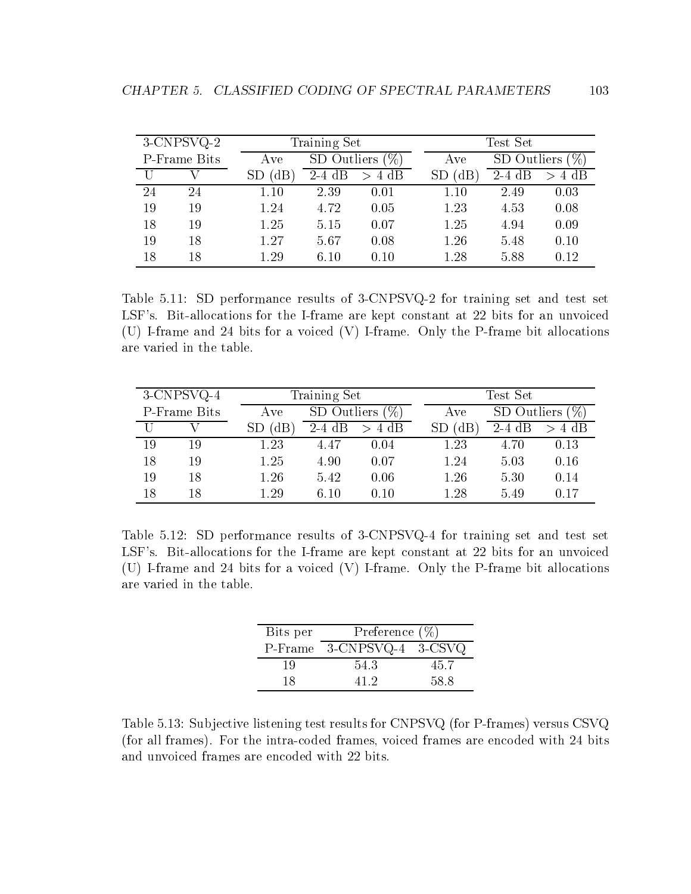| 3-CNPSVQ-2 | | Training Set | | | Test Set | | |
|---|---|---|---|---|---|---|---|
| P-Frame Bits | | Ave | SD Outliers (%) | | Ave | SD Outliers (%) | |
| U | V | SD (dB) | 2-4 dB | > 4 dB | SD (dB) | 2-4 dB | > 4 dB |
| 24 | 24 | 1.10 | 2.39 | 0.01 | 1.10 | 2.49 | 0.03 |
| 19 | 19 | 1.24 | 4.72 | 0.05 | 1.23 | 4.53 | 0.08 |
| 18 | 19 | 1.25 | 5.15 | 0.07 | 1.25 | 4.94 | 0.09 |
| 19 | 18 | 1.27 | 5.67 | 0.08 | 1.26 | 5.48 | 0.10 |
| 18 | 18 | 1.29 | 6.10 | 0.10 | 1.28 | 5.88 | 0.12 |

Table 5.11: SD performance results of 3-CNPSVQ-2 for training set and test set LSF's. Bit-allocations for the I-frame are kept constant at 22 bits for an unvoiced (U) I-frame and 24 bits for a voiced (V) I-frame. Only the P-frame bit allocations are varied in the table.

| 3-CNPSVQ-4 | | Training Set | | | Test Set | | |
|---|---|---|---|---|---|---|---|
| P-Frame Bits | | Ave | SD Outliers (%) | | Ave | SD Outliers (%) | |
| U | V | SD (dB) | 2-4 dB | > 4 dB | SD (dB) | 2-4 dB | > 4 dB |
| 19 | 19 | 1.23 | 4.47 | 0.04 | 1.23 | 4.70 | 0.13 |
| 18 | 19 | 1.25 | 4.90 | 0.07 | 1.24 | 5.03 | 0.16 |
| 19 | 18 | 1.26 | 5.42 | 0.06 | 1.26 | 5.30 | 0.14 |
| 18 | 18 | 1.29 | 6.10 | 0.10 | 1.28 | 5.49 | 0.17 |

Table 5.12: SD performance results of 3-CNPSVQ-4 for training set and test set LSF's. Bit-allocations for the I-frame are kept constant at 22 bits for an unvoiced (U) I-frame and 24 bits for a voiced (V) I-frame. Only the P-frame bit allocations are varied in the table.

| Bits per | Preference (%) | |
|---|---|---|
| P-Frame | 3-CNPSVQ-4 | 3-CSVQ |
| 19 | 54.3 | 45.7 |
| 18 | 41.2 | 58.8 |

Table 5.13: Subjective listening test results for CNPSVQ (for P-frames) versus CSVQ (for all frames). For the intra-coded frames, voiced frames are encoded with 24 bits and unvoiced frames are encoded with 22 bits.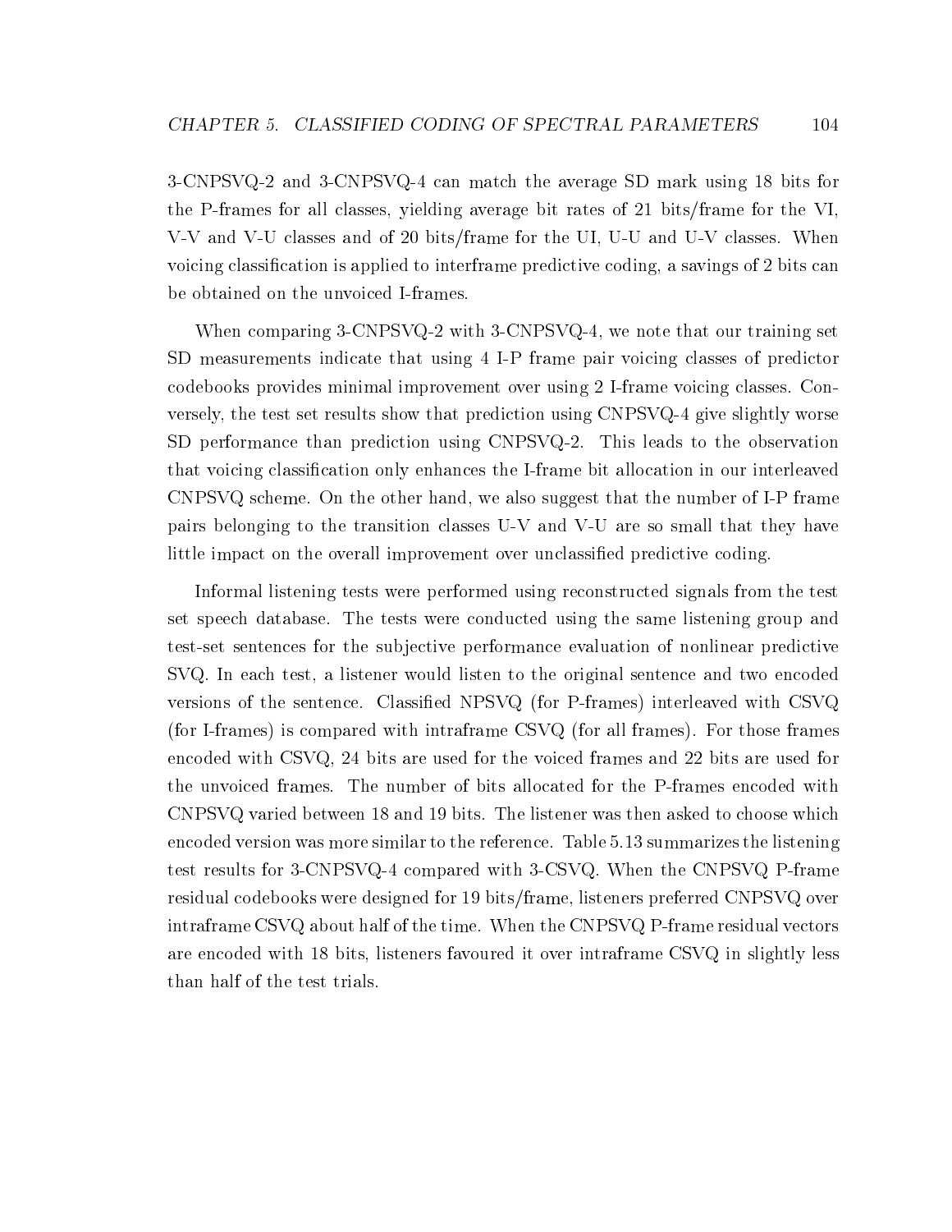3-CNPSVQ-2 and 3-CNPSVQ-4 can match the average SD mark using 18 bits for the P-frames for all classes, yielding average bit rates of 21 bits/frame for the VI, V-V and V-U classes and of 20 bits/frame for the UI, U-U and U-V classes. When voicing classification is applied to interframe predictive coding, a savings of 2 bits can be obtained on the unvoiced I-frames.

When comparing 3-CNPSVQ-2 with 3-CNPSVQ-4, we note that our training set SD measurements indicate that using 4 I-P frame pair voicing classes of predictor codebooks provides minimal improvement over using 2 I-frame voicing classes. Conversely, the test set results show that prediction using CNPSVQ-4 give slightly worse SD performance than prediction using CNPSVQ-2. This leads to the observation that voicing classification only enhances the I-frame bit allocation in our interleaved CNPSVQ scheme. On the other hand, we also suggest that the number of I-P frame pairs belonging to the transition classes U-V and V-U are so small that they have little impact on the overall improvement over unclassified predictive coding.

Informal listening tests were performed using reconstructed signals from the test set speech database. The tests were conducted using the same listening group and test-set sentences for the subjective performance evaluation of nonlinear predictive SVQ. In each test, a listener would listen to the original sentence and two encoded versions of the sentence. Classified NPSVQ (for P-frames) interleaved with CSVQ (for I-frames) is compared with intraframe CSVQ (for all frames). For those frames encoded with CSVQ, 24 bits are used for the voiced frames and 22 bits are used for the unvoiced frames. The number of bits allocated for the P-frames encoded with CNPSVQ varied between 18 and 19 bits. The listener was then asked to choose which encoded version was more similar to the reference. Table 5.13 summarizes the listening test results for 3-CNPSVQ-4 compared with 3-CSVQ. When the CNPSVQ P-frame residual codebooks were designed for 19 bits/frame, listeners preferred CNPSVQ over intraframe CSVQ about half of the time. When the CNPSVQ P-frame residual vectors are encoded with 18 bits, listeners favoured it over intraframe CSVQ in slightly less than half of the test trials.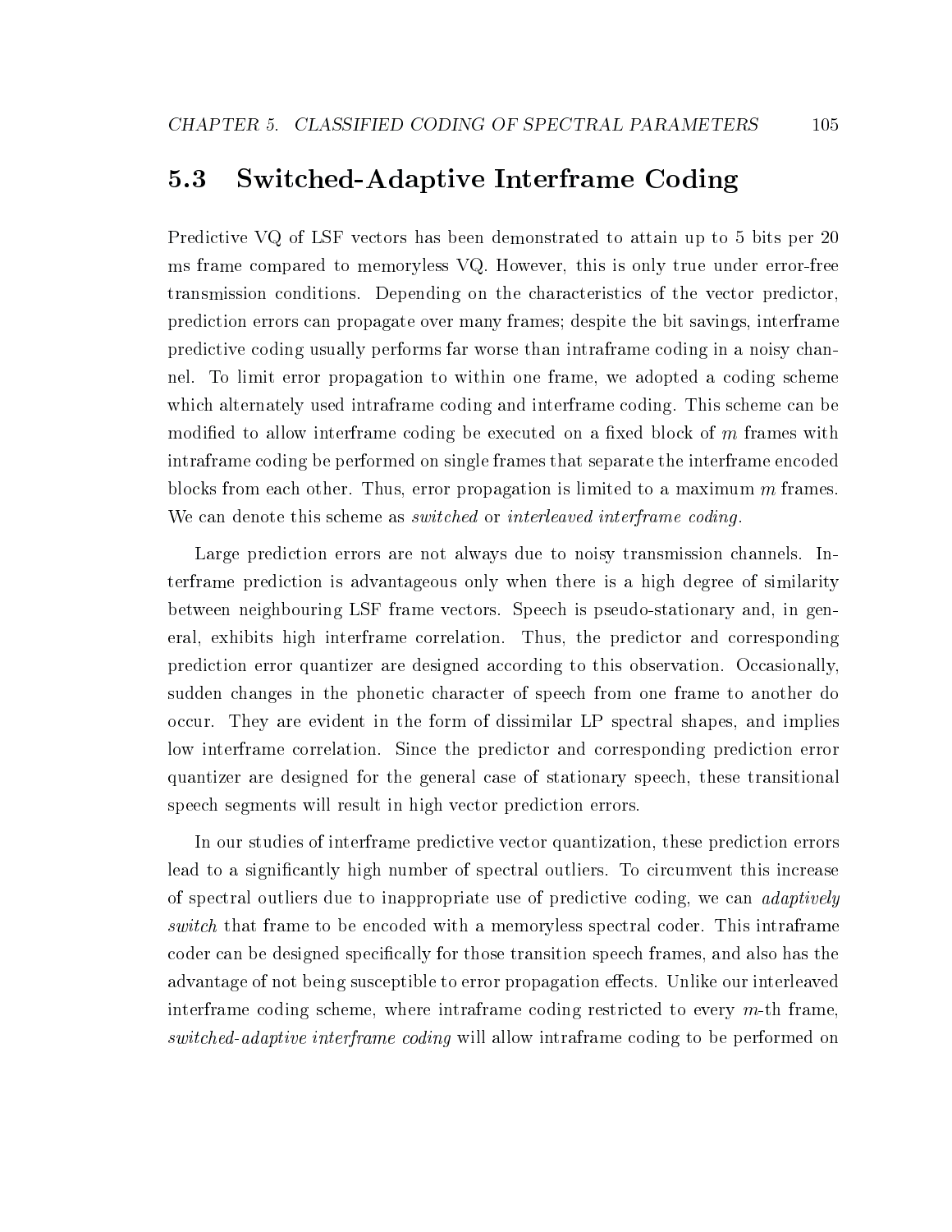## 5.3 Switched-Adaptive Interframe Coding

Predictive VQ of LSF vectors has been demonstrated to attain up to 5 bits per 20 ms frame compared to memoryless VQ. However, this is only true under error-free transmission conditions. Depending on the characteristics of the vector predictor, prediction errors can propagate over many frames; despite the bit savings, interframe predictive coding usually performs far worse than intraframe coding in a noisy channel. To limit error propagation to within one frame, we adopted a coding scheme which alternately used intraframe coding and interframe coding. This scheme can be modified to allow interframe coding be executed on a fixed block of $m$ frames with intraframe coding be performed on single frames that separate the interframe encoded blocks from each other. Thus, error propagation is limited to a maximum $m$ frames. We can denote this scheme as *switched* or *interleaved interframe coding*.

Large prediction errors are not always due to noisy transmission channels. Interframe prediction is advantageous only when there is a high degree of similarity between neighbouring LSF frame vectors. Speech is pseudo-stationary and, in general, exhibits high interframe correlation. Thus, the predictor and corresponding prediction error quantizer are designed according to this observation. Occasionally, sudden changes in the phonetic character of speech from one frame to another do occur. They are evident in the form of dissimilar LP spectral shapes, and implies low interframe correlation. Since the predictor and corresponding prediction error quantizer are designed for the general case of stationary speech, these transitional speech segments will result in high vector prediction errors.

In our studies of interframe predictive vector quantization, these prediction errors lead to a significantly high number of spectral outliers. To circumvent this increase of spectral outliers due to inappropriate use of predictive coding, we can *adaptively switch* that frame to be encoded with a memoryless spectral coder. This intraframe coder can be designed specifically for those transition speech frames, and also has the advantage of not being susceptible to error propagation effects. Unlike our interleaved interframe coding scheme, where intraframe coding restricted to every $m$-th frame, *switched-adaptive interframe coding* will allow intraframe coding to be performed on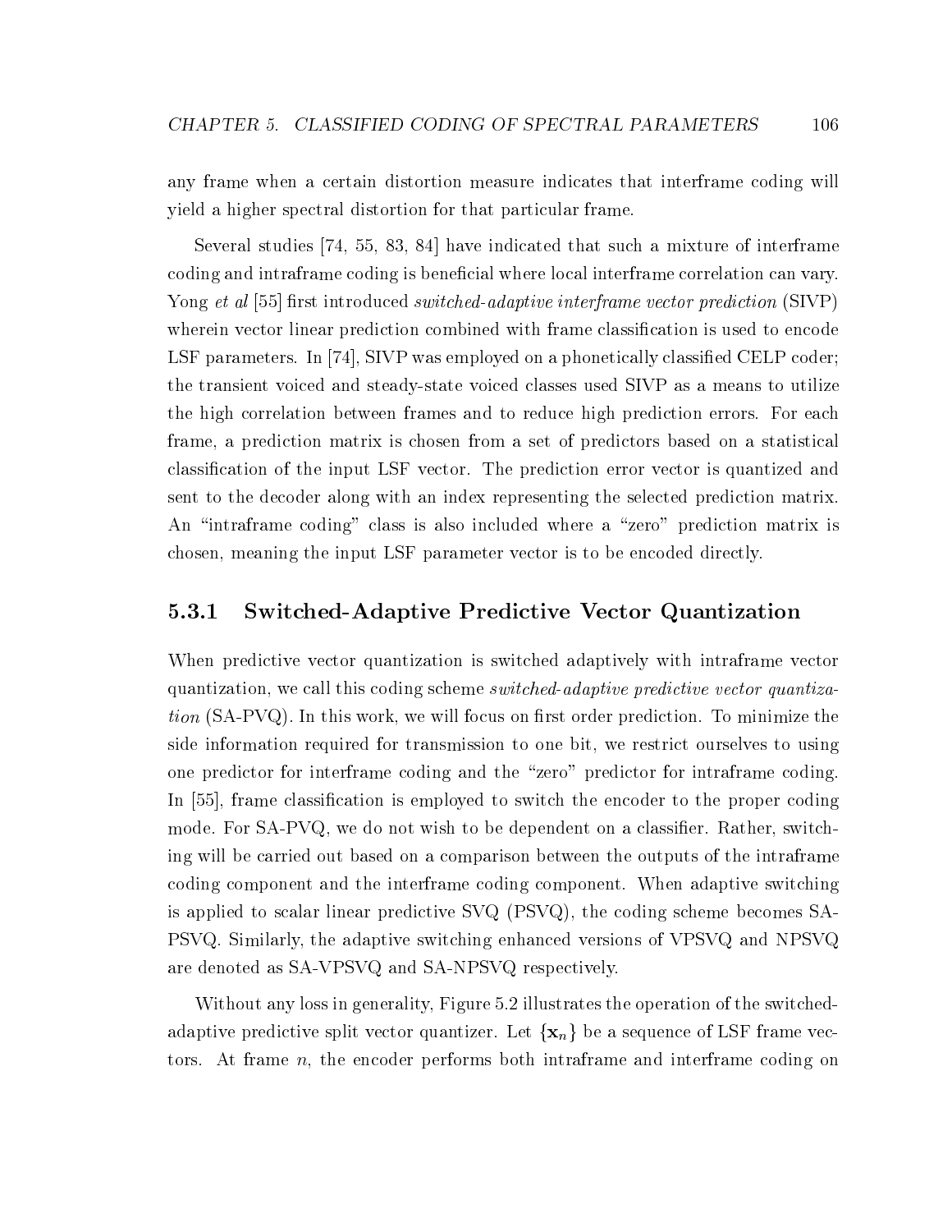any frame when a certain distortion measure indicates that interframe coding will yield a higher spectral distortion for that particular frame.

Several studies [74, 55, 83, 84] have indicated that such a mixture of interframe coding and intraframe coding is beneficial where local interframe correlation can vary. Yong *et al* [55] first introduced *switched-adaptive interframe vector prediction* (SIVP) wherein vector linear prediction combined with frame classification is used to encode LSF parameters. In [74], SIVP was employed on a phonetically classified CELP coder; the transient voiced and steady-state voiced classes used SIVP as a means to utilize the high correlation between frames and to reduce high prediction errors. For each frame, a prediction matrix is chosen from a set of predictors based on a statistical classification of the input LSF vector. The prediction error vector is quantized and sent to the decoder along with an index representing the selected prediction matrix. An "intraframe coding" class is also included where a "zero" prediction matrix is chosen, meaning the input LSF parameter vector is to be encoded directly.

### 5.3.1 Switched-Adaptive Predictive Vector Quantization

When predictive vector quantization is switched adaptively with intraframe vector quantization, we call this coding scheme *switched-adaptive predictive vector quantization* (SA-PVQ). In this work, we will focus on first order prediction. To minimize the side information required for transmission to one bit, we restrict ourselves to using one predictor for interframe coding and the "zero" predictor for intraframe coding. In [55], frame classification is employed to switch the encoder to the proper coding mode. For SA-PVQ, we do not wish to be dependent on a classifier. Rather, switching will be carried out based on a comparison between the outputs of the intraframe coding component and the interframe coding component. When adaptive switching is applied to scalar linear predictive SVQ (PSVQ), the coding scheme becomes SA-PSVQ. Similarly, the adaptive switching enhanced versions of VPSVQ and NPSVQ are denoted as SA-VPSVQ and SA-NPSVQ respectively.

Without any loss in generality, Figure 5.2 illustrates the operation of the switched-adaptive predictive split vector quantizer. Let $\{\mathbf{x}_n\}$ be a sequence of LSF frame vectors. At frame $n$, the encoder performs both intraframe and interframe coding on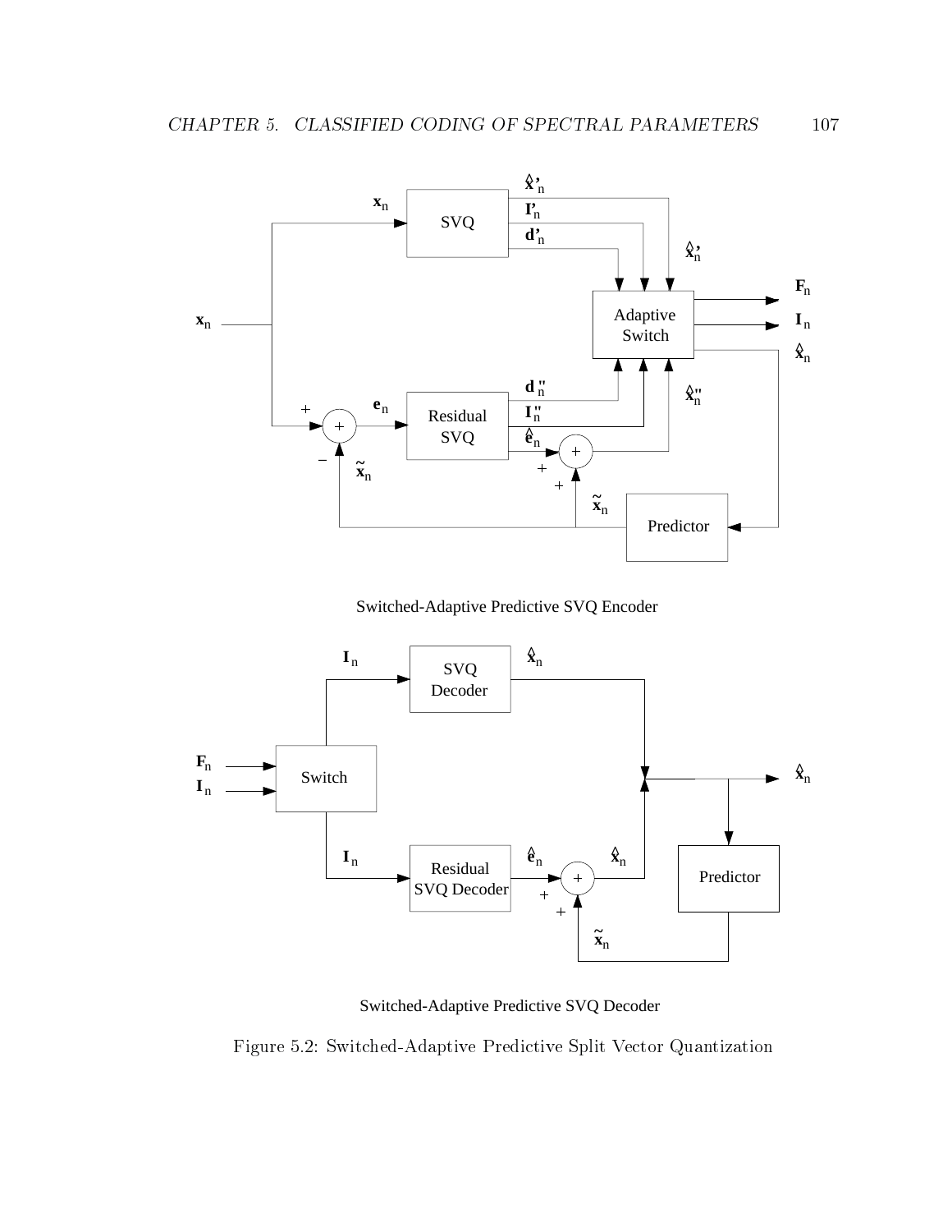Switched-Adaptive Predictive SVQ Encoder

Switched-Adaptive Predictive SVQ Decoder

Figure 5.2: Switched-Adaptive Predictive Split Vector Quantization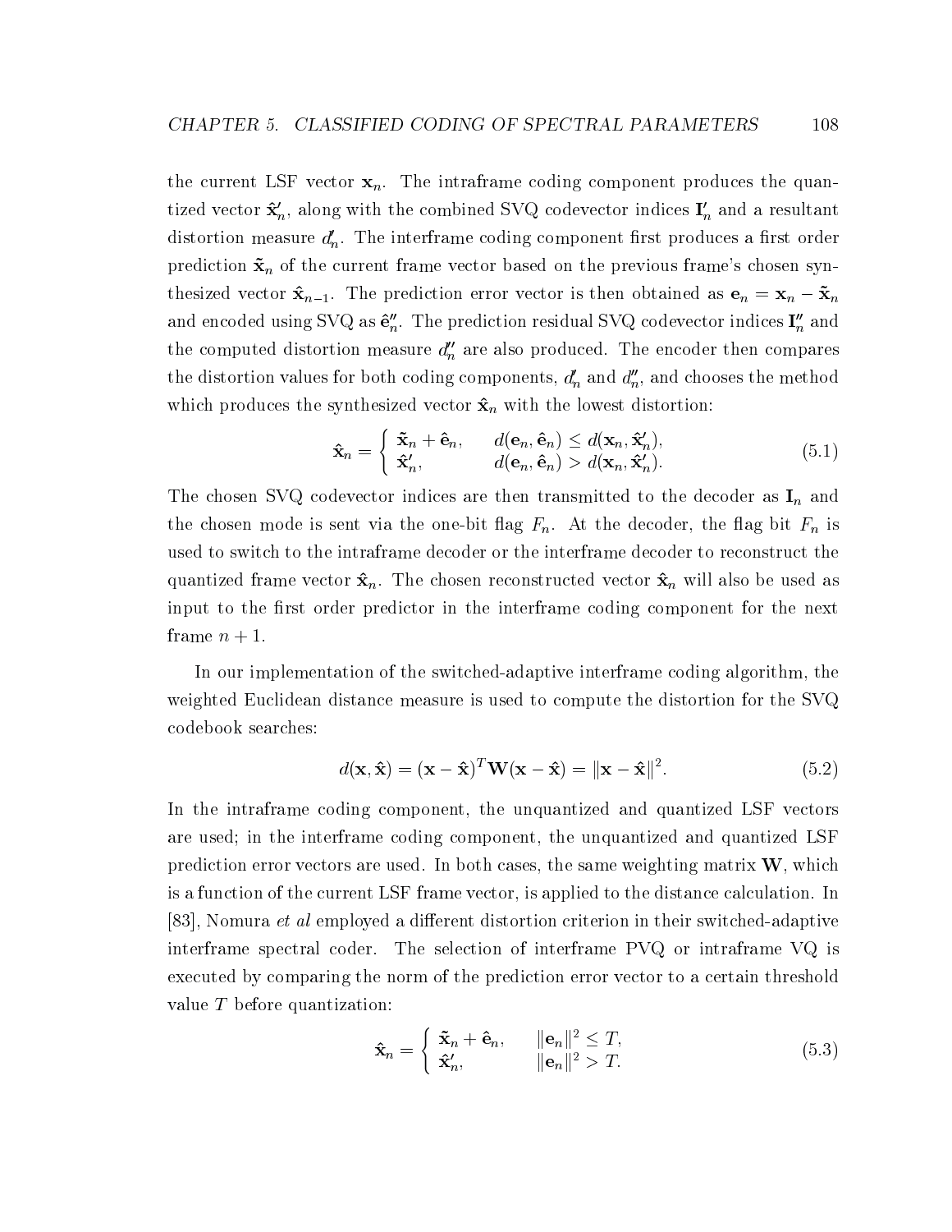the current LSF vector $\mathbf{x}_n$. The intraframe coding component produces the quantized vector $\hat{\mathbf{x}}'_n$, along with the combined SVQ codevector indices $\mathbf{I}'_n$ and a resultant distortion measure $d'_n$. The interframe coding component first produces a first order prediction $\tilde{\mathbf{x}}_n$ of the current frame vector based on the previous frame's chosen synthesized vector $\hat{\mathbf{x}}_{n-1}$. The prediction error vector is then obtained as $\mathbf{e}_n = \mathbf{x}_n - \tilde{\mathbf{x}}_n$ and encoded using SVQ as $\hat{\mathbf{e}}''_n$. The prediction residual SVQ codevector indices $\mathbf{I}''_n$ and the computed distortion measure $d''_n$ are also produced. The encoder then compares the distortion values for both coding components, $d'_n$ and $d''_n$, and chooses the method which produces the synthesized vector $\hat{\mathbf{x}}_n$ with the lowest distortion:

$$\hat{\mathbf{x}}_n = \begin{cases} \tilde{\mathbf{x}}_n + \hat{\mathbf{e}}_n, & d(\mathbf{e}_n, \hat{\mathbf{e}}_n) \leq d(\mathbf{x}_n, \hat{\mathbf{x}}'_n), \\ \hat{\mathbf{x}}'_n, & d(\mathbf{e}_n, \hat{\mathbf{e}}_n) > d(\mathbf{x}_n, \hat{\mathbf{x}}'_n). \end{cases} \tag{5.1}$$

The chosen SVQ codevector indices are then transmitted to the decoder as $\mathbf{I}_n$ and the chosen mode is sent via the one-bit flag $F_n$. At the decoder, the flag bit $F_n$ is used to switch to the intraframe decoder or the interframe decoder to reconstruct the quantized frame vector $\hat{\mathbf{x}}_n$. The chosen reconstructed vector $\hat{\mathbf{x}}_n$ will also be used as input to the first order predictor in the interframe coding component for the next frame $n+1$.

In our implementation of the switched-adaptive interframe coding algorithm, the weighted Euclidean distance measure is used to compute the distortion for the SVQ codebook searches:

$$d(\mathbf{x}, \hat{\mathbf{x}}) = (\mathbf{x} - \hat{\mathbf{x}})^T \mathbf{W} (\mathbf{x} - \hat{\mathbf{x}}) = \|\mathbf{x} - \hat{\mathbf{x}}\|^2. \tag{5.2}$$

In the intraframe coding component, the unquantized and quantized LSF vectors are used; in the interframe coding component, the unquantized and quantized LSF prediction error vectors are used. In both cases, the same weighting matrix $\mathbf{W}$, which is a function of the current LSF frame vector, is applied to the distance calculation. In [83], Nomura *et al* employed a different distortion criterion in their switched-adaptive interframe spectral coder. The selection of interframe PVQ or intraframe VQ is executed by comparing the norm of the prediction error vector to a certain threshold value $T$ before quantization:

$$\hat{\mathbf{x}}_n = \begin{cases} \tilde{\mathbf{x}}_n + \hat{\mathbf{e}}_n, & \|\mathbf{e}_n\|^2 \leq T, \\ \hat{\mathbf{x}}'_n, & \|\mathbf{e}_n\|^2 > T. \end{cases} \tag{5.3}$$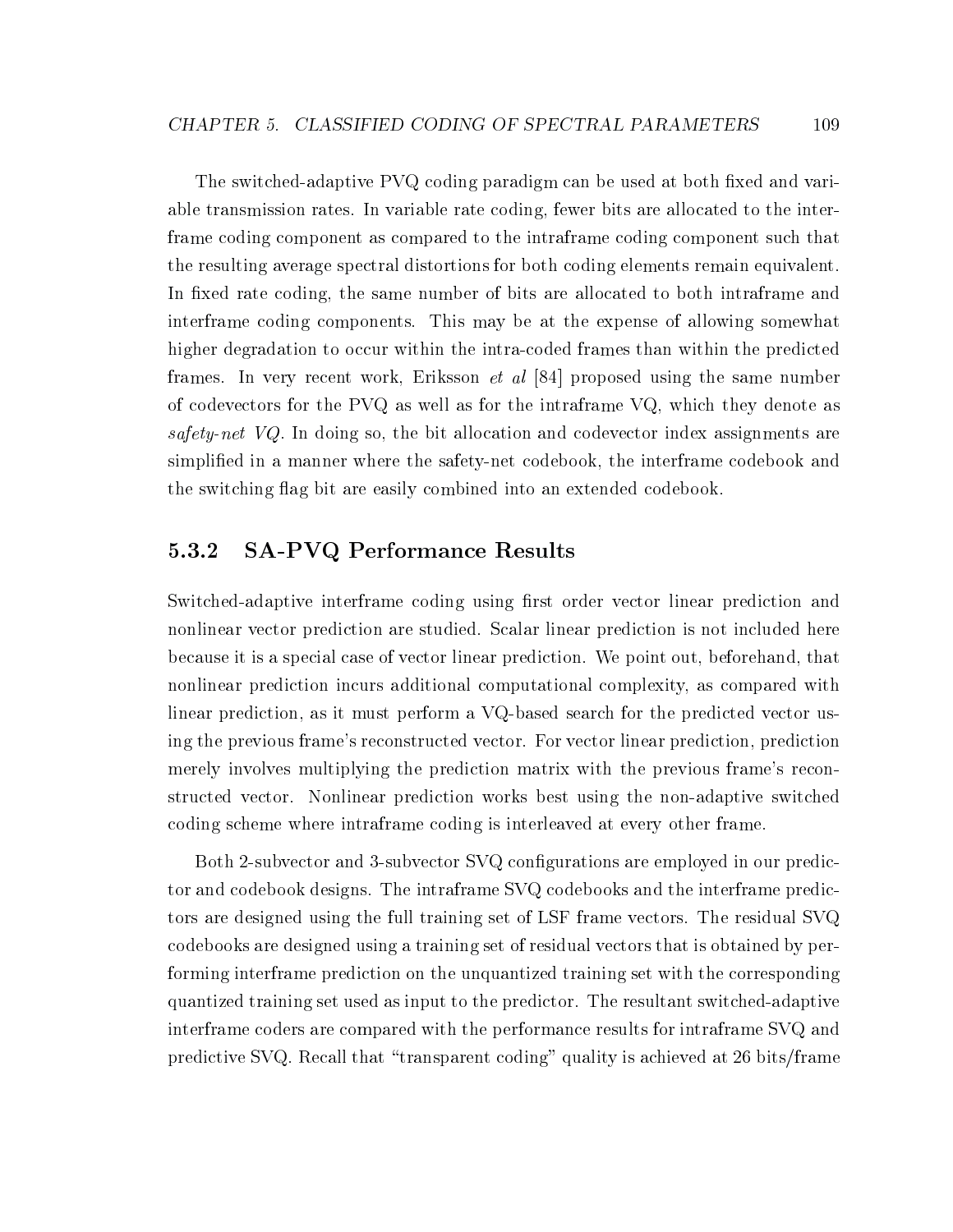The switched-adaptive PVQ coding paradigm can be used at both fixed and variable transmission rates. In variable rate coding, fewer bits are allocated to the interframe coding component as compared to the intraframe coding component such that the resulting average spectral distortions for both coding elements remain equivalent. In fixed rate coding, the same number of bits are allocated to both intraframe and interframe coding components. This may be at the expense of allowing somewhat higher degradation to occur within the intra-coded frames than within the predicted frames. In very recent work, Eriksson *et al* [84] proposed using the same number of codevectors for the PVQ as well as for the intraframe VQ, which they denote as *safety-net VQ*. In doing so, the bit allocation and codevector index assignments are simplified in a manner where the safety-net codebook, the interframe codebook and the switching flag bit are easily combined into an extended codebook.

### 5.3.2 SA-PVQ Performance Results

Switched-adaptive interframe coding using first order vector linear prediction and nonlinear vector prediction are studied. Scalar linear prediction is not included here because it is a special case of vector linear prediction. We point out, beforehand, that nonlinear prediction incurs additional computational complexity, as compared with linear prediction, as it must perform a VQ-based search for the predicted vector using the previous frame's reconstructed vector. For vector linear prediction, prediction merely involves multiplying the prediction matrix with the previous frame's reconstructed vector. Nonlinear prediction works best using the non-adaptive switched coding scheme where intraframe coding is interleaved at every other frame.

Both 2-subvector and 3-subvector SVQ configurations are employed in our predictor and codebook designs. The intraframe SVQ codebooks and the interframe predictors are designed using the full training set of LSF frame vectors. The residual SVQ codebooks are designed using a training set of residual vectors that is obtained by performing interframe prediction on the unquantized training set with the corresponding quantized training set used as input to the predictor. The resultant switched-adaptive interframe coders are compared with the performance results for intraframe SVQ and predictive SVQ. Recall that "transparent coding" quality is achieved at 26 bits/frame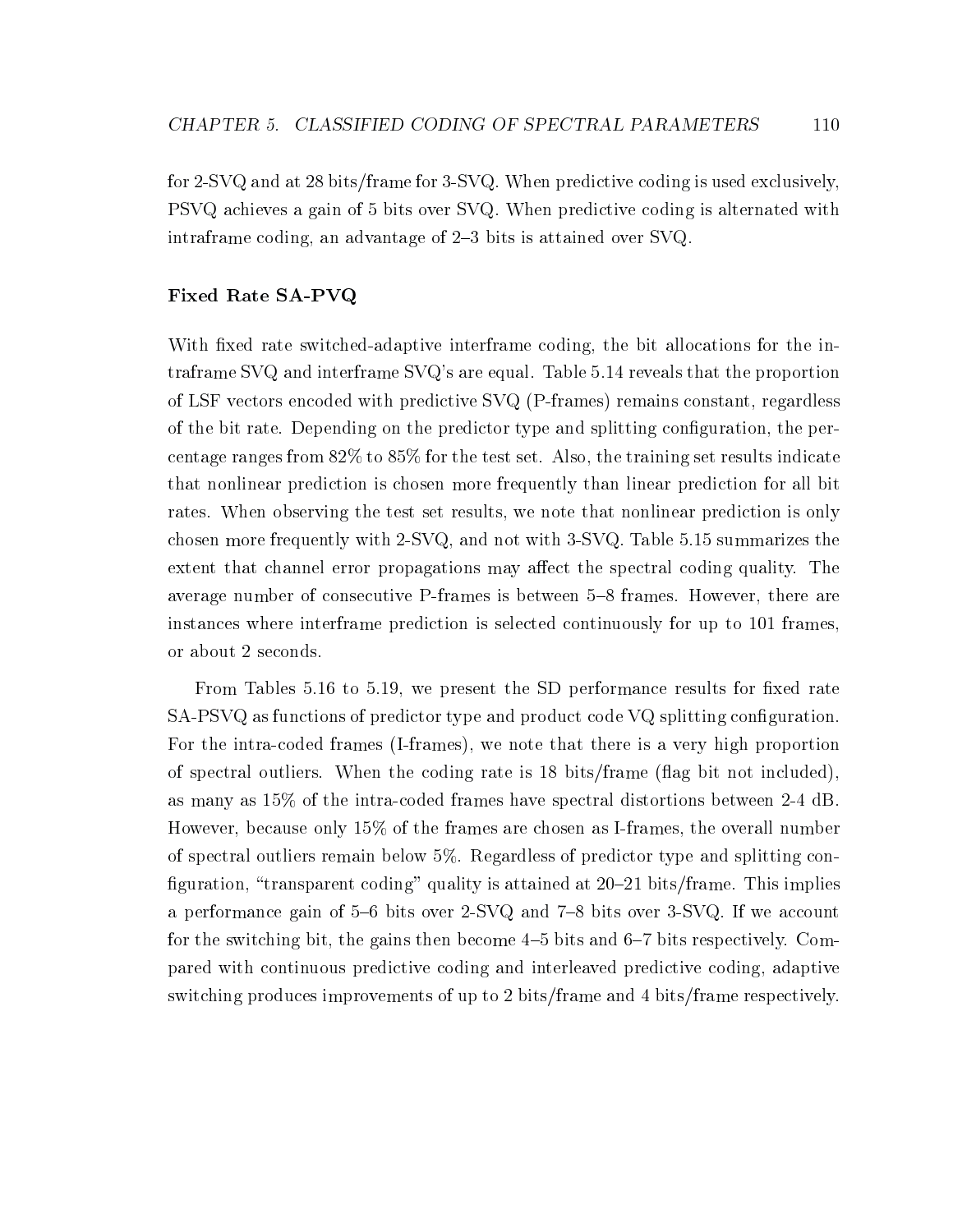for 2-SVQ and at 28 bits/frame for 3-SVQ. When predictive coding is used exclusively, PSVQ achieves a gain of 5 bits over SVQ. When predictive coding is alternated with intraframe coding, an advantage of 2–3 bits is attained over SVQ.

### Fixed Rate SA-PVQ

With fixed rate switched-adaptive interframe coding, the bit allocations for the intraframe SVQ and interframe SVQ's are equal. Table 5.14 reveals that the proportion of LSF vectors encoded with predictive SVQ (P-frames) remains constant, regardless of the bit rate. Depending on the predictor type and splitting configuration, the percentage ranges from 82% to 85% for the test set. Also, the training set results indicate that nonlinear prediction is chosen more frequently than linear prediction for all bit rates. When observing the test set results, we note that nonlinear prediction is only chosen more frequently with 2-SVQ, and not with 3-SVQ. Table 5.15 summarizes the extent that channel error propagations may affect the spectral coding quality. The average number of consecutive P-frames is between 5–8 frames. However, there are instances where interframe prediction is selected continuously for up to 101 frames, or about 2 seconds.

From Tables 5.16 to 5.19, we present the SD performance results for fixed rate SA-PSVQ as functions of predictor type and product code VQ splitting configuration. For the intra-coded frames (I-frames), we note that there is a very high proportion of spectral outliers. When the coding rate is 18 bits/frame (flag bit not included), as many as 15% of the intra-coded frames have spectral distortions between 2-4 dB. However, because only 15% of the frames are chosen as I-frames, the overall number of spectral outliers remain below 5%. Regardless of predictor type and splitting configuration, "transparent coding" quality is attained at 20–21 bits/frame. This implies a performance gain of 5–6 bits over 2-SVQ and 7–8 bits over 3-SVQ. If we account for the switching bit, the gains then become 4–5 bits and 6–7 bits respectively. Compared with continuous predictive coding and interleaved predictive coding, adaptive switching produces improvements of up to 2 bits/frame and 4 bits/frame respectively.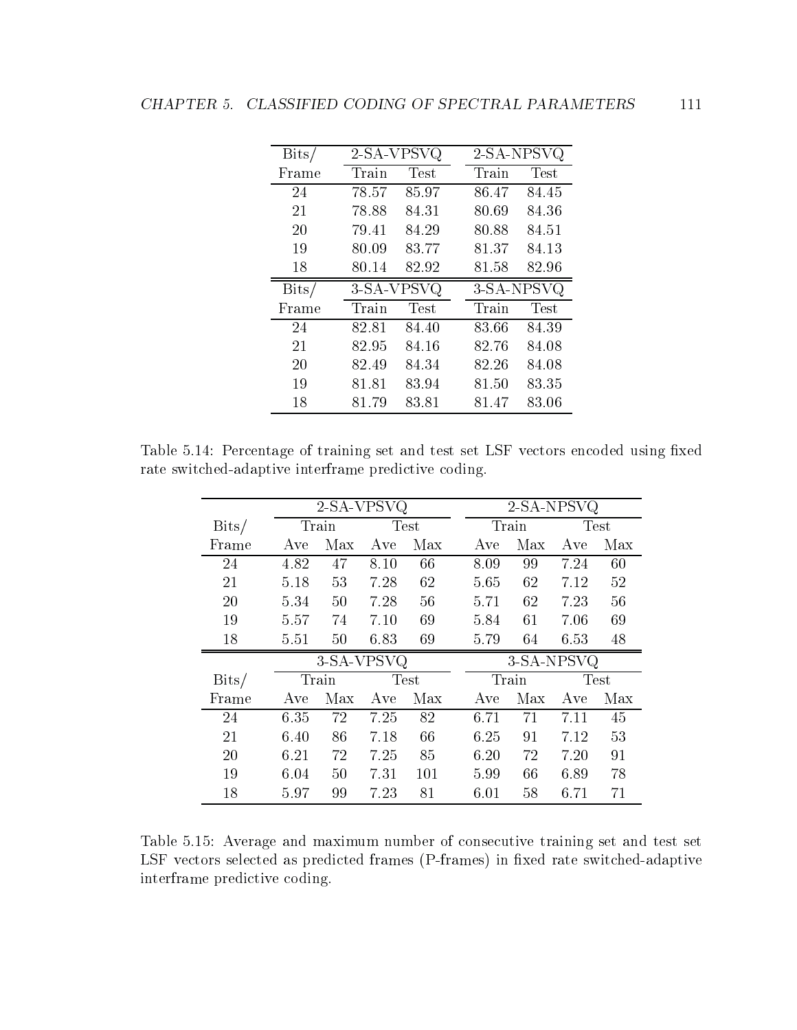| Bits/ | 2-SA-VPSVQ | | 2-SA-NPSVQ | |
|---|---|---|---|---|
| Frame | Train | Test | Train | Test |
| 24 | 78.57 | 85.97 | 86.47 | 84.45 |
| 21 | 78.88 | 84.31 | 80.69 | 84.36 |
| 20 | 79.41 | 84.29 | 80.88 | 84.51 |
| 19 | 80.09 | 83.77 | 81.37 | 84.13 |
| 18 | 80.14 | 82.92 | 81.58 | 82.96 |
| **Bits/** | **3-SA-VPSVQ** | | **3-SA-NPSVQ** | |
| **Frame** | **Train** | **Test** | **Train** | **Test** |
| 24 | 82.81 | 84.40 | 83.66 | 84.39 |
| 21 | 82.95 | 84.16 | 82.76 | 84.08 |
| 20 | 82.49 | 84.34 | 82.26 | 84.08 |
| 19 | 81.81 | 83.94 | 81.50 | 83.35 |
| 18 | 81.79 | 83.81 | 81.47 | 83.06 |

Table 5.14: Percentage of training set and test set LSF vectors encoded using fixed rate switched-adaptive interframe predictive coding.

| | 2-SA-VPSVQ | | | | 2-SA-NPSVQ | | | |
|---|---|---|---|---|---|---|---|---|
| Bits/ | Train | | Test | | Train | | Test | |
| Frame | Ave | Max | Ave | Max | Ave | Max | Ave | Max |
| 24 | 4.82 | 47 | 8.10 | 66 | 8.09 | 99 | 7.24 | 60 |
| 21 | 5.18 | 53 | 7.28 | 62 | 5.65 | 62 | 7.12 | 52 |
| 20 | 5.34 | 50 | 7.28 | 56 | 5.71 | 62 | 7.23 | 56 |
| 19 | 5.57 | 74 | 7.10 | 69 | 5.84 | 61 | 7.06 | 69 |
| 18 | 5.51 | 50 | 6.83 | 69 | 5.79 | 64 | 6.53 | 48 |
| | **3-SA-VPSVQ** | | | | **3-SA-NPSVQ** | | | |
| **Bits/** | **Train** | | **Test** | | **Train** | | **Test** | |
| **Frame** | **Ave** | **Max** | **Ave** | **Max** | **Ave** | **Max** | **Ave** | **Max** |
| 24 | 6.35 | 72 | 7.25 | 82 | 6.71 | 71 | 7.11 | 45 |
| 21 | 6.40 | 86 | 7.18 | 66 | 6.25 | 91 | 7.12 | 53 |
| 20 | 6.21 | 72 | 7.25 | 85 | 6.20 | 72 | 7.20 | 91 |
| 19 | 6.04 | 50 | 7.31 | 101 | 5.99 | 66 | 6.89 | 78 |
| 18 | 5.97 | 99 | 7.23 | 81 | 6.01 | 58 | 6.71 | 71 |

Table 5.15: Average and maximum number of consecutive training set and test set LSF vectors selected as predicted frames (P-frames) in fixed rate switched-adaptive interframe predictive coding.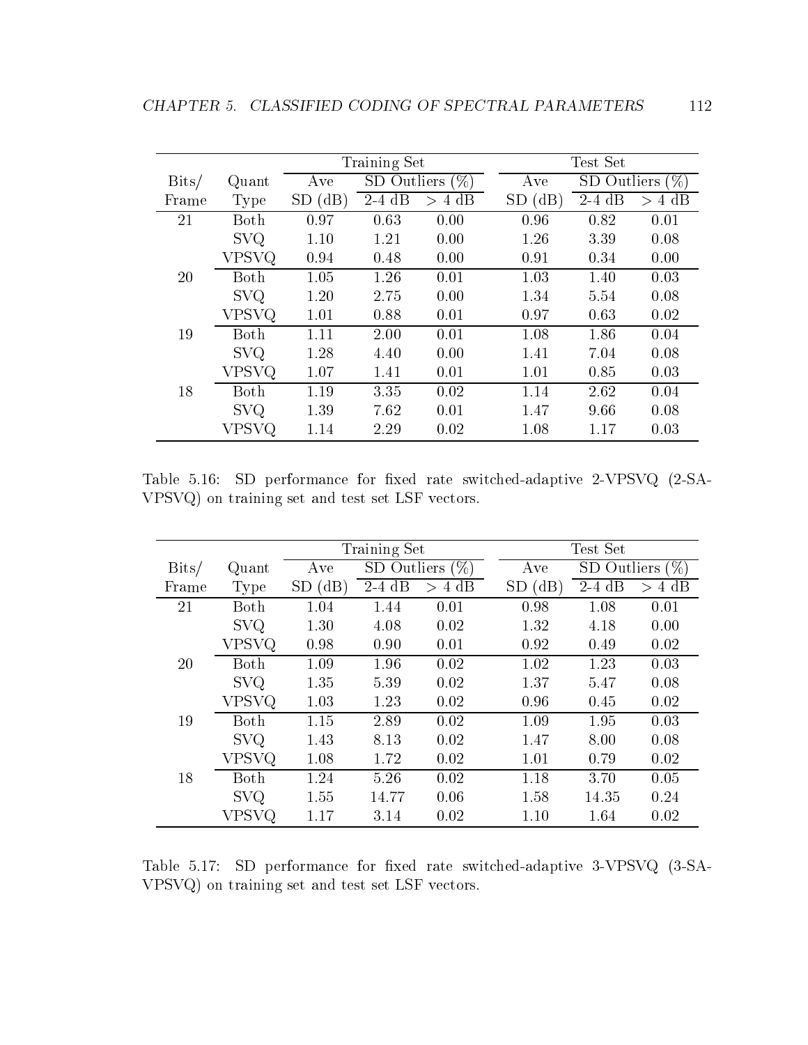| Bits/ Frame | Quant Type | Training Set | | | Test Set | | |
|---|---|---|---|---|---|---|---|
| | | Ave SD (dB) | SD Outliers (%) | | Ave SD (dB) | SD Outliers (%) | |
| | | | 2-4 dB | > 4 dB | | 2-4 dB | > 4 dB |
| 21 | Both | 0.97 | 0.63 | 0.00 | 0.96 | 0.82 | 0.01 |
| | SVQ | 1.10 | 1.21 | 0.00 | 1.26 | 3.39 | 0.08 |
| | VPSVQ | 0.94 | 0.48 | 0.00 | 0.91 | 0.34 | 0.00 |
| 20 | Both | 1.05 | 1.26 | 0.01 | 1.03 | 1.40 | 0.03 |
| | SVQ | 1.20 | 2.75 | 0.00 | 1.34 | 5.54 | 0.08 |
| | VPSVQ | 1.01 | 0.88 | 0.01 | 0.97 | 0.63 | 0.02 |
| 19 | Both | 1.11 | 2.00 | 0.01 | 1.08 | 1.86 | 0.04 |
| | SVQ | 1.28 | 4.40 | 0.00 | 1.41 | 7.04 | 0.08 |
| | VPSVQ | 1.07 | 1.41 | 0.01 | 1.01 | 0.85 | 0.03 |
| 18 | Both | 1.19 | 3.35 | 0.02 | 1.14 | 2.62 | 0.04 |
| | SVQ | 1.39 | 7.62 | 0.01 | 1.47 | 9.66 | 0.08 |
| | VPSVQ | 1.14 | 2.29 | 0.02 | 1.08 | 1.17 | 0.03 |

Table 5.16: SD performance for fixed rate switched-adaptive 2-VPSVQ (2-SA-VPSVQ) on training set and test set LSF vectors.

| Bits/ Frame | Quant Type | Training Set | | | Test Set | | |
|---|---|---|---|---|---|---|---|
| | | Ave SD (dB) | SD Outliers (%) | | Ave SD (dB) | SD Outliers (%) | |
| | | | 2-4 dB | > 4 dB | | 2-4 dB | > 4 dB |
| 21 | Both | 1.04 | 1.44 | 0.01 | 0.98 | 1.08 | 0.01 |
| | SVQ | 1.30 | 4.08 | 0.02 | 1.32 | 4.18 | 0.00 |
| | VPSVQ | 0.98 | 0.90 | 0.01 | 0.92 | 0.49 | 0.02 |
| 20 | Both | 1.09 | 1.96 | 0.02 | 1.02 | 1.23 | 0.03 |
| | SVQ | 1.35 | 5.39 | 0.02 | 1.37 | 5.47 | 0.08 |
| | VPSVQ | 1.03 | 1.23 | 0.02 | 0.96 | 0.45 | 0.02 |
| 19 | Both | 1.15 | 2.89 | 0.02 | 1.09 | 1.95 | 0.03 |
| | SVQ | 1.43 | 8.13 | 0.02 | 1.47 | 8.00 | 0.08 |
| | VPSVQ | 1.08 | 1.72 | 0.02 | 1.01 | 0.79 | 0.02 |
| 18 | Both | 1.24 | 5.26 | 0.02 | 1.18 | 3.70 | 0.05 |
| | SVQ | 1.55 | 14.77 | 0.06 | 1.58 | 14.35 | 0.24 |
| | VPSVQ | 1.17 | 3.14 | 0.02 | 1.10 | 1.64 | 0.02 |

Table 5.17: SD performance for fixed rate switched-adaptive 3-VPSVQ (3-SA-VPSVQ) on training set and test set LSF vectors.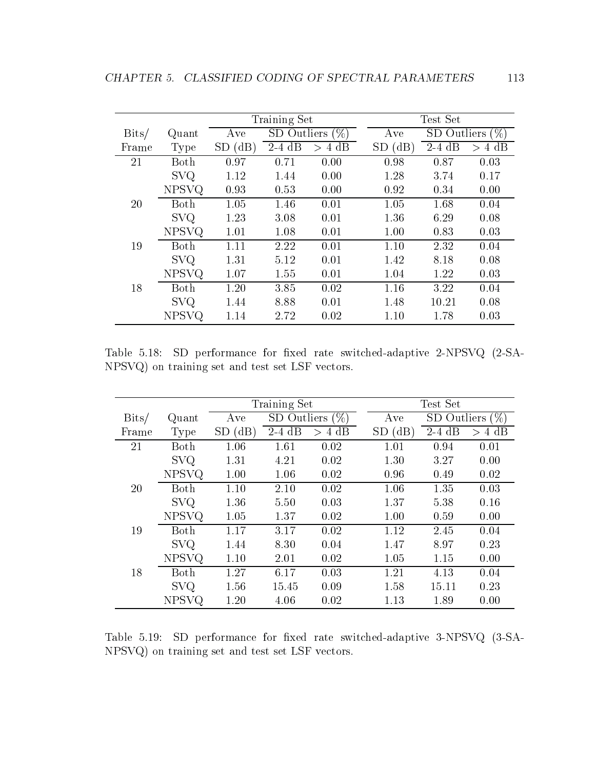| Bits/ Frame | Quant Type | Training Set | | | Test Set | | |
|---|---|---|---|---|---|---|---|
| | | Ave | SD Outliers (%) | | Ave | SD Outliers (%) | |
| | | SD (dB) | 2-4 dB | > 4 dB | SD (dB) | 2-4 dB | > 4 dB |
| 21 | Both | 0.97 | 0.71 | 0.00 | 0.98 | 0.87 | 0.03 |
| | SVQ | 1.12 | 1.44 | 0.00 | 1.28 | 3.74 | 0.17 |
| | NPSVQ | 0.93 | 0.53 | 0.00 | 0.92 | 0.34 | 0.00 |
| 20 | Both | 1.05 | 1.46 | 0.01 | 1.05 | 1.68 | 0.04 |
| | SVQ | 1.23 | 3.08 | 0.01 | 1.36 | 6.29 | 0.08 |
| | NPSVQ | 1.01 | 1.08 | 0.01 | 1.00 | 0.83 | 0.03 |
| 19 | Both | 1.11 | 2.22 | 0.01 | 1.10 | 2.32 | 0.04 |
| | SVQ | 1.31 | 5.12 | 0.01 | 1.42 | 8.18 | 0.08 |
| | NPSVQ | 1.07 | 1.55 | 0.01 | 1.04 | 1.22 | 0.03 |
| 18 | Both | 1.20 | 3.85 | 0.02 | 1.16 | 3.22 | 0.04 |
| | SVQ | 1.44 | 8.88 | 0.01 | 1.48 | 10.21 | 0.08 |
| | NPSVQ | 1.14 | 2.72 | 0.02 | 1.10 | 1.78 | 0.03 |

Table 5.18: SD performance for fixed rate switched-adaptive 2-NPSVQ (2-SA-NPSVQ) on training set and test set LSF vectors.

| Bits/ Frame | Quant Type | Training Set | | | Test Set | | |
|---|---|---|---|---|---|---|---|
| | | Ave | SD Outliers (%) | | Ave | SD Outliers (%) | |
| | | SD (dB) | 2-4 dB | > 4 dB | SD (dB) | 2-4 dB | > 4 dB |
| 21 | Both | 1.06 | 1.61 | 0.02 | 1.01 | 0.94 | 0.01 |
| | SVQ | 1.31 | 4.21 | 0.02 | 1.30 | 3.27 | 0.00 |
| | NPSVQ | 1.00 | 1.06 | 0.02 | 0.96 | 0.49 | 0.02 |
| 20 | Both | 1.10 | 2.10 | 0.02 | 1.06 | 1.35 | 0.03 |
| | SVQ | 1.36 | 5.50 | 0.03 | 1.37 | 5.38 | 0.16 |
| | NPSVQ | 1.05 | 1.37 | 0.02 | 1.00 | 0.59 | 0.00 |
| 19 | Both | 1.17 | 3.17 | 0.02 | 1.12 | 2.45 | 0.04 |
| | SVQ | 1.44 | 8.30 | 0.04 | 1.47 | 8.97 | 0.23 |
| | NPSVQ | 1.10 | 2.01 | 0.02 | 1.05 | 1.15 | 0.00 |
| 18 | Both | 1.27 | 6.17 | 0.03 | 1.21 | 4.13 | 0.04 |
| | SVQ | 1.56 | 15.45 | 0.09 | 1.58 | 15.11 | 0.23 |
| | NPSVQ | 1.20 | 4.06 | 0.02 | 1.13 | 1.89 | 0.00 |

Table 5.19: SD performance for fixed rate switched-adaptive 3-NPSVQ (3-SA-NPSVQ) on training set and test set LSF vectors.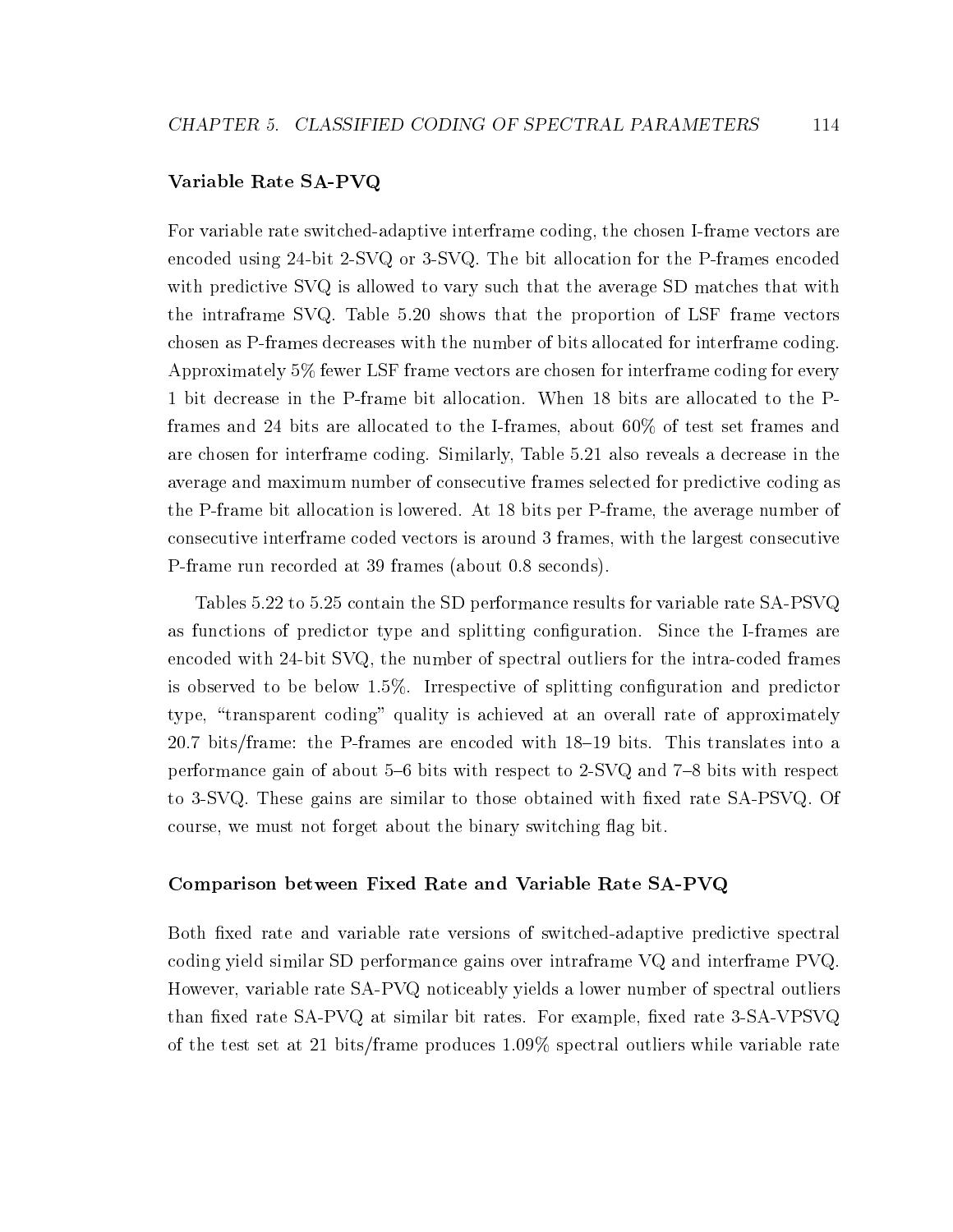### Variable Rate SA-PVQ

For variable rate switched-adaptive interframe coding, the chosen I-frame vectors are encoded using 24-bit 2-SVQ or 3-SVQ. The bit allocation for the P-frames encoded with predictive SVQ is allowed to vary such that the average SD matches that with the intraframe SVQ. Table 5.20 shows that the proportion of LSF frame vectors chosen as P-frames decreases with the number of bits allocated for interframe coding. Approximately 5% fewer LSF frame vectors are chosen for interframe coding for every 1 bit decrease in the P-frame bit allocation. When 18 bits are allocated to the P-frames and 24 bits are allocated to the I-frames, about 60% of test set frames and are chosen for interframe coding. Similarly, Table 5.21 also reveals a decrease in the average and maximum number of consecutive frames selected for predictive coding as the P-frame bit allocation is lowered. At 18 bits per P-frame, the average number of consecutive interframe coded vectors is around 3 frames, with the largest consecutive P-frame run recorded at 39 frames (about 0.8 seconds).

Tables 5.22 to 5.25 contain the SD performance results for variable rate SA-PSVQ as functions of predictor type and splitting configuration. Since the I-frames are encoded with 24-bit SVQ, the number of spectral outliers for the intra-coded frames is observed to be below 1.5%. Irrespective of splitting configuration and predictor type, "transparent coding" quality is achieved at an overall rate of approximately 20.7 bits/frame: the P-frames are encoded with 18–19 bits. This translates into a performance gain of about 5–6 bits with respect to 2-SVQ and 7–8 bits with respect to 3-SVQ. These gains are similar to those obtained with fixed rate SA-PSVQ. Of course, we must not forget about the binary switching flag bit.

### Comparison between Fixed Rate and Variable Rate SA-PVQ

Both fixed rate and variable rate versions of switched-adaptive predictive spectral coding yield similar SD performance gains over intraframe VQ and interframe PVQ. However, variable rate SA-PVQ noticeably yields a lower number of spectral outliers than fixed rate SA-PVQ at similar bit rates. For example, fixed rate 3-SA-VPSVQ of the test set at 21 bits/frame produces 1.09% spectral outliers while variable rate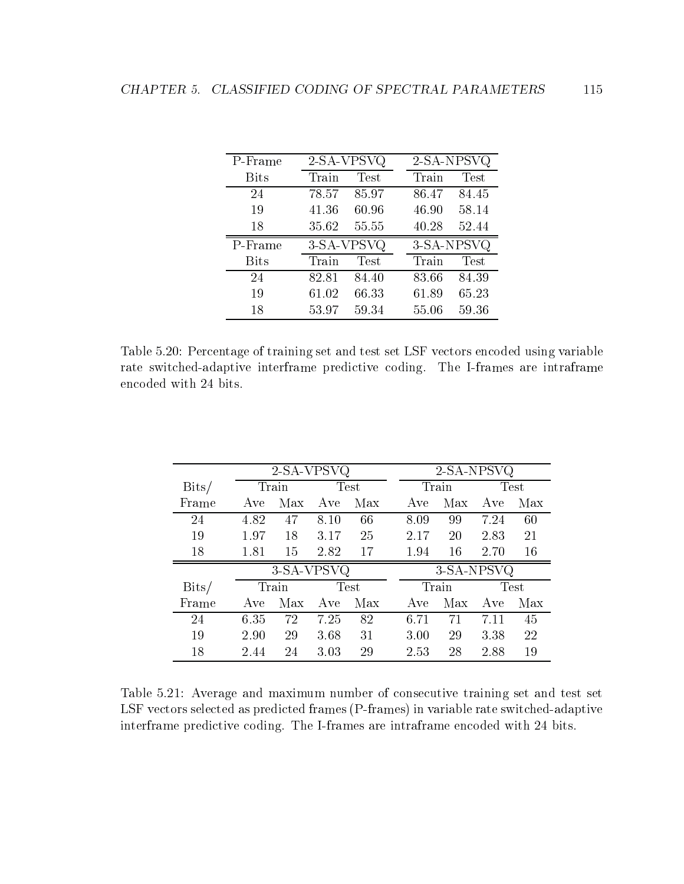| P-Frame | 2-SA-VPSVQ | | 2-SA-NPSVQ | |
|---|---|---|---|---|
| Bits | Train | Test | Train | Test |
| 24 | 78.57 | 85.97 | 86.47 | 84.45 |
| 19 | 41.36 | 60.96 | 46.90 | 58.14 |
| 18 | 35.62 | 55.55 | 40.28 | 52.44 |
| **P-Frame** | **3-SA-VPSVQ** | | **3-SA-NPSVQ** | |
| **Bits** | **Train** | **Test** | **Train** | **Test** |
| 24 | 82.81 | 84.40 | 83.66 | 84.39 |
| 19 | 61.02 | 66.33 | 61.89 | 65.23 |
| 18 | 53.97 | 59.34 | 55.06 | 59.36 |

Table 5.20: Percentage of training set and test set LSF vectors encoded using variable rate switched-adaptive interframe predictive coding. The I-frames are intraframe encoded with 24 bits.

| | 2-SA-VPSVQ | | | | 2-SA-NPSVQ | | | |
|---|---|---|---|---|---|---|---|---|
| Bits/ | Train | | Test | | Train | | Test | |
| Frame | Ave | Max | Ave | Max | Ave | Max | Ave | Max |
| 24 | 4.82 | 47 | 8.10 | 66 | 8.09 | 99 | 7.24 | 60 |
| 19 | 1.97 | 18 | 3.17 | 25 | 2.17 | 20 | 2.83 | 21 |
| 18 | 1.81 | 15 | 2.82 | 17 | 1.94 | 16 | 2.70 | 16 |
| | **3-SA-VPSVQ** | | | | **3-SA-NPSVQ** | | | |
| **Bits/** | **Train** | | **Test** | | **Train** | | **Test** | |
| **Frame** | **Ave** | **Max** | **Ave** | **Max** | **Ave** | **Max** | **Ave** | **Max** |
| 24 | 6.35 | 72 | 7.25 | 82 | 6.71 | 71 | 7.11 | 45 |
| 19 | 2.90 | 29 | 3.68 | 31 | 3.00 | 29 | 3.38 | 22 |
| 18 | 2.44 | 24 | 3.03 | 29 | 2.53 | 28 | 2.88 | 19 |

Table 5.21: Average and maximum number of consecutive training set and test set LSF vectors selected as predicted frames (P-frames) in variable rate switched-adaptive interframe predictive coding. The I-frames are intraframe encoded with 24 bits.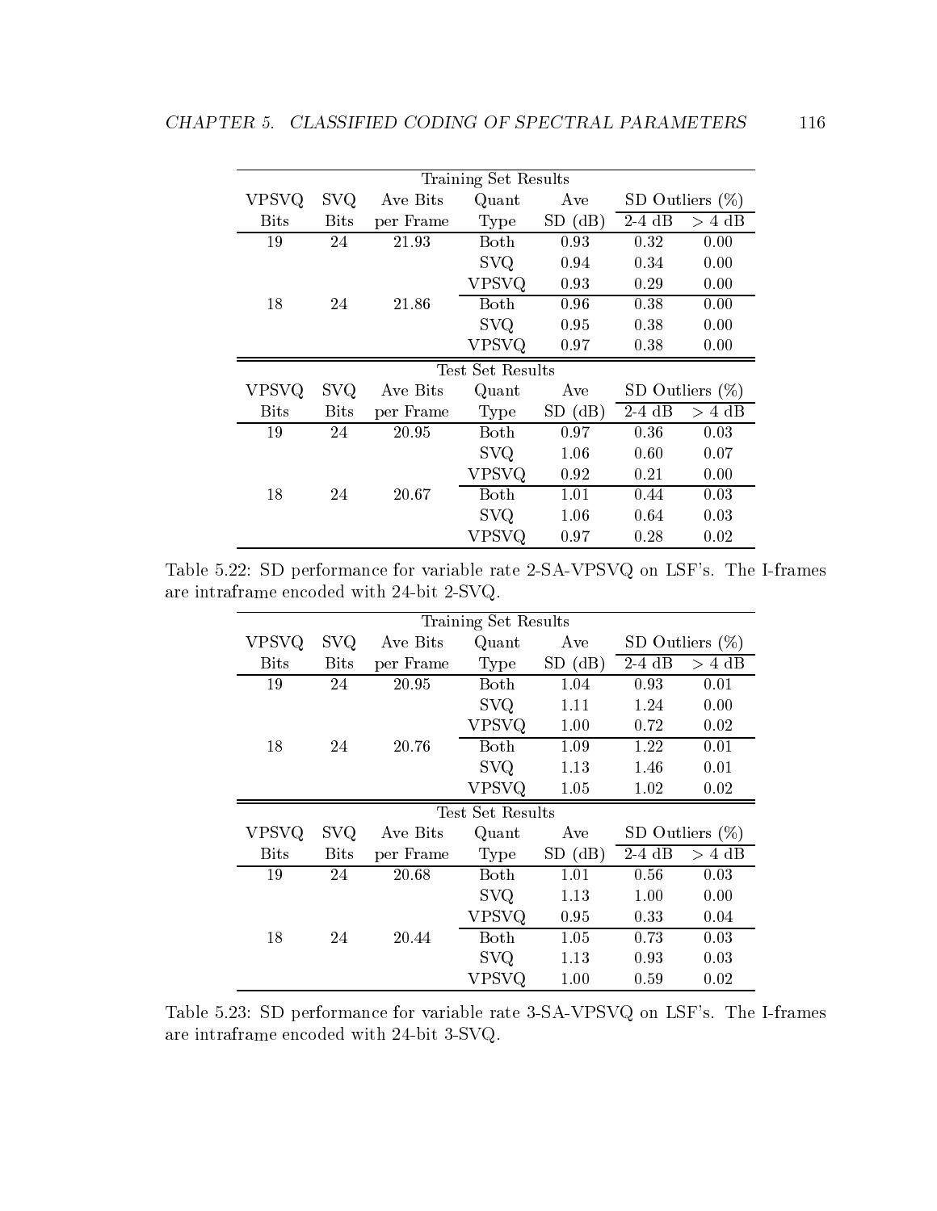| Training Set Results | | | | | | |
|---|---|---|---|---|---|---|
| VPSVQ Bits | SVQ Bits | Ave Bits per Frame | Quant Type | Ave SD (dB) | SD Outliers (%) 2-4 dB | SD Outliers (%) > 4 dB |
| 19 | 24 | 21.93 | Both | 0.93 | 0.32 | 0.00 |
| | | | SVQ | 0.94 | 0.34 | 0.00 |
| | | | VPSVQ | 0.93 | 0.29 | 0.00 |
| 18 | 24 | 21.86 | Both | 0.96 | 0.38 | 0.00 |
| | | | SVQ | 0.95 | 0.38 | 0.00 |
| | | | VPSVQ | 0.97 | 0.38 | 0.00 |
| **Test Set Results** | | | | | | |
| VPSVQ Bits | SVQ Bits | Ave Bits per Frame | Quant Type | Ave SD (dB) | SD Outliers (%) 2-4 dB | SD Outliers (%) > 4 dB |
| 19 | 24 | 20.95 | Both | 0.97 | 0.36 | 0.03 |
| | | | SVQ | 1.06 | 0.60 | 0.07 |
| | | | VPSVQ | 0.92 | 0.21 | 0.00 |
| 18 | 24 | 20.67 | Both | 1.01 | 0.44 | 0.03 |
| | | | SVQ | 1.06 | 0.64 | 0.03 |
| | | | VPSVQ | 0.97 | 0.28 | 0.02 |

Table 5.22: SD performance for variable rate 2-SA-VPSVQ on LSF's. The I-frames are intraframe encoded with 24-bit 2-SVQ.

| Training Set Results | | | | | | |
|---|---|---|---|---|---|---|
| VPSVQ Bits | SVQ Bits | Ave Bits per Frame | Quant Type | Ave SD (dB) | SD Outliers (%) 2-4 dB | SD Outliers (%) > 4 dB |
| 19 | 24 | 20.95 | Both | 1.04 | 0.93 | 0.01 |
| | | | SVQ | 1.11 | 1.24 | 0.00 |
| | | | VPSVQ | 1.00 | 0.72 | 0.02 |
| 18 | 24 | 20.76 | Both | 1.09 | 1.22 | 0.01 |
| | | | SVQ | 1.13 | 1.46 | 0.01 |
| | | | VPSVQ | 1.05 | 1.02 | 0.02 |
| **Test Set Results** | | | | | | |
| VPSVQ Bits | SVQ Bits | Ave Bits per Frame | Quant Type | Ave SD (dB) | SD Outliers (%) 2-4 dB | SD Outliers (%) > 4 dB |
| 19 | 24 | 20.68 | Both | 1.01 | 0.56 | 0.03 |
| | | | SVQ | 1.13 | 1.00 | 0.00 |
| | | | VPSVQ | 0.95 | 0.33 | 0.04 |
| 18 | 24 | 20.44 | Both | 1.05 | 0.73 | 0.03 |
| | | | SVQ | 1.13 | 0.93 | 0.03 |
| | | | VPSVQ | 1.00 | 0.59 | 0.02 |

Table 5.23: SD performance for variable rate 3-SA-VPSVQ on LSF's. The I-frames are intraframe encoded with 24-bit 3-SVQ.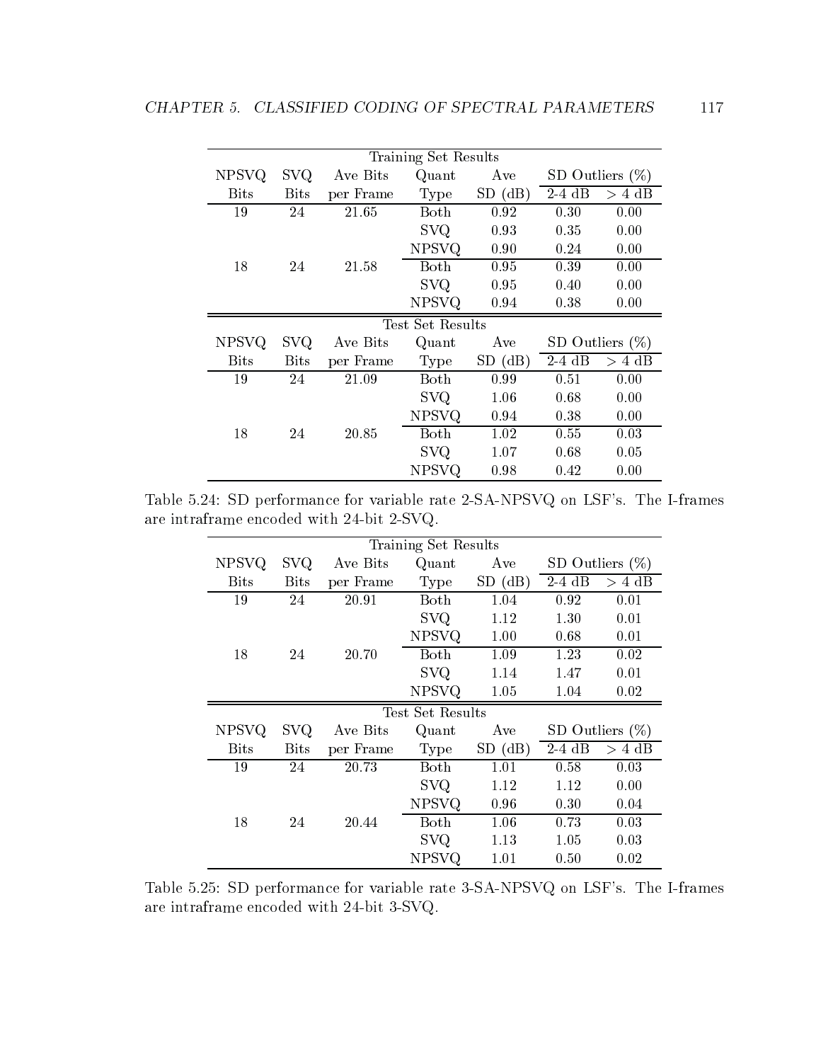| Training Set Results | | | | | | |
|---|---|---|---|---|---|---|
| NPSVQ | SVQ | Ave Bits | Quant | Ave | SD Outliers (%) | |
| Bits | Bits | per Frame | Type | SD (dB) | 2-4 dB | > 4 dB |
| 19 | 24 | 21.65 | Both | 0.92 | 0.30 | 0.00 |
| | | | SVQ | 0.93 | 0.35 | 0.00 |
| | | | NPSVQ | 0.90 | 0.24 | 0.00 |
| 18 | 24 | 21.58 | Both | 0.95 | 0.39 | 0.00 |
| | | | SVQ | 0.95 | 0.40 | 0.00 |
| | | | NPSVQ | 0.94 | 0.38 | 0.00 |
| **Test Set Results** | | | | | | |
| NPSVQ | SVQ | Ave Bits | Quant | Ave | SD Outliers (%) | |
| Bits | Bits | per Frame | Type | SD (dB) | 2-4 dB | > 4 dB |
| 19 | 24 | 21.09 | Both | 0.99 | 0.51 | 0.00 |
| | | | SVQ | 1.06 | 0.68 | 0.00 |
| | | | NPSVQ | 0.94 | 0.38 | 0.00 |
| 18 | 24 | 20.85 | Both | 1.02 | 0.55 | 0.03 |
| | | | SVQ | 1.07 | 0.68 | 0.05 |
| | | | NPSVQ | 0.98 | 0.42 | 0.00 |

Table 5.24: SD performance for variable rate 2-SA-NPSVQ on LSF's. The I-frames are intraframe encoded with 24-bit 2-SVQ.

| Training Set Results | | | | | | |
|---|---|---|---|---|---|---|
| NPSVQ | SVQ | Ave Bits | Quant | Ave | SD Outliers (%) | |
| Bits | Bits | per Frame | Type | SD (dB) | 2-4 dB | > 4 dB |
| 19 | 24 | 20.91 | Both | 1.04 | 0.92 | 0.01 |
| | | | SVQ | 1.12 | 1.30 | 0.01 |
| | | | NPSVQ | 1.00 | 0.68 | 0.01 |
| 18 | 24 | 20.70 | Both | 1.09 | 1.23 | 0.02 |
| | | | SVQ | 1.14 | 1.47 | 0.01 |
| | | | NPSVQ | 1.05 | 1.04 | 0.02 |
| **Test Set Results** | | | | | | |
| NPSVQ | SVQ | Ave Bits | Quant | Ave | SD Outliers (%) | |
| Bits | Bits | per Frame | Type | SD (dB) | 2-4 dB | > 4 dB |
| 19 | 24 | 20.73 | Both | 1.01 | 0.58 | 0.03 |
| | | | SVQ | 1.12 | 1.12 | 0.00 |
| | | | NPSVQ | 0.96 | 0.30 | 0.04 |
| 18 | 24 | 20.44 | Both | 1.06 | 0.73 | 0.03 |
| | | | SVQ | 1.13 | 1.05 | 0.03 |
| | | | NPSVQ | 1.01 | 0.50 | 0.02 |

Table 5.25: SD performance for variable rate 3-SA-NPSVQ on LSF's. The I-frames are intraframe encoded with 24-bit 3-SVQ.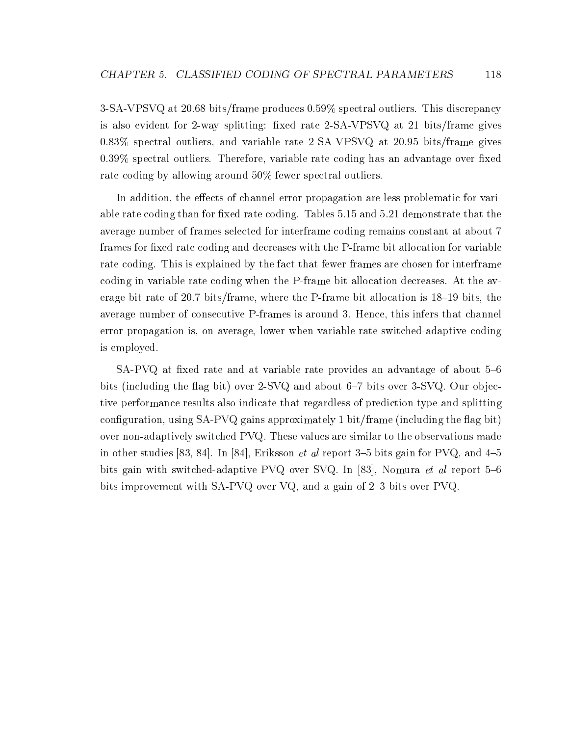3-SA-VPSVQ at 20.68 bits/frame produces 0.59% spectral outliers. This discrepancy is also evident for 2-way splitting: fixed rate 2-SA-VPSVQ at 21 bits/frame gives 0.83% spectral outliers, and variable rate 2-SA-VPSVQ at 20.95 bits/frame gives 0.39% spectral outliers. Therefore, variable rate coding has an advantage over fixed rate coding by allowing around 50% fewer spectral outliers.

In addition, the effects of channel error propagation are less problematic for variable rate coding than for fixed rate coding. Tables 5.15 and 5.21 demonstrate that the average number of frames selected for interframe coding remains constant at about 7 frames for fixed rate coding and decreases with the P-frame bit allocation for variable rate coding. This is explained by the fact that fewer frames are chosen for interframe coding in variable rate coding when the P-frame bit allocation decreases. At the average bit rate of 20.7 bits/frame, where the P-frame bit allocation is 18–19 bits, the average number of consecutive P-frames is around 3. Hence, this infers that channel error propagation is, on average, lower when variable rate switched-adaptive coding is employed.

SA-PVQ at fixed rate and at variable rate provides an advantage of about 5–6 bits (including the flag bit) over 2-SVQ and about 6–7 bits over 3-SVQ. Our objective performance results also indicate that regardless of prediction type and splitting configuration, using SA-PVQ gains approximately 1 bit/frame (including the flag bit) over non-adaptively switched PVQ. These values are similar to the observations made in other studies [83, 84]. In [84], Eriksson *et al* report 3–5 bits gain for PVQ, and 4–5 bits gain with switched-adaptive PVQ over SVQ. In [83], Nomura *et al* report 5–6 bits improvement with SA-PVQ over VQ, and a gain of 2–3 bits over PVQ.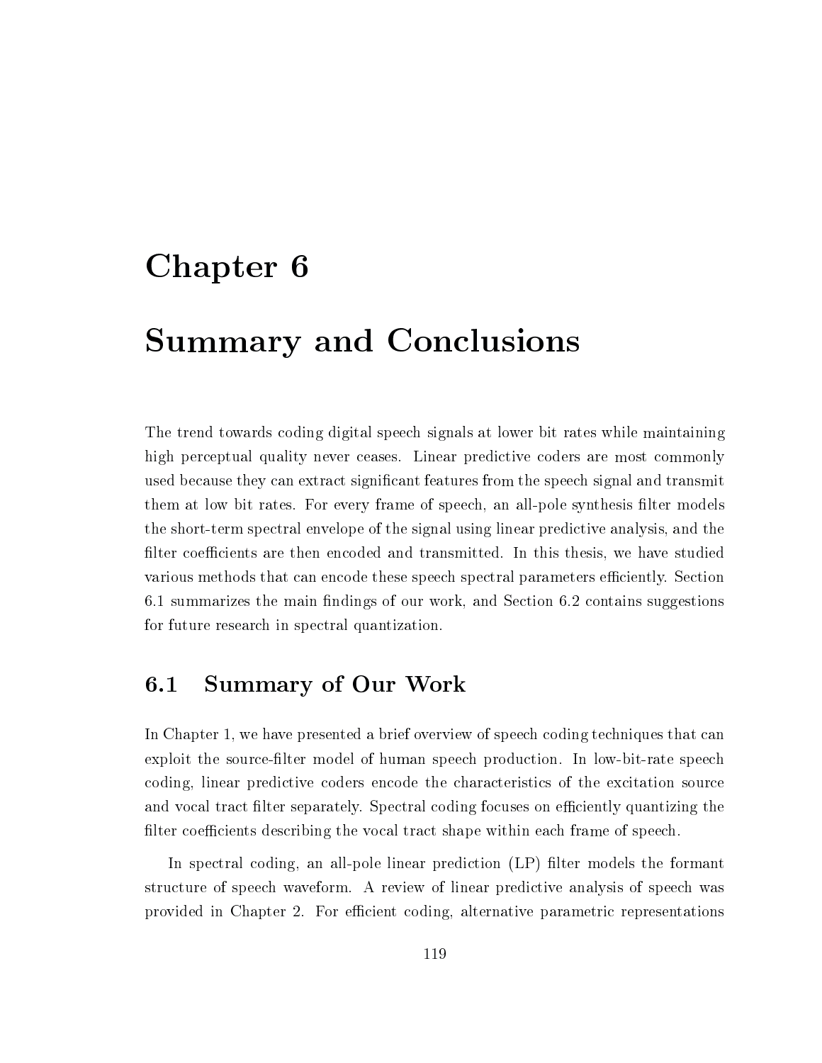# Chapter 6

# Summary and Conclusions

The trend towards coding digital speech signals at lower bit rates while maintaining high perceptual quality never ceases. Linear predictive coders are most commonly used because they can extract significant features from the speech signal and transmit them at low bit rates. For every frame of speech, an all-pole synthesis filter models the short-term spectral envelope of the signal using linear predictive analysis, and the filter coefficients are then encoded and transmitted. In this thesis, we have studied various methods that can encode these speech spectral parameters efficiently. Section 6.1 summarizes the main findings of our work, and Section 6.2 contains suggestions for future research in spectral quantization.

## 6.1 Summary of Our Work

In Chapter 1, we have presented a brief overview of speech coding techniques that can exploit the source-filter model of human speech production. In low-bit-rate speech coding, linear predictive coders encode the characteristics of the excitation source and vocal tract filter separately. Spectral coding focuses on efficiently quantizing the filter coefficients describing the vocal tract shape within each frame of speech.

In spectral coding, an all-pole linear prediction (LP) filter models the formant structure of speech waveform. A review of linear predictive analysis of speech was provided in Chapter 2. For efficient coding, alternative parametric representations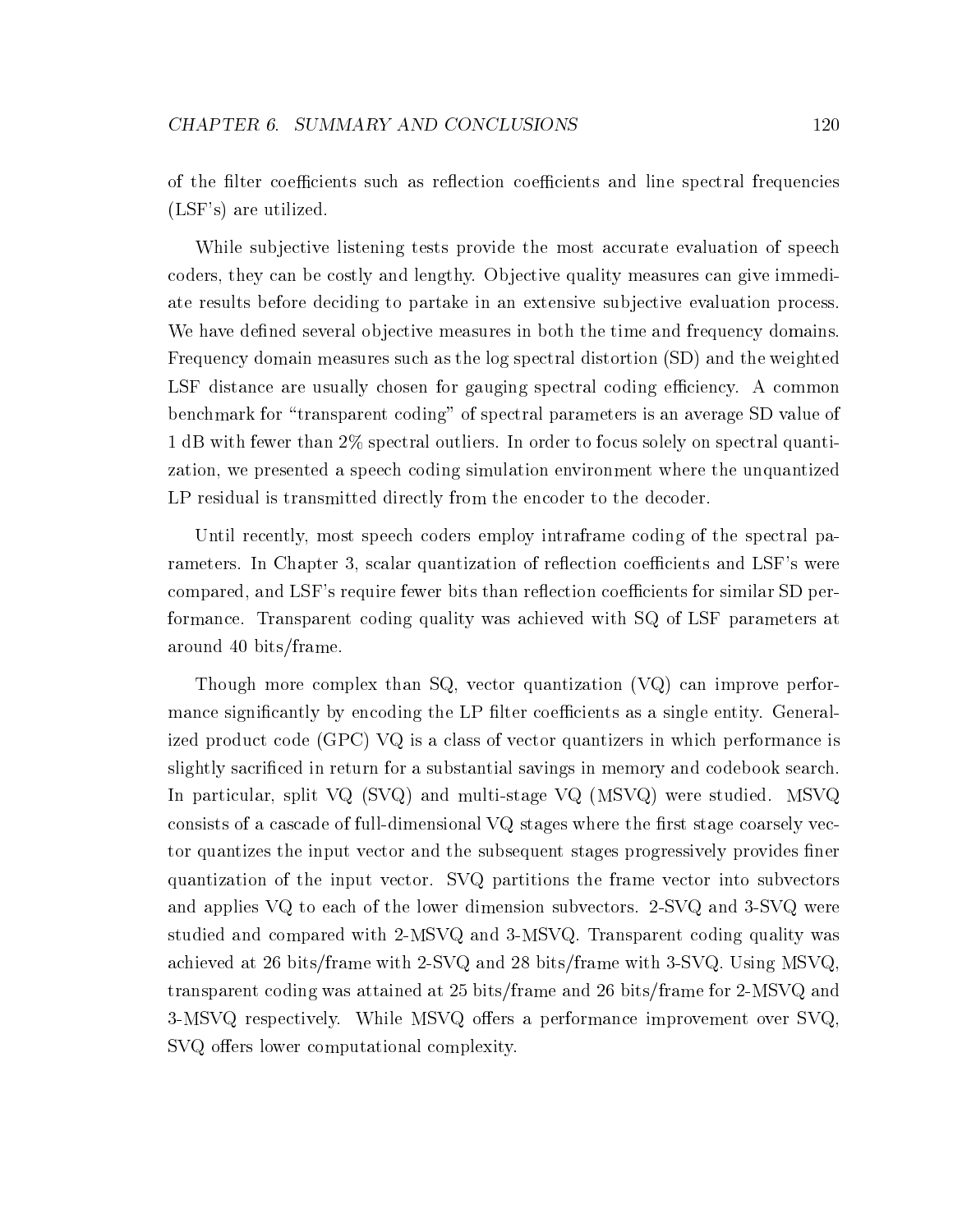of the filter coefficients such as reflection coefficients and line spectral frequencies (LSF's) are utilized.

While subjective listening tests provide the most accurate evaluation of speech coders, they can be costly and lengthy. Objective quality measures can give immediate results before deciding to partake in an extensive subjective evaluation process. We have defined several objective measures in both the time and frequency domains. Frequency domain measures such as the log spectral distortion (SD) and the weighted LSF distance are usually chosen for gauging spectral coding efficiency. A common benchmark for "transparent coding" of spectral parameters is an average SD value of 1 dB with fewer than 2% spectral outliers. In order to focus solely on spectral quantization, we presented a speech coding simulation environment where the unquantized LP residual is transmitted directly from the encoder to the decoder.

Until recently, most speech coders employ intraframe coding of the spectral parameters. In Chapter 3, scalar quantization of reflection coefficients and LSF's were compared, and LSF's require fewer bits than reflection coefficients for similar SD performance. Transparent coding quality was achieved with SQ of LSF parameters at around 40 bits/frame.

Though more complex than SQ, vector quantization (VQ) can improve performance significantly by encoding the LP filter coefficients as a single entity. Generalized product code (GPC) VQ is a class of vector quantizers in which performance is slightly sacrificed in return for a substantial savings in memory and codebook search. In particular, split VQ (SVQ) and multi-stage VQ (MSVQ) were studied. MSVQ consists of a cascade of full-dimensional VQ stages where the first stage coarsely vector quantizes the input vector and the subsequent stages progressively provides finer quantization of the input vector. SVQ partitions the frame vector into subvectors and applies VQ to each of the lower dimension subvectors. 2-SVQ and 3-SVQ were studied and compared with 2-MSVQ and 3-MSVQ. Transparent coding quality was achieved at 26 bits/frame with 2-SVQ and 28 bits/frame with 3-SVQ. Using MSVQ, transparent coding was attained at 25 bits/frame and 26 bits/frame for 2-MSVQ and 3-MSVQ respectively. While MSVQ offers a performance improvement over SVQ, SVQ offers lower computational complexity.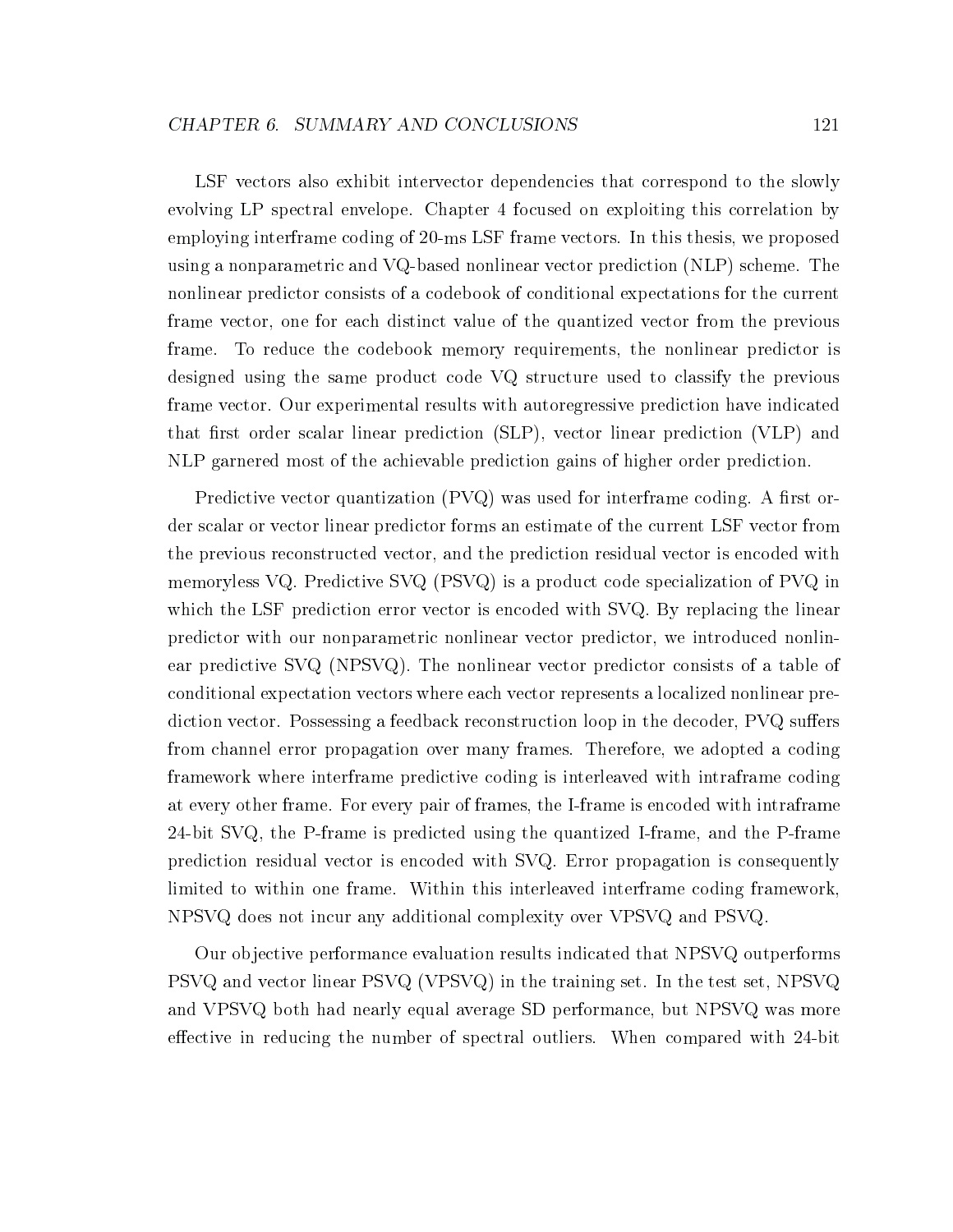LSF vectors also exhibit intervector dependencies that correspond to the slowly evolving LP spectral envelope. Chapter 4 focused on exploiting this correlation by employing interframe coding of 20-ms LSF frame vectors. In this thesis, we proposed using a nonparametric and VQ-based nonlinear vector prediction (NLP) scheme. The nonlinear predictor consists of a codebook of conditional expectations for the current frame vector, one for each distinct value of the quantized vector from the previous frame. To reduce the codebook memory requirements, the nonlinear predictor is designed using the same product code VQ structure used to classify the previous frame vector. Our experimental results with autoregressive prediction have indicated that first order scalar linear prediction (SLP), vector linear prediction (VLP) and NLP garnered most of the achievable prediction gains of higher order prediction.

Predictive vector quantization (PVQ) was used for interframe coding. A first order scalar or vector linear predictor forms an estimate of the current LSF vector from the previous reconstructed vector, and the prediction residual vector is encoded with memoryless VQ. Predictive SVQ (PSVQ) is a product code specialization of PVQ in which the LSF prediction error vector is encoded with SVQ. By replacing the linear predictor with our nonparametric nonlinear vector predictor, we introduced nonlinear predictive SVQ (NPSVQ). The nonlinear vector predictor consists of a table of conditional expectation vectors where each vector represents a localized nonlinear prediction vector. Possessing a feedback reconstruction loop in the decoder, PVQ suffers from channel error propagation over many frames. Therefore, we adopted a coding framework where interframe predictive coding is interleaved with intraframe coding at every other frame. For every pair of frames, the I-frame is encoded with intraframe 24-bit SVQ, the P-frame is predicted using the quantized I-frame, and the P-frame prediction residual vector is encoded with SVQ. Error propagation is consequently limited to within one frame. Within this interleaved interframe coding framework, NPSVQ does not incur any additional complexity over VPSVQ and PSVQ.

Our objective performance evaluation results indicated that NPSVQ outperforms PSVQ and vector linear PSVQ (VPSVQ) in the training set. In the test set, NPSVQ and VPSVQ both had nearly equal average SD performance, but NPSVQ was more effective in reducing the number of spectral outliers. When compared with 24-bit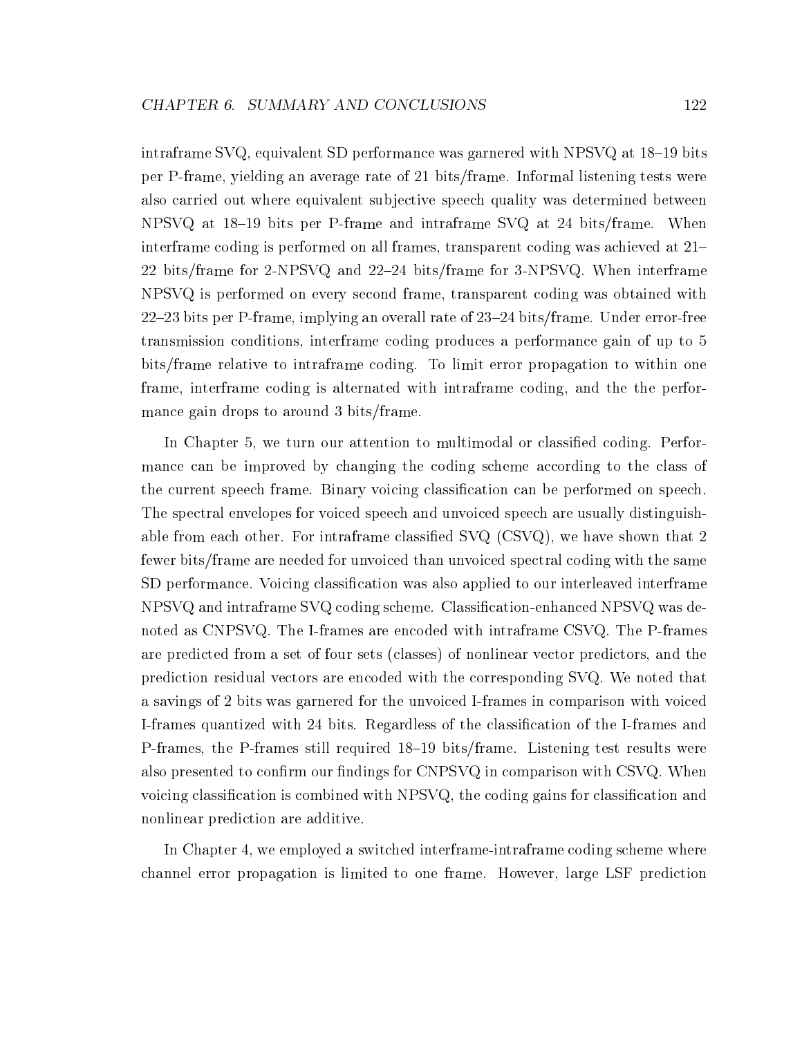intraframe SVQ, equivalent SD performance was garnered with NPSVQ at 18–19 bits per P-frame, yielding an average rate of 21 bits/frame. Informal listening tests were also carried out where equivalent subjective speech quality was determined between NPSVQ at 18–19 bits per P-frame and intraframe SVQ at 24 bits/frame. When interframe coding is performed on all frames, transparent coding was achieved at 21–22 bits/frame for 2-NPSVQ and 22–24 bits/frame for 3-NPSVQ. When interframe NPSVQ is performed on every second frame, transparent coding was obtained with 22–23 bits per P-frame, implying an overall rate of 23–24 bits/frame. Under error-free transmission conditions, interframe coding produces a performance gain of up to 5 bits/frame relative to intraframe coding. To limit error propagation to within one frame, interframe coding is alternated with intraframe coding, and the the performance gain drops to around 3 bits/frame.

In Chapter 5, we turn our attention to multimodal or classified coding. Performance can be improved by changing the coding scheme according to the class of the current speech frame. Binary voicing classification can be performed on speech. The spectral envelopes for voiced speech and unvoiced speech are usually distinguishable from each other. For intraframe classified SVQ (CSVQ), we have shown that 2 fewer bits/frame are needed for unvoiced than unvoiced spectral coding with the same SD performance. Voicing classification was also applied to our interleaved interframe NPSVQ and intraframe SVQ coding scheme. Classification-enhanced NPSVQ was denoted as CNPSVQ. The I-frames are encoded with intraframe CSVQ. The P-frames are predicted from a set of four sets (classes) of nonlinear vector predictors, and the prediction residual vectors are encoded with the corresponding SVQ. We noted that a savings of 2 bits was garnered for the unvoiced I-frames in comparison with voiced I-frames quantized with 24 bits. Regardless of the classification of the I-frames and P-frames, the P-frames still required 18–19 bits/frame. Listening test results were also presented to confirm our findings for CNPSVQ in comparison with CSVQ. When voicing classification is combined with NPSVQ, the coding gains for classification and nonlinear prediction are additive.

In Chapter 4, we employed a switched interframe-intraframe coding scheme where channel error propagation is limited to one frame. However, large LSF prediction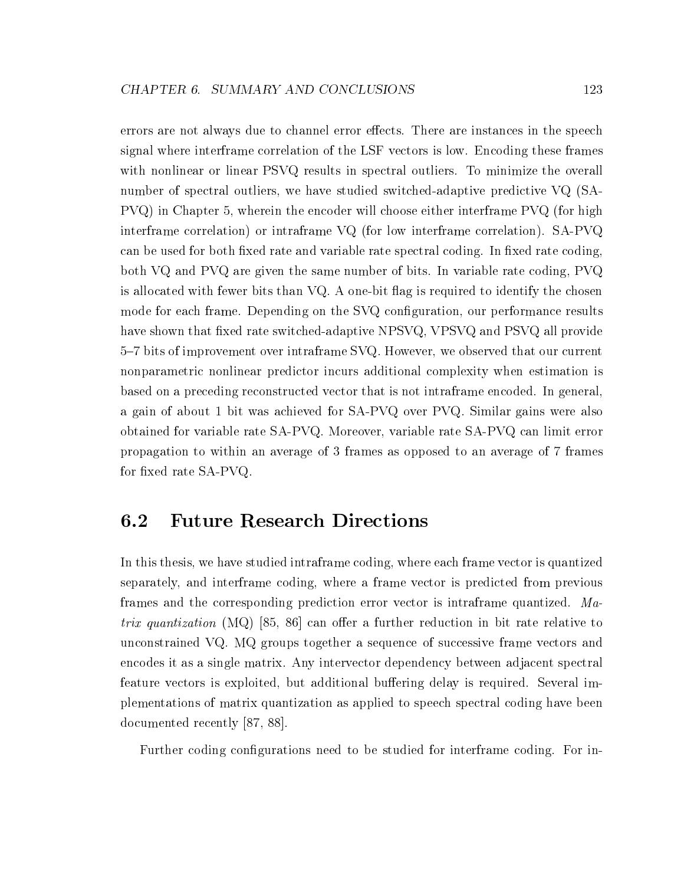errors are not always due to channel error effects. There are instances in the speech signal where interframe correlation of the LSF vectors is low. Encoding these frames with nonlinear or linear PSVQ results in spectral outliers. To minimize the overall number of spectral outliers, we have studied switched-adaptive predictive VQ (SA-PVQ) in Chapter 5, wherein the encoder will choose either interframe PVQ (for high interframe correlation) or intraframe VQ (for low interframe correlation). SA-PVQ can be used for both fixed rate and variable rate spectral coding. In fixed rate coding, both VQ and PVQ are given the same number of bits. In variable rate coding, PVQ is allocated with fewer bits than VQ. A one-bit flag is required to identify the chosen mode for each frame. Depending on the SVQ configuration, our performance results have shown that fixed rate switched-adaptive NPSVQ, VPSVQ and PSVQ all provide 5–7 bits of improvement over intraframe SVQ. However, we observed that our current nonparametric nonlinear predictor incurs additional complexity when estimation is based on a preceding reconstructed vector that is not intraframe encoded. In general, a gain of about 1 bit was achieved for SA-PVQ over PVQ. Similar gains were also obtained for variable rate SA-PVQ. Moreover, variable rate SA-PVQ can limit error propagation to within an average of 3 frames as opposed to an average of 7 frames for fixed rate SA-PVQ.

## 6.2 Future Research Directions

In this thesis, we have studied intraframe coding, where each frame vector is quantized separately, and interframe coding, where a frame vector is predicted from previous frames and the corresponding prediction error vector is intraframe quantized. *Matrix quantization* (MQ) [85, 86] can offer a further reduction in bit rate relative to unconstrained VQ. MQ groups together a sequence of successive frame vectors and encodes it as a single matrix. Any intervector dependency between adjacent spectral feature vectors is exploited, but additional buffering delay is required. Several implementations of matrix quantization as applied to speech spectral coding have been documented recently [87, 88].

Further coding configurations need to be studied for interframe coding. For in-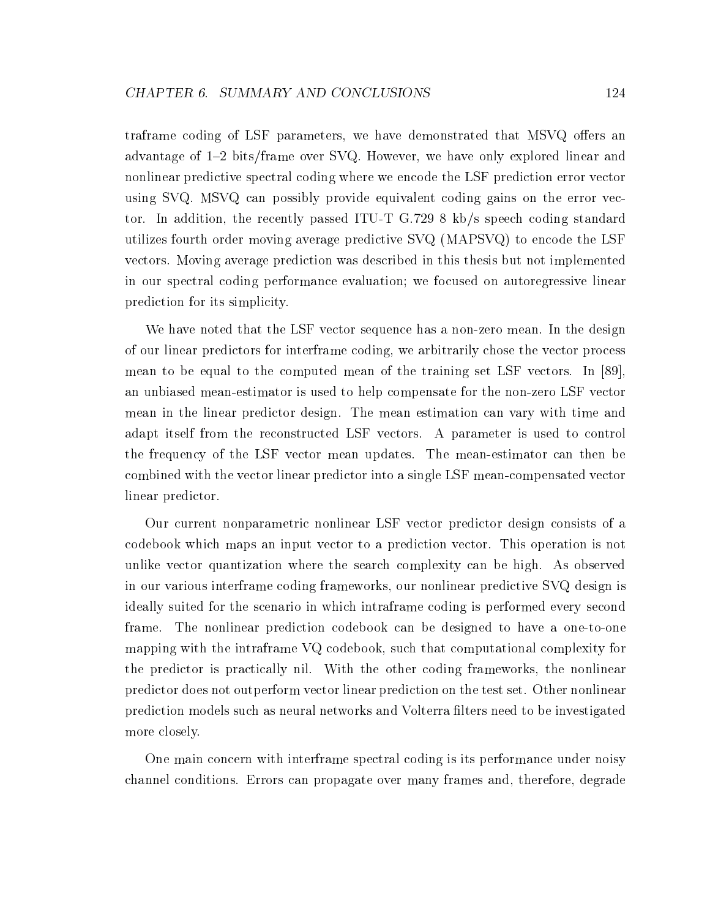traframe coding of LSF parameters, we have demonstrated that MSVQ offers an advantage of 1–2 bits/frame over SVQ. However, we have only explored linear and nonlinear predictive spectral coding where we encode the LSF prediction error vector using SVQ. MSVQ can possibly provide equivalent coding gains on the error vector. In addition, the recently passed ITU-T G.729 8 kb/s speech coding standard utilizes fourth order moving average predictive SVQ (MAPSVQ) to encode the LSF vectors. Moving average prediction was described in this thesis but not implemented in our spectral coding performance evaluation; we focused on autoregressive linear prediction for its simplicity.

We have noted that the LSF vector sequence has a non-zero mean. In the design of our linear predictors for interframe coding, we arbitrarily chose the vector process mean to be equal to the computed mean of the training set LSF vectors. In [89], an unbiased mean-estimator is used to help compensate for the non-zero LSF vector mean in the linear predictor design. The mean estimation can vary with time and adapt itself from the reconstructed LSF vectors. A parameter is used to control the frequency of the LSF vector mean updates. The mean-estimator can then be combined with the vector linear predictor into a single LSF mean-compensated vector linear predictor.

Our current nonparametric nonlinear LSF vector predictor design consists of a codebook which maps an input vector to a prediction vector. This operation is not unlike vector quantization where the search complexity can be high. As observed in our various interframe coding frameworks, our nonlinear predictive SVQ design is ideally suited for the scenario in which intraframe coding is performed every second frame. The nonlinear prediction codebook can be designed to have a one-to-one mapping with the intraframe VQ codebook, such that computational complexity for the predictor is practically nil. With the other coding frameworks, the nonlinear predictor does not outperform vector linear prediction on the test set. Other nonlinear prediction models such as neural networks and Volterra filters need to be investigated more closely.

One main concern with interframe spectral coding is its performance under noisy channel conditions. Errors can propagate over many frames and, therefore, degrade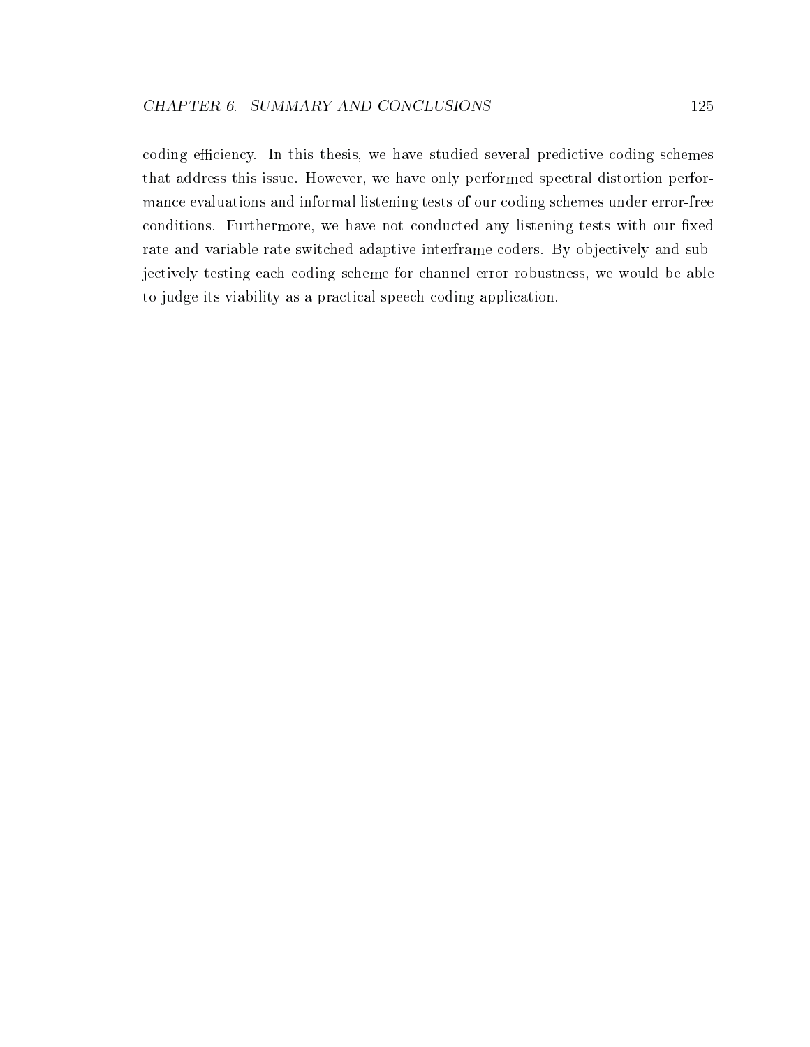coding efficiency. In this thesis, we have studied several predictive coding schemes that address this issue. However, we have only performed spectral distortion performance evaluations and informal listening tests of our coding schemes under error-free conditions. Furthermore, we have not conducted any listening tests with our fixed rate and variable rate switched-adaptive interframe coders. By objectively and subjectively testing each coding scheme for channel error robustness, we would be able to judge its viability as a practical speech coding application.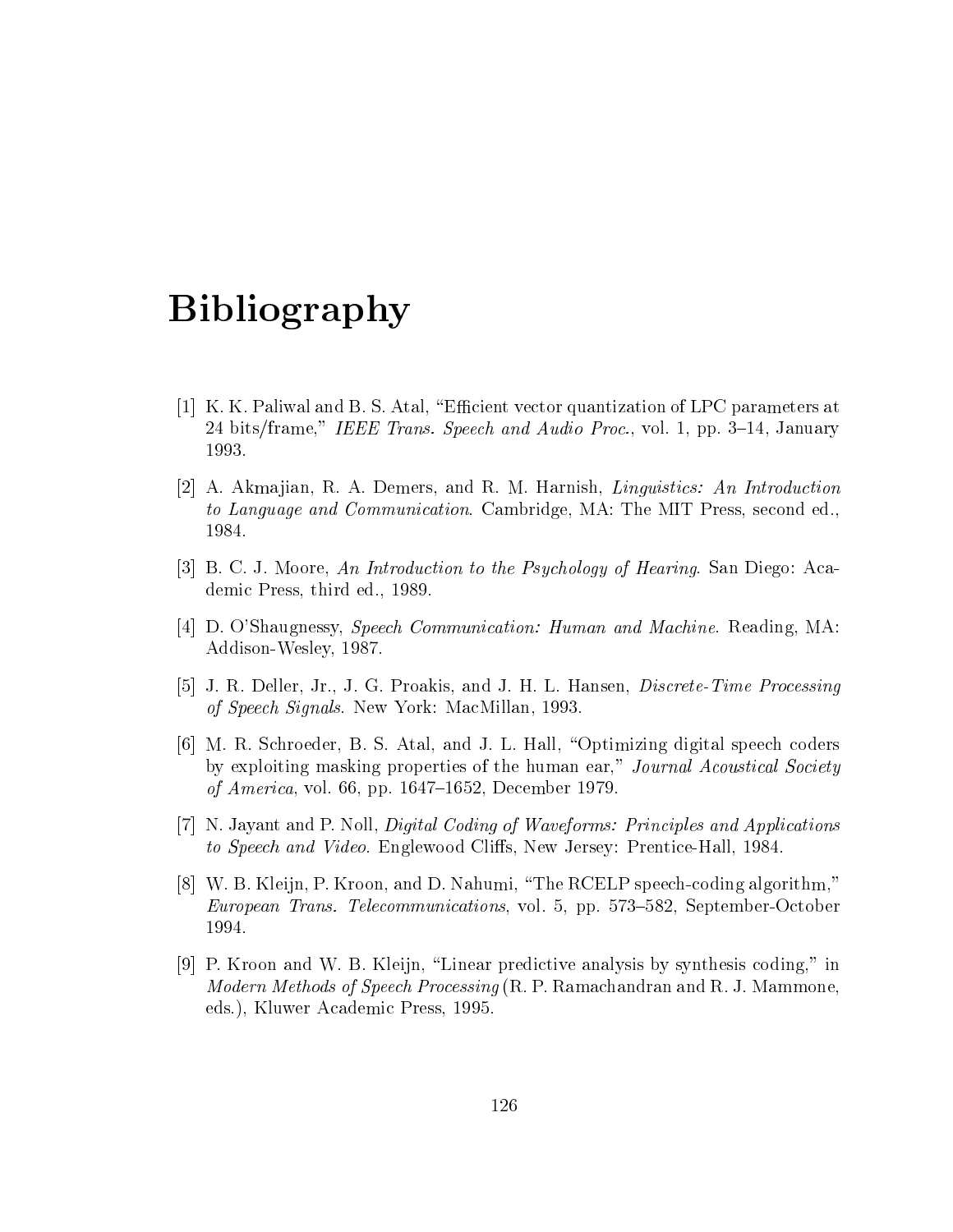# Bibliography

[1] K. K. Paliwal and B. S. Atal, "Efficient vector quantization of LPC parameters at 24 bits/frame," *IEEE Trans. Speech and Audio Proc.*, vol. 1, pp. 3–14, January 1993.

[2] A. Akmajian, R. A. Demers, and R. M. Harnish, *Linguistics: An Introduction to Language and Communication*. Cambridge, MA: The MIT Press, second ed., 1984.

[3] B. C. J. Moore, *An Introduction to the Psychology of Hearing*. San Diego: Academic Press, third ed., 1989.

[4] D. O'Shaugnessy, *Speech Communication: Human and Machine*. Reading, MA: Addison-Wesley, 1987.

[5] J. R. Deller, Jr., J. G. Proakis, and J. H. L. Hansen, *Discrete-Time Processing of Speech Signals*. New York: MacMillan, 1993.

[6] M. R. Schroeder, B. S. Atal, and J. L. Hall, "Optimizing digital speech coders by exploiting masking properties of the human ear," *Journal Acoustical Society of America*, vol. 66, pp. 1647–1652, December 1979.

[7] N. Jayant and P. Noll, *Digital Coding of Waveforms: Principles and Applications to Speech and Video*. Englewood Cliffs, New Jersey: Prentice-Hall, 1984.

[8] W. B. Kleijn, P. Kroon, and D. Nahumi, "The RCELP speech-coding algorithm," *European Trans. Telecommunications*, vol. 5, pp. 573–582, September-October 1994.

[9] P. Kroon and W. B. Kleijn, "Linear predictive analysis by synthesis coding," in *Modern Methods of Speech Processing* (R. P. Ramachandran and R. J. Mammone, eds.), Kluwer Academic Press, 1995.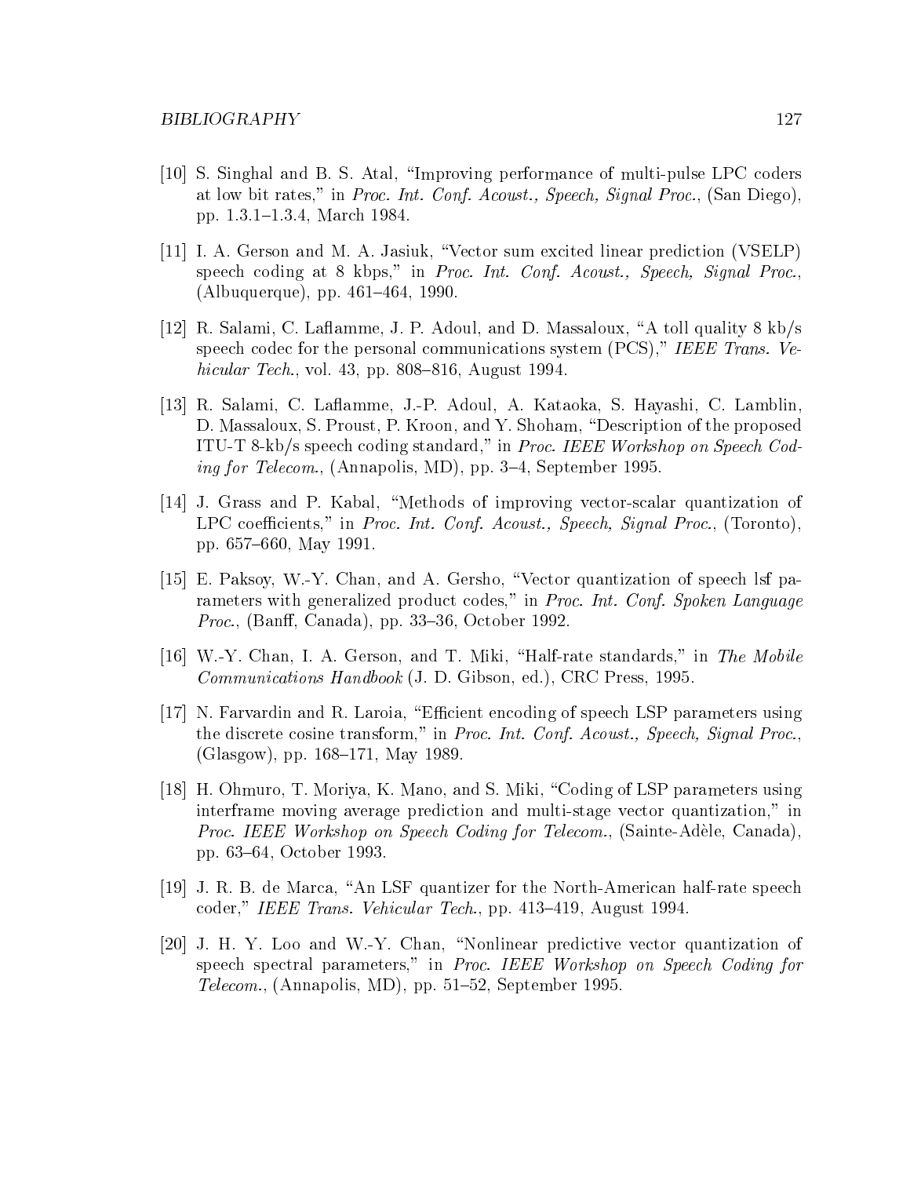[10] S. Singhal and B. S. Atal, "Improving performance of multi-pulse LPC coders at low bit rates," in *Proc. Int. Conf. Acoust., Speech, Signal Proc.*, (San Diego), pp. 1.3.1–1.3.4, March 1984.

[11] I. A. Gerson and M. A. Jasiuk, "Vector sum excited linear prediction (VSELP) speech coding at 8 kbps," in *Proc. Int. Conf. Acoust., Speech, Signal Proc.*, (Albuquerque), pp. 461–464, 1990.

[12] R. Salami, C. Laflamme, J. P. Adoul, and D. Massaloux, "A toll quality 8 kb/s speech codec for the personal communications system (PCS)," *IEEE Trans. Vehicular Tech.*, vol. 43, pp. 808–816, August 1994.

[13] R. Salami, C. Laflamme, J.-P. Adoul, A. Kataoka, S. Hayashi, C. Lamblin, D. Massaloux, S. Proust, P. Kroon, and Y. Shoham, "Description of the proposed ITU-T 8-kb/s speech coding standard," in *Proc. IEEE Workshop on Speech Coding for Telecom.*, (Annapolis, MD), pp. 3–4, September 1995.

[14] J. Grass and P. Kabal, "Methods of improving vector-scalar quantization of LPC coefficients," in *Proc. Int. Conf. Acoust., Speech, Signal Proc.*, (Toronto), pp. 657–660, May 1991.

[15] E. Paksoy, W.-Y. Chan, and A. Gersho, "Vector quantization of speech lsf parameters with generalized product codes," in *Proc. Int. Conf. Spoken Language Proc.*, (Banff, Canada), pp. 33–36, October 1992.

[16] W.-Y. Chan, I. A. Gerson, and T. Miki, "Half-rate standards," in *The Mobile Communications Handbook* (J. D. Gibson, ed.), CRC Press, 1995.

[17] N. Farvardin and R. Laroia, "Efficient encoding of speech LSP parameters using the discrete cosine transform," in *Proc. Int. Conf. Acoust., Speech, Signal Proc.*, (Glasgow), pp. 168–171, May 1989.

[18] H. Ohmuro, T. Moriya, K. Mano, and S. Miki, "Coding of LSP parameters using interframe moving average prediction and multi-stage vector quantization," in *Proc. IEEE Workshop on Speech Coding for Telecom.*, (Sainte-Adèle, Canada), pp. 63–64, October 1993.

[19] J. R. B. de Marca, "An LSF quantizer for the North-American half-rate speech coder," *IEEE Trans. Vehicular Tech.*, pp. 413–419, August 1994.

[20] J. H. Y. Loo and W.-Y. Chan, "Nonlinear predictive vector quantization of speech spectral parameters," in *Proc. IEEE Workshop on Speech Coding for Telecom.*, (Annapolis, MD), pp. 51–52, September 1995.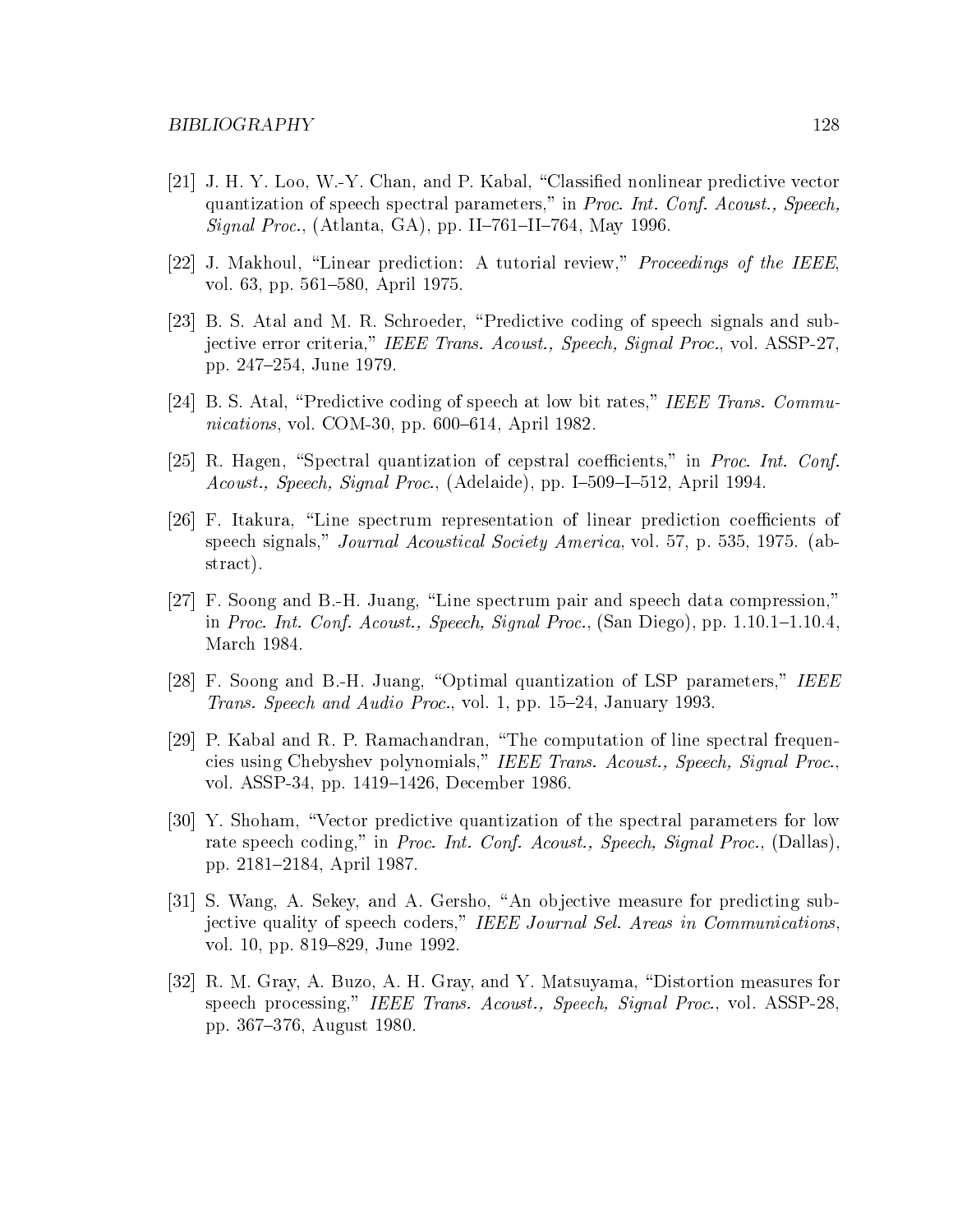[21] J. H. Y. Loo, W.-Y. Chan, and P. Kabal, "Classified nonlinear predictive vector quantization of speech spectral parameters," in *Proc. Int. Conf. Acoust., Speech, Signal Proc.*, (Atlanta, GA), pp. II–761–II–764, May 1996.

[22] J. Makhoul, "Linear prediction: A tutorial review," *Proceedings of the IEEE*, vol. 63, pp. 561–580, April 1975.

[23] B. S. Atal and M. R. Schroeder, "Predictive coding of speech signals and subjective error criteria," *IEEE Trans. Acoust., Speech, Signal Proc.*, vol. ASSP-27, pp. 247–254, June 1979.

[24] B. S. Atal, "Predictive coding of speech at low bit rates," *IEEE Trans. Communications*, vol. COM-30, pp. 600–614, April 1982.

[25] R. Hagen, "Spectral quantization of cepstral coefficients," in *Proc. Int. Conf. Acoust., Speech, Signal Proc.*, (Adelaide), pp. I–509–I–512, April 1994.

[26] F. Itakura, "Line spectrum representation of linear prediction coefficients of speech signals," *Journal Acoustical Society America*, vol. 57, p. 535, 1975. (abstract).

[27] F. Soong and B.-H. Juang, "Line spectrum pair and speech data compression," in *Proc. Int. Conf. Acoust., Speech, Signal Proc.*, (San Diego), pp. 1.10.1–1.10.4, March 1984.

[28] F. Soong and B.-H. Juang, "Optimal quantization of LSP parameters," *IEEE Trans. Speech and Audio Proc.*, vol. 1, pp. 15–24, January 1993.

[29] P. Kabal and R. P. Ramachandran, "The computation of line spectral frequencies using Chebyshev polynomials," *IEEE Trans. Acoust., Speech, Signal Proc.*, vol. ASSP-34, pp. 1419–1426, December 1986.

[30] Y. Shoham, "Vector predictive quantization of the spectral parameters for low rate speech coding," in *Proc. Int. Conf. Acoust., Speech, Signal Proc.*, (Dallas), pp. 2181–2184, April 1987.

[31] S. Wang, A. Sekey, and A. Gersho, "An objective measure for predicting subjective quality of speech coders," *IEEE Journal Sel. Areas in Communications*, vol. 10, pp. 819–829, June 1992.

[32] R. M. Gray, A. Buzo, A. H. Gray, and Y. Matsuyama, "Distortion measures for speech processing," *IEEE Trans. Acoust., Speech, Signal Proc.*, vol. ASSP-28, pp. 367–376, August 1980.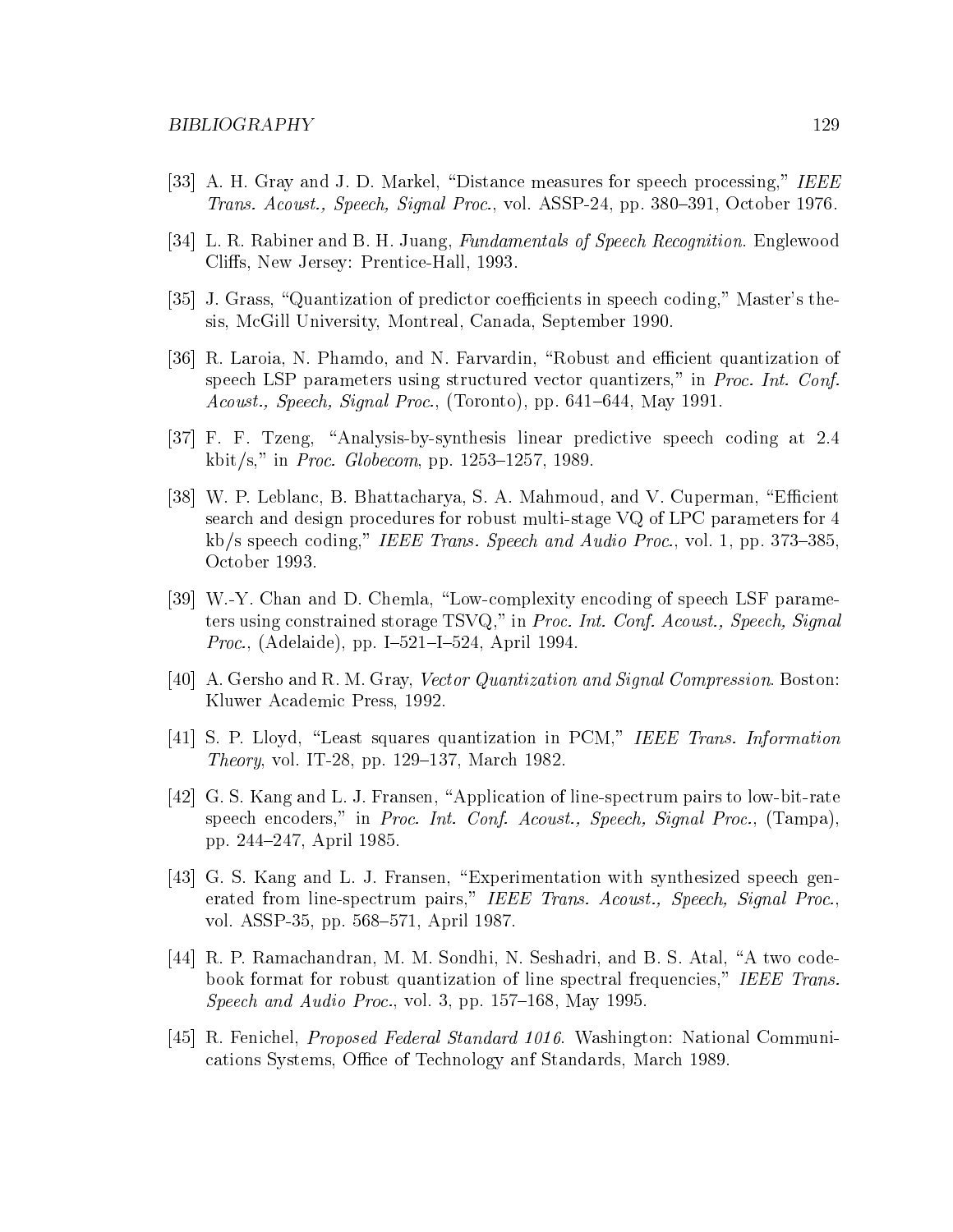[33] A. H. Gray and J. D. Markel, "Distance measures for speech processing," *IEEE Trans. Acoust., Speech, Signal Proc.*, vol. ASSP-24, pp. 380–391, October 1976.

[34] L. R. Rabiner and B. H. Juang, *Fundamentals of Speech Recognition*. Englewood Cliffs, New Jersey: Prentice-Hall, 1993.

[35] J. Grass, "Quantization of predictor coefficients in speech coding," Master's thesis, McGill University, Montreal, Canada, September 1990.

[36] R. Laroia, N. Phamdo, and N. Farvardin, "Robust and efficient quantization of speech LSP parameters using structured vector quantizers," in *Proc. Int. Conf. Acoust., Speech, Signal Proc.*, (Toronto), pp. 641–644, May 1991.

[37] F. F. Tzeng, "Analysis-by-synthesis linear predictive speech coding at 2.4 kbit/s," in *Proc. Globecom*, pp. 1253–1257, 1989.

[38] W. P. Leblanc, B. Bhattacharya, S. A. Mahmoud, and V. Cuperman, "Efficient search and design procedures for robust multi-stage VQ of LPC parameters for 4 kb/s speech coding," *IEEE Trans. Speech and Audio Proc.*, vol. 1, pp. 373–385, October 1993.

[39] W.-Y. Chan and D. Chemla, "Low-complexity encoding of speech LSF parameters using constrained storage TSVQ," in *Proc. Int. Conf. Acoust., Speech, Signal Proc.*, (Adelaide), pp. I–521–I–524, April 1994.

[40] A. Gersho and R. M. Gray, *Vector Quantization and Signal Compression*. Boston: Kluwer Academic Press, 1992.

[41] S. P. Lloyd, "Least squares quantization in PCM," *IEEE Trans. Information Theory*, vol. IT-28, pp. 129–137, March 1982.

[42] G. S. Kang and L. J. Fransen, "Application of line-spectrum pairs to low-bit-rate speech encoders," in *Proc. Int. Conf. Acoust., Speech, Signal Proc.*, (Tampa), pp. 244–247, April 1985.

[43] G. S. Kang and L. J. Fransen, "Experimentation with synthesized speech generated from line-spectrum pairs," *IEEE Trans. Acoust., Speech, Signal Proc.*, vol. ASSP-35, pp. 568–571, April 1987.

[44] R. P. Ramachandran, M. M. Sondhi, N. Seshadri, and B. S. Atal, "A two codebook format for robust quantization of line spectral frequencies," *IEEE Trans. Speech and Audio Proc.*, vol. 3, pp. 157–168, May 1995.

[45] R. Fenichel, *Proposed Federal Standard 1016*. Washington: National Communications Systems, Office of Technology anf Standards, March 1989.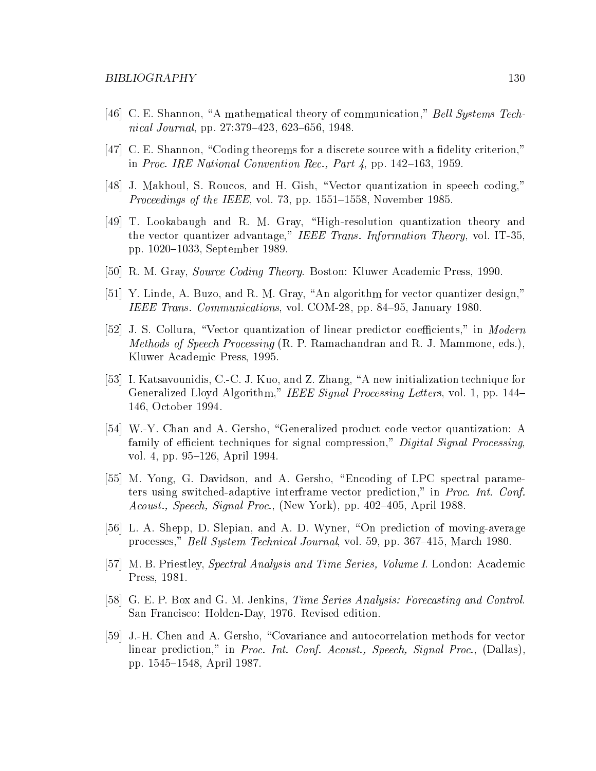[46] C. E. Shannon, "A mathematical theory of communication," *Bell Systems Technical Journal*, pp. 27:379–423, 623–656, 1948.

[47] C. E. Shannon, "Coding theorems for a discrete source with a fidelity criterion," in *Proc. IRE National Convention Rec., Part 4*, pp. 142–163, 1959.

[48] J. Makhoul, S. Roucos, and H. Gish, "Vector quantization in speech coding," *Proceedings of the IEEE*, vol. 73, pp. 1551–1558, November 1985.

[49] T. Lookabaugh and R. M. Gray, "High-resolution quantization theory and the vector quantizer advantage," *IEEE Trans. Information Theory*, vol. IT-35, pp. 1020–1033, September 1989.

[50] R. M. Gray, *Source Coding Theory*. Boston: Kluwer Academic Press, 1990.

[51] Y. Linde, A. Buzo, and R. M. Gray, "An algorithm for vector quantizer design," *IEEE Trans. Communications*, vol. COM-28, pp. 84–95, January 1980.

[52] J. S. Collura, "Vector quantization of linear predictor coefficients," in *Modern Methods of Speech Processing* (R. P. Ramachandran and R. J. Mammone, eds.), Kluwer Academic Press, 1995.

[53] I. Katsavounidis, C.-C. J. Kuo, and Z. Zhang, "A new initialization technique for Generalized Lloyd Algorithm," *IEEE Signal Processing Letters*, vol. 1, pp. 144–146, October 1994.

[54] W.-Y. Chan and A. Gersho, "Generalized product code vector quantization: A family of efficient techniques for signal compression," *Digital Signal Processing*, vol. 4, pp. 95–126, April 1994.

[55] M. Yong, G. Davidson, and A. Gersho, "Encoding of LPC spectral parameters using switched-adaptive interframe vector prediction," in *Proc. Int. Conf. Acoust., Speech, Signal Proc.*, (New York), pp. 402–405, April 1988.

[56] L. A. Shepp, D. Slepian, and A. D. Wyner, "On prediction of moving-average processes," *Bell System Technical Journal*, vol. 59, pp. 367–415, March 1980.

[57] M. B. Priestley, *Spectral Analysis and Time Series, Volume I*. London: Academic Press, 1981.

[58] G. E. P. Box and G. M. Jenkins, *Time Series Analysis: Forecasting and Control*. San Francisco: Holden-Day, 1976. Revised edition.

[59] J.-H. Chen and A. Gersho, "Covariance and autocorrelation methods for vector linear prediction," in *Proc. Int. Conf. Acoust., Speech, Signal Proc.*, (Dallas), pp. 1545–1548, April 1987.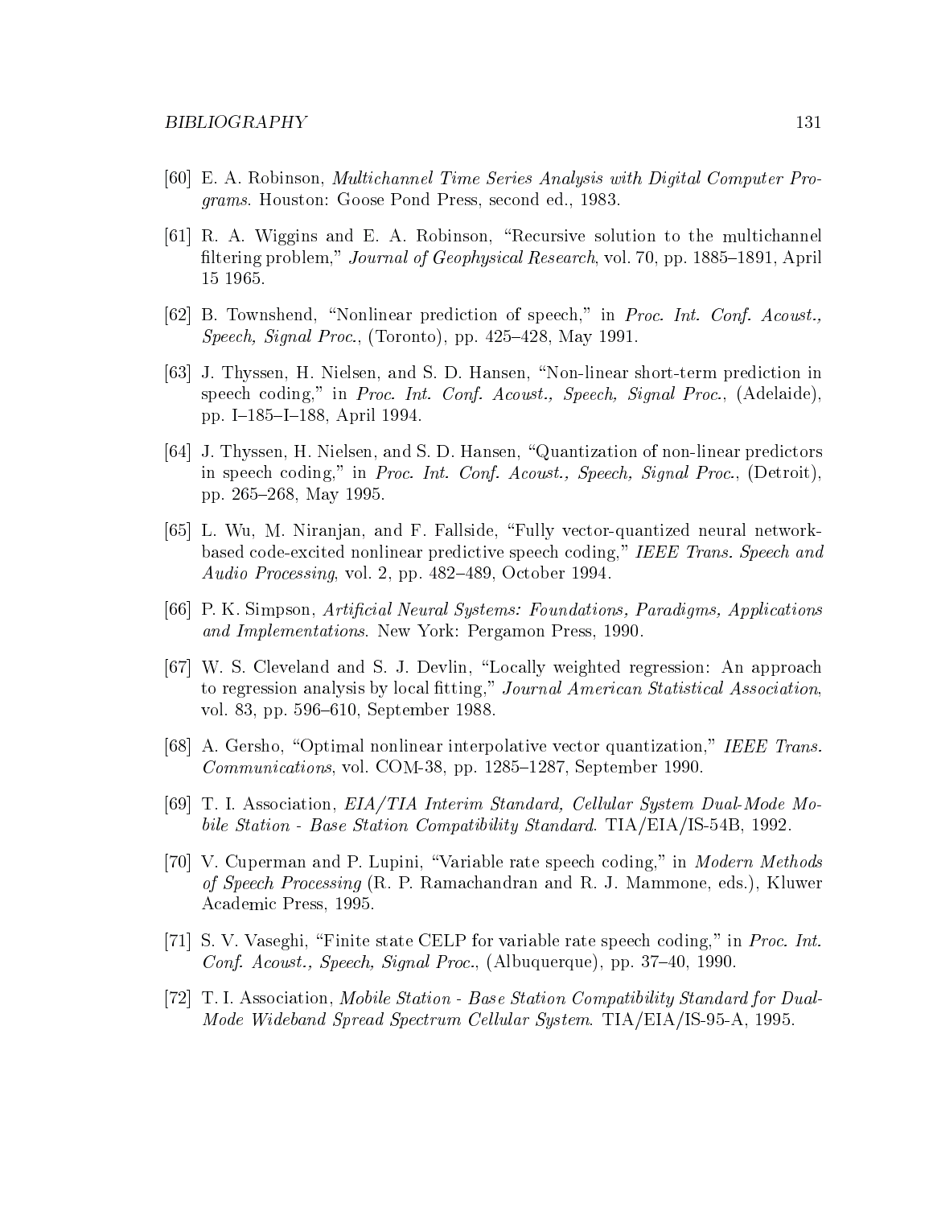[60] E. A. Robinson, *Multichannel Time Series Analysis with Digital Computer Programs*. Houston: Goose Pond Press, second ed., 1983.

[61] R. A. Wiggins and E. A. Robinson, "Recursive solution to the multichannel filtering problem," *Journal of Geophysical Research*, vol. 70, pp. 1885–1891, April 15 1965.

[62] B. Townshend, "Nonlinear prediction of speech," in *Proc. Int. Conf. Acoust., Speech, Signal Proc.*, (Toronto), pp. 425–428, May 1991.

[63] J. Thyssen, H. Nielsen, and S. D. Hansen, "Non-linear short-term prediction in speech coding," in *Proc. Int. Conf. Acoust., Speech, Signal Proc.*, (Adelaide), pp. I–185–I–188, April 1994.

[64] J. Thyssen, H. Nielsen, and S. D. Hansen, "Quantization of non-linear predictors in speech coding," in *Proc. Int. Conf. Acoust., Speech, Signal Proc.*, (Detroit), pp. 265–268, May 1995.

[65] L. Wu, M. Niranjan, and F. Fallside, "Fully vector-quantized neural network-based code-excited nonlinear predictive speech coding," *IEEE Trans. Speech and Audio Processing*, vol. 2, pp. 482–489, October 1994.

[66] P. K. Simpson, *Artificial Neural Systems: Foundations, Paradigms, Applications and Implementations*. New York: Pergamon Press, 1990.

[67] W. S. Cleveland and S. J. Devlin, "Locally weighted regression: An approach to regression analysis by local fitting," *Journal American Statistical Association*, vol. 83, pp. 596–610, September 1988.

[68] A. Gersho, "Optimal nonlinear interpolative vector quantization," *IEEE Trans. Communications*, vol. COM-38, pp. 1285–1287, September 1990.

[69] T. I. Association, *EIA/TIA Interim Standard, Cellular System Dual-Mode Mobile Station - Base Station Compatibility Standard*. TIA/EIA/IS-54B, 1992.

[70] V. Cuperman and P. Lupini, "Variable rate speech coding," in *Modern Methods of Speech Processing* (R. P. Ramachandran and R. J. Mammone, eds.), Kluwer Academic Press, 1995.

[71] S. V. Vaseghi, "Finite state CELP for variable rate speech coding," in *Proc. Int. Conf. Acoust., Speech, Signal Proc.*, (Albuquerque), pp. 37–40, 1990.

[72] T. I. Association, *Mobile Station - Base Station Compatibility Standard for Dual-Mode Wideband Spread Spectrum Cellular System*. TIA/EIA/IS-95-A, 1995.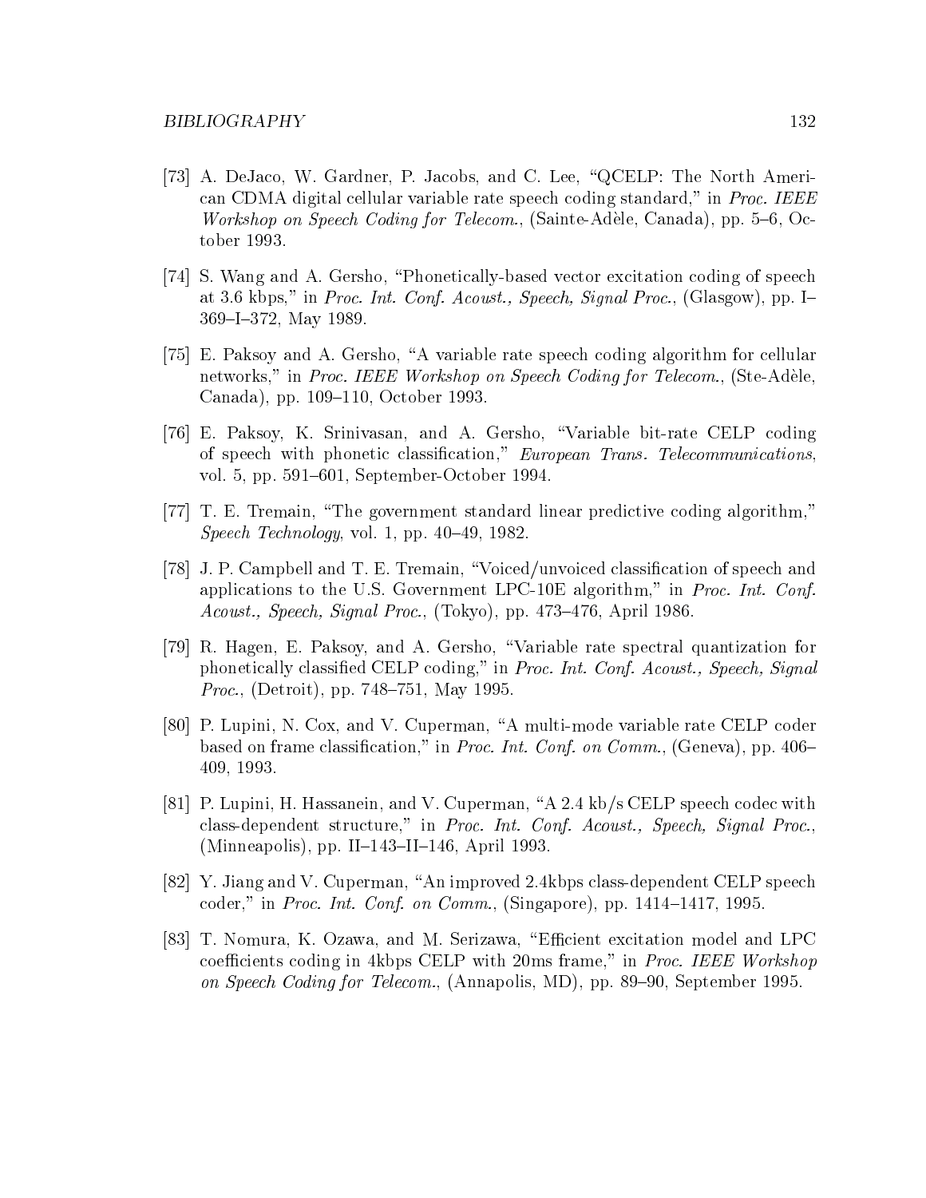[73] A. DeJaco, W. Gardner, P. Jacobs, and C. Lee, "QCELP: The North American CDMA digital cellular variable rate speech coding standard," in *Proc. IEEE Workshop on Speech Coding for Telecom.*, (Sainte-Adèle, Canada), pp. 5–6, October 1993.

[74] S. Wang and A. Gersho, "Phonetically-based vector excitation coding of speech at 3.6 kbps," in *Proc. Int. Conf. Acoust., Speech, Signal Proc.*, (Glasgow), pp. I–369–I–372, May 1989.

[75] E. Paksoy and A. Gersho, "A variable rate speech coding algorithm for cellular networks," in *Proc. IEEE Workshop on Speech Coding for Telecom.*, (Ste-Adèle, Canada), pp. 109–110, October 1993.

[76] E. Paksoy, K. Srinivasan, and A. Gersho, "Variable bit-rate CELP coding of speech with phonetic classification," *European Trans. Telecommunications*, vol. 5, pp. 591–601, September-October 1994.

[77] T. E. Tremain, "The government standard linear predictive coding algorithm," *Speech Technology*, vol. 1, pp. 40–49, 1982.

[78] J. P. Campbell and T. E. Tremain, "Voiced/unvoiced classification of speech and applications to the U.S. Government LPC-10E algorithm," in *Proc. Int. Conf. Acoust., Speech, Signal Proc.*, (Tokyo), pp. 473–476, April 1986.

[79] R. Hagen, E. Paksoy, and A. Gersho, "Variable rate spectral quantization for phonetically classified CELP coding," in *Proc. Int. Conf. Acoust., Speech, Signal Proc.*, (Detroit), pp. 748–751, May 1995.

[80] P. Lupini, N. Cox, and V. Cuperman, "A multi-mode variable rate CELP coder based on frame classification," in *Proc. Int. Conf. on Comm.*, (Geneva), pp. 406–409, 1993.

[81] P. Lupini, H. Hassanein, and V. Cuperman, "A 2.4 kb/s CELP speech codec with class-dependent structure," in *Proc. Int. Conf. Acoust., Speech, Signal Proc.*, (Minneapolis), pp. II–143–II–146, April 1993.

[82] Y. Jiang and V. Cuperman, "An improved 2.4kbps class-dependent CELP speech coder," in *Proc. Int. Conf. on Comm.*, (Singapore), pp. 1414–1417, 1995.

[83] T. Nomura, K. Ozawa, and M. Serizawa, "Efficient excitation model and LPC coefficients coding in 4kbps CELP with 20ms frame," in *Proc. IEEE Workshop on Speech Coding for Telecom.*, (Annapolis, MD), pp. 89–90, September 1995.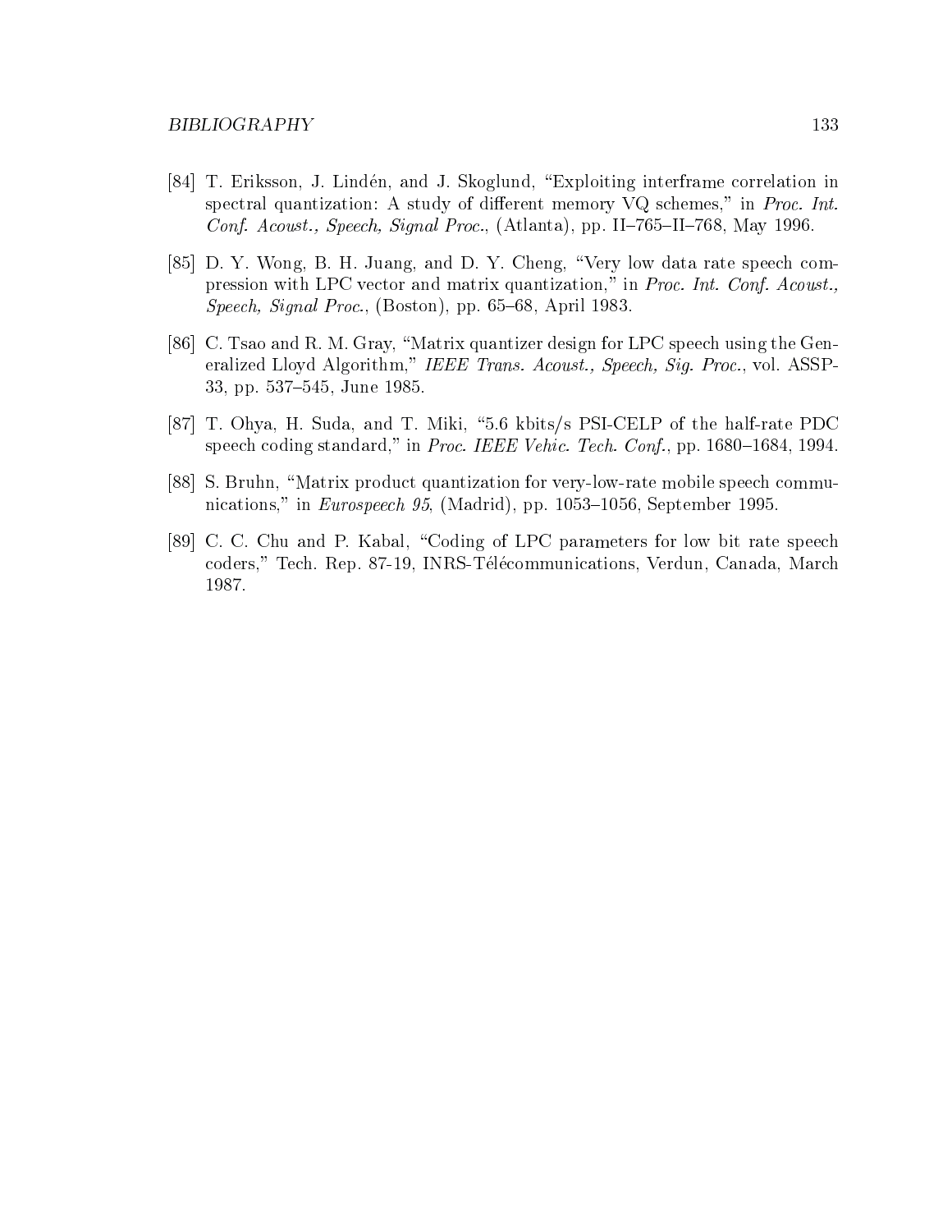[84] T. Eriksson, J. Lindén, and J. Skoglund, "Exploiting interframe correlation in spectral quantization: A study of different memory VQ schemes," in *Proc. Int. Conf. Acoust., Speech, Signal Proc.*, (Atlanta), pp. II–765–II–768, May 1996.

[85] D. Y. Wong, B. H. Juang, and D. Y. Cheng, "Very low data rate speech compression with LPC vector and matrix quantization," in *Proc. Int. Conf. Acoust., Speech, Signal Proc.*, (Boston), pp. 65–68, April 1983.

[86] C. Tsao and R. M. Gray, "Matrix quantizer design for LPC speech using the Generalized Lloyd Algorithm," *IEEE Trans. Acoust., Speech, Sig. Proc.*, vol. ASSP-33, pp. 537–545, June 1985.

[87] T. Ohya, H. Suda, and T. Miki, "5.6 kbits/s PSI-CELP of the half-rate PDC speech coding standard," in *Proc. IEEE Vehic. Tech. Conf.*, pp. 1680–1684, 1994.

[88] S. Bruhn, "Matrix product quantization for very-low-rate mobile speech communications," in *Eurospeech 95*, (Madrid), pp. 1053–1056, September 1995.

[89] C. C. Chu and P. Kabal, "Coding of LPC parameters for low bit rate speech coders," Tech. Rep. 87-19, INRS-Télécommunications, Verdun, Canada, March 1987.